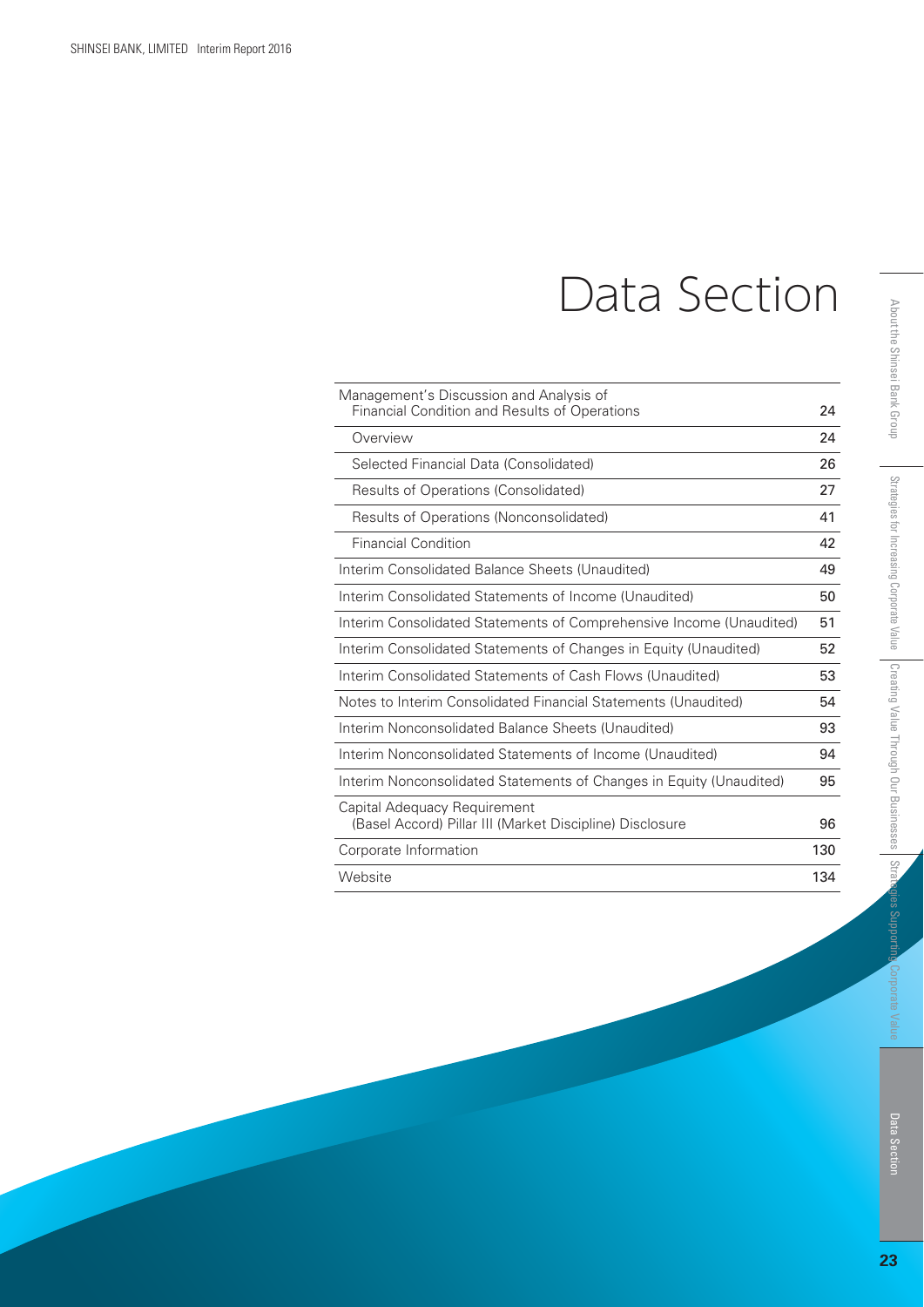# Data Section

| | |
|---|---|
| Management's Discussion and Analysis of Financial Condition and Results of Operations | 24 |
| Overview | 24 |
| Selected Financial Data (Consolidated) | 26 |
| Results of Operations (Consolidated) | 27 |
| Results of Operations (Nonconsolidated) | 41 |
| Financial Condition | 42 |
| Interim Consolidated Balance Sheets (Unaudited) | 49 |
| Interim Consolidated Statements of Income (Unaudited) | 50 |
| Interim Consolidated Statements of Comprehensive Income (Unaudited) | 51 |
| Interim Consolidated Statements of Changes in Equity (Unaudited) | 52 |
| Interim Consolidated Statements of Cash Flows (Unaudited) | 53 |
| Notes to Interim Consolidated Financial Statements (Unaudited) | 54 |
| Interim Nonconsolidated Balance Sheets (Unaudited) | 93 |
| Interim Nonconsolidated Statements of Income (Unaudited) | 94 |
| Interim Nonconsolidated Statements of Changes in Equity (Unaudited) | 95 |
| Capital Adequacy Requirement (Basel Accord) Pillar III (Market Discipline) Disclosure | 96 |
| Corporate Information | 130 |
| Website | 134 |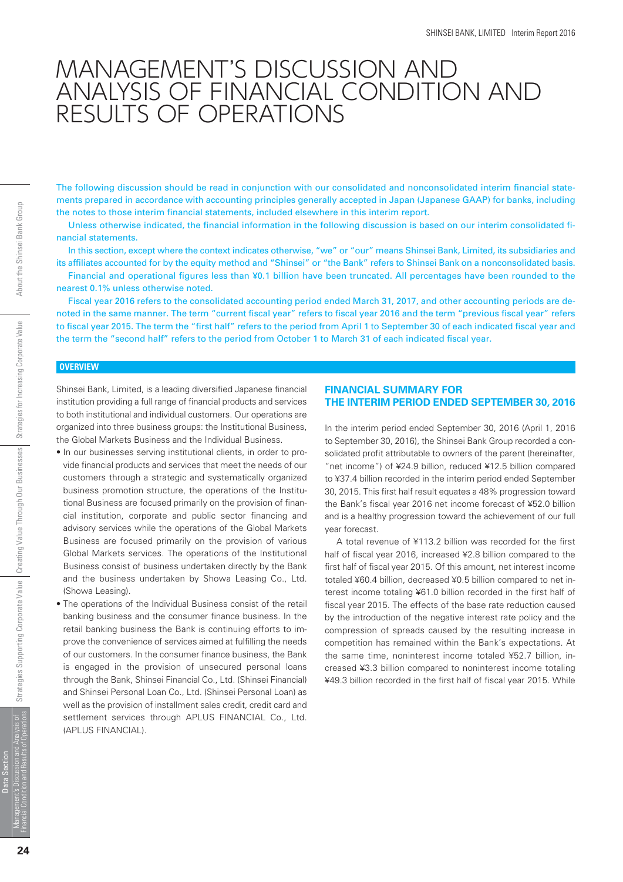# MANAGEMENT'S DISCUSSION AND ANALYSIS OF FINANCIAL CONDITION AND RESULTS OF OPERATIONS

The following discussion should be read in conjunction with our consolidated and nonconsolidated interim financial statements prepared in accordance with accounting principles generally accepted in Japan (Japanese GAAP) for banks, including the notes to those interim financial statements, included elsewhere in this interim report.

Unless otherwise indicated, the financial information in the following discussion is based on our interim consolidated financial statements.

In this section, except where the context indicates otherwise, "we" or "our" means Shinsei Bank, Limited, its subsidiaries and its affiliates accounted for by the equity method and "Shinsei" or "the Bank" refers to Shinsei Bank on a nonconsolidated basis.

Financial and operational figures less than ¥0.1 billion have been truncated. All percentages have been rounded to the nearest 0.1% unless otherwise noted.

Fiscal year 2016 refers to the consolidated accounting period ended March 31, 2017, and other accounting periods are denoted in the same manner. The term "current fiscal year" refers to fiscal year 2016 and the term "previous fiscal year" refers to fiscal year 2015. The term "first half" refers to the period from April 1 to September 30 of each indicated fiscal year and the term the "second half" refers to the period from October 1 to March 31 of each indicated fiscal year.

## OVERVIEW

Shinsei Bank, Limited, is a leading diversified Japanese financial institution providing a full range of financial products and services to both institutional and individual customers. Our operations are organized into three business groups: the Institutional Business, the Global Markets Business and the Individual Business.

- In our businesses serving institutional clients, in order to provide financial products and services that meet the needs of our customers through a strategic and systematically organized business promotion structure, the operations of the Institutional Business are focused primarily on the provision of financial institution, corporate and public sector financing and advisory services while the operations of the Global Markets Business are focused primarily on the provision of various Global Markets services. The operations of the Institutional Business consist of business undertaken directly by the Bank and the business undertaken by Showa Leasing Co., Ltd. (Showa Leasing).
- The operations of the Individual Business consist of the retail banking business and the consumer finance business. In the retail banking business the Bank is continuing efforts to improve the convenience of services aimed at fulfilling the needs of our customers. In the consumer finance business, the Bank is engaged in the provision of unsecured personal loans through the Bank, Shinsei Financial Co., Ltd. (Shinsei Financial) and Shinsei Personal Loan Co., Ltd. (Shinsei Personal Loan) as well as the provision of installment sales credit, credit card and settlement services through APLUS FINANCIAL Co., Ltd. (APLUS FINANCIAL).

### FINANCIAL SUMMARY FOR THE INTERIM PERIOD ENDED SEPTEMBER 30, 2016

In the interim period ended September 30, 2016 (April 1, 2016 to September 30, 2016), the Shinsei Bank Group recorded a consolidated profit attributable to owners of the parent (hereinafter, "net income") of ¥24.9 billion, reduced ¥12.5 billion compared to ¥37.4 billion recorded in the interim period ended September 30, 2015. This first half result equates a 48% progression toward the Bank's fiscal year 2016 net income forecast of ¥52.0 billion and is a healthy progression toward the achievement of our full year forecast.

A total revenue of ¥113.2 billion was recorded for the first half of fiscal year 2016, increased ¥2.8 billion compared to the first half of fiscal year 2015. Of this amount, net interest income totaled ¥60.4 billion, decreased ¥0.5 billion compared to net interest income totaling ¥61.0 billion recorded in the first half of fiscal year 2015. The effects of the base rate reduction caused by the introduction of the negative interest rate policy and the compression of spreads caused by the resulting increase in competition has remained within the Bank's expectations. At the same time, noninterest income totaled ¥52.7 billion, increased ¥3.3 billion compared to noninterest income totaling ¥49.3 billion recorded in the first half of fiscal year 2015. While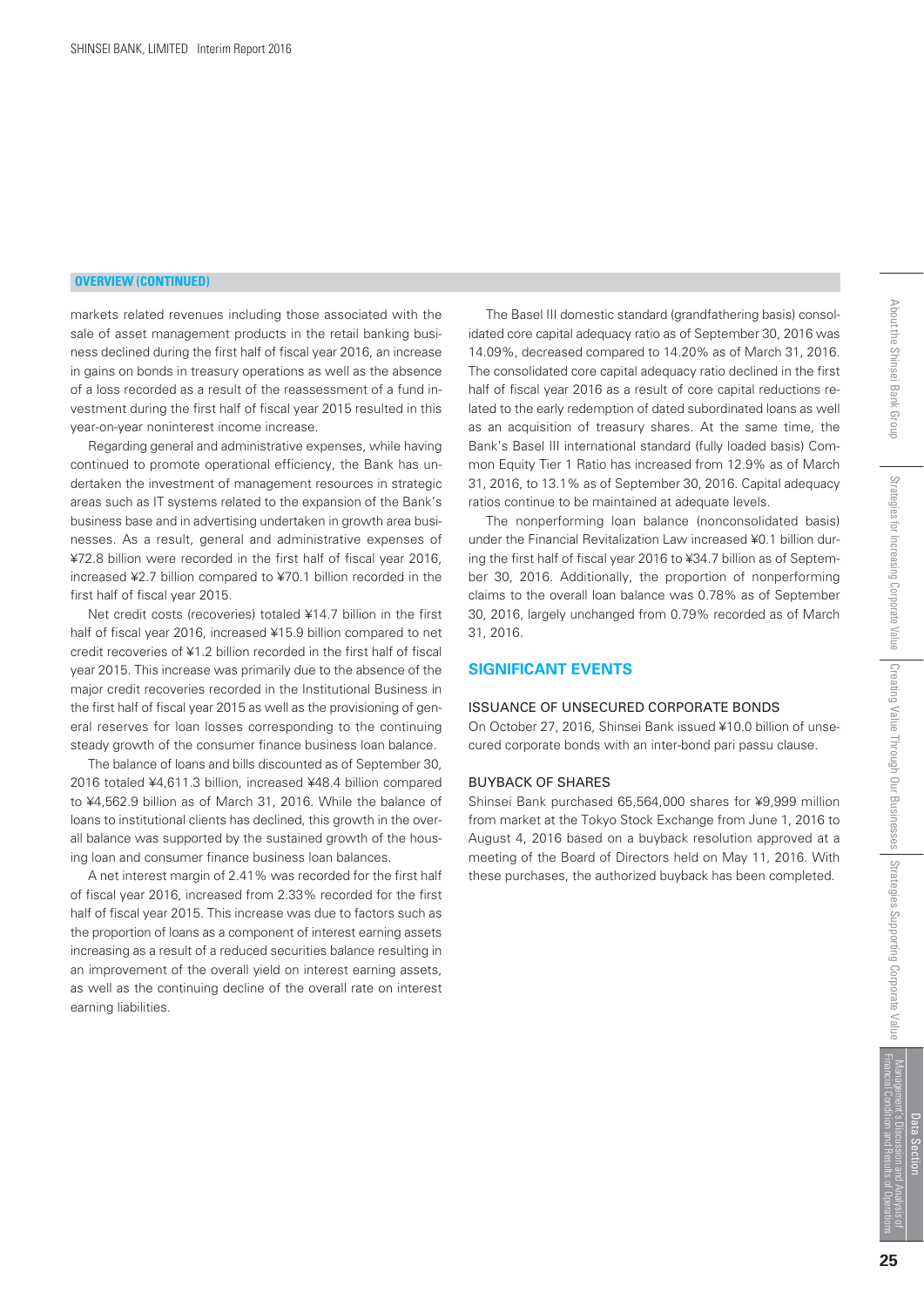## OVERVIEW (CONTINUED)

markets related revenues including those associated with the sale of asset management products in the retail banking business declined during the first half of fiscal year 2016, an increase in gains on bonds in treasury operations as well as the absence of a loss recorded as a result of the reassessment of a fund investment during the first half of fiscal year 2015 resulted in this year-on-year noninterest income increase.

Regarding general and administrative expenses, while having continued to promote operational efficiency, the Bank has undertaken the investment of management resources in strategic areas such as IT systems related to the expansion of the Bank's business base and in advertising undertaken in growth area businesses. As a result, general and administrative expenses of ¥72.8 billion were recorded in the first half of fiscal year 2016, increased ¥2.7 billion compared to ¥70.1 billion recorded in the first half of fiscal year 2015.

Net credit costs (recoveries) totaled ¥14.7 billion in the first half of fiscal year 2016, increased ¥15.9 billion compared to net credit recoveries of ¥1.2 billion recorded in the first half of fiscal year 2015. This increase was primarily due to the absence of the major credit recoveries recorded in the Institutional Business in the first half of fiscal year 2015 as well as the provisioning of general reserves for loan losses corresponding to the continuing steady growth of the consumer finance business loan balance.

The balance of loans and bills discounted as of September 30, 2016 totaled ¥4,611.3 billion, increased ¥48.4 billion compared to ¥4,562.9 billion as of March 31, 2016. While the balance of loans to institutional clients has declined, this growth in the overall balance was supported by the sustained growth of the housing loan and consumer finance business loan balances.

A net interest margin of 2.41% was recorded for the first half of fiscal year 2016, increased from 2.33% recorded for the first half of fiscal year 2015. This increase was due to factors such as the proportion of loans as a component of interest earning assets increasing as a result of a reduced securities balance resulting in an improvement of the overall yield on interest earning assets, as well as the continuing decline of the overall rate on interest earning liabilities.

The Basel III domestic standard (grandfathering basis) consolidated core capital adequacy ratio as of September 30, 2016 was 14.09%, decreased compared to 14.20% as of March 31, 2016. The consolidated core capital adequacy ratio declined in the first half of fiscal year 2016 as a result of core capital reductions related to the early redemption of dated subordinated loans as well as an acquisition of treasury shares. At the same time, the Bank's Basel III international standard (fully loaded basis) Common Equity Tier 1 Ratio has increased from 12.9% as of March 31, 2016, to 13.1% as of September 30, 2016. Capital adequacy ratios continue to be maintained at adequate levels.

The nonperforming loan balance (nonconsolidated basis) under the Financial Revitalization Law increased ¥0.1 billion during the first half of fiscal year 2016 to ¥34.7 billion as of September 30, 2016. Additionally, the proportion of nonperforming claims to the overall loan balance was 0.78% as of September 30, 2016, largely unchanged from 0.79% recorded as of March 31, 2016.

## SIGNIFICANT EVENTS

### ISSUANCE OF UNSECURED CORPORATE BONDS

On October 27, 2016, Shinsei Bank issued ¥10.0 billion of unsecured corporate bonds with an inter-bond pari passu clause.

### BUYBACK OF SHARES

Shinsei Bank purchased 65,564,000 shares for ¥9,999 million from market at the Tokyo Stock Exchange from June 1, 2016 to August 4, 2016 based on a buyback resolution approved at a meeting of the Board of Directors held on May 11, 2016. With these purchases, the authorized buyback has been completed.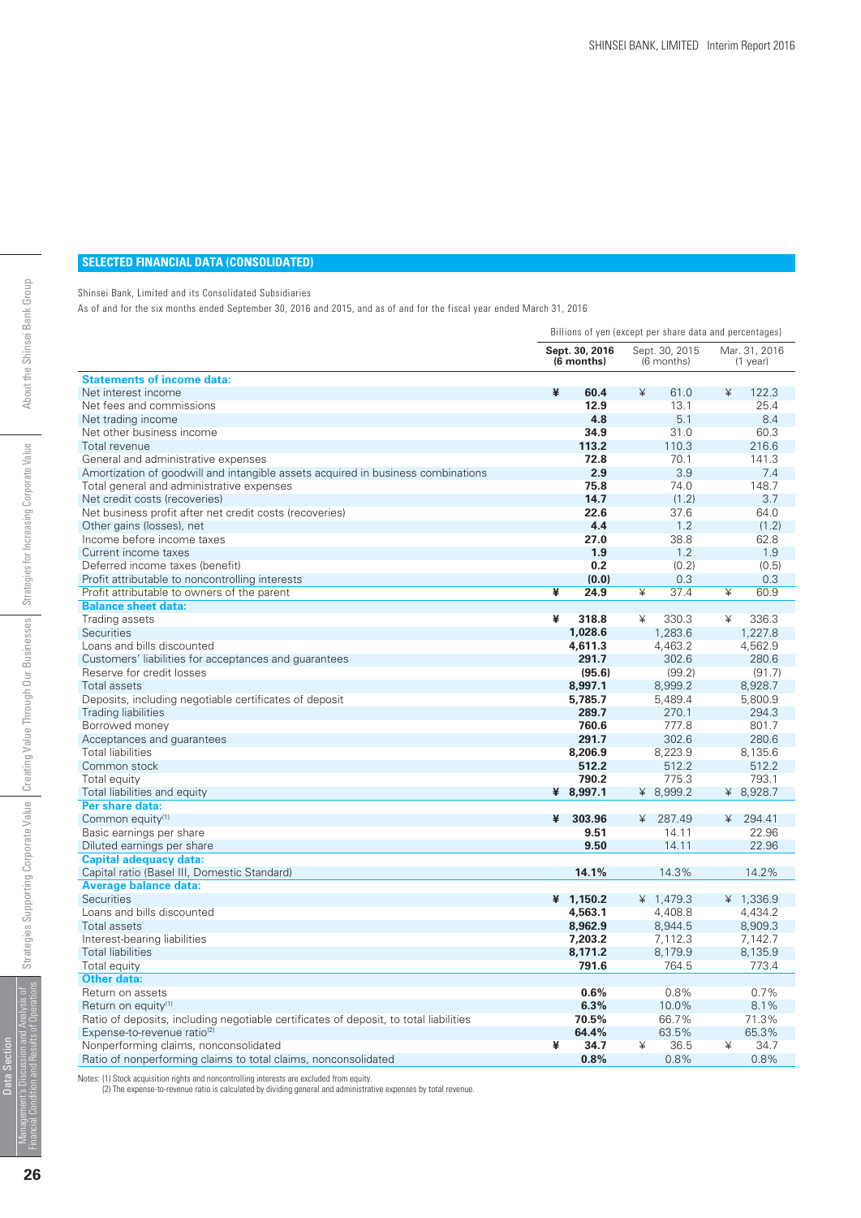## SELECTED FINANCIAL DATA (CONSOLIDATED)

Shinsei Bank, Limited and its Consolidated Subsidiaries

As of and for the six months ended September 30, 2016 and 2015, and as of and for the fiscal year ended March 31, 2016

| | Billions of yen (except per share data and percentages) | | |
|---|---|---|---|
| | **Sept. 30, 2016 (6 months)** | Sept. 30, 2015 (6 months) | Mar. 31, 2016 (1 year) |
| **Statements of income data:** | | | |
| Net interest income | **¥ 60.4** | ¥ 61.0 | ¥ 122.3 |
| Net fees and commissions | **12.9** | 13.1 | 25.4 |
| Net trading income | **4.8** | 5.1 | 8.4 |
| Net other business income | **34.9** | 31.0 | 60.3 |
| Total revenue | **113.2** | 110.3 | 216.6 |
| General and administrative expenses | **72.8** | 70.1 | 141.3 |
| Amortization of goodwill and intangible assets acquired in business combinations | **2.9** | 3.9 | 7.4 |
| Total general and administrative expenses | **75.8** | 74.0 | 148.7 |
| Net credit costs (recoveries) | **14.7** | (1.2) | 3.7 |
| Net business profit after net credit costs (recoveries) | **22.6** | 37.6 | 64.0 |
| Other gains (losses), net | **4.4** | 1.2 | (1.2) |
| Income before income taxes | **27.0** | 38.8 | 62.8 |
| Current income taxes | **1.9** | 1.2 | 1.9 |
| Deferred income taxes (benefit) | **0.2** | (0.2) | (0.5) |
| Profit attributable to noncontrolling interests | **(0.0)** | 0.3 | 0.3 |
| Profit attributable to owners of the parent | **¥ 24.9** | ¥ 37.4 | ¥ 60.9 |
| **Balance sheet data:** | | | |
| Trading assets | **¥ 318.8** | ¥ 330.3 | ¥ 336.3 |
| Securities | **1,028.6** | 1,283.6 | 1,227.8 |
| Loans and bills discounted | **4,611.3** | 4,463.2 | 4,562.9 |
| Customers' liabilities for acceptances and guarantees | **291.7** | 302.6 | 280.6 |
| Reserve for credit losses | **(95.6)** | (99.2) | (91.7) |
| Total assets | **8,997.1** | 8,999.2 | 8,928.7 |
| Deposits, including negotiable certificates of deposit | **5,785.7** | 5,489.4 | 5,800.9 |
| Trading liabilities | **289.7** | 270.1 | 294.3 |
| Borrowed money | **760.6** | 777.8 | 801.7 |
| Acceptances and guarantees | **291.7** | 302.6 | 280.6 |
| Total liabilities | **8,206.9** | 8,223.9 | 8,135.6 |
| Common stock | **512.2** | 512.2 | 512.2 |
| Total equity | **790.2** | 775.3 | 793.1 |
| Total liabilities and equity | **¥ 8,997.1** | ¥ 8,999.2 | ¥ 8,928.7 |
| **Per share data:** | | | |
| Common equity[1] | **¥ 303.96** | ¥ 287.49 | ¥ 294.41 |
| Basic earnings per share | **9.51** | 14.11 | 22.96 |
| Diluted earnings per share | **9.50** | 14.11 | 22.96 |
| **Capital adequacy data:** | | | |
| Capital ratio (Basel III, Domestic Standard) | **14.1%** | 14.3% | 14.2% |
| **Average balance data:** | | | |
| Securities | **¥ 1,150.2** | ¥ 1,479.3 | ¥ 1,336.9 |
| Loans and bills discounted | **4,563.1** | 4,408.8 | 4,434.2 |
| Total assets | **8,962.9** | 8,944.5 | 8,909.3 |
| Interest-bearing liabilities | **7,203.2** | 7,112.3 | 7,142.7 |
| Total liabilities | **8,171.2** | 8,179.9 | 8,135.9 |
| Total equity | **791.6** | 764.5 | 773.4 |
| **Other data:** | | | |
| Return on assets | **0.6%** | 0.8% | 0.7% |
| Return on equity[1] | **6.3%** | 10.0% | 8.1% |
| Ratio of deposits, including negotiable certificates of deposit, to total liabilities | **70.5%** | 66.7% | 71.3% |
| Expense-to-revenue ratio[2] | **64.4%** | 63.5% | 65.3% |
| Nonperforming claims, nonconsolidated | **¥ 34.7** | ¥ 36.5 | ¥ 34.7 |
| Ratio of nonperforming claims to total claims, nonconsolidated | **0.8%** | 0.8% | 0.8% |

Notes: (1) Stock acquisition rights and noncontrolling interests are excluded from equity.
(2) The expense-to-revenue ratio is calculated by dividing general and administrative expenses by total revenue.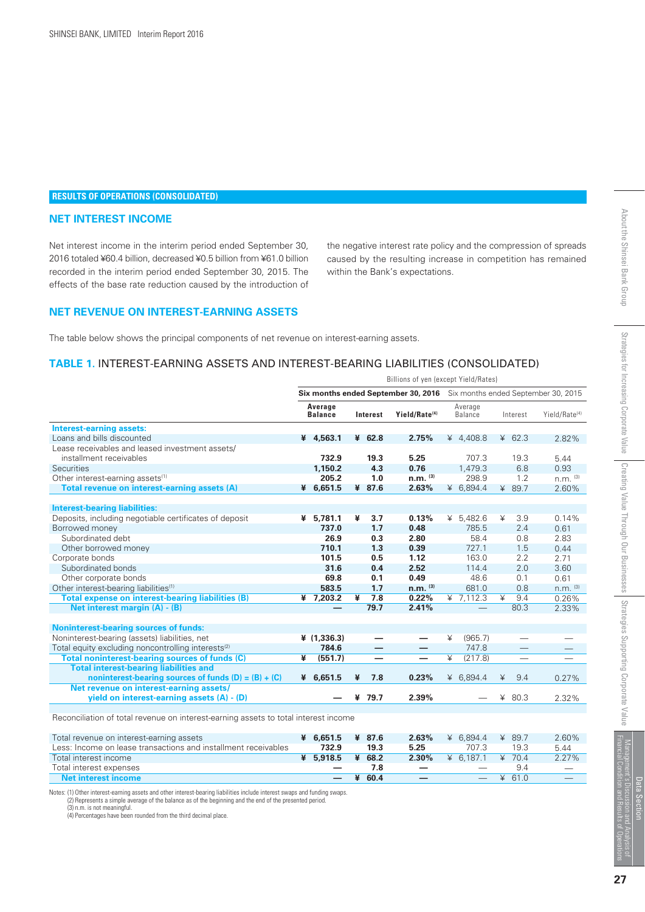## RESULTS OF OPERATIONS (CONSOLIDATED)

### NET INTEREST INCOME

Net interest income in the interim period ended September 30, 2016 totaled ¥60.4 billion, decreased ¥0.5 billion from ¥61.0 billion recorded in the interim period ended September 30, 2015. The effects of the base rate reduction caused by the introduction of the negative interest rate policy and the compression of spreads caused by the resulting increase in competition has remained within the Bank's expectations.

### NET REVENUE ON INTEREST-EARNING ASSETS

The table below shows the principal components of net revenue on interest-earning assets.

### TABLE 1. INTEREST-EARNING ASSETS AND INTEREST-BEARING LIABILITIES (CONSOLIDATED)

Billions of yen (except Yield/Rates)

| | **Six months ended September 30, 2016** | | | Six months ended September 30, 2015 | | |
|---|---|---|---|---|---|---|
| | **Average Balance** | **Interest** | **Yield/Rate[4]** | Average Balance | Interest | Yield/Rate[4] |
| **Interest-earning assets:** | | | | | | |
| Loans and bills discounted | **¥ 4,563.1** | **¥ 62.8** | **2.75%** | ¥ 4,408.8 | ¥ 62.3 | 2.82% |
| Lease receivables and leased investment assets/ installment receivables | **732.9** | **19.3** | **5.25** | 707.3 | 19.3 | 5.44 |
| Securities | **1,150.2** | **4.3** | **0.76** | 1,479.3 | 6.8 | 0.93 |
| Other interest-earning assets[1] | **205.2** | **1.0** | **n.m. [3]** | 298.9 | 1.2 | n.m. [3] |
| **Total revenue on interest-earning assets (A)** | **¥ 6,651.5** | **¥ 87.6** | **2.63%** | ¥ 6,894.4 | ¥ 89.7 | 2.60% |
| **Interest-bearing liabilities:** | | | | | | |
| Deposits, including negotiable certificates of deposit | **¥ 5,781.1** | **¥ 3.7** | **0.13%** | ¥ 5,482.6 | ¥ 3.9 | 0.14% |
| Borrowed money | **737.0** | **1.7** | **0.48** | 785.5 | 2.4 | 0.61 |
| Subordinated debt | **26.9** | **0.3** | **2.80** | 58.4 | 0.8 | 2.83 |
| Other borrowed money | **710.1** | **1.3** | **0.39** | 727.1 | 1.5 | 0.44 |
| Corporate bonds | **101.5** | **0.5** | **1.12** | 163.0 | 2.2 | 2.71 |
| Subordinated bonds | **31.6** | **0.4** | **2.52** | 114.4 | 2.0 | 3.60 |
| Other corporate bonds | **69.8** | **0.1** | **0.49** | 48.6 | 0.1 | 0.61 |
| Other interest-bearing liabilities[1] | **583.5** | **1.7** | **n.m. [3]** | 681.0 | 0.8 | n.m. [3] |
| **Total expense on interest-bearing liabilities (B)** | **¥ 7,203.2** | **¥ 7.8** | **0.22%** | ¥ 7,112.3 | ¥ 9.4 | 0.26% |
| **Net interest margin (A) - (B)** | **—** | **79.7** | **2.41%** | — | 80.3 | 2.33% |
| **Noninterest-bearing sources of funds:** | | | | | | |
| Noninterest-bearing (assets) liabilities, net | **¥ (1,336.3)** | **—** | **—** | ¥ (965.7) | — | — |
| Total equity excluding noncontrolling interests[2] | **784.6** | **—** | **—** | 747.8 | — | — |
| **Total noninterest-bearing sources of funds (C)** | **¥ (551.7)** | **—** | **—** | ¥ (217.8) | — | — |
| **Total interest-bearing liabilities and noninterest-bearing sources of funds (D) = (B) + (C)** | **¥ 6,651.5** | **¥ 7.8** | **0.23%** | ¥ 6,894.4 | ¥ 9.4 | 0.27% |
| **Net revenue on interest-earning assets/ yield on interest-earning assets (A) - (D)** | **—** | **¥ 79.7** | **2.39%** | — | ¥ 80.3 | 2.32% |
| Reconciliation of total revenue on interest-earning assets to total interest income | | | | | | |
| Total revenue on interest-earning assets | **¥ 6,651.5** | **¥ 87.6** | **2.63%** | ¥ 6,894.4 | ¥ 89.7 | 2.60% |
| Less: Income on lease transactions and installment receivables | **732.9** | **19.3** | **5.25** | 707.3 | 19.3 | 5.44 |
| Total interest income | **¥ 5,918.5** | **¥ 68.2** | **2.30%** | ¥ 6,187.1 | ¥ 70.4 | 2.27% |
| Total interest expenses | **—** | **7.8** | **—** | — | 9.4 | — |
| **Net interest income** | **—** | **¥ 60.4** | **—** | — | ¥ 61.0 | — |

Notes: (1) Other interest-earning assets and other interest-bearing liabilities include interest swaps and funding swaps.
(2) Represents a simple average of the balance as of the beginning and the end of the presented period.
(3) n.m. is not meaningful.
(4) Percentages have been rounded from the third decimal place.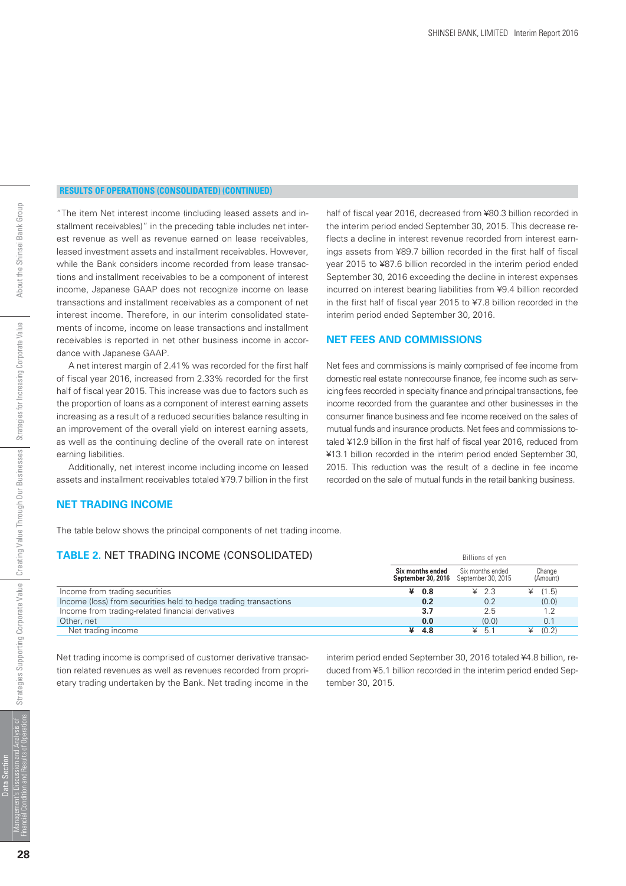## RESULTS OF OPERATIONS (CONSOLIDATED) (CONTINUED)

"The item Net interest income (including leased assets and installment receivables)" in the preceding table includes net interest revenue as well as revenue earned on lease receivables, leased investment assets and installment receivables. However, while the Bank considers income recorded from lease transactions and installment receivables to be a component of interest income, Japanese GAAP does not recognize income on lease transactions and installment receivables as a component of net interest income. Therefore, in our interim consolidated statements of income, income on lease transactions and installment receivables is reported in net other business income in accordance with Japanese GAAP.

A net interest margin of 2.41% was recorded for the first half of fiscal year 2016, increased from 2.33% recorded for the first half of fiscal year 2015. This increase was due to factors such as the proportion of loans as a component of interest earning assets increasing as a result of a reduced securities balance resulting in an improvement of the overall yield on interest earning assets, as well as the continuing decline of the overall rate on interest earning liabilities.

Additionally, net interest income including income on leased assets and installment receivables totaled ¥79.7 billion in the first half of fiscal year 2016, decreased from ¥80.3 billion recorded in the interim period ended September 30, 2015. This decrease reflects a decline in interest revenue recorded from interest earnings assets from ¥89.7 billion recorded in the first half of fiscal year 2015 to ¥87.6 billion recorded in the interim period ended September 30, 2016 exceeding the decline in interest expenses incurred on interest bearing liabilities from ¥9.4 billion recorded in the first half of fiscal year 2015 to ¥7.8 billion recorded in the interim period ended September 30, 2016.

## NET FEES AND COMMISSIONS

Net fees and commissions is mainly comprised of fee income from domestic real estate nonrecourse finance, fee income such as servicing fees recorded in specialty finance and principal transactions, fee income recorded from the guarantee and other businesses in the consumer finance business and fee income received on the sales of mutual funds and insurance products. Net fees and commissions totaled ¥12.9 billion in the first half of fiscal year 2016, reduced from ¥13.1 billion recorded in the interim period ended September 30, 2015. This reduction was the result of a decline in fee income recorded on the sale of mutual funds in the retail banking business.

## NET TRADING INCOME

The table below shows the principal components of net trading income.

### TABLE 2. NET TRADING INCOME (CONSOLIDATED)

Billions of yen

| | **Six months ended September 30, 2016** | Six months ended September 30, 2015 | Change (Amount) |
|---|---|---|---|
| Income from trading securities | **¥ 0.8** | ¥ 2.3 | ¥ (1.5) |
| Income (loss) from securities held to hedge trading transactions | **0.2** | 0.2 | (0.0) |
| Income from trading-related financial derivatives | **3.7** | 2.5 | 1.2 |
| Other, net | **0.0** | (0.0) | 0.1 |
| Net trading income | **¥ 4.8** | ¥ 5.1 | ¥ (0.2) |

Net trading income is comprised of customer derivative transaction related revenues as well as revenues recorded from proprietary trading undertaken by the Bank. Net trading income in the interim period ended September 30, 2016 totaled ¥4.8 billion, reduced from ¥5.1 billion recorded in the interim period ended September 30, 2015.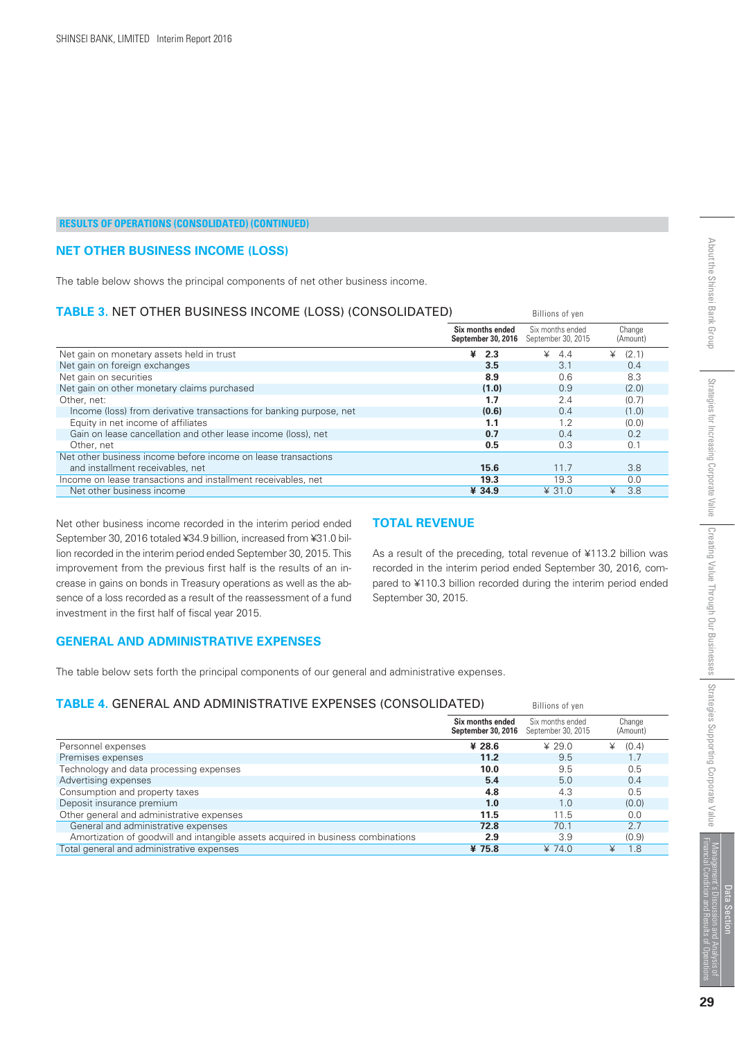## RESULTS OF OPERATIONS (CONSOLIDATED) (CONTINUED)

### NET OTHER BUSINESS INCOME (LOSS)

The table below shows the principal components of net other business income.

#### TABLE 3. NET OTHER BUSINESS INCOME (LOSS) (CONSOLIDATED)

Billions of yen

| | Six months ended September 30, 2016 | Six months ended September 30, 2015 | Change (Amount) |
|---|---|---|---|
| Net gain on monetary assets held in trust | **¥ 2.3** | ¥ 4.4 | ¥ (2.1) |
| Net gain on foreign exchanges | **3.5** | 3.1 | 0.4 |
| Net gain on securities | **8.9** | 0.6 | 8.3 |
| Net gain on other monetary claims purchased | **(1.0)** | 0.9 | (2.0) |
| Other, net: | **1.7** | 2.4 | (0.7) |
| Income (loss) from derivative transactions for banking purpose, net | **(0.6)** | 0.4 | (1.0) |
| Equity in net income of affiliates | **1.1** | 1.2 | (0.0) |
| Gain on lease cancellation and other lease income (loss), net | **0.7** | 0.4 | 0.2 |
| Other, net | **0.5** | 0.3 | 0.1 |
| Net other business income before income on lease transactions and installment receivables, net | **15.6** | 11.7 | 3.8 |
| Income on lease transactions and installment receivables, net | **19.3** | 19.3 | 0.0 |
| Net other business income | **¥ 34.9** | ¥ 31.0 | ¥ 3.8 |

Net other business income recorded in the interim period ended September 30, 2016 totaled ¥34.9 billion, increased from ¥31.0 billion recorded in the interim period ended September 30, 2015. This improvement from the previous first half is the results of an increase in gains on bonds in Treasury operations as well as the absence of a loss recorded as a result of the reassessment of a fund investment in the first half of fiscal year 2015.

### TOTAL REVENUE

As a result of the preceding, total revenue of ¥113.2 billion was recorded in the interim period ended September 30, 2016, compared to ¥110.3 billion recorded during the interim period ended September 30, 2015.

### GENERAL AND ADMINISTRATIVE EXPENSES

The table below sets forth the principal components of our general and administrative expenses.

#### TABLE 4. GENERAL AND ADMINISTRATIVE EXPENSES (CONSOLIDATED)

Billions of yen

| | Six months ended September 30, 2016 | Six months ended September 30, 2015 | Change (Amount) |
|---|---|---|---|
| Personnel expenses | **¥ 28.6** | ¥ 29.0 | ¥ (0.4) |
| Premises expenses | **11.2** | 9.5 | 1.7 |
| Technology and data processing expenses | **10.0** | 9.5 | 0.5 |
| Advertising expenses | **5.4** | 5.0 | 0.4 |
| Consumption and property taxes | **4.8** | 4.3 | 0.5 |
| Deposit insurance premium | **1.0** | 1.0 | (0.0) |
| Other general and administrative expenses | **11.5** | 11.5 | 0.0 |
| General and administrative expenses | **72.8** | 70.1 | 2.7 |
| Amortization of goodwill and intangible assets acquired in business combinations | **2.9** | 3.9 | (0.9) |
| Total general and administrative expenses | **¥ 75.8** | ¥ 74.0 | ¥ 1.8 |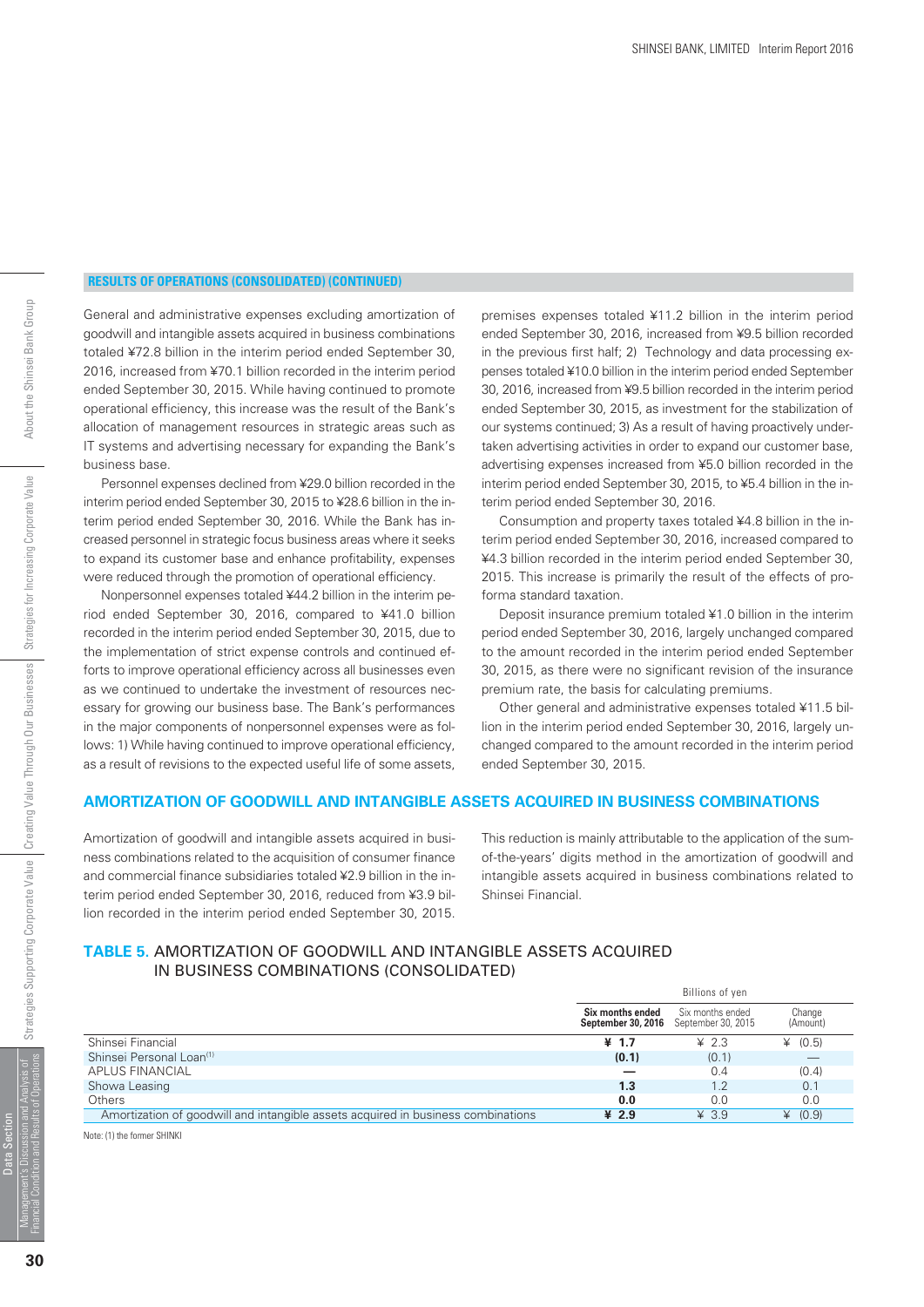### RESULTS OF OPERATIONS (CONSOLIDATED) (CONTINUED)

General and administrative expenses excluding amortization of goodwill and intangible assets acquired in business combinations totaled ¥72.8 billion in the interim period ended September 30, 2016, increased from ¥70.1 billion recorded in the interim period ended September 30, 2015. While having continued to promote operational efficiency, this increase was the result of the Bank's allocation of management resources in strategic areas such as IT systems and advertising necessary for expanding the Bank's business base.

Personnel expenses declined from ¥29.0 billion recorded in the interim period ended September 30, 2015 to ¥28.6 billion in the interim period ended September 30, 2016. While the Bank has increased personnel in strategic focus business areas where it seeks to expand its customer base and enhance profitability, expenses were reduced through the promotion of operational efficiency.

Nonpersonnel expenses totaled ¥44.2 billion in the interim period ended September 30, 2016, compared to ¥41.0 billion recorded in the interim period ended September 30, 2015, due to the implementation of strict expense controls and continued efforts to improve operational efficiency across all businesses even as we continued to undertake the investment of resources necessary for growing our business base. The Bank's performances in the major components of nonpersonnel expenses were as follows: 1) While having continued to improve operational efficiency, as a result of revisions to the expected useful life of some assets, premises expenses totaled ¥11.2 billion in the interim period ended September 30, 2016, increased from ¥9.5 billion recorded in the previous first half; 2) Technology and data processing expenses totaled ¥10.0 billion in the interim period ended September 30, 2016, increased from ¥9.5 billion recorded in the interim period ended September 30, 2015, as investment for the stabilization of our systems continued; 3) As a result of having proactively undertaken advertising activities in order to expand our customer base, advertising expenses increased from ¥5.0 billion recorded in the interim period ended September 30, 2015, to ¥5.4 billion in the interim period ended September 30, 2016.

Consumption and property taxes totaled ¥4.8 billion in the interim period ended September 30, 2016, increased compared to ¥4.3 billion recorded in the interim period ended September 30, 2015. This increase is primarily the result of the effects of pro-forma standard taxation.

Deposit insurance premium totaled ¥1.0 billion in the interim period ended September 30, 2016, largely unchanged compared to the amount recorded in the interim period ended September 30, 2015, as there were no significant revision of the insurance premium rate, the basis for calculating premiums.

Other general and administrative expenses totaled ¥11.5 billion in the interim period ended September 30, 2016, largely unchanged compared to the amount recorded in the interim period ended September 30, 2015.

## AMORTIZATION OF GOODWILL AND INTANGIBLE ASSETS ACQUIRED IN BUSINESS COMBINATIONS

Amortization of goodwill and intangible assets acquired in business combinations related to the acquisition of consumer finance and commercial finance subsidiaries totaled ¥2.9 billion in the interim period ended September 30, 2016, reduced from ¥3.9 billion recorded in the interim period ended September 30, 2015. This reduction is mainly attributable to the application of the sum-of-the-years' digits method in the amortization of goodwill and intangible assets acquired in business combinations related to Shinsei Financial.

### TABLE 5. AMORTIZATION OF GOODWILL AND INTANGIBLE ASSETS ACQUIRED IN BUSINESS COMBINATIONS (CONSOLIDATED)

| | Billions of yen | | |
|---|---|---|---|
| | **Six months ended September 30, 2016** | Six months ended September 30, 2015 | Change (Amount) |
| Shinsei Financial | **¥ 1.7** | ¥ 2.3 | ¥ (0.5) |
| Shinsei Personal Loan[1] | **(0.1)** | (0.1) | — |
| APLUS FINANCIAL | **—** | 0.4 | (0.4) |
| Showa Leasing | **1.3** | 1.2 | 0.1 |
| Others | **0.0** | 0.0 | 0.0 |
| Amortization of goodwill and intangible assets acquired in business combinations | **¥ 2.9** | ¥ 3.9 | ¥ (0.9) |

Note: (1) the former SHINKI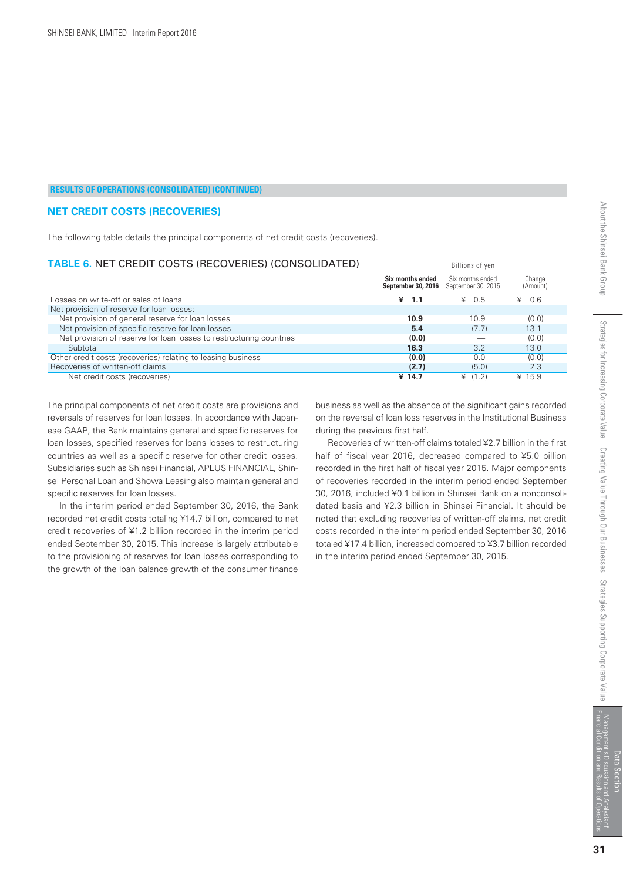RESULTS OF OPERATIONS (CONSOLIDATED) (CONTINUED)

## NET CREDIT COSTS (RECOVERIES)

The following table details the principal components of net credit costs (recoveries).

### TABLE 6. NET CREDIT COSTS (RECOVERIES) (CONSOLIDATED)

| | Billions of yen | | |
|---|---|---|---|
| | **Six months ended September 30, 2016** | Six months ended September 30, 2015 | Change (Amount) |
| Losses on write-off or sales of loans | **¥ 1.1** | ¥ 0.5 | ¥ 0.6 |
| Net provision of reserve for loan losses: | | | |
| Net provision of general reserve for loan losses | **10.9** | 10.9 | (0.0) |
| Net provision of specific reserve for loan losses | **5.4** | (7.7) | 13.1 |
| Net provision of reserve for loan losses to restructuring countries | **(0.0)** | — | (0.0) |
| Subtotal | **16.3** | 3.2 | 13.0 |
| Other credit costs (recoveries) relating to leasing business | **(0.0)** | 0.0 | (0.0) |
| Recoveries of written-off claims | **(2.7)** | (5.0) | 2.3 |
| Net credit costs (recoveries) | **¥ 14.7** | ¥ (1.2) | ¥ 15.9 |

The principal components of net credit costs are provisions and reversals of reserves for loan losses. In accordance with Japanese GAAP, the Bank maintains general and specific reserves for loan losses, specified reserves for loans losses to restructuring countries as well as a specific reserve for other credit losses. Subsidiaries such as Shinsei Financial, APLUS FINANCIAL, Shinsei Personal Loan and Showa Leasing also maintain general and specific reserves for loan losses.

In the interim period ended September 30, 2016, the Bank recorded net credit costs totaling ¥14.7 billion, compared to net credit recoveries of ¥1.2 billion recorded in the interim period ended September 30, 2015. This increase is largely attributable to the provisioning of reserves for loan losses corresponding to the growth of the loan balance growth of the consumer finance business as well as the absence of the significant gains recorded on the reversal of loan loss reserves in the Institutional Business during the previous first half.

Recoveries of written-off claims totaled ¥2.7 billion in the first half of fiscal year 2016, decreased compared to ¥5.0 billion recorded in the first half of fiscal year 2015. Major components of recoveries recorded in the interim period ended September 30, 2016, included ¥0.1 billion in Shinsei Bank on a nonconsolidated basis and ¥2.3 billion in Shinsei Financial. It should be noted that excluding recoveries of written-off claims, net credit costs recorded in the interim period ended September 30, 2016 totaled ¥17.4 billion, increased compared to ¥3.7 billion recorded in the interim period ended September 30, 2015.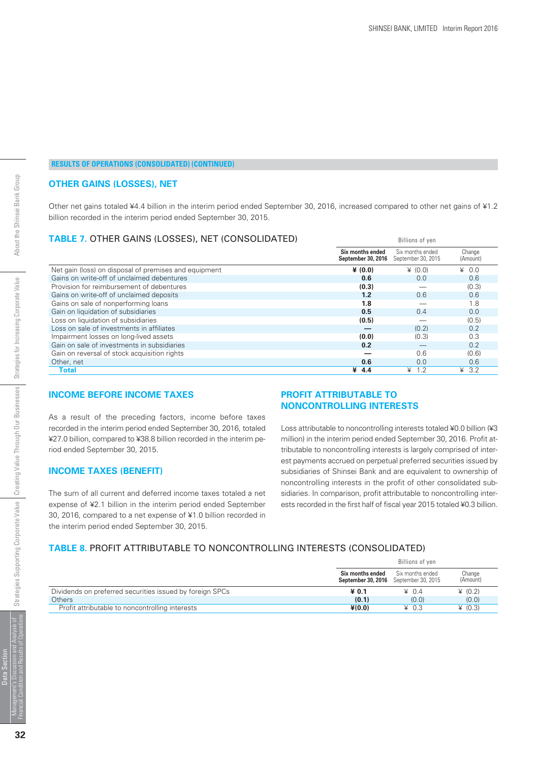**RESULTS OF OPERATIONS (CONSOLIDATED) (CONTINUED)**

### OTHER GAINS (LOSSES), NET

Other net gains totaled ¥4.4 billion in the interim period ended September 30, 2016, increased compared to other net gains of ¥1.2 billion recorded in the interim period ended September 30, 2015.

### TABLE 7. OTHER GAINS (LOSSES), NET (CONSOLIDATED)

Billions of yen

| | Six months ended September 30, 2016 | Six months ended September 30, 2015 | Change (Amount) |
|---|---|---|---|
| Net gain (loss) on disposal of premises and equipment | **¥ (0.0)** | ¥ (0.0) | ¥ 0.0 |
| Gains on write-off of unclaimed debentures | **0.6** | 0.0 | 0.6 |
| Provision for reimbursement of debentures | **(0.3)** | — | (0.3) |
| Gains on write-off of unclaimed deposits | **1.2** | 0.6 | 0.6 |
| Gains on sale of nonperforming loans | **1.8** | — | 1.8 |
| Gain on liquidation of subsidiaries | **0.5** | 0.4 | 0.0 |
| Loss on liquidation of subsidiaries | **(0.5)** | — | (0.5) |
| Loss on sale of investments in affiliates | **—** | (0.2) | 0.2 |
| Impairment losses on long-lived assets | **(0.0)** | (0.3) | 0.3 |
| Gain on sale of investments in subsidiaries | **0.2** | — | 0.2 |
| Gain on reversal of stock acquisition rights | **—** | 0.6 | (0.6) |
| Other, net | **0.6** | 0.0 | 0.6 |
| **Total** | **¥ 4.4** | ¥ 1.2 | ¥ 3.2 |

### INCOME BEFORE INCOME TAXES

As a result of the preceding factors, income before taxes recorded in the interim period ended September 30, 2016, totaled ¥27.0 billion, compared to ¥38.8 billion recorded in the interim period ended September 30, 2015.

### INCOME TAXES (BENEFIT)

The sum of all current and deferred income taxes totaled a net expense of ¥2.1 billion in the interim period ended September 30, 2016, compared to a net expense of ¥1.0 billion recorded in the interim period ended September 30, 2015.

### PROFIT ATTRIBUTABLE TO NONCONTROLLING INTERESTS

Loss attributable to noncontrolling interests totaled ¥0.0 billion (¥3 million) in the interim period ended September 30, 2016. Profit attributable to noncontrolling interests is largely comprised of interest payments accrued on perpetual preferred securities issued by subsidiaries of Shinsei Bank and are equivalent to ownership of noncontrolling interests in the profit of other consolidated subsidiaries. In comparison, profit attributable to noncontrolling interests recorded in the first half of fiscal year 2015 totaled ¥0.3 billion.

### TABLE 8. PROFIT ATTRIBUTABLE TO NONCONTROLLING INTERESTS (CONSOLIDATED)

Billions of yen

| | Six months ended September 30, 2016 | Six months ended September 30, 2015 | Change (Amount) |
|---|---|---|---|
| Dividends on preferred securities issued by foreign SPCs | **¥ 0.1** | ¥ 0.4 | ¥ (0.2) |
| Others | **(0.1)** | (0.0) | (0.0) |
| Profit attributable to noncontrolling interests | **¥(0.0)** | ¥ 0.3 | ¥ (0.3) |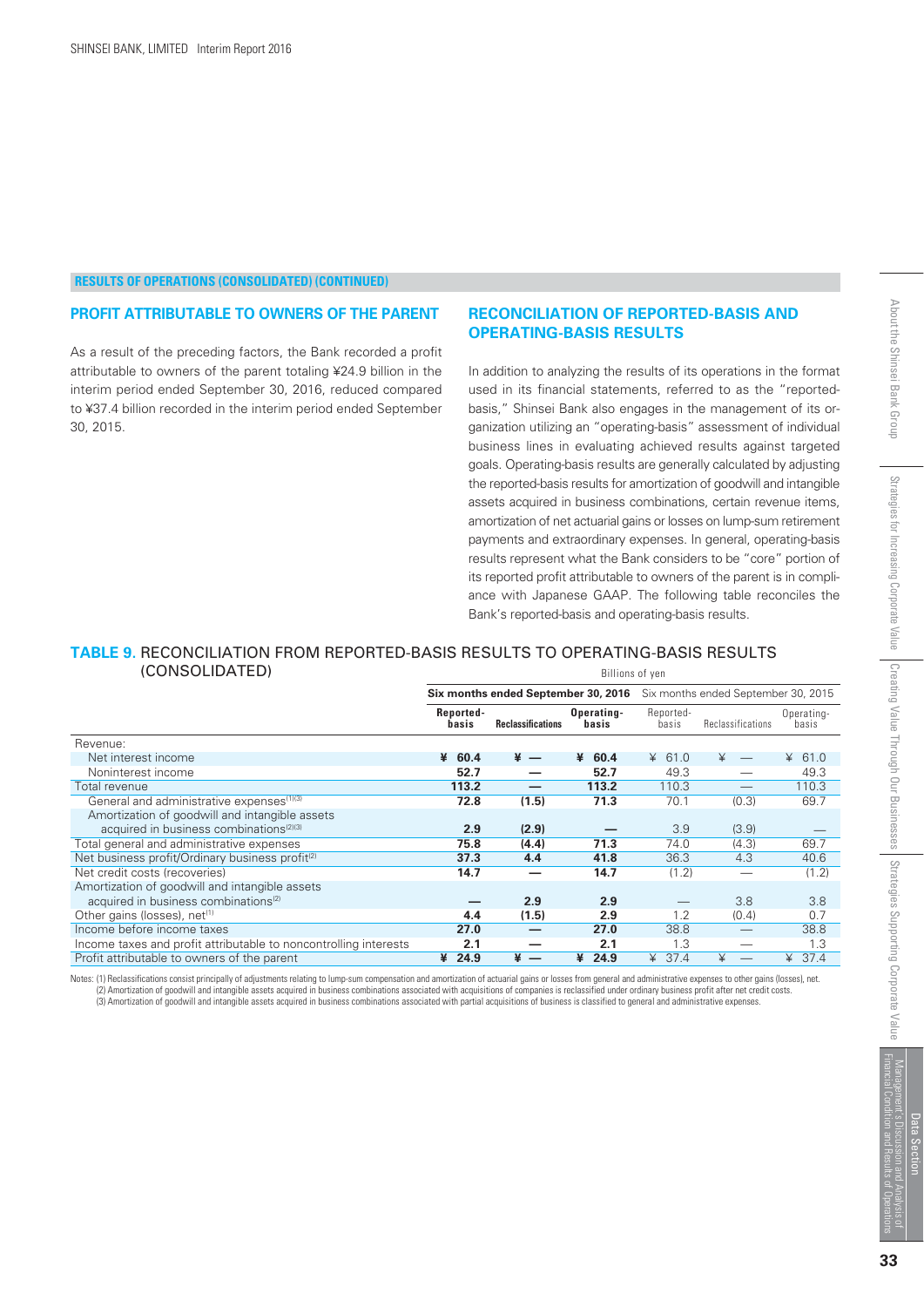## RESULTS OF OPERATIONS (CONSOLIDATED) (CONTINUED)

### PROFIT ATTRIBUTABLE TO OWNERS OF THE PARENT

As a result of the preceding factors, the Bank recorded a profit attributable to owners of the parent totaling ¥24.9 billion in the interim period ended September 30, 2016, reduced compared to ¥37.4 billion recorded in the interim period ended September 30, 2015.

### RECONCILIATION OF REPORTED-BASIS AND OPERATING-BASIS RESULTS

In addition to analyzing the results of its operations in the format used in its financial statements, referred to as the "reported-basis," Shinsei Bank also engages in the management of its organization utilizing an "operating-basis" assessment of individual business lines in evaluating achieved results against targeted goals. Operating-basis results are generally calculated by adjusting the reported-basis results for amortization of goodwill and intangible assets acquired in business combinations, certain revenue items, amortization of net actuarial gains or losses on lump-sum retirement payments and extraordinary expenses. In general, operating-basis results represent what the Bank considers to be "core" portion of its reported profit attributable to owners of the parent is in compliance with Japanese GAAP. The following table reconciles the Bank's reported-basis and operating-basis results.

**TABLE 9.** RECONCILIATION FROM REPORTED-BASIS RESULTS TO OPERATING-BASIS RESULTS (CONSOLIDATED)

Billions of yen

| | **Six months ended September 30, 2016** | | | Six months ended September 30, 2015 | | |
|---|---|---|---|---|---|---|
| | **Reported-basis** | **Reclassifications** | **Operating-basis** | Reported-basis | Reclassifications | Operating-basis |
| Revenue: | | | | | | |
| Net interest income | **¥ 60.4** | **¥ —** | **¥ 60.4** | ¥ 61.0 | ¥ — | ¥ 61.0 |
| Noninterest income | **52.7** | **—** | **52.7** | 49.3 | — | 49.3 |
| Total revenue | **113.2** | **—** | **113.2** | 110.3 | — | 110.3 |
| General and administrative expenses[1][3] | **72.8** | **(1.5)** | **71.3** | 70.1 | (0.3) | 69.7 |
| Amortization of goodwill and intangible assets acquired in business combinations[2][3] | **2.9** | **(2.9)** | **—** | 3.9 | (3.9) | — |
| Total general and administrative expenses | **75.8** | **(4.4)** | **71.3** | 74.0 | (4.3) | 69.7 |
| Net business profit/Ordinary business profit[2] | **37.3** | **4.4** | **41.8** | 36.3 | 4.3 | 40.6 |
| Net credit costs (recoveries) | **14.7** | **—** | **14.7** | (1.2) | — | (1.2) |
| Amortization of goodwill and intangible assets acquired in business combinations[2] | **—** | **2.9** | **2.9** | — | 3.8 | 3.8 |
| Other gains (losses), net[1] | **4.4** | **(1.5)** | **2.9** | 1.2 | (0.4) | 0.7 |
| Income before income taxes | **27.0** | **—** | **27.0** | 38.8 | — | 38.8 |
| Income taxes and profit attributable to noncontrolling interests | **2.1** | **—** | **2.1** | 1.3 | — | 1.3 |
| Profit attributable to owners of the parent | **¥ 24.9** | **¥ —** | **¥ 24.9** | ¥ 37.4 | ¥ — | ¥ 37.4 |

Notes: (1) Reclassifications consist principally of adjustments relating to lump-sum compensation and amortization of actuarial gains or losses from general and administrative expenses to other gains (losses), net.
(2) Amortization of goodwill and intangible assets acquired in business combinations associated with acquisitions of companies is reclassified under ordinary business profit after net credit costs.
(3) Amortization of goodwill and intangible assets acquired in business combinations associated with partial acquisitions of business is classified to general and administrative expenses.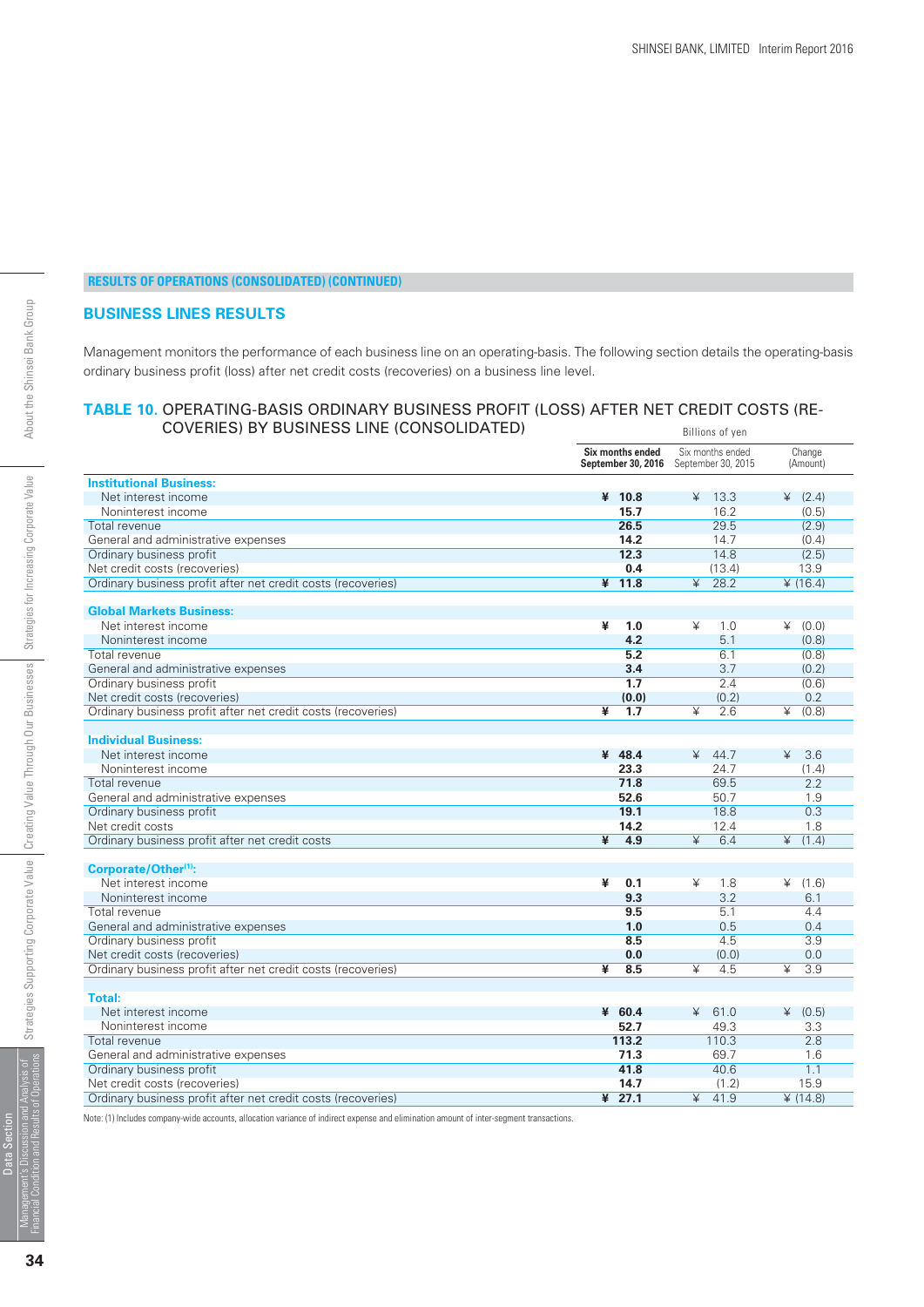**RESULTS OF OPERATIONS (CONSOLIDATED) (CONTINUED)**

## BUSINESS LINES RESULTS

Management monitors the performance of each business line on an operating-basis. The following section details the operating-basis ordinary business profit (loss) after net credit costs (recoveries) on a business line level.

### TABLE 10. OPERATING-BASIS ORDINARY BUSINESS PROFIT (LOSS) AFTER NET CREDIT COSTS (RECOVERIES) BY BUSINESS LINE (CONSOLIDATED)

Billions of yen

| | Six months ended September 30, 2016 | Six months ended September 30, 2015 | Change (Amount) |
|---|---|---|---|
| **Institutional Business:** | | | |
| Net interest income | ¥ 10.8 | ¥ 13.3 | ¥ (2.4) |
| Noninterest income | 15.7 | 16.2 | (0.5) |
| Total revenue | 26.5 | 29.5 | (2.9) |
| General and administrative expenses | 14.2 | 14.7 | (0.4) |
| Ordinary business profit | 12.3 | 14.8 | (2.5) |
| Net credit costs (recoveries) | 0.4 | (13.4) | 13.9 |
| Ordinary business profit after net credit costs (recoveries) | ¥ 11.8 | ¥ 28.2 | ¥ (16.4) |
| **Global Markets Business:** | | | |
| Net interest income | ¥ 1.0 | ¥ 1.0 | ¥ (0.0) |
| Noninterest income | 4.2 | 5.1 | (0.8) |
| Total revenue | 5.2 | 6.1 | (0.8) |
| General and administrative expenses | 3.4 | 3.7 | (0.2) |
| Ordinary business profit | 1.7 | 2.4 | (0.6) |
| Net credit costs (recoveries) | (0.0) | (0.2) | 0.2 |
| Ordinary business profit after net credit costs (recoveries) | ¥ 1.7 | ¥ 2.6 | ¥ (0.8) |
| **Individual Business:** | | | |
| Net interest income | ¥ 48.4 | ¥ 44.7 | ¥ 3.6 |
| Noninterest income | 23.3 | 24.7 | (1.4) |
| Total revenue | 71.8 | 69.5 | 2.2 |
| General and administrative expenses | 52.6 | 50.7 | 1.9 |
| Ordinary business profit | 19.1 | 18.8 | 0.3 |
| Net credit costs | 14.2 | 12.4 | 1.8 |
| Ordinary business profit after net credit costs | ¥ 4.9 | ¥ 6.4 | ¥ (1.4) |
| **Corporate/Other[1]:** | | | |
| Net interest income | ¥ 0.1 | ¥ 1.8 | ¥ (1.6) |
| Noninterest income | 9.3 | 3.2 | 6.1 |
| Total revenue | 9.5 | 5.1 | 4.4 |
| General and administrative expenses | 1.0 | 0.5 | 0.4 |
| Ordinary business profit | 8.5 | 4.5 | 3.9 |
| Net credit costs (recoveries) | 0.0 | (0.0) | 0.0 |
| Ordinary business profit after net credit costs (recoveries) | ¥ 8.5 | ¥ 4.5 | ¥ 3.9 |
| **Total:** | | | |
| Net interest income | ¥ 60.4 | ¥ 61.0 | ¥ (0.5) |
| Noninterest income | 52.7 | 49.3 | 3.3 |
| Total revenue | 113.2 | 110.3 | 2.8 |
| General and administrative expenses | 71.3 | 69.7 | 1.6 |
| Ordinary business profit | 41.8 | 40.6 | 1.1 |
| Net credit costs (recoveries) | 14.7 | (1.2) | 15.9 |
| Ordinary business profit after net credit costs (recoveries) | ¥ 27.1 | ¥ 41.9 | ¥ (14.8) |

Note: (1) Includes company-wide accounts, allocation variance of indirect expense and elimination amount of inter-segment transactions.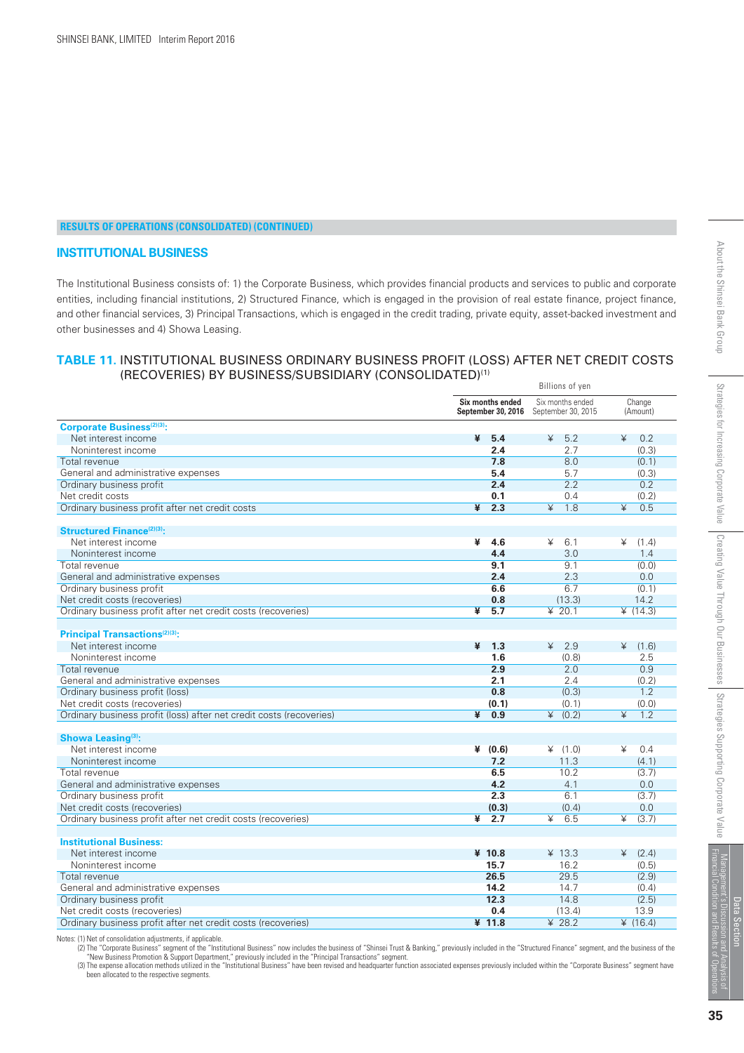RESULTS OF OPERATIONS (CONSOLIDATED) (CONTINUED)

## INSTITUTIONAL BUSINESS

The Institutional Business consists of: 1) the Corporate Business, which provides financial products and services to public and corporate entities, including financial institutions, 2) Structured Finance, which is engaged in the provision of real estate finance, project finance, and other financial services, 3) Principal Transactions, which is engaged in the credit trading, private equity, asset-backed investment and other businesses and 4) Showa Leasing.

### TABLE 11. INSTITUTIONAL BUSINESS ORDINARY BUSINESS PROFIT (LOSS) AFTER NET CREDIT COSTS (RECOVERIES) BY BUSINESS/SUBSIDIARY (CONSOLIDATED)[1]

| | Billions of yen | | |
|---|---|---|---|
| | **Six months ended September 30, 2016** | Six months ended September 30, 2015 | Change (Amount) |
| **Corporate Business[2][3]:** | | | |
| Net interest income | **¥ 5.4** | ¥ 5.2 | ¥ 0.2 |
| Noninterest income | **2.4** | 2.7 | (0.3) |
| Total revenue | **7.8** | 8.0 | (0.1) |
| General and administrative expenses | **5.4** | 5.7 | (0.3) |
| Ordinary business profit | **2.4** | 2.2 | 0.2 |
| Net credit costs | **0.1** | 0.4 | (0.2) |
| Ordinary business profit after net credit costs | **¥ 2.3** | ¥ 1.8 | ¥ 0.5 |
| **Structured Finance[2][3]:** | | | |
| Net interest income | **¥ 4.6** | ¥ 6.1 | ¥ (1.4) |
| Noninterest income | **4.4** | 3.0 | 1.4 |
| Total revenue | **9.1** | 9.1 | (0.0) |
| General and administrative expenses | **2.4** | 2.3 | 0.0 |
| Ordinary business profit | **6.6** | 6.7 | (0.1) |
| Net credit costs (recoveries) | **0.8** | (13.3) | 14.2 |
| Ordinary business profit after net credit costs (recoveries) | **¥ 5.7** | ¥ 20.1 | ¥ (14.3) |
| **Principal Transactions[2][3]:** | | | |
| Net interest income | **¥ 1.3** | ¥ 2.9 | ¥ (1.6) |
| Noninterest income | **1.6** | (0.8) | 2.5 |
| Total revenue | **2.9** | 2.0 | 0.9 |
| General and administrative expenses | **2.1** | 2.4 | (0.2) |
| Ordinary business profit (loss) | **0.8** | (0.3) | 1.2 |
| Net credit costs (recoveries) | **(0.1)** | (0.1) | (0.0) |
| Ordinary business profit (loss) after net credit costs (recoveries) | **¥ 0.9** | ¥ (0.2) | ¥ 1.2 |
| **Showa Leasing[3]:** | | | |
| Net interest income | **¥ (0.6)** | ¥ (1.0) | ¥ 0.4 |
| Noninterest income | **7.2** | 11.3 | (4.1) |
| Total revenue | **6.5** | 10.2 | (3.7) |
| General and administrative expenses | **4.2** | 4.1 | 0.0 |
| Ordinary business profit | **2.3** | 6.1 | (3.7) |
| Net credit costs (recoveries) | **(0.3)** | (0.4) | 0.0 |
| Ordinary business profit after net credit costs (recoveries) | **¥ 2.7** | ¥ 6.5 | ¥ (3.7) |
| **Institutional Business:** | | | |
| Net interest income | **¥ 10.8** | ¥ 13.3 | ¥ (2.4) |
| Noninterest income | **15.7** | 16.2 | (0.5) |
| Total revenue | **26.5** | 29.5 | (2.9) |
| General and administrative expenses | **14.2** | 14.7 | (0.4) |
| Ordinary business profit | **12.3** | 14.8 | (2.5) |
| Net credit costs (recoveries) | **0.4** | (13.4) | 13.9 |
| Ordinary business profit after net credit costs (recoveries) | **¥ 11.8** | ¥ 28.2 | ¥ (16.4) |

Notes: (1) Net of consolidation adjustments, if applicable.
(2) The "Corporate Business" segment of the "Institutional Business" now includes the business of "Shinsei Trust & Banking," previously included in the "Structured Finance" segment, and the business of the "New Business Promotion & Support Department," previously included in the "Principal Transactions" segment.
(3) The expense allocation methods utilized in the "Institutional Business" have been revised and headquarter function associated expenses previously included within the "Corporate Business" segment have been allocated to the respective segments.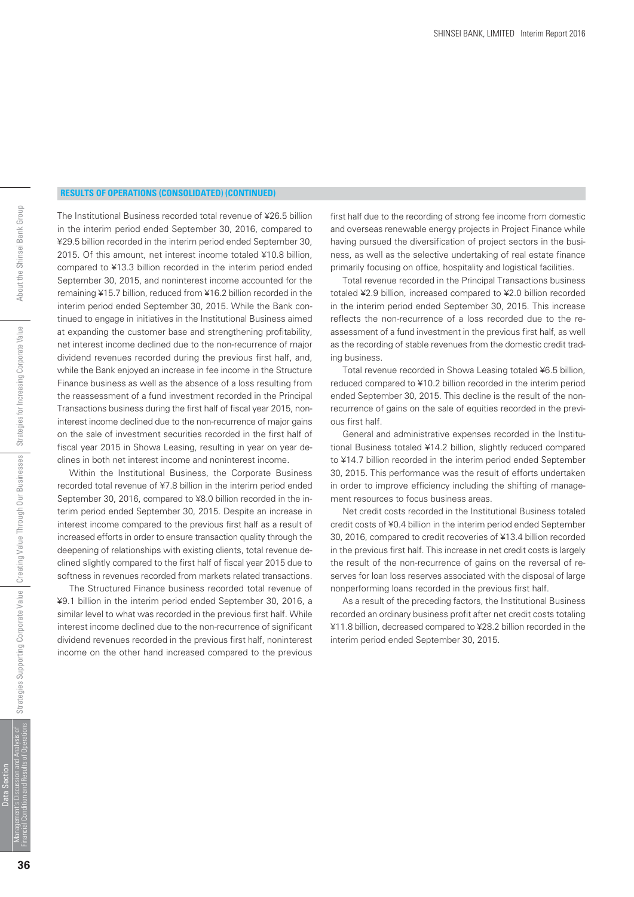**RESULTS OF OPERATIONS (CONSOLIDATED) (CONTINUED)**

The Institutional Business recorded total revenue of ¥26.5 billion in the interim period ended September 30, 2016, compared to ¥29.5 billion recorded in the interim period ended September 30, 2015. Of this amount, net interest income totaled ¥10.8 billion, compared to ¥13.3 billion recorded in the interim period ended September 30, 2015, and noninterest income accounted for the remaining ¥15.7 billion, reduced from ¥16.2 billion recorded in the interim period ended September 30, 2015. While the Bank continued to engage in initiatives in the Institutional Business aimed at expanding the customer base and strengthening profitability, net interest income declined due to the non-recurrence of major dividend revenues recorded during the previous first half, and, while the Bank enjoyed an increase in fee income in the Structure Finance business as well as the absence of a loss resulting from the reassessment of a fund investment recorded in the Principal Transactions business during the first half of fiscal year 2015, noninterest income declined due to the non-recurrence of major gains on the sale of investment securities recorded in the first half of fiscal year 2015 in Showa Leasing, resulting in year on year declines in both net interest income and noninterest income.

Within the Institutional Business, the Corporate Business recorded total revenue of ¥7.8 billion in the interim period ended September 30, 2016, compared to ¥8.0 billion recorded in the interim period ended September 30, 2015. Despite an increase in interest income compared to the previous first half as a result of increased efforts in order to ensure transaction quality through the deepening of relationships with existing clients, total revenue declined slightly compared to the first half of fiscal year 2015 due to softness in revenues recorded from markets related transactions.

The Structured Finance business recorded total revenue of ¥9.1 billion in the interim period ended September 30, 2016, a similar level to what was recorded in the previous first half. While interest income declined due to the non-recurrence of significant dividend revenues recorded in the previous first half, noninterest income on the other hand increased compared to the previous first half due to the recording of strong fee income from domestic and overseas renewable energy projects in Project Finance while having pursued the diversification of project sectors in the business, as well as the selective undertaking of real estate finance primarily focusing on office, hospitality and logistical facilities.

Total revenue recorded in the Principal Transactions business totaled ¥2.9 billion, increased compared to ¥2.0 billion recorded in the interim period ended September 30, 2015. This increase reflects the non-recurrence of a loss recorded due to the reassessment of a fund investment in the previous first half, as well as the recording of stable revenues from the domestic credit trading business.

Total revenue recorded in Showa Leasing totaled ¥6.5 billion, reduced compared to ¥10.2 billion recorded in the interim period ended September 30, 2015. This decline is the result of the non-recurrence of gains on the sale of equities recorded in the previous first half.

General and administrative expenses recorded in the Institutional Business totaled ¥14.2 billion, slightly reduced compared to ¥14.7 billion recorded in the interim period ended September 30, 2015. This performance was the result of efforts undertaken in order to improve efficiency including the shifting of management resources to focus business areas.

Net credit costs recorded in the Institutional Business totaled credit costs of ¥0.4 billion in the interim period ended September 30, 2016, compared to credit recoveries of ¥13.4 billion recorded in the previous first half. This increase in net credit costs is largely the result of the non-recurrence of gains on the reversal of reserves for loan loss reserves associated with the disposal of large nonperforming loans recorded in the previous first half.

As a result of the preceding factors, the Institutional Business recorded an ordinary business profit after net credit costs totaling ¥11.8 billion, decreased compared to ¥28.2 billion recorded in the interim period ended September 30, 2015.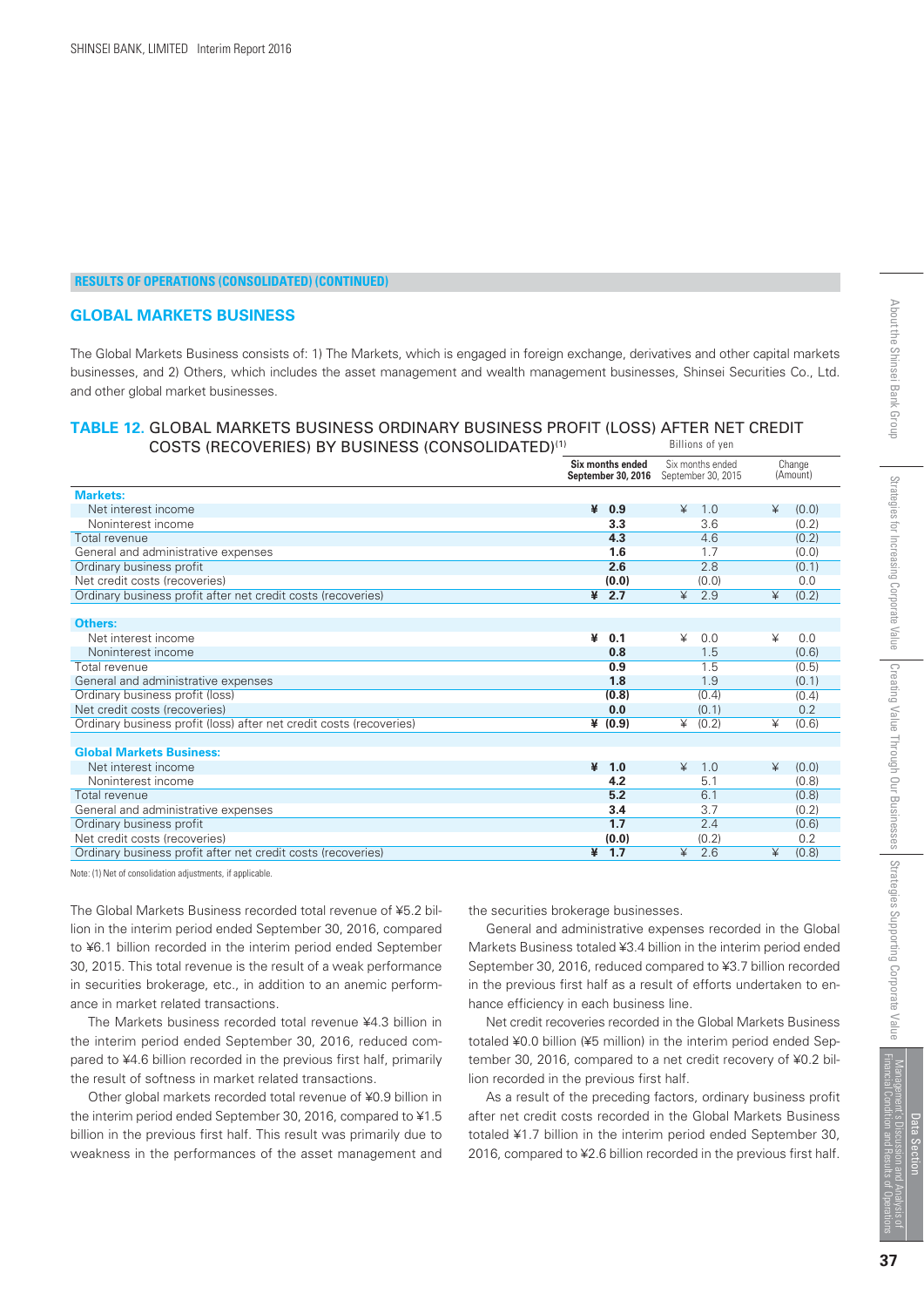**RESULTS OF OPERATIONS (CONSOLIDATED) (CONTINUED)**

## GLOBAL MARKETS BUSINESS

The Global Markets Business consists of: 1) The Markets, which is engaged in foreign exchange, derivatives and other capital markets businesses, and 2) Others, which includes the asset management and wealth management businesses, Shinsei Securities Co., Ltd. and other global market businesses.

### TABLE 12. GLOBAL MARKETS BUSINESS ORDINARY BUSINESS PROFIT (LOSS) AFTER NET CREDIT COSTS (RECOVERIES) BY BUSINESS (CONSOLIDATED)[1]

| | Billions of yen | | |
|---|---|---|---|
| | **Six months ended September 30, 2016** | Six months ended September 30, 2015 | Change (Amount) |
| **Markets:** | | | |
| Net interest income | **¥ 0.9** | ¥ 1.0 | ¥ (0.0) |
| Noninterest income | **3.3** | 3.6 | (0.2) |
| Total revenue | **4.3** | 4.6 | (0.2) |
| General and administrative expenses | **1.6** | 1.7 | (0.0) |
| Ordinary business profit | **2.6** | 2.8 | (0.1) |
| Net credit costs (recoveries) | **(0.0)** | (0.0) | 0.0 |
| Ordinary business profit after net credit costs (recoveries) | **¥ 2.7** | ¥ 2.9 | ¥ (0.2) |
| **Others:** | | | |
| Net interest income | **¥ 0.1** | ¥ 0.0 | ¥ 0.0 |
| Noninterest income | **0.8** | 1.5 | (0.6) |
| Total revenue | **0.9** | 1.5 | (0.5) |
| General and administrative expenses | **1.8** | 1.9 | (0.1) |
| Ordinary business profit (loss) | **(0.8)** | (0.4) | (0.4) |
| Net credit costs (recoveries) | **0.0** | (0.1) | 0.2 |
| Ordinary business profit (loss) after net credit costs (recoveries) | **¥ (0.9)** | ¥ (0.2) | ¥ (0.6) |
| **Global Markets Business:** | | | |
| Net interest income | **¥ 1.0** | ¥ 1.0 | ¥ (0.0) |
| Noninterest income | **4.2** | 5.1 | (0.8) |
| Total revenue | **5.2** | 6.1 | (0.8) |
| General and administrative expenses | **3.4** | 3.7 | (0.2) |
| Ordinary business profit | **1.7** | 2.4 | (0.6) |
| Net credit costs (recoveries) | **(0.0)** | (0.2) | 0.2 |
| Ordinary business profit after net credit costs (recoveries) | **¥ 1.7** | ¥ 2.6 | ¥ (0.8) |

Note: (1) Net of consolidation adjustments, if applicable.

The Global Markets Business recorded total revenue of ¥5.2 billion in the interim period ended September 30, 2016, compared to ¥6.1 billion recorded in the interim period ended September 30, 2015. This total revenue is the result of a weak performance in securities brokerage, etc., in addition to an anemic performance in market related transactions.

The Markets business recorded total revenue ¥4.3 billion in the interim period ended September 30, 2016, reduced compared to ¥4.6 billion recorded in the previous first half, primarily the result of softness in market related transactions.

Other global markets recorded total revenue of ¥0.9 billion in the interim period ended September 30, 2016, compared to ¥1.5 billion in the previous first half. This result was primarily due to weakness in the performances of the asset management and the securities brokerage businesses.

General and administrative expenses recorded in the Global Markets Business totaled ¥3.4 billion in the interim period ended September 30, 2016, reduced compared to ¥3.7 billion recorded in the previous first half as a result of efforts undertaken to enhance efficiency in each business line.

Net credit recoveries recorded in the Global Markets Business totaled ¥0.0 billion (¥5 million) in the interim period ended September 30, 2016, compared to a net credit recovery of ¥0.2 billion recorded in the previous first half.

As a result of the preceding factors, ordinary business profit after net credit costs recorded in the Global Markets Business totaled ¥1.7 billion in the interim period ended September 30, 2016, compared to ¥2.6 billion recorded in the previous first half.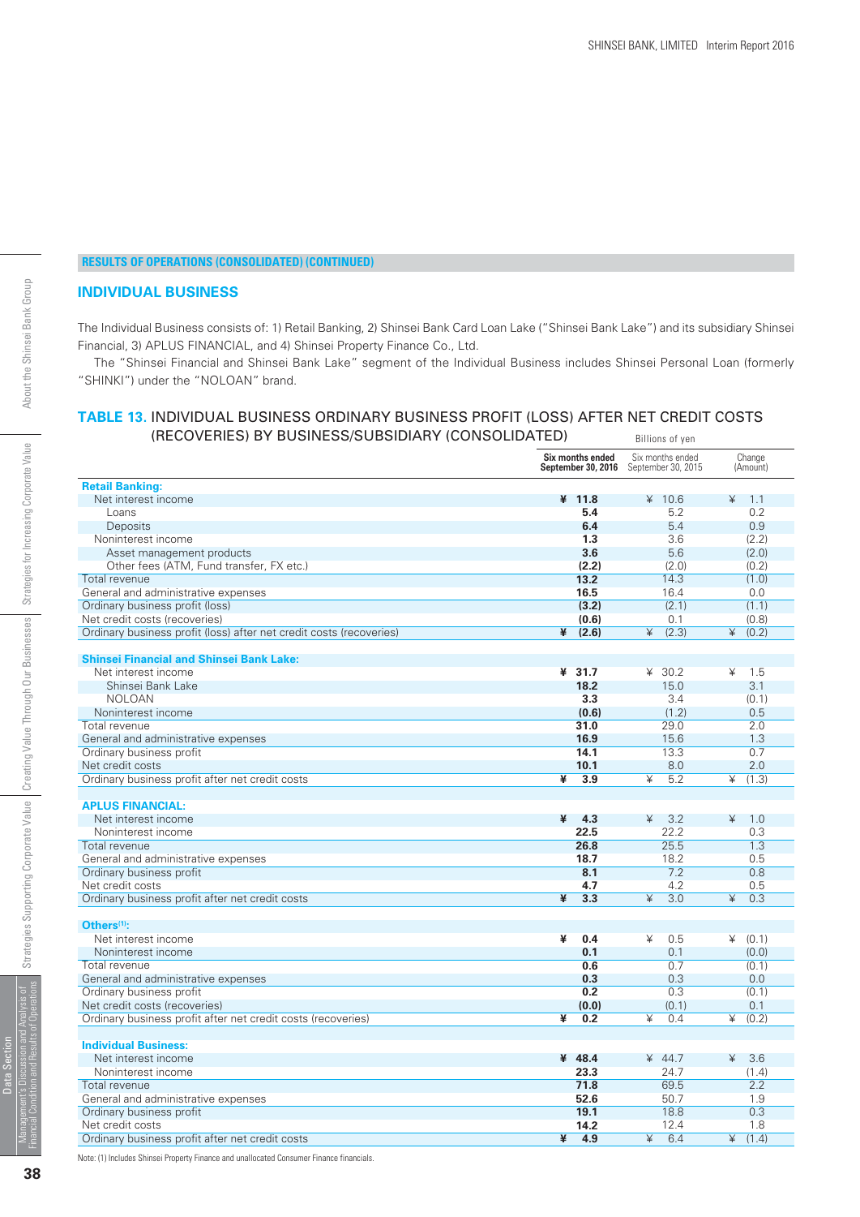**RESULTS OF OPERATIONS (CONSOLIDATED) (CONTINUED)**

## INDIVIDUAL BUSINESS

The Individual Business consists of: 1) Retail Banking, 2) Shinsei Bank Card Loan Lake ("Shinsei Bank Lake") and its subsidiary Shinsei Financial, 3) APLUS FINANCIAL, and 4) Shinsei Property Finance Co., Ltd.

The "Shinsei Financial and Shinsei Bank Lake" segment of the Individual Business includes Shinsei Personal Loan (formerly "SHINKI") under the "NOLOAN" brand.

### TABLE 13. INDIVIDUAL BUSINESS ORDINARY BUSINESS PROFIT (LOSS) AFTER NET CREDIT COSTS (RECOVERIES) BY BUSINESS/SUBSIDIARY (CONSOLIDATED)

Billions of yen

| | Six months ended September 30, 2016 | Six months ended September 30, 2015 | Change (Amount) |
|---|---|---|---|
| **Retail Banking:** | | | |
| Net interest income | ¥ 11.8 | ¥ 10.6 | ¥ 1.1 |
| Loans | 5.4 | 5.2 | 0.2 |
| Deposits | 6.4 | 5.4 | 0.9 |
| Noninterest income | 1.3 | 3.6 | (2.2) |
| Asset management products | 3.6 | 5.6 | (2.0) |
| Other fees (ATM, Fund transfer, FX etc.) | (2.2) | (2.0) | (0.2) |
| Total revenue | 13.2 | 14.3 | (1.0) |
| General and administrative expenses | 16.5 | 16.4 | 0.0 |
| Ordinary business profit (loss) | (3.2) | (2.1) | (1.1) |
| Net credit costs (recoveries) | (0.6) | 0.1 | (0.8) |
| Ordinary business profit (loss) after net credit costs (recoveries) | ¥ (2.6) | ¥ (2.3) | ¥ (0.2) |
| **Shinsei Financial and Shinsei Bank Lake:** | | | |
| Net interest income | ¥ 31.7 | ¥ 30.2 | ¥ 1.5 |
| Shinsei Bank Lake | 18.2 | 15.0 | 3.1 |
| NOLOAN | 3.3 | 3.4 | (0.1) |
| Noninterest income | (0.6) | (1.2) | 0.5 |
| Total revenue | 31.0 | 29.0 | 2.0 |
| General and administrative expenses | 16.9 | 15.6 | 1.3 |
| Ordinary business profit | 14.1 | 13.3 | 0.7 |
| Net credit costs | 10.1 | 8.0 | 2.0 |
| Ordinary business profit after net credit costs | ¥ 3.9 | ¥ 5.2 | ¥ (1.3) |
| **APLUS FINANCIAL:** | | | |
| Net interest income | ¥ 4.3 | ¥ 3.2 | ¥ 1.0 |
| Noninterest income | 22.5 | 22.2 | 0.3 |
| Total revenue | 26.8 | 25.5 | 1.3 |
| General and administrative expenses | 18.7 | 18.2 | 0.5 |
| Ordinary business profit | 8.1 | 7.2 | 0.8 |
| Net credit costs | 4.7 | 4.2 | 0.5 |
| Ordinary business profit after net credit costs | ¥ 3.3 | ¥ 3.0 | ¥ 0.3 |
| **Others[(1)]:** | | | |
| Net interest income | ¥ 0.4 | ¥ 0.5 | ¥ (0.1) |
| Noninterest income | 0.1 | 0.1 | (0.0) |
| Total revenue | 0.6 | 0.7 | (0.1) |
| General and administrative expenses | 0.3 | 0.3 | 0.0 |
| Ordinary business profit | 0.2 | 0.3 | (0.1) |
| Net credit costs (recoveries) | (0.0) | (0.1) | 0.1 |
| Ordinary business profit after net credit costs (recoveries) | ¥ 0.2 | ¥ 0.4 | ¥ (0.2) |
| **Individual Business:** | | | |
| Net interest income | ¥ 48.4 | ¥ 44.7 | ¥ 3.6 |
| Noninterest income | 23.3 | 24.7 | (1.4) |
| Total revenue | 71.8 | 69.5 | 2.2 |
| General and administrative expenses | 52.6 | 50.7 | 1.9 |
| Ordinary business profit | 19.1 | 18.8 | 0.3 |
| Net credit costs | 14.2 | 12.4 | 1.8 |
| Ordinary business profit after net credit costs | ¥ 4.9 | ¥ 6.4 | ¥ (1.4) |

Note: (1) Includes Shinsei Property Finance and unallocated Consumer Finance financials.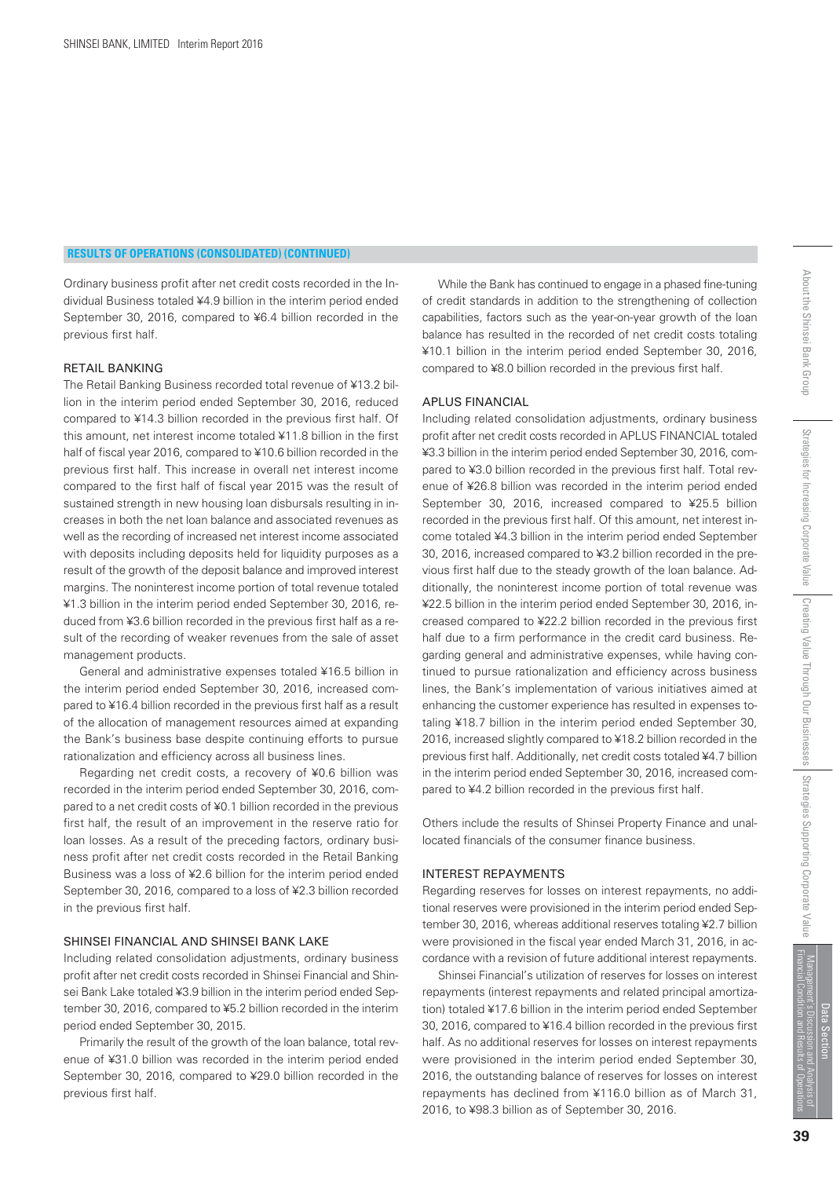## RESULTS OF OPERATIONS (CONSOLIDATED) (CONTINUED)

Ordinary business profit after net credit costs recorded in the Individual Business totaled ¥4.9 billion in the interim period ended September 30, 2016, compared to ¥6.4 billion recorded in the previous first half.

### RETAIL BANKING

The Retail Banking Business recorded total revenue of ¥13.2 billion in the interim period ended September 30, 2016, reduced compared to ¥14.3 billion recorded in the previous first half. Of this amount, net interest income totaled ¥11.8 billion in the first half of fiscal year 2016, compared to ¥10.6 billion recorded in the previous first half. This increase in overall net interest income compared to the first half of fiscal year 2015 was the result of sustained strength in new housing loan disbursals resulting in increases in both the net loan balance and associated revenues as well as the recording of increased net interest income associated with deposits including deposits held for liquidity purposes as a result of the growth of the deposit balance and improved interest margins. The noninterest income portion of total revenue totaled ¥1.3 billion in the interim period ended September 30, 2016, reduced from ¥3.6 billion recorded in the previous first half as a result of the recording of weaker revenues from the sale of asset management products.

General and administrative expenses totaled ¥16.5 billion in the interim period ended September 30, 2016, increased compared to ¥16.4 billion recorded in the previous first half as a result of the allocation of management resources aimed at expanding the Bank's business base despite continuing efforts to pursue rationalization and efficiency across all business lines.

Regarding net credit costs, a recovery of ¥0.6 billion was recorded in the interim period ended September 30, 2016, compared to a net credit costs of ¥0.1 billion recorded in the previous first half, the result of an improvement in the reserve ratio for loan losses. As a result of the preceding factors, ordinary business profit after net credit costs recorded in the Retail Banking Business was a loss of ¥2.6 billion for the interim period ended September 30, 2016, compared to a loss of ¥2.3 billion recorded in the previous first half.

### SHINSEI FINANCIAL AND SHINSEI BANK LAKE

Including related consolidation adjustments, ordinary business profit after net credit costs recorded in Shinsei Financial and Shinsei Bank Lake totaled ¥3.9 billion in the interim period ended September 30, 2016, compared to ¥5.2 billion recorded in the interim period ended September 30, 2015.

Primarily the result of the growth of the loan balance, total revenue of ¥31.0 billion was recorded in the interim period ended September 30, 2016, compared to ¥29.0 billion recorded in the previous first half.

While the Bank has continued to engage in a phased fine-tuning of credit standards in addition to the strengthening of collection capabilities, factors such as the year-on-year growth of the loan balance has resulted in the recorded of net credit costs totaling ¥10.1 billion in the interim period ended September 30, 2016, compared to ¥8.0 billion recorded in the previous first half.

### APLUS FINANCIAL

Including related consolidation adjustments, ordinary business profit after net credit costs recorded in APLUS FINANCIAL totaled ¥3.3 billion in the interim period ended September 30, 2016, compared to ¥3.0 billion recorded in the previous first half. Total revenue of ¥26.8 billion was recorded in the interim period ended September 30, 2016, increased compared to ¥25.5 billion recorded in the previous first half. Of this amount, net interest income totaled ¥4.3 billion in the interim period ended September 30, 2016, increased compared to ¥3.2 billion recorded in the previous first half due to the steady growth of the loan balance. Additionally, the noninterest income portion of total revenue was ¥22.5 billion in the interim period ended September 30, 2016, increased compared to ¥22.2 billion recorded in the previous first half due to a firm performance in the credit card business. Regarding general and administrative expenses, while having continued to pursue rationalization and efficiency across business lines, the Bank's implementation of various initiatives aimed at enhancing the customer experience has resulted in expenses totaling ¥18.7 billion in the interim period ended September 30, 2016, increased slightly compared to ¥18.2 billion recorded in the previous first half. Additionally, net credit costs totaled ¥4.7 billion in the interim period ended September 30, 2016, increased compared to ¥4.2 billion recorded in the previous first half.

Others include the results of Shinsei Property Finance and unallocated financials of the consumer finance business.

### INTEREST REPAYMENTS

Regarding reserves for losses on interest repayments, no additional reserves were provisioned in the interim period ended September 30, 2016, whereas additional reserves totaling ¥2.7 billion were provisioned in the fiscal year ended March 31, 2016, in accordance with a revision of future additional interest repayments.

Shinsei Financial's utilization of reserves for losses on interest repayments (interest repayments and related principal amortization) totaled ¥17.6 billion in the interim period ended September 30, 2016, compared to ¥16.4 billion recorded in the previous first half. As no additional reserves for losses on interest repayments were provisioned in the interim period ended September 30, 2016, the outstanding balance of reserves for losses on interest repayments has declined from ¥116.0 billion as of March 31, 2016, to ¥98.3 billion as of September 30, 2016.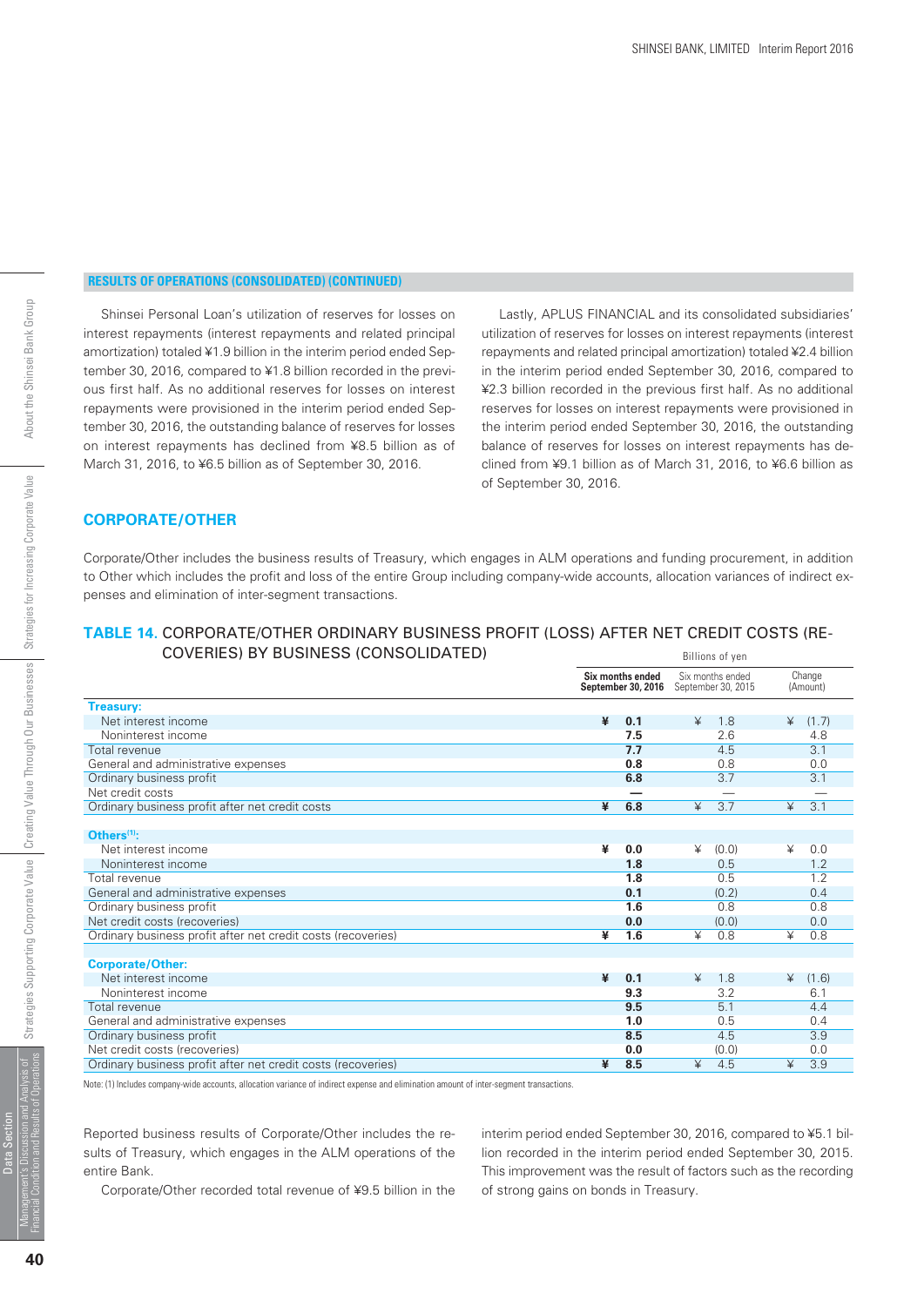## RESULTS OF OPERATIONS (CONSOLIDATED) (CONTINUED)

Shinsei Personal Loan's utilization of reserves for losses on interest repayments (interest repayments and related principal amortization) totaled ¥1.9 billion in the interim period ended September 30, 2016, compared to ¥1.8 billion recorded in the previous first half. As no additional reserves for losses on interest repayments were provisioned in the interim period ended September 30, 2016, the outstanding balance of reserves for losses on interest repayments has declined from ¥8.5 billion as of March 31, 2016, to ¥6.5 billion as of September 30, 2016.

Lastly, APLUS FINANCIAL and its consolidated subsidiaries' utilization of reserves for losses on interest repayments (interest repayments and related principal amortization) totaled ¥2.4 billion in the interim period ended September 30, 2016, compared to ¥2.3 billion recorded in the previous first half. As no additional reserves for losses on interest repayments were provisioned in the interim period ended September 30, 2016, the outstanding balance of reserves for losses on interest repayments has declined from ¥9.1 billion as of March 31, 2016, to ¥6.6 billion as of September 30, 2016.

## CORPORATE/OTHER

Corporate/Other includes the business results of Treasury, which engages in ALM operations and funding procurement, in addition to Other which includes the profit and loss of the entire Group including company-wide accounts, allocation variances of indirect expenses and elimination of inter-segment transactions.

### TABLE 14. CORPORATE/OTHER ORDINARY BUSINESS PROFIT (LOSS) AFTER NET CREDIT COSTS (RECOVERIES) BY BUSINESS (CONSOLIDATED)

Billions of yen

| | **Six months ended September 30, 2016** | Six months ended September 30, 2015 | Change (Amount) |
|---|---|---|---|
| **Treasury:** | | | |
| Net interest income | **¥ 0.1** | ¥ 1.8 | ¥ (1.7) |
| Noninterest income | **7.5** | 2.6 | 4.8 |
| Total revenue | **7.7** | 4.5 | 3.1 |
| General and administrative expenses | **0.8** | 0.8 | 0.0 |
| Ordinary business profit | **6.8** | 3.7 | 3.1 |
| Net credit costs | **—** | — | — |
| Ordinary business profit after net credit costs | **¥ 6.8** | ¥ 3.7 | ¥ 3.1 |
| **Others[1]:** | | | |
| Net interest income | **¥ 0.0** | ¥ (0.0) | ¥ 0.0 |
| Noninterest income | **1.8** | 0.5 | 1.2 |
| Total revenue | **1.8** | 0.5 | 1.2 |
| General and administrative expenses | **0.1** | (0.2) | 0.4 |
| Ordinary business profit | **1.6** | 0.8 | 0.8 |
| Net credit costs (recoveries) | **0.0** | (0.0) | 0.0 |
| Ordinary business profit after net credit costs (recoveries) | **¥ 1.6** | ¥ 0.8 | ¥ 0.8 |
| **Corporate/Other:** | | | |
| Net interest income | **¥ 0.1** | ¥ 1.8 | ¥ (1.6) |
| Noninterest income | **9.3** | 3.2 | 6.1 |
| Total revenue | **9.5** | 5.1 | 4.4 |
| General and administrative expenses | **1.0** | 0.5 | 0.4 |
| Ordinary business profit | **8.5** | 4.5 | 3.9 |
| Net credit costs (recoveries) | **0.0** | (0.0) | 0.0 |
| Ordinary business profit after net credit costs (recoveries) | **¥ 8.5** | ¥ 4.5 | ¥ 3.9 |

Note: (1) Includes company-wide accounts, allocation variance of indirect expense and elimination amount of inter-segment transactions.

Reported business results of Corporate/Other includes the results of Treasury, which engages in the ALM operations of the entire Bank.

Corporate/Other recorded total revenue of ¥9.5 billion in the interim period ended September 30, 2016, compared to ¥5.1 billion recorded in the interim period ended September 30, 2015. This improvement was the result of factors such as the recording of strong gains on bonds in Treasury.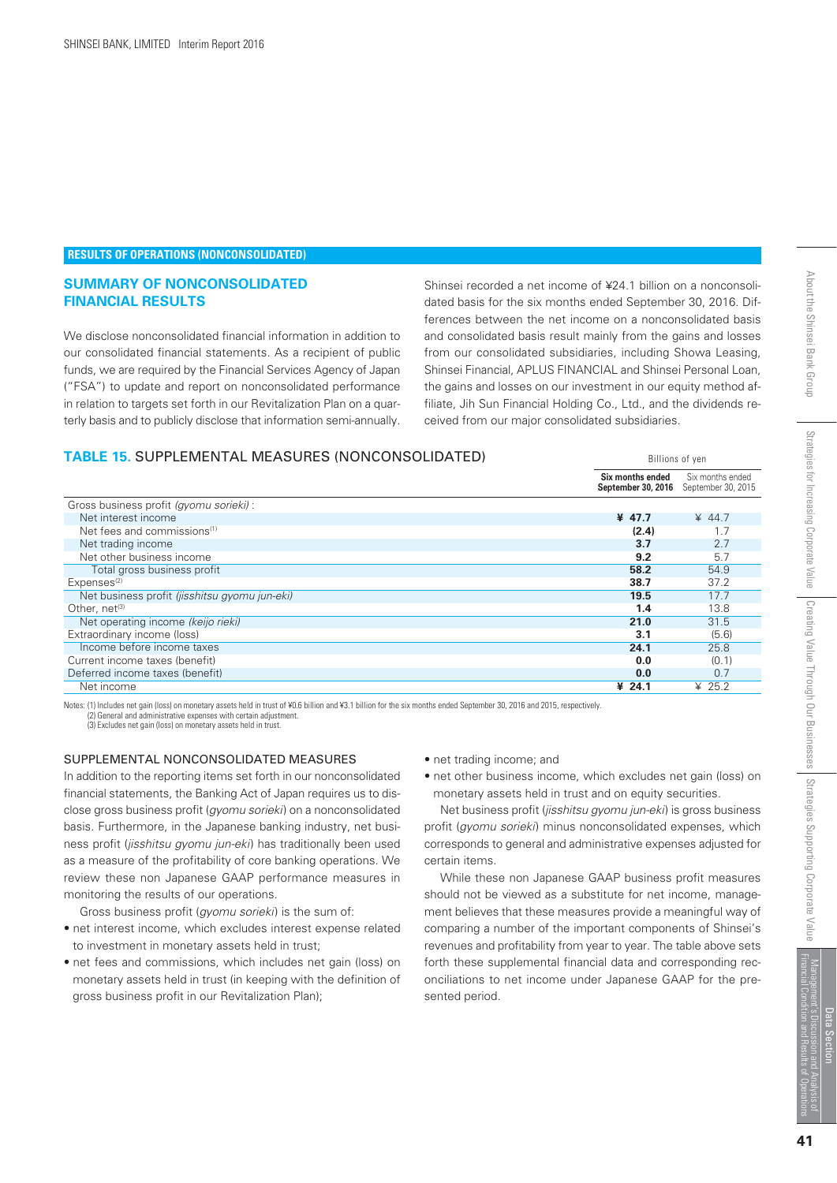## RESULTS OF OPERATIONS (NONCONSOLIDATED)

### SUMMARY OF NONCONSOLIDATED FINANCIAL RESULTS

We disclose nonconsolidated financial information in addition to our consolidated financial statements. As a recipient of public funds, we are required by the Financial Services Agency of Japan ("FSA") to update and report on nonconsolidated performance in relation to targets set forth in our Revitalization Plan on a quarterly basis and to publicly disclose that information semi-annually.

Shinsei recorded a net income of ¥24.1 billion on a nonconsolidated basis for the six months ended September 30, 2016. Differences between the net income on a nonconsolidated basis and consolidated basis result mainly from the gains and losses from our consolidated subsidiaries, including Showa Leasing, Shinsei Financial, APLUS FINANCIAL and Shinsei Personal Loan, the gains and losses on our investment in our equity method affiliate, Jih Sun Financial Holding Co., Ltd., and the dividends received from our major consolidated subsidiaries.

### TABLE 15. SUPPLEMENTAL MEASURES (NONCONSOLIDATED)

Billions of yen

| | **Six months ended September 30, 2016** | Six months ended September 30, 2015 |
|---|---|---|
| Gross business profit *(gyomu sorieki)* : | | |
| Net interest income | **¥ 47.7** | ¥ 44.7 |
| Net fees and commissions[1] | **(2.4)** | 1.7 |
| Net trading income | **3.7** | 2.7 |
| Net other business income | **9.2** | 5.7 |
| Total gross business profit | **58.2** | 54.9 |
| Expenses[2] | **38.7** | 37.2 |
| Net business profit *(jisshitsu gyomu jun-eki)* | **19.5** | 17.7 |
| Other, net[3] | **1.4** | 13.8 |
| Net operating income *(keijo rieki)* | **21.0** | 31.5 |
| Extraordinary income (loss) | **3.1** | (5.6) |
| Income before income taxes | **24.1** | 25.8 |
| Current income taxes (benefit) | **0.0** | (0.1) |
| Deferred income taxes (benefit) | **0.0** | 0.7 |
| Net income | **¥ 24.1** | ¥ 25.2 |

Notes: (1) Includes net gain (loss) on monetary assets held in trust of ¥0.6 billion and ¥3.1 billion for the six months ended September 30, 2016 and 2015, respectively.
(2) General and administrative expenses with certain adjustment.
(3) Excludes net gain (loss) on monetary assets held in trust.

#### SUPPLEMENTAL NONCONSOLIDATED MEASURES

In addition to the reporting items set forth in our nonconsolidated financial statements, the Banking Act of Japan requires us to disclose gross business profit (*gyomu sorieki*) on a nonconsolidated basis. Furthermore, in the Japanese banking industry, net business profit (*jisshitsu gyomu jun-eki*) has traditionally been used as a measure of the profitability of core banking operations. We review these non Japanese GAAP performance measures in monitoring the results of our operations.

Gross business profit (*gyomu sorieki*) is the sum of:

- net interest income, which excludes interest expense related to investment in monetary assets held in trust;
- net fees and commissions, which includes net gain (loss) on monetary assets held in trust (in keeping with the definition of gross business profit in our Revitalization Plan);
- net trading income; and
- net other business income, which excludes net gain (loss) on monetary assets held in trust and on equity securities.

Net business profit (*jisshitsu gyomu jun-eki*) is gross business profit (*gyomu sorieki*) minus nonconsolidated expenses, which corresponds to general and administrative expenses adjusted for certain items.

While these non Japanese GAAP business profit measures should not be viewed as a substitute for net income, management believes that these measures provide a meaningful way of comparing a number of the important components of Shinsei's revenues and profitability from year to year. The table above sets forth these supplemental financial data and corresponding reconciliations to net income under Japanese GAAP for the presented period.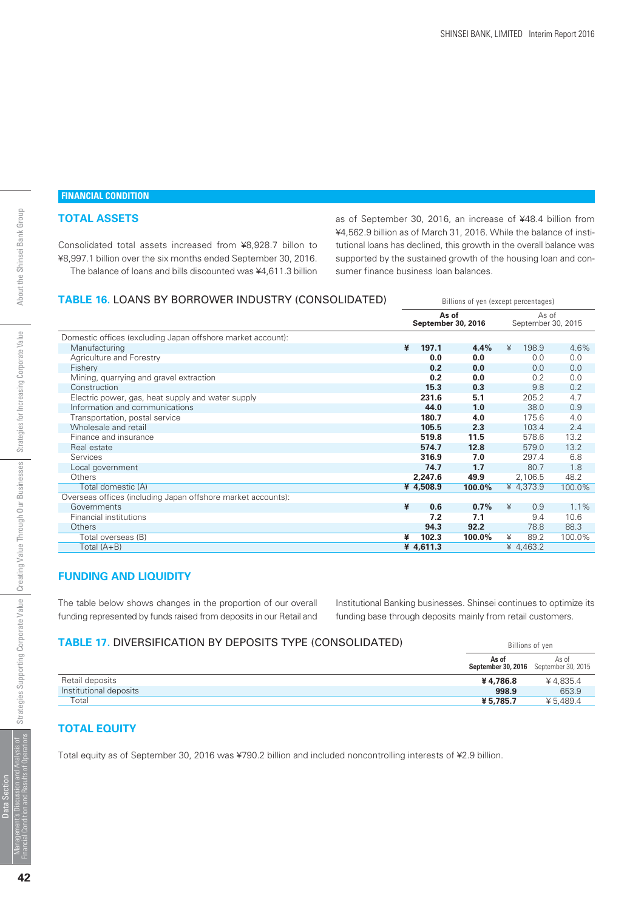## FINANCIAL CONDITION

### TOTAL ASSETS

Consolidated total assets increased from ¥8,928.7 billon to ¥8,997.1 billion over the six months ended September 30, 2016.

The balance of loans and bills discounted was ¥4,611.3 billion as of September 30, 2016, an increase of ¥48.4 billion from ¥4,562.9 billion as of March 31, 2016. While the balance of institutional loans has declined, this growth in the overall balance was supported by the sustained growth of the housing loan and consumer finance business loan balances.

### TABLE 16. LOANS BY BORROWER INDUSTRY (CONSOLIDATED)

Billions of yen (except percentages)

| | **As of September 30, 2016** | | As of September 30, 2015 | |
|---|---|---|---|---|
| Domestic offices (excluding Japan offshore market account): | | | | |
| Manufacturing | **¥ 197.1** | **4.4%** | ¥ 198.9 | 4.6% |
| Agriculture and Forestry | **0.0** | **0.0** | 0.0 | 0.0 |
| Fishery | **0.2** | **0.0** | 0.0 | 0.0 |
| Mining, quarrying and gravel extraction | **0.2** | **0.0** | 0.2 | 0.0 |
| Construction | **15.3** | **0.3** | 9.8 | 0.2 |
| Electric power, gas, heat supply and water supply | **231.6** | **5.1** | 205.2 | 4.7 |
| Information and communications | **44.0** | **1.0** | 38.0 | 0.9 |
| Transportation, postal service | **180.7** | **4.0** | 175.6 | 4.0 |
| Wholesale and retail | **105.5** | **2.3** | 103.4 | 2.4 |
| Finance and insurance | **519.8** | **11.5** | 578.6 | 13.2 |
| Real estate | **574.7** | **12.8** | 579.0 | 13.2 |
| Services | **316.9** | **7.0** | 297.4 | 6.8 |
| Local government | **74.7** | **1.7** | 80.7 | 1.8 |
| Others | **2,247.6** | **49.9** | 2,106.5 | 48.2 |
| Total domestic (A) | **¥ 4,508.9** | **100.0%** | ¥ 4,373.9 | 100.0% |
| Overseas offices (including Japan offshore market accounts): | | | | |
| Governments | **¥ 0.6** | **0.7%** | ¥ 0.9 | 1.1% |
| Financial institutions | **7.2** | **7.1** | 9.4 | 10.6 |
| Others | **94.3** | **92.2** | 78.8 | 88.3 |
| Total overseas (B) | **¥ 102.3** | **100.0%** | ¥ 89.2 | 100.0% |
| Total (A+B) | **¥ 4,611.3** | | ¥ 4,463.2 | |

### FUNDING AND LIQUIDITY

The table below shows changes in the proportion of our overall funding represented by funds raised from deposits in our Retail and Institutional Banking businesses. Shinsei continues to optimize its funding base through deposits mainly from retail customers.

### TABLE 17. DIVERSIFICATION BY DEPOSITS TYPE (CONSOLIDATED)

Billions of yen

| | **As of September 30, 2016** | As of September 30, 2015 |
|---|---|---|
| Retail deposits | **¥ 4,786.8** | ¥ 4,835.4 |
| Institutional deposits | **998.9** | 653.9 |
| Total | **¥ 5,785.7** | ¥ 5,489.4 |

### TOTAL EQUITY

Total equity as of September 30, 2016 was ¥790.2 billion and included noncontrolling interests of ¥2.9 billion.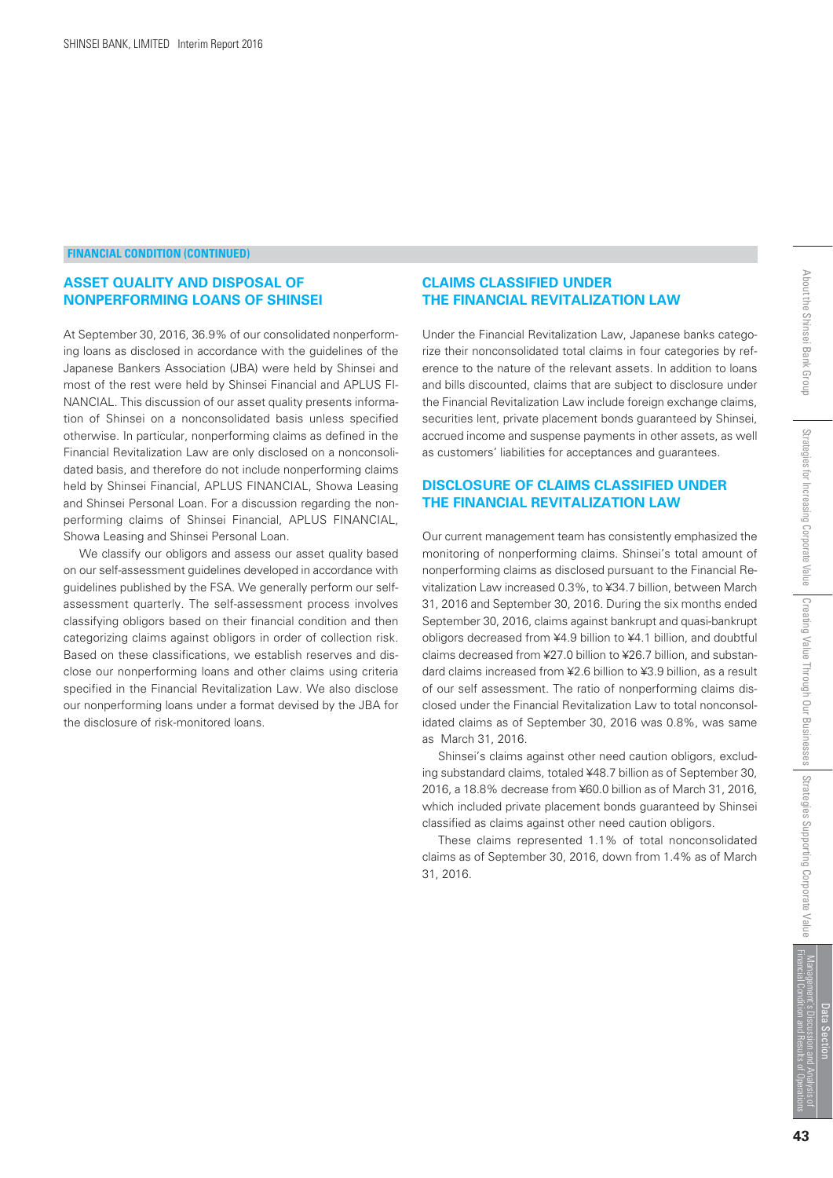**FINANCIAL CONDITION (CONTINUED)**

## ASSET QUALITY AND DISPOSAL OF NONPERFORMING LOANS OF SHINSEI

At September 30, 2016, 36.9% of our consolidated nonperforming loans as disclosed in accordance with the guidelines of the Japanese Bankers Association (JBA) were held by Shinsei and most of the rest were held by Shinsei Financial and APLUS FINANCIAL. This discussion of our asset quality presents information of Shinsei on a nonconsolidated basis unless specified otherwise. In particular, nonperforming claims as defined in the Financial Revitalization Law are only disclosed on a nonconsolidated basis, and therefore do not include nonperforming claims held by Shinsei Financial, APLUS FINANCIAL, Showa Leasing and Shinsei Personal Loan. For a discussion regarding the nonperforming claims of Shinsei Financial, APLUS FINANCIAL, Showa Leasing and Shinsei Personal Loan.

We classify our obligors and assess our asset quality based on our self-assessment guidelines developed in accordance with guidelines published by the FSA. We generally perform our self-assessment quarterly. The self-assessment process involves classifying obligors based on their financial condition and then categorizing claims against obligors in order of collection risk. Based on these classifications, we establish reserves and disclose our nonperforming loans and other claims using criteria specified in the Financial Revitalization Law. We also disclose our nonperforming loans under a format devised by the JBA for the disclosure of risk-monitored loans.

## CLAIMS CLASSIFIED UNDER THE FINANCIAL REVITALIZATION LAW

Under the Financial Revitalization Law, Japanese banks categorize their nonconsolidated total claims in four categories by reference to the nature of the relevant assets. In addition to loans and bills discounted, claims that are subject to disclosure under the Financial Revitalization Law include foreign exchange claims, securities lent, private placement bonds guaranteed by Shinsei, accrued income and suspense payments in other assets, as well as customers' liabilities for acceptances and guarantees.

## DISCLOSURE OF CLAIMS CLASSIFIED UNDER THE FINANCIAL REVITALIZATION LAW

Our current management team has consistently emphasized the monitoring of nonperforming claims. Shinsei's total amount of nonperforming claims as disclosed pursuant to the Financial Revitalization Law increased 0.3%, to ¥34.7 billion, between March 31, 2016 and September 30, 2016. During the six months ended September 30, 2016, claims against bankrupt and quasi-bankrupt obligors decreased from ¥4.9 billion to ¥4.1 billion, and doubtful claims decreased from ¥27.0 billion to ¥26.7 billion, and substandard claims increased from ¥2.6 billion to ¥3.9 billion, as a result of our self assessment. The ratio of nonperforming claims disclosed under the Financial Revitalization Law to total nonconsolidated claims as of September 30, 2016 was 0.8%, was same as March 31, 2016.

Shinsei's claims against other need caution obligors, excluding substandard claims, totaled ¥48.7 billion as of September 30, 2016, a 18.8% decrease from ¥60.0 billion as of March 31, 2016, which included private placement bonds guaranteed by Shinsei classified as claims against other need caution obligors.

These claims represented 1.1% of total nonconsolidated claims as of September 30, 2016, down from 1.4% as of March 31, 2016.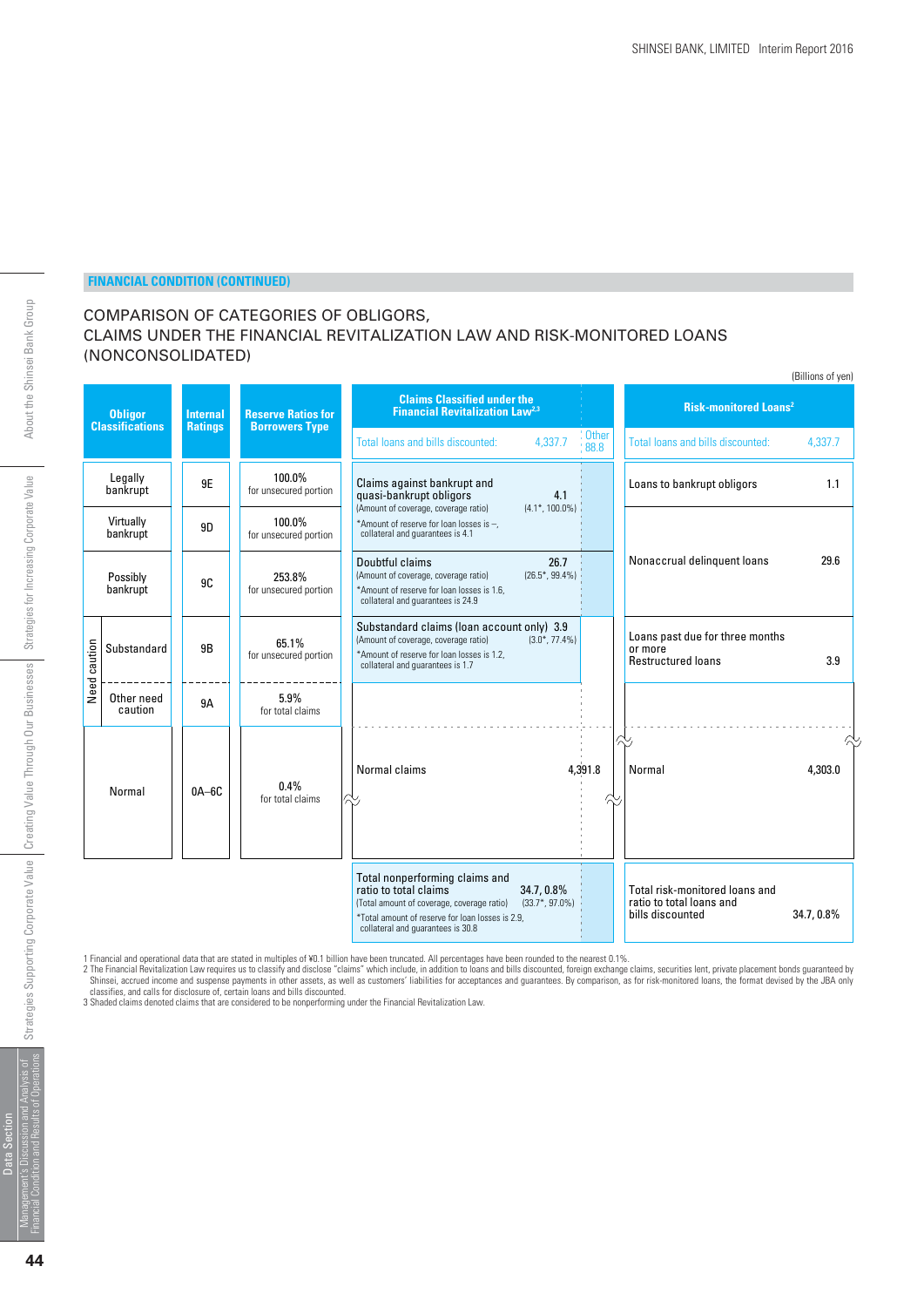**FINANCIAL CONDITION (CONTINUED)**

# COMPARISON OF CATEGORIES OF OBLIGORS, CLAIMS UNDER THE FINANCIAL REVITALIZATION LAW AND RISK-MONITORED LOANS (NONCONSOLIDATED)

(Billions of yen)

| Obligor Classifications | | Internal Ratings | Reserve Ratios for Borrowers Type | Claims Classified under the Financial Revitalization Law[2,3] (Total loans and bills discounted: 4,337.7; Other 88.8) | Risk-monitored Loans[2] (Total loans and bills discounted: 4,337.7) |
|---|---|---|---|---|---|
| Legally bankrupt | | 9E | 100.0% for unsecured portion | Claims against bankrupt and quasi-bankrupt obligors 4.1 (Amount of coverage, coverage ratio) (4.1*, 100.0%) *Amount of reserve for loan losses is –, collateral and guarantees is 4.1 | Loans to bankrupt obligors 1.1 |
| Virtually bankrupt | | 9D | 100.0% for unsecured portion | | Nonaccrual delinquent loans 29.6 |
| Possibly bankrupt | | 9C | 253.8% for unsecured portion | Doubtful claims 26.7 (Amount of coverage, coverage ratio) (26.5*, 99.4%) *Amount of reserve for loan losses is 1.6, collateral and guarantees is 24.9 | |
| Need caution | Substandard | 9B | 65.1% for unsecured portion | Substandard claims (loan account only) 3.9 (Amount of coverage, coverage ratio) (3.0*, 77.4%) *Amount of reserve for loan losses is 1.2, collateral and guarantees is 1.7 | Loans past due for three months or more Restructured loans 3.9 |
| | Other need caution | 9A | 5.9% for total claims | Normal claims 4,391.8 | Normal 4,303.0 |
| Normal | | 0A–6C | 0.4% for total claims | | |
| | | | | Total nonperforming claims and ratio to total claims 34.7, 0.8% (Total amount of coverage, coverage ratio) (33.7*, 97.0%) *Total amount of reserve for loan losses is 2.9, collateral and guarantees is 30.8 | Total risk-monitored loans and ratio to total loans and bills discounted 34.7, 0.8% |

1 Financial and operational data that are stated in multiples of ¥0.1 billion have been truncated. All percentages have been rounded to the nearest 0.1%.
2 The Financial Revitalization Law requires us to classify and disclose "claims" which include, in addition to loans and bills discounted, foreign exchange claims, securities lent, private placement bonds guaranteed by Shinsei, accrued income and suspense payments in other assets, as well as customers' liabilities for acceptances and guarantees. By comparison, as for risk-monitored loans, the format devised by the JBA only classifies, and calls for disclosure of, certain loans and bills discounted.
3 Shaded claims denoted claims that are considered to be nonperforming under the Financial Revitalization Law.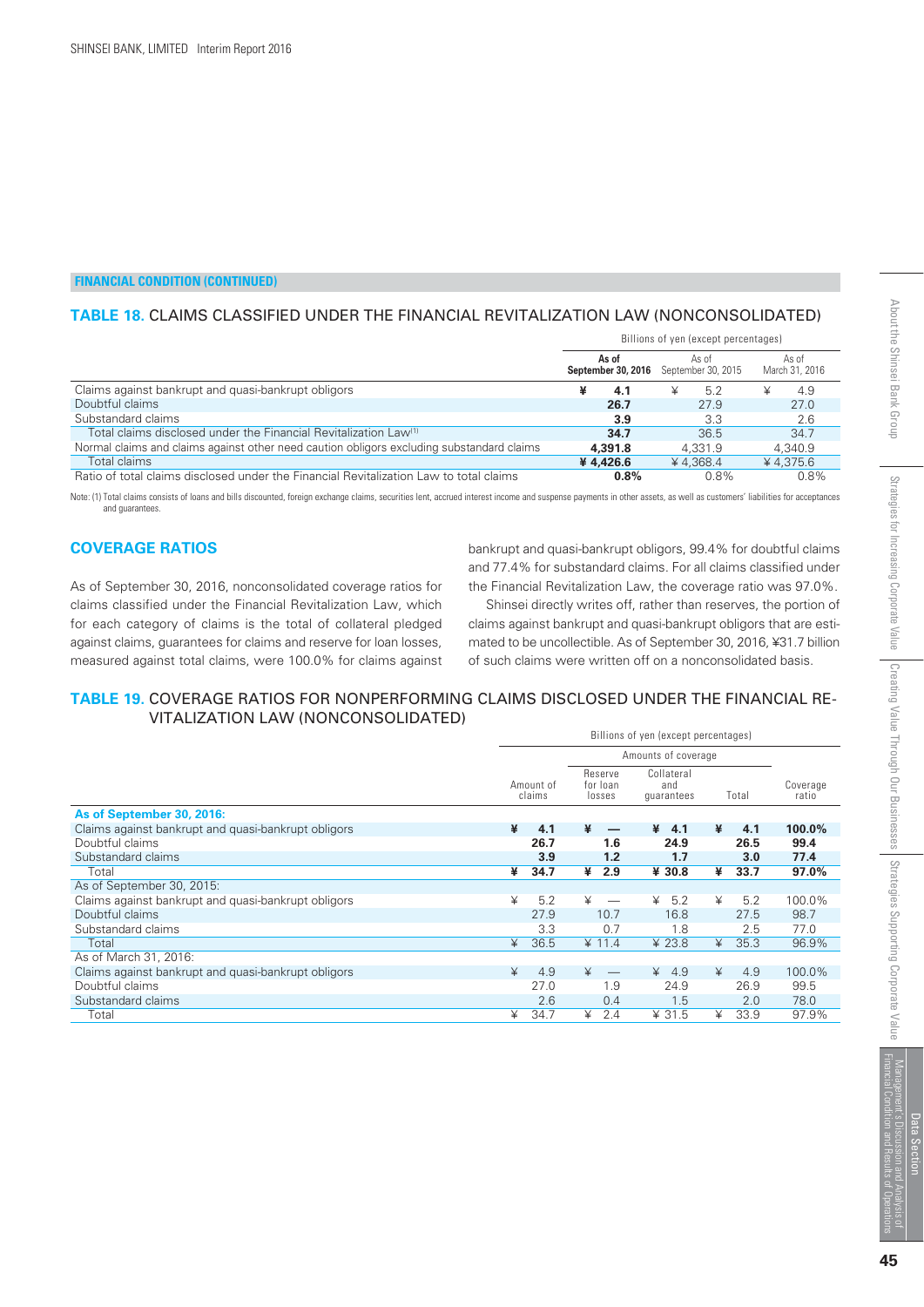FINANCIAL CONDITION (CONTINUED)

## TABLE 18. CLAIMS CLASSIFIED UNDER THE FINANCIAL REVITALIZATION LAW (NONCONSOLIDATED)

| | Billions of yen (except percentages) | | |
|---|---|---|---|
| | **As of September 30, 2016** | As of September 30, 2015 | As of March 31, 2016 |
| Claims against bankrupt and quasi-bankrupt obligors | **¥ 4.1** | ¥ 5.2 | ¥ 4.9 |
| Doubtful claims | **26.7** | 27.9 | 27.0 |
| Substandard claims | **3.9** | 3.3 | 2.6 |
| Total claims disclosed under the Financial Revitalization Law[1] | **34.7** | 36.5 | 34.7 |
| Normal claims and claims against other need caution obligors excluding substandard claims | **4,391.8** | 4,331.9 | 4,340.9 |
| Total claims | **¥ 4,426.6** | ¥ 4,368.4 | ¥ 4,375.6 |
| Ratio of total claims disclosed under the Financial Revitalization Law to total claims | **0.8%** | 0.8% | 0.8% |

Note: (1) Total claims consists of loans and bills discounted, foreign exchange claims, securities lent, accrued interest income and suspense payments in other assets, as well as customers' liabilities for acceptances and guarantees.

## COVERAGE RATIOS

As of September 30, 2016, nonconsolidated coverage ratios for claims classified under the Financial Revitalization Law, which for each category of claims is the total of collateral pledged against claims, guarantees for claims and reserve for loan losses, measured against total claims, were 100.0% for claims against bankrupt and quasi-bankrupt obligors, 99.4% for doubtful claims and 77.4% for substandard claims. For all claims classified under the Financial Revitalization Law, the coverage ratio was 97.0%.

Shinsei directly writes off, rather than reserves, the portion of claims against bankrupt and quasi-bankrupt obligors that are estimated to be uncollectible. As of September 30, 2016, ¥31.7 billion of such claims were written off on a nonconsolidated basis.

## TABLE 19. COVERAGE RATIOS FOR NONPERFORMING CLAIMS DISCLOSED UNDER THE FINANCIAL REVITALIZATION LAW (NONCONSOLIDATED)

| | Billions of yen (except percentages) | | | | |
|---|---|---|---|---|---|
| | | Amounts of coverage | | | |
| | Amount of claims | Reserve for loan losses | Collateral and guarantees | Total | Coverage ratio |
| **As of September 30, 2016:** | | | | | |
| Claims against bankrupt and quasi-bankrupt obligors | **¥ 4.1** | **¥ —** | **¥ 4.1** | **¥ 4.1** | **100.0%** |
| Doubtful claims | **26.7** | **1.6** | **24.9** | **26.5** | **99.4** |
| Substandard claims | **3.9** | **1.2** | **1.7** | **3.0** | **77.4** |
| Total | **¥ 34.7** | **¥ 2.9** | **¥ 30.8** | **¥ 33.7** | **97.0%** |
| As of September 30, 2015: | | | | | |
| Claims against bankrupt and quasi-bankrupt obligors | ¥ 5.2 | ¥ — | ¥ 5.2 | ¥ 5.2 | 100.0% |
| Doubtful claims | 27.9 | 10.7 | 16.8 | 27.5 | 98.7 |
| Substandard claims | 3.3 | 0.7 | 1.8 | 2.5 | 77.0 |
| Total | ¥ 36.5 | ¥ 11.4 | ¥ 23.8 | ¥ 35.3 | 96.9% |
| As of March 31, 2016: | | | | | |
| Claims against bankrupt and quasi-bankrupt obligors | ¥ 4.9 | ¥ — | ¥ 4.9 | ¥ 4.9 | 100.0% |
| Doubtful claims | 27.0 | 1.9 | 24.9 | 26.9 | 99.5 |
| Substandard claims | 2.6 | 0.4 | 1.5 | 2.0 | 78.0 |
| Total | ¥ 34.7 | ¥ 2.4 | ¥ 31.5 | ¥ 33.9 | 97.9% |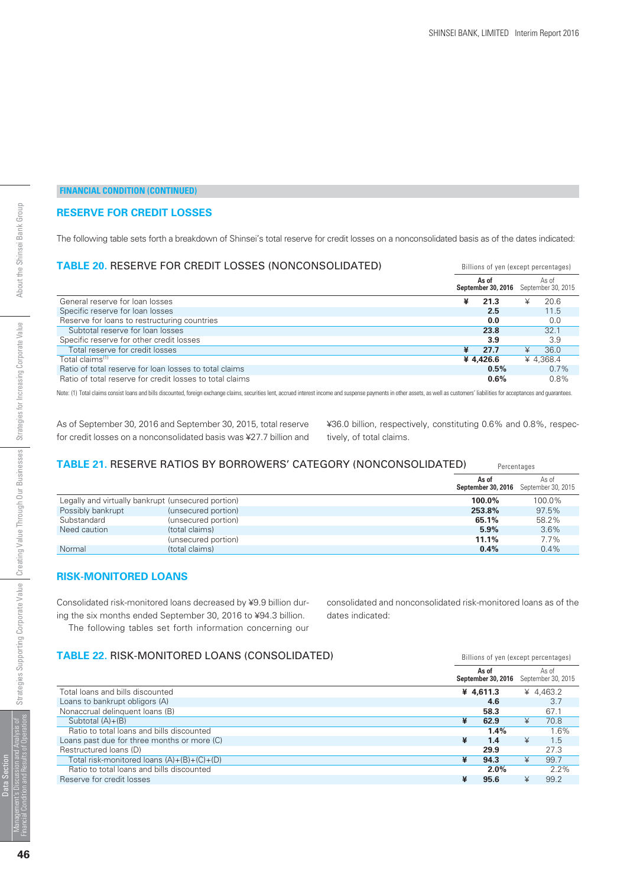## FINANCIAL CONDITION (CONTINUED)

### RESERVE FOR CREDIT LOSSES

The following table sets forth a breakdown of Shinsei's total reserve for credit losses on a nonconsolidated basis as of the dates indicated:

**TABLE 20. RESERVE FOR CREDIT LOSSES (NONCONSOLIDATED)**

Billions of yen (except percentages)

| | As of September 30, 2016 | As of September 30, 2015 |
|---|---|---|
| General reserve for loan losses | ¥ 21.3 | ¥ 20.6 |
| Specific reserve for loan losses | 2.5 | 11.5 |
| Reserve for loans to restructuring countries | 0.0 | 0.0 |
| Subtotal reserve for loan losses | 23.8 | 32.1 |
| Specific reserve for other credit losses | 3.9 | 3.9 |
| Total reserve for credit losses | ¥ 27.7 | ¥ 36.0 |
| Total claims[1] | ¥ 4,426.6 | ¥ 4,368.4 |
| Ratio of total reserve for loan losses to total claims | 0.5% | 0.7% |
| Ratio of total reserve for credit losses to total claims | 0.6% | 0.8% |

Note: (1) Total claims consist loans and bills discounted, foreign exchange claims, securities lent, accrued interest income and suspense payments in other assets, as well as customers' liabilities for acceptances and guarantees.

As of September 30, 2016 and September 30, 2015, total reserve for credit losses on a nonconsolidated basis was ¥27.7 billion and ¥36.0 billion, respectively, constituting 0.6% and 0.8%, respectively, of total claims.

**TABLE 21. RESERVE RATIOS BY BORROWERS' CATEGORY (NONCONSOLIDATED)**

Percentages

| | | As of September 30, 2016 | As of September 30, 2015 |
|---|---|---|---|
| Legally and virtually bankrupt | (unsecured portion) | 100.0% | 100.0% |
| Possibly bankrupt | (unsecured portion) | 253.8% | 97.5% |
| Substandard | (unsecured portion) | 65.1% | 58.2% |
| Need caution | (total claims) | 5.9% | 3.6% |
| | (unsecured portion) | 11.1% | 7.7% |
| Normal | (total claims) | 0.4% | 0.4% |

### RISK-MONITORED LOANS

Consolidated risk-monitored loans decreased by ¥9.9 billion during the six months ended September 30, 2016 to ¥94.3 billion.

The following tables set forth information concerning our consolidated and nonconsolidated risk-monitored loans as of the dates indicated:

**TABLE 22. RISK-MONITORED LOANS (CONSOLIDATED)**

Billions of yen (except percentages)

| | As of September 30, 2016 | As of September 30, 2015 |
|---|---|---|
| Total loans and bills discounted | ¥ 4,611.3 | ¥ 4,463.2 |
| Loans to bankrupt obligors (A) | 4.6 | 3.7 |
| Nonaccrual delinquent loans (B) | 58.3 | 67.1 |
| Subtotal (A)+(B) | ¥ 62.9 | ¥ 70.8 |
| Ratio to total loans and bills discounted | 1.4% | 1.6% |
| Loans past due for three months or more (C) | ¥ 1.4 | ¥ 1.5 |
| Restructured loans (D) | 29.9 | 27.3 |
| Total risk-monitored loans (A)+(B)+(C)+(D) | ¥ 94.3 | ¥ 99.7 |
| Ratio to total loans and bills discounted | 2.0% | 2.2% |
| Reserve for credit losses | ¥ 95.6 | ¥ 99.2 |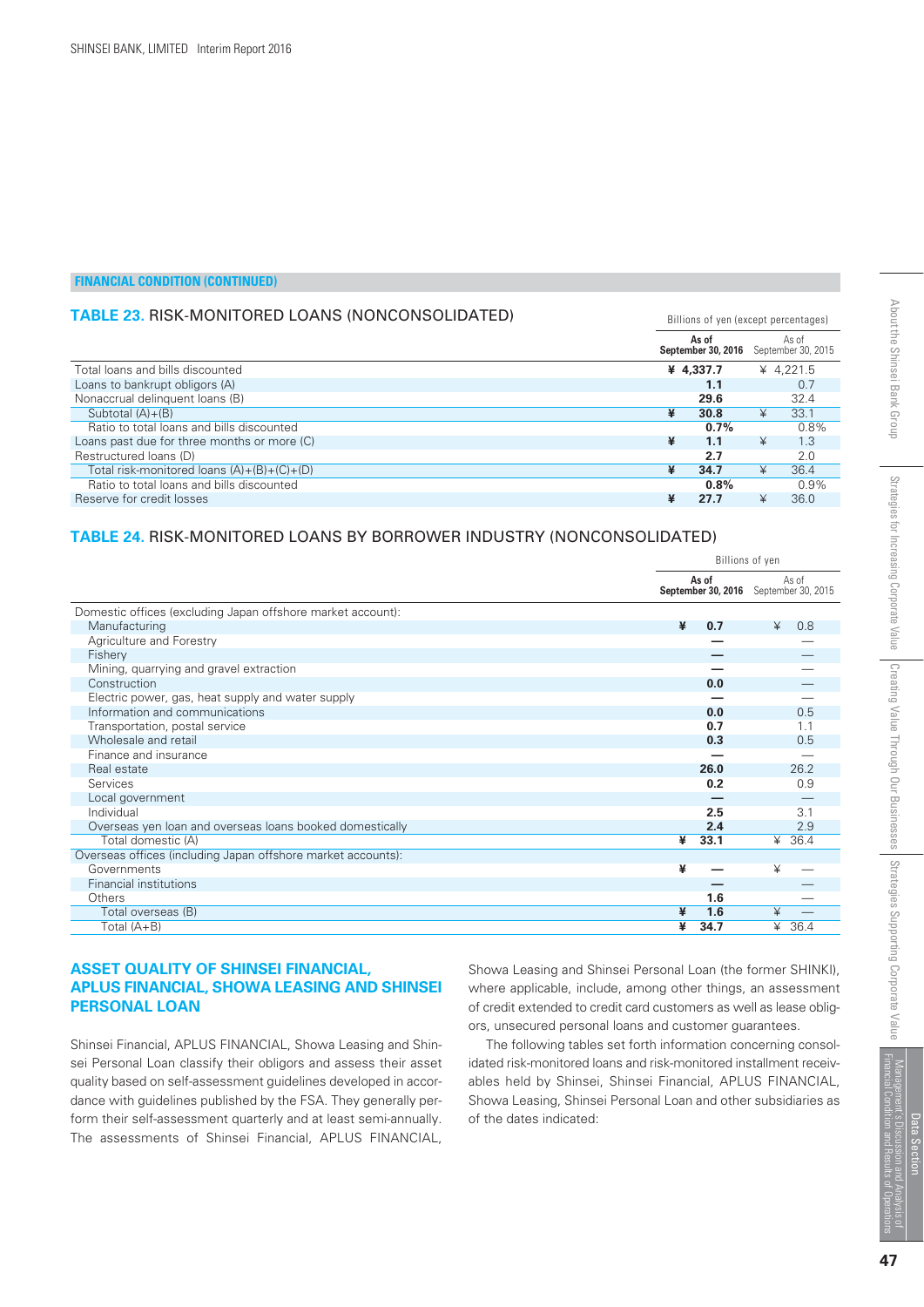**FINANCIAL CONDITION (CONTINUED)**

## TABLE 23. RISK-MONITORED LOANS (NONCONSOLIDATED)

Billions of yen (except percentages)

| | As of September 30, 2016 | As of September 30, 2015 |
|---|---|---|
| Total loans and bills discounted | ¥ 4,337.7 | ¥ 4,221.5 |
| Loans to bankrupt obligors (A) | 1.1 | 0.7 |
| Nonaccrual delinquent loans (B) | 29.6 | 32.4 |
| Subtotal (A)+(B) | ¥ 30.8 | ¥ 33.1 |
| Ratio to total loans and bills discounted | 0.7% | 0.8% |
| Loans past due for three months or more (C) | ¥ 1.1 | ¥ 1.3 |
| Restructured loans (D) | 2.7 | 2.0 |
| Total risk-monitored loans (A)+(B)+(C)+(D) | ¥ 34.7 | ¥ 36.4 |
| Ratio to total loans and bills discounted | 0.8% | 0.9% |
| Reserve for credit losses | ¥ 27.7 | ¥ 36.0 |

## TABLE 24. RISK-MONITORED LOANS BY BORROWER INDUSTRY (NONCONSOLIDATED)

Billions of yen

| | As of September 30, 2016 | As of September 30, 2015 |
|---|---|---|
| Domestic offices (excluding Japan offshore market account): | | |
| Manufacturing | ¥ 0.7 | ¥ 0.8 |
| Agriculture and Forestry | — | — |
| Fishery | — | — |
| Mining, quarrying and gravel extraction | — | — |
| Construction | 0.0 | — |
| Electric power, gas, heat supply and water supply | — | — |
| Information and communications | 0.0 | 0.5 |
| Transportation, postal service | 0.7 | 1.1 |
| Wholesale and retail | 0.3 | 0.5 |
| Finance and insurance | — | — |
| Real estate | 26.0 | 26.2 |
| Services | 0.2 | 0.9 |
| Local government | — | — |
| Individual | 2.5 | 3.1 |
| Overseas yen loan and overseas loans booked domestically | 2.4 | 2.9 |
| Total domestic (A) | ¥ 33.1 | ¥ 36.4 |
| Overseas offices (including Japan offshore market accounts): | | |
| Governments | ¥ — | ¥ — |
| Financial institutions | — | — |
| Others | 1.6 | — |
| Total overseas (B) | ¥ 1.6 | ¥ — |
| Total (A+B) | ¥ 34.7 | ¥ 36.4 |

## ASSET QUALITY OF SHINSEI FINANCIAL, APLUS FINANCIAL, SHOWA LEASING AND SHINSEI PERSONAL LOAN

Shinsei Financial, APLUS FINANCIAL, Showa Leasing and Shinsei Personal Loan classify their obligors and assess their asset quality based on self-assessment guidelines developed in accordance with guidelines published by the FSA. They generally perform their self-assessment quarterly and at least semi-annually. The assessments of Shinsei Financial, APLUS FINANCIAL, Showa Leasing and Shinsei Personal Loan (the former SHINKI), where applicable, include, among other things, an assessment of credit extended to credit card customers as well as lease obligors, unsecured personal loans and customer guarantees.

The following tables set forth information concerning consolidated risk-monitored loans and risk-monitored installment receivables held by Shinsei, Shinsei Financial, APLUS FINANCIAL, Showa Leasing, Shinsei Personal Loan and other subsidiaries as of the dates indicated: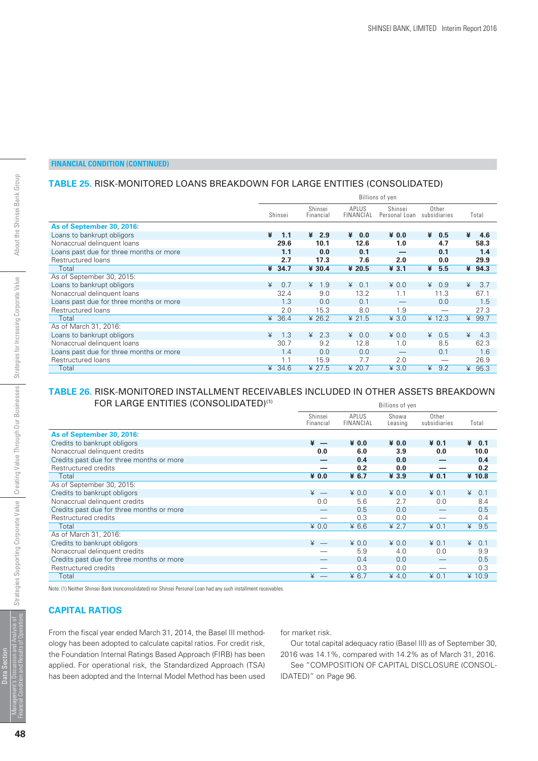FINANCIAL CONDITION (CONTINUED)

## TABLE 25. RISK-MONITORED LOANS BREAKDOWN FOR LARGE ENTITIES (CONSOLIDATED)

| | Billions of yen | | | | | |
|---|---|---|---|---|---|---|
| | Shinsei | Shinsei Financial | APLUS FINANCIAL | Shinsei Personal Loan | Other subsidiaries | Total |
| **As of September 30, 2016:** | | | | | | |
| Loans to bankrupt obligors | **¥ 1.1** | **¥ 2.9** | **¥ 0.0** | **¥ 0.0** | **¥ 0.5** | **¥ 4.6** |
| Nonaccrual delinquent loans | **29.6** | **10.1** | **12.6** | **1.0** | **4.7** | **58.3** |
| Loans past due for three months or more | **1.1** | **0.0** | **0.1** | **—** | **0.1** | **1.4** |
| Restructured loans | **2.7** | **17.3** | **7.6** | **2.0** | **0.0** | **29.9** |
| Total | **¥ 34.7** | **¥ 30.4** | **¥ 20.5** | **¥ 3.1** | **¥ 5.5** | **¥ 94.3** |
| As of September 30, 2015: | | | | | | |
| Loans to bankrupt obligors | ¥ 0.7 | ¥ 1.9 | ¥ 0.1 | ¥ 0.0 | ¥ 0.9 | ¥ 3.7 |
| Nonaccrual delinquent loans | 32.4 | 9.0 | 13.2 | 1.1 | 11.3 | 67.1 |
| Loans past due for three months or more | 1.3 | 0.0 | 0.1 | — | 0.0 | 1.5 |
| Restructured loans | 2.0 | 15.3 | 8.0 | 1.9 | — | 27.3 |
| Total | ¥ 36.4 | ¥ 26.2 | ¥ 21.5 | ¥ 3.0 | ¥ 12.3 | ¥ 99.7 |
| As of March 31, 2016: | | | | | | |
| Loans to bankrupt obligors | ¥ 1.3 | ¥ 2.3 | ¥ 0.0 | ¥ 0.0 | ¥ 0.5 | ¥ 4.3 |
| Nonaccrual delinquent loans | 30.7 | 9.2 | 12.8 | 1.0 | 8.5 | 62.3 |
| Loans past due for three months or more | 1.4 | 0.0 | 0.0 | — | 0.1 | 1.6 |
| Restructured loans | 1.1 | 15.9 | 7.7 | 2.0 | — | 26.9 |
| Total | ¥ 34.6 | ¥ 27.5 | ¥ 20.7 | ¥ 3.0 | ¥ 9.2 | ¥ 95.3 |

## TABLE 26. RISK-MONITORED INSTALLMENT RECEIVABLES INCLUDED IN OTHER ASSETS BREAKDOWN FOR LARGE ENTITIES (CONSOLIDATED)[1]

| | Billions of yen | | | | |
|---|---|---|---|---|---|
| | Shinsei Financial | APLUS FINANCIAL | Showa Leasing | Other subsidiaries | Total |
| **As of September 30, 2016:** | | | | | |
| Credits to bankrupt obligors | **¥ —** | **¥ 0.0** | **¥ 0.0** | **¥ 0.1** | **¥ 0.1** |
| Nonaccrual delinquent credits | **0.0** | **6.0** | **3.9** | **0.0** | **10.0** |
| Credits past due for three months or more | **—** | **0.4** | **0.0** | **—** | **0.4** |
| Restructured credits | **—** | **0.2** | **0.0** | **—** | **0.2** |
| Total | **¥ 0.0** | **¥ 6.7** | **¥ 3.9** | **¥ 0.1** | **¥ 10.8** |
| As of September 30, 2015: | | | | | |
| Credits to bankrupt obligors | ¥ — | ¥ 0.0 | ¥ 0.0 | ¥ 0.1 | ¥ 0.1 |
| Nonaccrual delinquent credits | 0.0 | 5.6 | 2.7 | 0.0 | 8.4 |
| Credits past due for three months or more | — | 0.5 | 0.0 | — | 0.5 |
| Restructured credits | — | 0.3 | 0.0 | — | 0.4 |
| Total | ¥ 0.0 | ¥ 6.6 | ¥ 2.7 | ¥ 0.1 | ¥ 9.5 |
| As of March 31, 2016: | | | | | |
| Credits to bankrupt obligors | ¥ — | ¥ 0.0 | ¥ 0.0 | ¥ 0.1 | ¥ 0.1 |
| Nonaccrual delinquent credits | — | 5.9 | 4.0 | 0.0 | 9.9 |
| Credits past due for three months or more | — | 0.4 | 0.0 | — | 0.5 |
| Restructured credits | — | 0.3 | 0.0 | — | 0.3 |
| Total | ¥ — | ¥ 6.7 | ¥ 4.0 | ¥ 0.1 | ¥ 10.9 |

Note: (1) Neither Shinsei Bank (nonconsolidated) nor Shinsei Personal Loan had any such installment receivables.

## CAPITAL RATIOS

From the fiscal year ended March 31, 2014, the Basel III methodology has been adopted to calculate capital ratios. For credit risk, the Foundation Internal Ratings Based Approach (FIRB) has been applied. For operational risk, the Standardized Approach (TSA) has been adopted and the Internal Model Method has been used for market risk.

Our total capital adequacy ratio (Basel III) as of September 30, 2016 was 14.1%, compared with 14.2% as of March 31, 2016.

See "COMPOSITION OF CAPITAL DISCLOSURE (CONSOLIDATED)" on Page 96.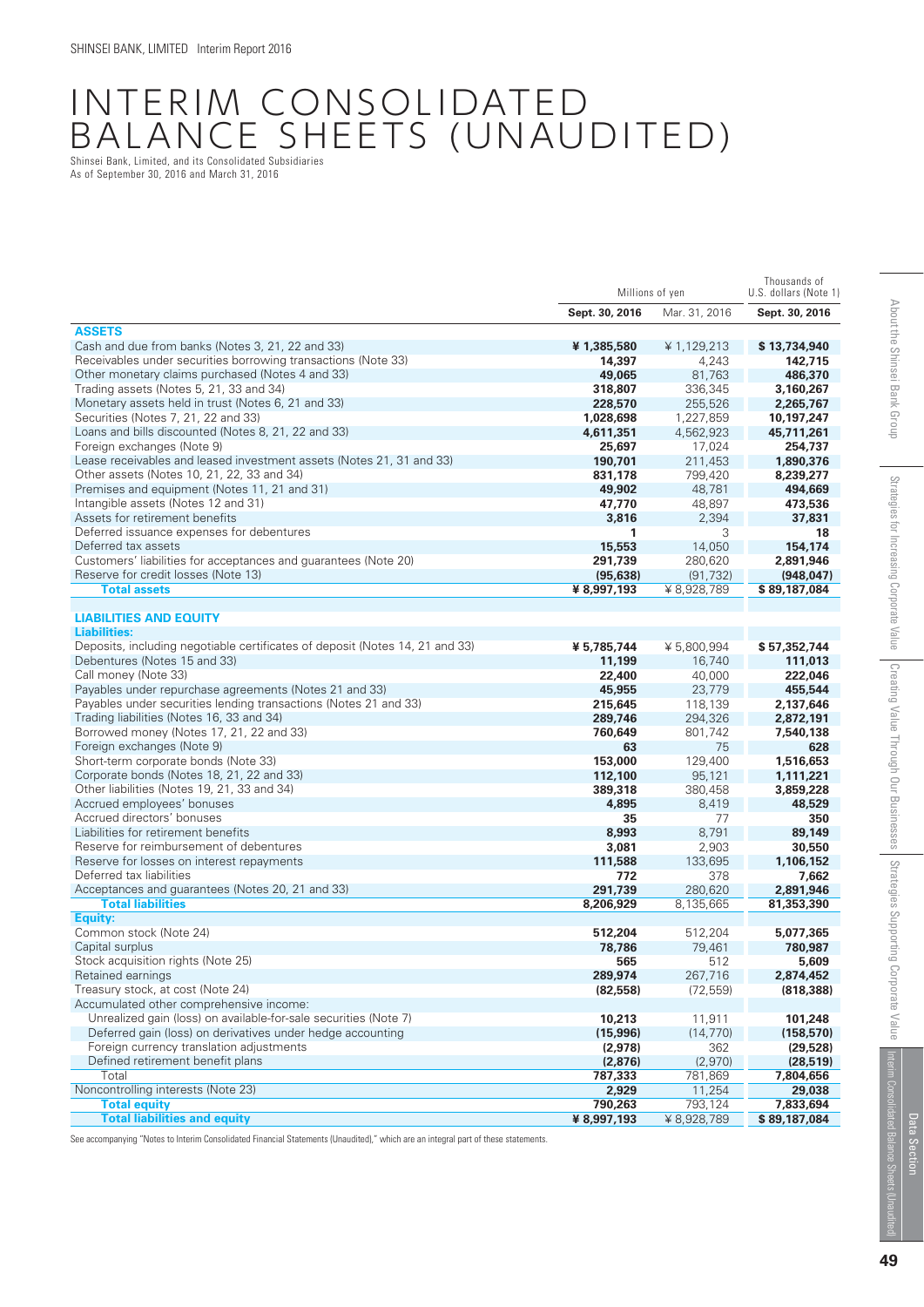# INTERIM CONSOLIDATED BALANCE SHEETS (UNAUDITED)

Shinsei Bank, Limited, and its Consolidated Subsidiaries
As of September 30, 2016 and March 31, 2016

| | Millions of yen | | Thousands of U.S. dollars (Note 1) |
|---|---|---|---|
| | **Sept. 30, 2016** | Mar. 31, 2016 | **Sept. 30, 2016** |
| **ASSETS** | | | |
| Cash and due from banks (Notes 3, 21, 22 and 33) | **¥ 1,385,580** | ¥ 1,129,213 | **$ 13,734,940** |
| Receivables under securities borrowing transactions (Note 33) | **14,397** | 4,243 | **142,715** |
| Other monetary claims purchased (Notes 4 and 33) | **49,065** | 81,763 | **486,370** |
| Trading assets (Notes 5, 21, 33 and 34) | **318,807** | 336,345 | **3,160,267** |
| Monetary assets held in trust (Notes 6, 21 and 33) | **228,570** | 255,526 | **2,265,767** |
| Securities (Notes 7, 21, 22 and 33) | **1,028,698** | 1,227,859 | **10,197,247** |
| Loans and bills discounted (Notes 8, 21, 22 and 33) | **4,611,351** | 4,562,923 | **45,711,261** |
| Foreign exchanges (Note 9) | **25,697** | 17,024 | **254,737** |
| Lease receivables and leased investment assets (Notes 21, 31 and 33) | **190,701** | 211,453 | **1,890,376** |
| Other assets (Notes 10, 21, 22, 33 and 34) | **831,178** | 799,420 | **8,239,277** |
| Premises and equipment (Notes 11, 21 and 31) | **49,902** | 48,781 | **494,669** |
| Intangible assets (Notes 12 and 31) | **47,770** | 48,897 | **473,536** |
| Assets for retirement benefits | **3,816** | 2,394 | **37,831** |
| Deferred issuance expenses for debentures | **1** | 3 | **18** |
| Deferred tax assets | **15,553** | 14,050 | **154,174** |
| Customers' liabilities for acceptances and guarantees (Note 20) | **291,739** | 280,620 | **2,891,946** |
| Reserve for credit losses (Note 13) | **(95,638)** | (91,732) | **(948,047)** |
| **Total assets** | **¥ 8,997,193** | ¥ 8,928,789 | **$ 89,187,084** |
| | | | |
| **LIABILITIES AND EQUITY** | | | |
| **Liabilities:** | | | |
| Deposits, including negotiable certificates of deposit (Notes 14, 21 and 33) | **¥ 5,785,744** | ¥ 5,800,994 | **$ 57,352,744** |
| Debentures (Notes 15 and 33) | **11,199** | 16,740 | **111,013** |
| Call money (Note 33) | **22,400** | 40,000 | **222,046** |
| Payables under repurchase agreements (Notes 21 and 33) | **45,955** | 23,779 | **455,544** |
| Payables under securities lending transactions (Notes 21 and 33) | **215,645** | 118,139 | **2,137,646** |
| Trading liabilities (Notes 16, 33 and 34) | **289,746** | 294,326 | **2,872,191** |
| Borrowed money (Notes 17, 21, 22 and 33) | **760,649** | 801,742 | **7,540,138** |
| Foreign exchanges (Note 9) | **63** | 75 | **628** |
| Short-term corporate bonds (Note 33) | **153,000** | 129,400 | **1,516,653** |
| Corporate bonds (Notes 18, 21, 22 and 33) | **112,100** | 95,121 | **1,111,221** |
| Other liabilities (Notes 19, 21, 33 and 34) | **389,318** | 380,458 | **3,859,228** |
| Accrued employees' bonuses | **4,895** | 8,419 | **48,529** |
| Accrued directors' bonuses | **35** | 77 | **350** |
| Liabilities for retirement benefits | **8,993** | 8,791 | **89,149** |
| Reserve for reimbursement of debentures | **3,081** | 2,903 | **30,550** |
| Reserve for losses on interest repayments | **111,588** | 133,695 | **1,106,152** |
| Deferred tax liabilities | **772** | 378 | **7,662** |
| Acceptances and guarantees (Notes 20, 21 and 33) | **291,739** | 280,620 | **2,891,946** |
| **Total liabilities** | **8,206,929** | 8,135,665 | **81,353,390** |
| **Equity:** | | | |
| Common stock (Note 24) | **512,204** | 512,204 | **5,077,365** |
| Capital surplus | **78,786** | 79,461 | **780,987** |
| Stock acquisition rights (Note 25) | **565** | 512 | **5,609** |
| Retained earnings | **289,974** | 267,716 | **2,874,452** |
| Treasury stock, at cost (Note 24) | **(82,558)** | (72,559) | **(818,388)** |
| Accumulated other comprehensive income: | | | |
| Unrealized gain (loss) on available-for-sale securities (Note 7) | **10,213** | 11,911 | **101,248** |
| Deferred gain (loss) on derivatives under hedge accounting | **(15,996)** | (14,770) | **(158,570)** |
| Foreign currency translation adjustments | **(2,978)** | 362 | **(29,528)** |
| Defined retirement benefit plans | **(2,876)** | (2,970) | **(28,519)** |
| Total | **787,333** | 781,869 | **7,804,656** |
| Noncontrolling interests (Note 23) | **2,929** | 11,254 | **29,038** |
| **Total equity** | **790,263** | 793,124 | **7,833,694** |
| **Total liabilities and equity** | **¥ 8,997,193** | ¥ 8,928,789 | **$ 89,187,084** |

See accompanying "Notes to Interim Consolidated Financial Statements (Unaudited)," which are an integral part of these statements.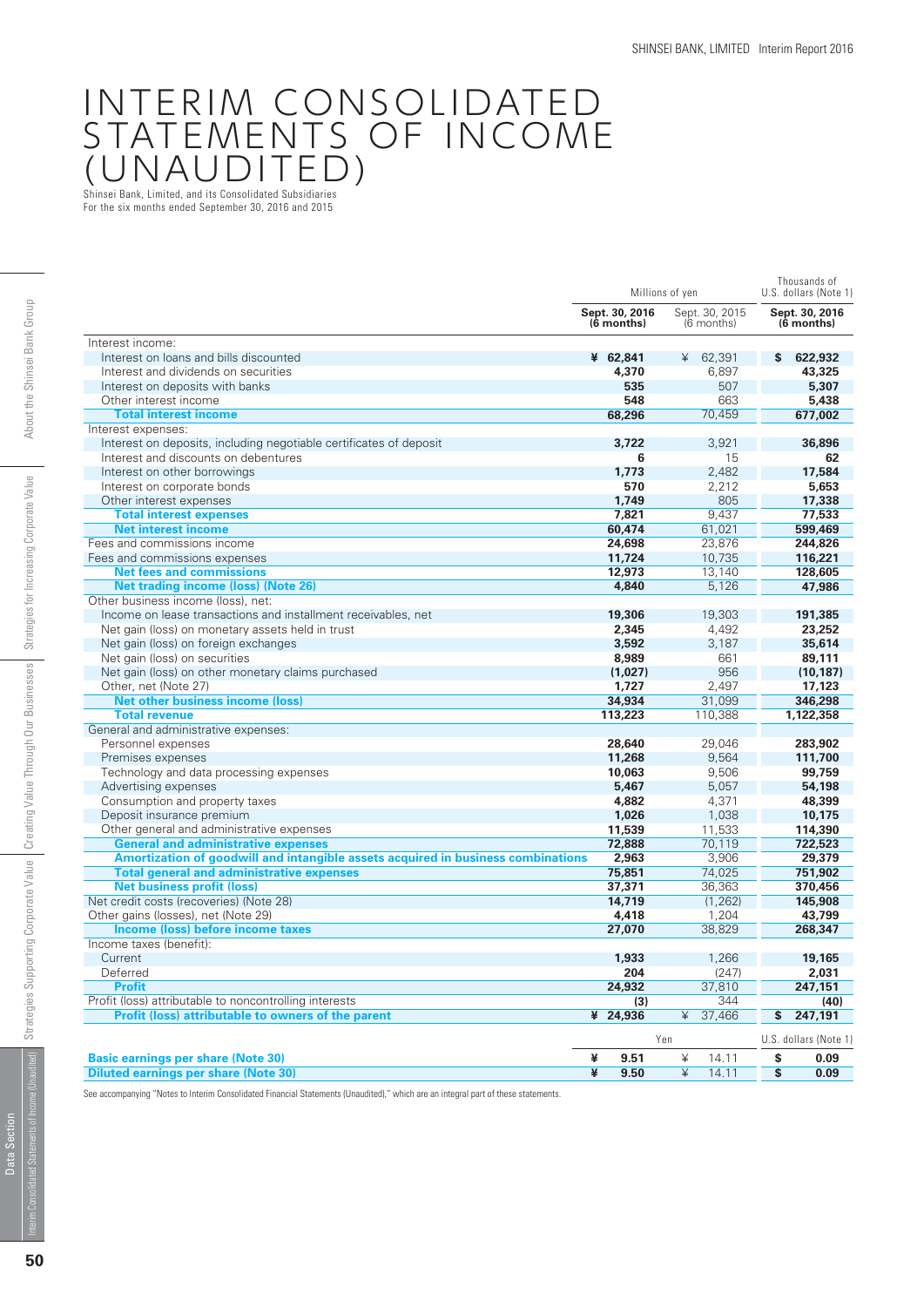# INTERIM CONSOLIDATED STATEMENTS OF INCOME (UNAUDITED)

Shinsei Bank, Limited, and its Consolidated Subsidiaries
For the six months ended September 30, 2016 and 2015

| | Millions of yen | | Thousands of U.S. dollars (Note 1) |
|---|---|---|---|
| | **Sept. 30, 2016 (6 months)** | Sept. 30, 2015 (6 months) | **Sept. 30, 2016 (6 months)** |
| Interest income: | | | |
| Interest on loans and bills discounted | **¥ 62,841** | ¥ 62,391 | **$ 622,932** |
| Interest and dividends on securities | **4,370** | 6,897 | **43,325** |
| Interest on deposits with banks | **535** | 507 | **5,307** |
| Other interest income | **548** | 663 | **5,438** |
| **Total interest income** | **68,296** | 70,459 | **677,002** |
| Interest expenses: | | | |
| Interest on deposits, including negotiable certificates of deposit | **3,722** | 3,921 | **36,896** |
| Interest and discounts on debentures | **6** | 15 | **62** |
| Interest on other borrowings | **1,773** | 2,482 | **17,584** |
| Interest on corporate bonds | **570** | 2,212 | **5,653** |
| Other interest expenses | **1,749** | 805 | **17,338** |
| **Total interest expenses** | **7,821** | 9,437 | **77,533** |
| **Net interest income** | **60,474** | 61,021 | **599,469** |
| Fees and commissions income | **24,698** | 23,876 | **244,826** |
| Fees and commissions expenses | **11,724** | 10,735 | **116,221** |
| **Net fees and commissions** | **12,973** | 13,140 | **128,605** |
| **Net trading income (loss) (Note 26)** | **4,840** | 5,126 | **47,986** |
| Other business income (loss), net: | | | |
| Income on lease transactions and installment receivables, net | **19,306** | 19,303 | **191,385** |
| Net gain (loss) on monetary assets held in trust | **2,345** | 4,492 | **23,252** |
| Net gain (loss) on foreign exchanges | **3,592** | 3,187 | **35,614** |
| Net gain (loss) on securities | **8,989** | 661 | **89,111** |
| Net gain (loss) on other monetary claims purchased | **(1,027)** | 956 | **(10,187)** |
| Other, net (Note 27) | **1,727** | 2,497 | **17,123** |
| **Net other business income (loss)** | **34,934** | 31,099 | **346,298** |
| **Total revenue** | **113,223** | 110,388 | **1,122,358** |
| General and administrative expenses: | | | |
| Personnel expenses | **28,640** | 29,046 | **283,902** |
| Premises expenses | **11,268** | 9,564 | **111,700** |
| Technology and data processing expenses | **10,063** | 9,506 | **99,759** |
| Advertising expenses | **5,467** | 5,057 | **54,198** |
| Consumption and property taxes | **4,882** | 4,371 | **48,399** |
| Deposit insurance premium | **1,026** | 1,038 | **10,175** |
| Other general and administrative expenses | **11,539** | 11,533 | **114,390** |
| **General and administrative expenses** | **72,888** | 70,119 | **722,523** |
| **Amortization of goodwill and intangible assets acquired in business combinations** | **2,963** | 3,906 | **29,379** |
| **Total general and administrative expenses** | **75,851** | 74,025 | **751,902** |
| **Net business profit (loss)** | **37,371** | 36,363 | **370,456** |
| Net credit costs (recoveries) (Note 28) | **14,719** | (1,262) | **145,908** |
| Other gains (losses), net (Note 29) | **4,418** | 1,204 | **43,799** |
| **Income (loss) before income taxes** | **27,070** | 38,829 | **268,347** |
| Income taxes (benefit): | | | |
| Current | **1,933** | 1,266 | **19,165** |
| Deferred | **204** | (247) | **2,031** |
| **Profit** | **24,932** | 37,810 | **247,151** |
| Profit (loss) attributable to noncontrolling interests | **(3)** | 344 | **(40)** |
| **Profit (loss) attributable to owners of the parent** | **¥ 24,936** | ¥ 37,466 | **$ 247,191** |

| | Yen | | U.S. dollars (Note 1) |
|---|---|---|---|
| **Basic earnings per share (Note 30)** | **¥ 9.51** | ¥ 14.11 | **$ 0.09** |
| **Diluted earnings per share (Note 30)** | **¥ 9.50** | ¥ 14.11 | **$ 0.09** |

See accompanying "Notes to Interim Consolidated Financial Statements (Unaudited)," which are an integral part of these statements.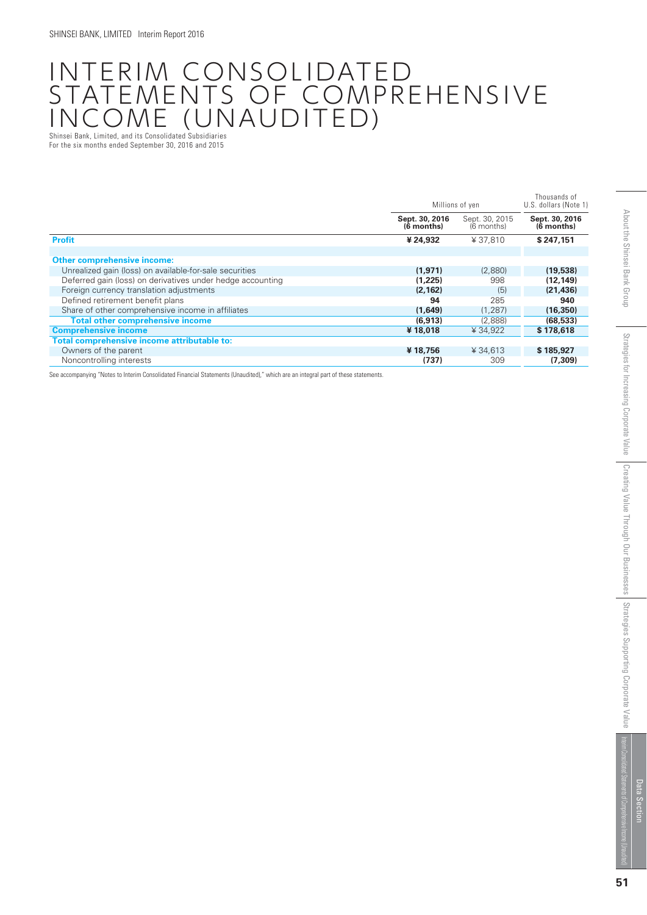#  INTERIM CONSOLIDATED STATEMENTS OF COMPREHENSIVE INCOME (UNAUDITED)

Shinsei Bank, Limited, and its Consolidated Subsidiaries
For the six months ended September 30, 2016 and 2015

| | Millions of yen | | Thousands of U.S. dollars (Note 1) |
|---|---|---|---|
| | **Sept. 30, 2016 (6 months)** | Sept. 30, 2015 (6 months) | **Sept. 30, 2016 (6 months)** |
| **Profit** | **¥ 24,932** | ¥ 37,810 | **$ 247,151** |
| **Other comprehensive income:** | | | |
| Unrealized gain (loss) on available-for-sale securities | **(1,971)** | (2,880) | **(19,538)** |
| Deferred gain (loss) on derivatives under hedge accounting | **(1,225)** | 998 | **(12,149)** |
| Foreign currency translation adjustments | **(2,162)** | (5) | **(21,436)** |
| Defined retirement benefit plans | **94** | 285 | **940** |
| Share of other comprehensive income in affiliates | **(1,649)** | (1,287) | **(16,350)** |
| **Total other comprehensive income** | **(6,913)** | (2,888) | **(68,533)** |
| **Comprehensive income** | **¥ 18,018** | ¥ 34,922 | **$ 178,618** |
| **Total comprehensive income attributable to:** | | | |
| Owners of the parent | **¥ 18,756** | ¥ 34,613 | **$ 185,927** |
| Noncontrolling interests | **(737)** | 309 | **(7,309)** |

See accompanying "Notes to Interim Consolidated Financial Statements (Unaudited)," which are an integral part of these statements.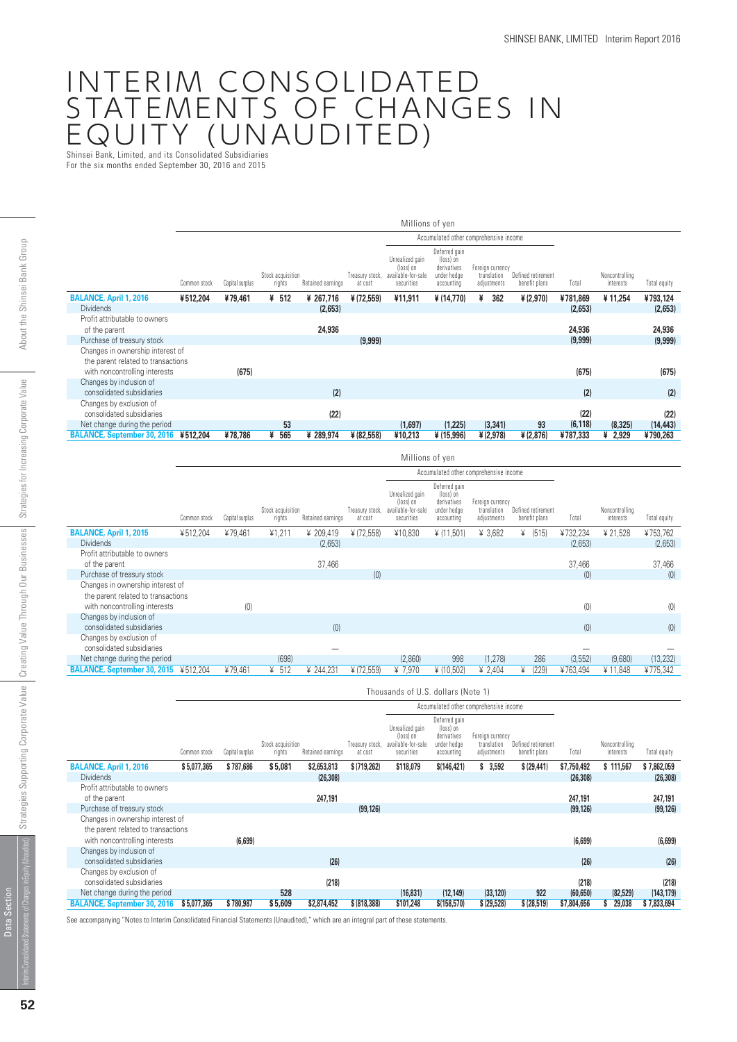# INTERIM CONSOLIDATED STATEMENTS OF CHANGES IN EQUITY (UNAUDITED)

Shinsei Bank, Limited, and its Consolidated Subsidiaries
For the six months ended September 30, 2016 and 2015

Millions of yen

| | Common stock | Capital surplus | Stock acquisition rights | Retained earnings | Treasury stock, at cost | Accumulated other comprehensive income: Unrealized gain (loss) on available-for-sale securities | Deferred gain (loss) on derivatives under hedge accounting | Foreign currency translation adjustments | Defined retirement benefit plans | Total | Noncontrolling interests | Total equity |
|---|---|---|---|---|---|---|---|---|---|---|---|---|
| **BALANCE, April 1, 2016** | **¥512,204** | **¥79,461** | **¥ 512** | **¥ 267,716** | **¥ (72,559)** | **¥11,911** | **¥ (14,770)** | **¥ 362** | **¥ (2,970)** | **¥781,869** | **¥ 11,254** | **¥793,124** |
| Dividends | | | | **(2,653)** | | | | | | **(2,653)** | | **(2,653)** |
| Profit attributable to owners of the parent | | | | **24,936** | | | | | | **24,936** | | **24,936** |
| Purchase of treasury stock | | | | | **(9,999)** | | | | | **(9,999)** | | **(9,999)** |
| Changes in ownership interest of the parent related to transactions with noncontrolling interests | | **(675)** | | | | | | | | **(675)** | | **(675)** |
| Changes by inclusion of consolidated subsidiaries | | | | **(2)** | | | | | | **(2)** | | **(2)** |
| Changes by exclusion of consolidated subsidiaries | | | | **(22)** | | | | | | **(22)** | | **(22)** |
| Net change during the period | | | **53** | | | **(1,697)** | **(1,225)** | **(3,341)** | **93** | **(6,118)** | **(8,325)** | **(14,443)** |
| **BALANCE, September 30, 2016** | **¥512,204** | **¥78,786** | **¥ 565** | **¥ 289,974** | **¥ (82,558)** | **¥10,213** | **¥ (15,996)** | **¥ (2,978)** | **¥ (2,876)** | **¥787,333** | **¥ 2,929** | **¥790,263** |

Millions of yen

| | Common stock | Capital surplus | Stock acquisition rights | Retained earnings | Treasury stock, at cost | Accumulated other comprehensive income: Unrealized gain (loss) on available-for-sale securities | Deferred gain (loss) on derivatives under hedge accounting | Foreign currency translation adjustments | Defined retirement benefit plans | Total | Noncontrolling interests | Total equity |
|---|---|---|---|---|---|---|---|---|---|---|---|---|
| **BALANCE, April 1, 2015** | ¥512,204 | ¥79,461 | ¥1,211 | ¥ 209,419 | ¥ (72,558) | ¥10,830 | ¥ (11,501) | ¥ 3,682 | ¥ (515) | ¥732,234 | ¥ 21,528 | ¥753,762 |
| Dividends | | | | (2,653) | | | | | | (2,653) | | (2,653) |
| Profit attributable to owners of the parent | | | | 37,466 | | | | | | 37,466 | | 37,466 |
| Purchase of treasury stock | | | | | (0) | | | | | (0) | | (0) |
| Changes in ownership interest of the parent related to transactions with noncontrolling interests | | (0) | | | | | | | | (0) | | (0) |
| Changes by inclusion of consolidated subsidiaries | | | | (0) | | | | | | (0) | | (0) |
| Changes by exclusion of consolidated subsidiaries | | | | — | | | | | | — | | — |
| Net change during the period | | | (698) | | | (2,860) | 998 | (1,278) | 286 | (3,552) | (9,680) | (13,232) |
| **BALANCE, September 30, 2015** | ¥512,204 | ¥79,461 | ¥ 512 | ¥ 244,231 | ¥ (72,559) | ¥ 7,970 | ¥ (10,502) | ¥ 2,404 | ¥ (229) | ¥763,494 | ¥ 11,848 | ¥775,342 |

Thousands of U.S. dollars (Note 1)

| | Common stock | Capital surplus | Stock acquisition rights | Retained earnings | Treasury stock, at cost | Accumulated other comprehensive income: Unrealized gain (loss) on available-for-sale securities | Deferred gain (loss) on derivatives under hedge accounting | Foreign currency translation adjustments | Defined retirement benefit plans | Total | Noncontrolling interests | Total equity |
|---|---|---|---|---|---|---|---|---|---|---|---|---|
| **BALANCE, April 1, 2016** | **$5,077,365** | **$787,686** | **$5,081** | **$2,653,813** | **$ (719,262)** | **$118,079** | **$(146,421)** | **$ 3,592** | **$ (29,441)** | **$7,750,492** | **$ 111,567** | **$ 7,862,059** |
| Dividends | | | | **(26,308)** | | | | | | **(26,308)** | | **(26,308)** |
| Profit attributable to owners of the parent | | | | **247,191** | | | | | | **247,191** | | **247,191** |
| Purchase of treasury stock | | | | | **(99,126)** | | | | | **(99,126)** | | **(99,126)** |
| Changes in ownership interest of the parent related to transactions with noncontrolling interests | | **(6,699)** | | | | | | | | **(6,699)** | | **(6,699)** |
| Changes by inclusion of consolidated subsidiaries | | | | **(26)** | | | | | | **(26)** | | **(26)** |
| Changes by exclusion of consolidated subsidiaries | | | | **(218)** | | | | | | **(218)** | | **(218)** |
| Net change during the period | | | **528** | | | **(16,831)** | **(12,149)** | **(33,120)** | **922** | **(60,650)** | **(82,529)** | **(143,179)** |
| **BALANCE, September 30, 2016** | **$5,077,365** | **$780,987** | **$5,609** | **$2,874,452** | **$ (818,388)** | **$101,248** | **$(158,570)** | **$ (29,528)** | **$ (28,519)** | **$7,804,656** | **$ 29,038** | **$ 7,833,694** |

See accompanying "Notes to Interim Consolidated Financial Statements (Unaudited)," which are an integral part of these statements.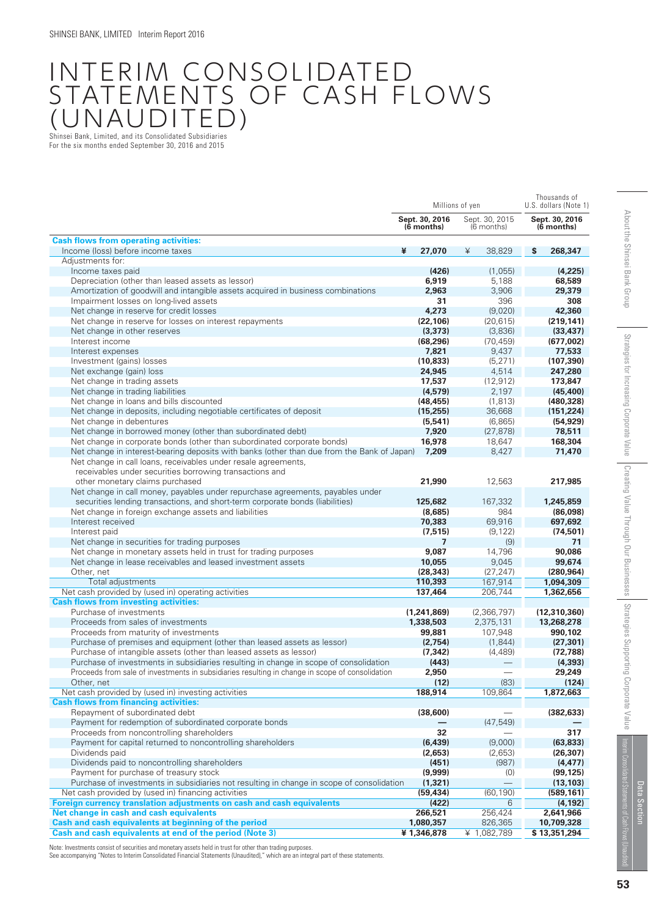# INTERIM CONSOLIDATED STATEMENTS OF CASH FLOWS (UNAUDITED)

Shinsei Bank, Limited, and its Consolidated Subsidiaries
For the six months ended September 30, 2016 and 2015

| | Millions of yen | | Thousands of U.S. dollars (Note 1) |
|---|---|---|---|
| | **Sept. 30, 2016 (6 months)** | Sept. 30, 2015 (6 months) | **Sept. 30, 2016 (6 months)** |
| **Cash flows from operating activities:** | | | |
| Income (loss) before income taxes | **¥ 27,070** | ¥ 38,829 | **$ 268,347** |
| Adjustments for: | | | |
| Income taxes paid | **(426)** | (1,055) | **(4,225)** |
| Depreciation (other than leased assets as lessor) | **6,919** | 5,188 | **68,589** |
| Amortization of goodwill and intangible assets acquired in business combinations | **2,963** | 3,906 | **29,379** |
| Impairment losses on long-lived assets | **31** | 396 | **308** |
| Net change in reserve for credit losses | **4,273** | (9,020) | **42,360** |
| Net change in reserve for losses on interest repayments | **(22,106)** | (20,615) | **(219,141)** |
| Net change in other reserves | **(3,373)** | (3,836) | **(33,437)** |
| Interest income | **(68,296)** | (70,459) | **(677,002)** |
| Interest expenses | **7,821** | 9,437 | **77,533** |
| Investment (gains) losses | **(10,833)** | (5,271) | **(107,390)** |
| Net exchange (gain) loss | **24,945** | 4,514 | **247,280** |
| Net change in trading assets | **17,537** | (12,912) | **173,847** |
| Net change in trading liabilities | **(4,579)** | 2,197 | **(45,400)** |
| Net change in loans and bills discounted | **(48,455)** | (1,813) | **(480,328)** |
| Net change in deposits, including negotiable certificates of deposit | **(15,255)** | 36,668 | **(151,224)** |
| Net change in debentures | **(5,541)** | (6,865) | **(54,929)** |
| Net change in borrowed money (other than subordinated debt) | **7,920** | (27,878) | **78,511** |
| Net change in corporate bonds (other than subordinated corporate bonds) | **16,978** | 18,647 | **168,304** |
| Net change in interest-bearing deposits with banks (other than due from the Bank of Japan) | **7,209** | 8,427 | **71,470** |
| Net change in call loans, receivables under resale agreements, receivables under securities borrowing transactions and other monetary claims purchased | **21,990** | 12,563 | **217,985** |
| Net change in call money, payables under repurchase agreements, payables under securities lending transactions, and short-term corporate bonds (liabilities) | **125,682** | 167,332 | **1,245,859** |
| Net change in foreign exchange assets and liabilities | **(8,685)** | 984 | **(86,098)** |
| Interest received | **70,383** | 69,916 | **697,692** |
| Interest paid | **(7,515)** | (9,122) | **(74,501)** |
| Net change in securities for trading purposes | **7** | (9) | **71** |
| Net change in monetary assets held in trust for trading purposes | **9,087** | 14,796 | **90,086** |
| Net change in lease receivables and leased investment assets | **10,055** | 9,045 | **99,674** |
| Other, net | **(28,343)** | (27,247) | **(280,964)** |
| Total adjustments | **110,393** | 167,914 | **1,094,309** |
| Net cash provided by (used in) operating activities | **137,464** | 206,744 | **1,362,656** |
| **Cash flows from investing activities:** | | | |
| Purchase of investments | **(1,241,869)** | (2,366,797) | **(12,310,360)** |
| Proceeds from sales of investments | **1,338,503** | 2,375,131 | **13,268,278** |
| Proceeds from maturity of investments | **99,881** | 107,948 | **990,102** |
| Purchase of premises and equipment (other than leased assets as lessor) | **(2,754)** | (1,844) | **(27,301)** |
| Purchase of intangible assets (other than leased assets as lessor) | **(7,342)** | (4,489) | **(72,788)** |
| Purchase of investments in subsidiaries resulting in change in scope of consolidation | **(443)** | — | **(4,393)** |
| Proceeds from sale of investments in subsidiaries resulting in change in scope of consolidation | **2,950** | — | **29,249** |
| Other, net | **(12)** | (83) | **(124)** |
| Net cash provided by (used in) investing activities | **188,914** | 109,864 | **1,872,663** |
| **Cash flows from financing activities:** | | | |
| Repayment of subordinated debt | **(38,600)** | — | **(382,633)** |
| Payment for redemption of subordinated corporate bonds | **—** | (47,549) | **—** |
| Proceeds from noncontrolling shareholders | **32** | — | **317** |
| Payment for capital returned to noncontrolling shareholders | **(6,439)** | (9,000) | **(63,833)** |
| Dividends paid | **(2,653)** | (2,653) | **(26,307)** |
| Dividends paid to noncontrolling shareholders | **(451)** | (987) | **(4,477)** |
| Payment for purchase of treasury stock | **(9,999)** | (0) | **(99,125)** |
| Purchase of investments in subsidiaries not resulting in change in scope of consolidation | **(1,321)** | — | **(13,103)** |
| Net cash provided by (used in) financing activities | **(59,434)** | (60,190) | **(589,161)** |
| **Foreign currency translation adjustments on cash and cash equivalents** | **(422)** | 6 | **(4,192)** |
| **Net change in cash and cash equivalents** | **266,521** | 256,424 | **2,641,966** |
| **Cash and cash equivalents at beginning of the period** | **1,080,357** | 826,365 | **10,709,328** |
| **Cash and cash equivalents at end of the period (Note 3)** | **¥ 1,346,878** | ¥ 1,082,789 | **$ 13,351,294** |

Note: Investments consist of securities and monetary assets held in trust for other than trading purposes.
See accompanying "Notes to Interim Consolidated Financial Statements (Unaudited)," which are an integral part of these statements.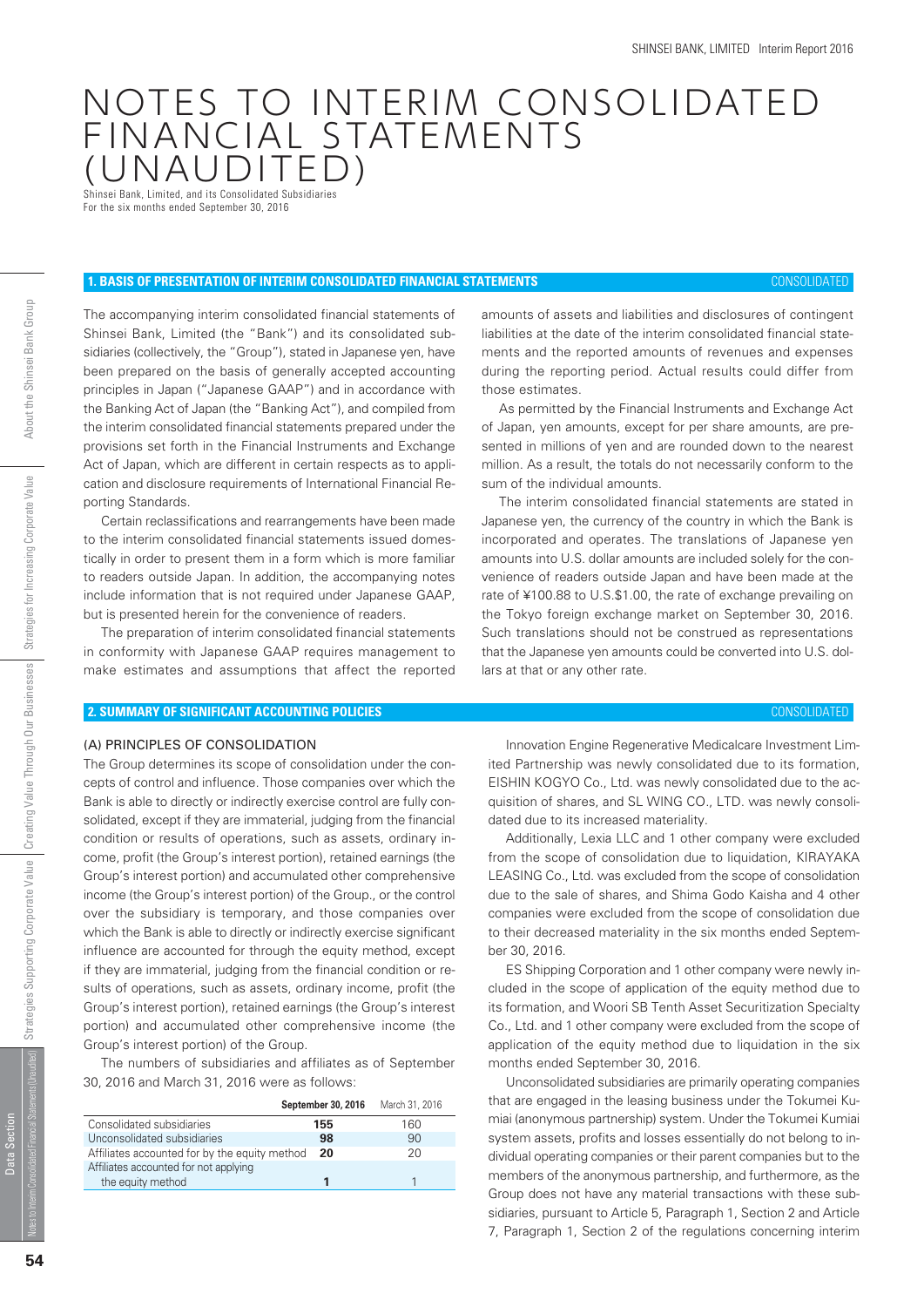# NOTES TO INTERIM CONSOLIDATED FINANCIAL STATEMENTS (UNAUDITED)

Shinsei Bank, Limited, and its Consolidated Subsidiaries
For the six months ended September 30, 2016

## 1. BASIS OF PRESENTATION OF INTERIM CONSOLIDATED FINANCIAL STATEMENTS

The accompanying interim consolidated financial statements of Shinsei Bank, Limited (the "Bank") and its consolidated subsidiaries (collectively, the "Group"), stated in Japanese yen, have been prepared on the basis of generally accepted accounting principles in Japan ("Japanese GAAP") and in accordance with the Banking Act of Japan (the "Banking Act"), and compiled from the interim consolidated financial statements prepared under the provisions set forth in the Financial Instruments and Exchange Act of Japan, which are different in certain respects as to application and disclosure requirements of International Financial Reporting Standards.

Certain reclassifications and rearrangements have been made to the interim consolidated financial statements issued domestically in order to present them in a form which is more familiar to readers outside Japan. In addition, the accompanying notes include information that is not required under Japanese GAAP, but is presented herein for the convenience of readers.

The preparation of interim consolidated financial statements in conformity with Japanese GAAP requires management to make estimates and assumptions that affect the reported amounts of assets and liabilities and disclosures of contingent liabilities at the date of the interim consolidated financial statements and the reported amounts of revenues and expenses during the reporting period. Actual results could differ from those estimates.

As permitted by the Financial Instruments and Exchange Act of Japan, yen amounts, except for per share amounts, are presented in millions of yen and are rounded down to the nearest million. As a result, the totals do not necessarily conform to the sum of the individual amounts.

The interim consolidated financial statements are stated in Japanese yen, the currency of the country in which the Bank is incorporated and operates. The translations of Japanese yen amounts into U.S. dollar amounts are included solely for the convenience of readers outside Japan and have been made at the rate of ¥100.88 to U.S.$1.00, the rate of exchange prevailing on the Tokyo foreign exchange market on September 30, 2016. Such translations should not be construed as representations that the Japanese yen amounts could be converted into U.S. dollars at that or any other rate.

## 2. SUMMARY OF SIGNIFICANT ACCOUNTING POLICIES

### (A) PRINCIPLES OF CONSOLIDATION

The Group determines its scope of consolidation under the concepts of control and influence. Those companies over which the Bank is able to directly or indirectly exercise control are fully consolidated, except if they are immaterial, judging from the financial condition or results of operations, such as assets, ordinary income, profit (the Group's interest portion), retained earnings (the Group's interest portion) and accumulated other comprehensive income (the Group's interest portion) of the Group., or the control over the subsidiary is temporary, and those companies over which the Bank is able to directly or indirectly exercise significant influence are accounted for through the equity method, except if they are immaterial, judging from the financial condition or results of operations, such as assets, ordinary income, profit (the Group's interest portion), retained earnings (the Group's interest portion) and accumulated other comprehensive income (the Group's interest portion) of the Group.

The numbers of subsidiaries and affiliates as of September 30, 2016 and March 31, 2016 were as follows:

| | **September 30, 2016** | March 31, 2016 |
|---|---|---|
| Consolidated subsidiaries | **155** | 160 |
| Unconsolidated subsidiaries | **98** | 90 |
| Affiliates accounted for by the equity method | **20** | 20 |
| Affiliates accounted for not applying the equity method | **1** | 1 |

Innovation Engine Regenerative Medicalcare Investment Limited Partnership was newly consolidated due to its formation, EISHIN KOGYO Co., Ltd. was newly consolidated due to the acquisition of shares, and SL WING CO., LTD. was newly consolidated due to its increased materiality.

Additionally, Lexia LLC and 1 other company were excluded from the scope of consolidation due to liquidation, KIRAYAKA LEASING Co., Ltd. was excluded from the scope of consolidation due to the sale of shares, and Shima Godo Kaisha and 4 other companies were excluded from the scope of consolidation due to their decreased materiality in the six months ended September 30, 2016.

ES Shipping Corporation and 1 other company were newly included in the scope of application of the equity method due to its formation, and Woori SB Tenth Asset Securitization Specialty Co., Ltd. and 1 other company were excluded from the scope of application of the equity method due to liquidation in the six months ended September 30, 2016.

Unconsolidated subsidiaries are primarily operating companies that are engaged in the leasing business under the Tokumei Kumiai (anonymous partnership) system. Under the Tokumei Kumiai system assets, profits and losses essentially do not belong to individual operating companies or their parent companies but to the members of the anonymous partnership, and furthermore, as the Group does not have any material transactions with these subsidiaries, pursuant to Article 5, Paragraph 1, Section 2 and Article 7, Paragraph 1, Section 2 of the regulations concerning interim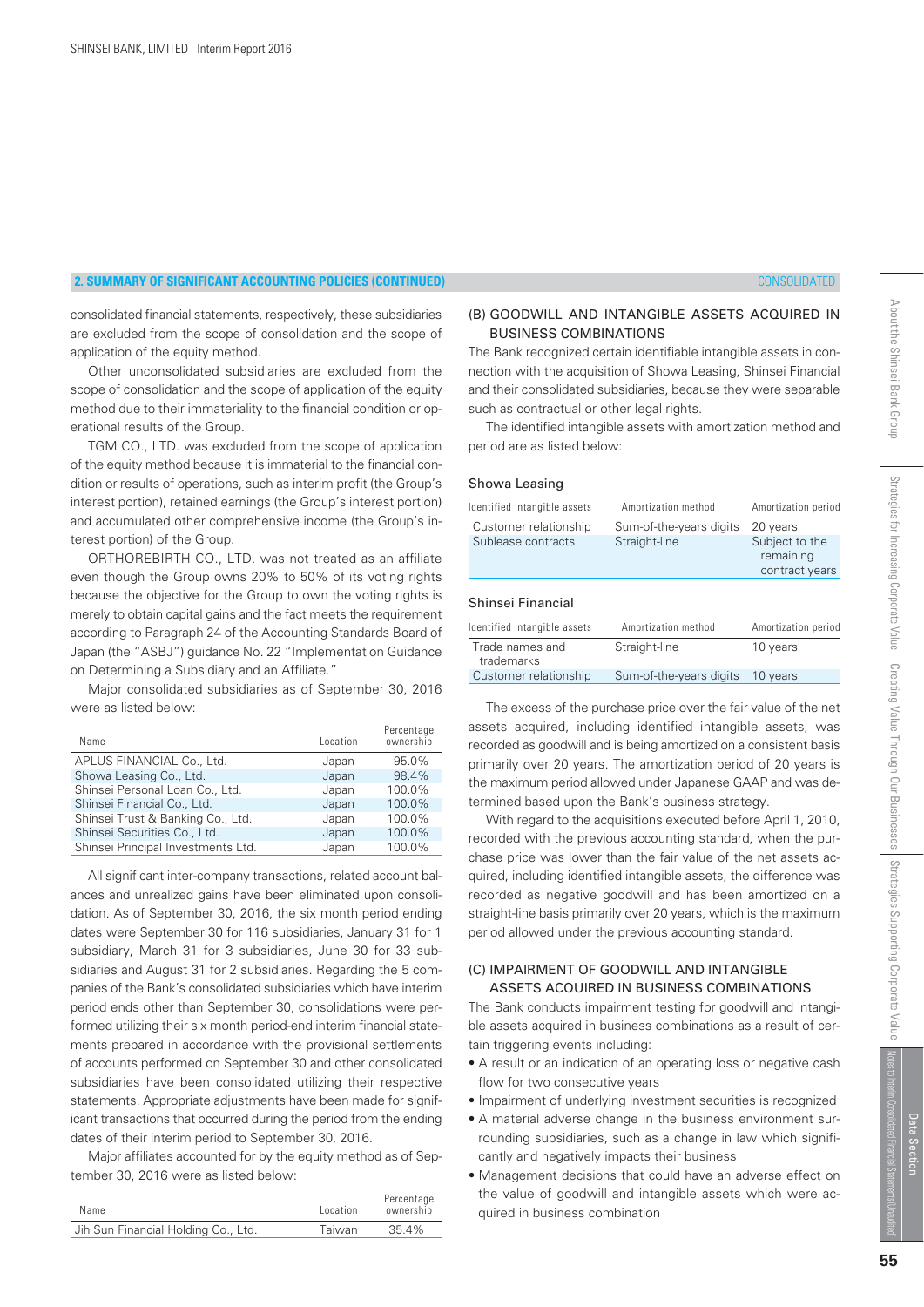## 2. SUMMARY OF SIGNIFICANT ACCOUNTING POLICIES (CONTINUED)

consolidated financial statements, respectively, these subsidiaries are excluded from the scope of consolidation and the scope of application of the equity method.

Other unconsolidated subsidiaries are excluded from the scope of consolidation and the scope of application of the equity method due to their immateriality to the financial condition or operational results of the Group.

TGM CO., LTD. was excluded from the scope of application of the equity method because it is immaterial to the financial condition or results of operations, such as interim profit (the Group's interest portion), retained earnings (the Group's interest portion) and accumulated other comprehensive income (the Group's interest portion) of the Group.

ORTHOREBIRTH CO., LTD. was not treated as an affiliate even though the Group owns 20% to 50% of its voting rights because the objective for the Group to own the voting rights is merely to obtain capital gains and the fact meets the requirement according to Paragraph 24 of the Accounting Standards Board of Japan (the "ASBJ") guidance No. 22 "Implementation Guidance on Determining a Subsidiary and an Affiliate."

Major consolidated subsidiaries as of September 30, 2016 were as listed below:

| Name | Location | Percentage ownership |
|---|---|---|
| APLUS FINANCIAL Co., Ltd. | Japan | 95.0% |
| Showa Leasing Co., Ltd. | Japan | 98.4% |
| Shinsei Personal Loan Co., Ltd. | Japan | 100.0% |
| Shinsei Financial Co., Ltd. | Japan | 100.0% |
| Shinsei Trust & Banking Co., Ltd. | Japan | 100.0% |
| Shinsei Securities Co., Ltd. | Japan | 100.0% |
| Shinsei Principal Investments Ltd. | Japan | 100.0% |

All significant inter-company transactions, related account balances and unrealized gains have been eliminated upon consolidation. As of September 30, 2016, the six month period ending dates were September 30 for 116 subsidiaries, January 31 for 1 subsidiary, March 31 for 3 subsidiaries, June 30 for 33 subsidiaries and August 31 for 2 subsidiaries. Regarding the 5 companies of the Bank's consolidated subsidiaries which have interim period ends other than September 30, consolidations were performed utilizing their six month period-end interim financial statements prepared in accordance with the provisional settlements of accounts performed on September 30 and other consolidated subsidiaries have been consolidated utilizing their respective statements. Appropriate adjustments have been made for significant transactions that occurred during the period from the ending dates of their interim period to September 30, 2016.

Major affiliates accounted for by the equity method as of September 30, 2016 were as listed below:

| Name | Location | Percentage ownership |
|---|---|---|
| Jih Sun Financial Holding Co., Ltd. | Taiwan | 35.4% |

### (B) GOODWILL AND INTANGIBLE ASSETS ACQUIRED IN BUSINESS COMBINATIONS

The Bank recognized certain identifiable intangible assets in connection with the acquisition of Showa Leasing, Shinsei Financial and their consolidated subsidiaries, because they were separable such as contractual or other legal rights.

The identified intangible assets with amortization method and period are as listed below:

**Showa Leasing**

| Identified intangible assets | Amortization method | Amortization period |
|---|---|---|
| Customer relationship | Sum-of-the-years digits | 20 years |
| Sublease contracts | Straight-line | Subject to the remaining contract years |

**Shinsei Financial**

| Identified intangible assets | Amortization method | Amortization period |
|---|---|---|
| Trade names and trademarks | Straight-line | 10 years |
| Customer relationship | Sum-of-the-years digits | 10 years |

The excess of the purchase price over the fair value of the net assets acquired, including identified intangible assets, was recorded as goodwill and is being amortized on a consistent basis primarily over 20 years. The amortization period of 20 years is the maximum period allowed under Japanese GAAP and was determined based upon the Bank's business strategy.

With regard to the acquisitions executed before April 1, 2010, recorded with the previous accounting standard, when the purchase price was lower than the fair value of the net assets acquired, including identified intangible assets, the difference was recorded as negative goodwill and has been amortized on a straight-line basis primarily over 20 years, which is the maximum period allowed under the previous accounting standard.

### (C) IMPAIRMENT OF GOODWILL AND INTANGIBLE ASSETS ACQUIRED IN BUSINESS COMBINATIONS

The Bank conducts impairment testing for goodwill and intangible assets acquired in business combinations as a result of certain triggering events including:

- A result or an indication of an operating loss or negative cash flow for two consecutive years
- Impairment of underlying investment securities is recognized
- A material adverse change in the business environment surrounding subsidiaries, such as a change in law which significantly and negatively impacts their business
- Management decisions that could have an adverse effect on the value of goodwill and intangible assets which were acquired in business combination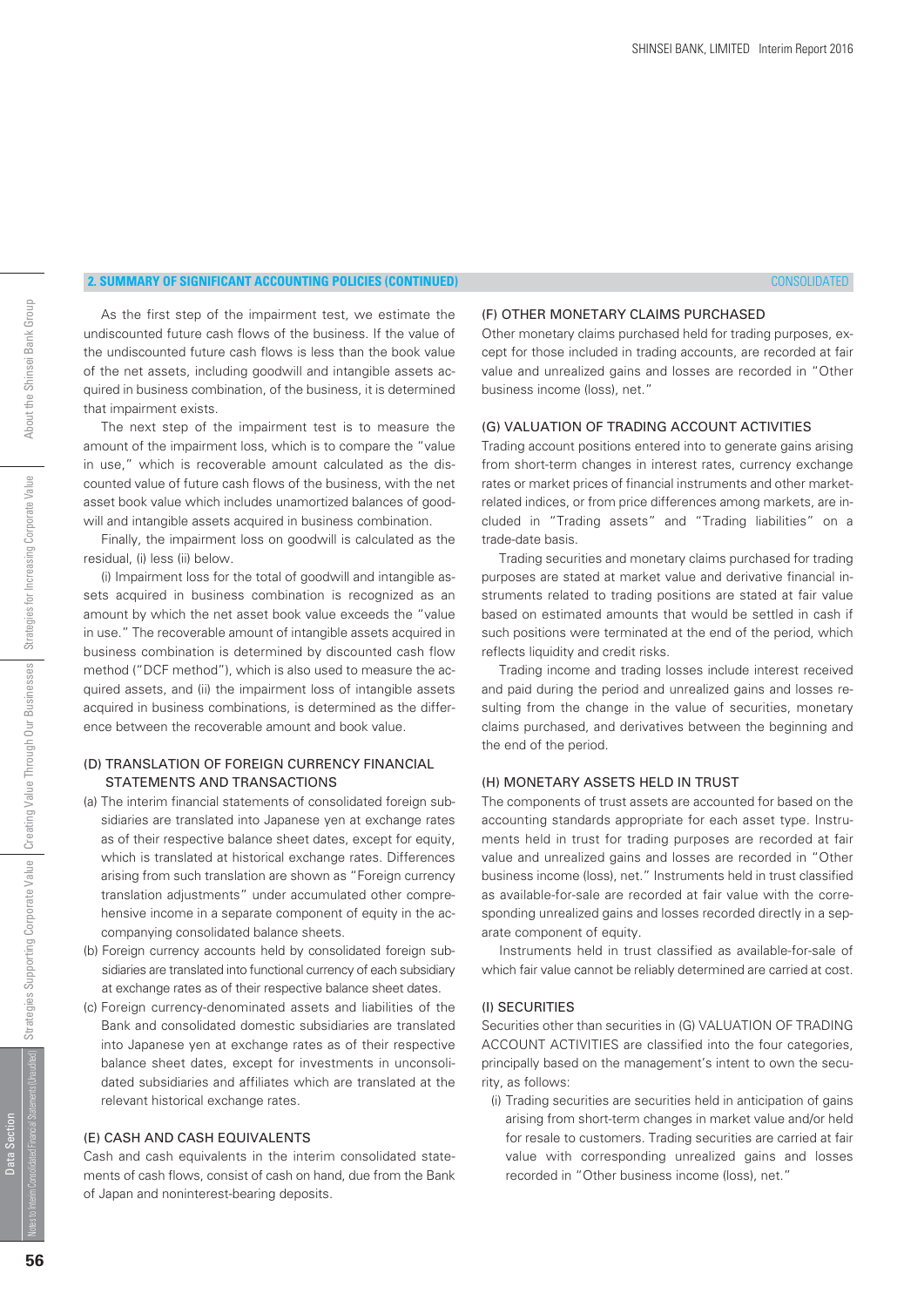## 2. SUMMARY OF SIGNIFICANT ACCOUNTING POLICIES (CONTINUED)

As the first step of the impairment test, we estimate the undiscounted future cash flows of the business. If the value of the undiscounted future cash flows is less than the book value of the net assets, including goodwill and intangible assets acquired in business combination, of the business, it is determined that impairment exists.

The next step of the impairment test is to measure the amount of the impairment loss, which is to compare the "value in use," which is recoverable amount calculated as the discounted value of future cash flows of the business, with the net asset book value which includes unamortized balances of goodwill and intangible assets acquired in business combination.

Finally, the impairment loss on goodwill is calculated as the residual, (i) less (ii) below.

(i) Impairment loss for the total of goodwill and intangible assets acquired in business combination is recognized as an amount by which the net asset book value exceeds the "value in use." The recoverable amount of intangible assets acquired in business combination is determined by discounted cash flow method ("DCF method"), which is also used to measure the acquired assets, and (ii) the impairment loss of intangible assets acquired in business combinations, is determined as the difference between the recoverable amount and book value.

### (D) TRANSLATION OF FOREIGN CURRENCY FINANCIAL STATEMENTS AND TRANSACTIONS

(a) The interim financial statements of consolidated foreign subsidiaries are translated into Japanese yen at exchange rates as of their respective balance sheet dates, except for equity, which is translated at historical exchange rates. Differences arising from such translation are shown as "Foreign currency translation adjustments" under accumulated other comprehensive income in a separate component of equity in the accompanying consolidated balance sheets.

(b) Foreign currency accounts held by consolidated foreign subsidiaries are translated into functional currency of each subsidiary at exchange rates as of their respective balance sheet dates.

(c) Foreign currency-denominated assets and liabilities of the Bank and consolidated domestic subsidiaries are translated into Japanese yen at exchange rates as of their respective balance sheet dates, except for investments in unconsolidated subsidiaries and affiliates which are translated at the relevant historical exchange rates.

### (E) CASH AND CASH EQUIVALENTS

Cash and cash equivalents in the interim consolidated statements of cash flows, consist of cash on hand, due from the Bank of Japan and noninterest-bearing deposits.

### (F) OTHER MONETARY CLAIMS PURCHASED

Other monetary claims purchased held for trading purposes, except for those included in trading accounts, are recorded at fair value and unrealized gains and losses are recorded in "Other business income (loss), net."

### (G) VALUATION OF TRADING ACCOUNT ACTIVITIES

Trading account positions entered into to generate gains arising from short-term changes in interest rates, currency exchange rates or market prices of financial instruments and other market-related indices, or from price differences among markets, are included in "Trading assets" and "Trading liabilities" on a trade-date basis.

Trading securities and monetary claims purchased for trading purposes are stated at market value and derivative financial instruments related to trading positions are stated at fair value based on estimated amounts that would be settled in cash if such positions were terminated at the end of the period, which reflects liquidity and credit risks.

Trading income and trading losses include interest received and paid during the period and unrealized gains and losses resulting from the change in the value of securities, monetary claims purchased, and derivatives between the beginning and the end of the period.

### (H) MONETARY ASSETS HELD IN TRUST

The components of trust assets are accounted for based on the accounting standards appropriate for each asset type. Instruments held in trust for trading purposes are recorded at fair value and unrealized gains and losses are recorded in "Other business income (loss), net." Instruments held in trust classified as available-for-sale are recorded at fair value with the corresponding unrealized gains and losses recorded directly in a separate component of equity.

Instruments held in trust classified as available-for-sale of which fair value cannot be reliably determined are carried at cost.

### (I) SECURITIES

Securities other than securities in (G) VALUATION OF TRADING ACCOUNT ACTIVITIES are classified into the four categories, principally based on the management's intent to own the security, as follows:

(i) Trading securities are securities held in anticipation of gains arising from short-term changes in market value and/or held for resale to customers. Trading securities are carried at fair value with corresponding unrealized gains and losses recorded in "Other business income (loss), net."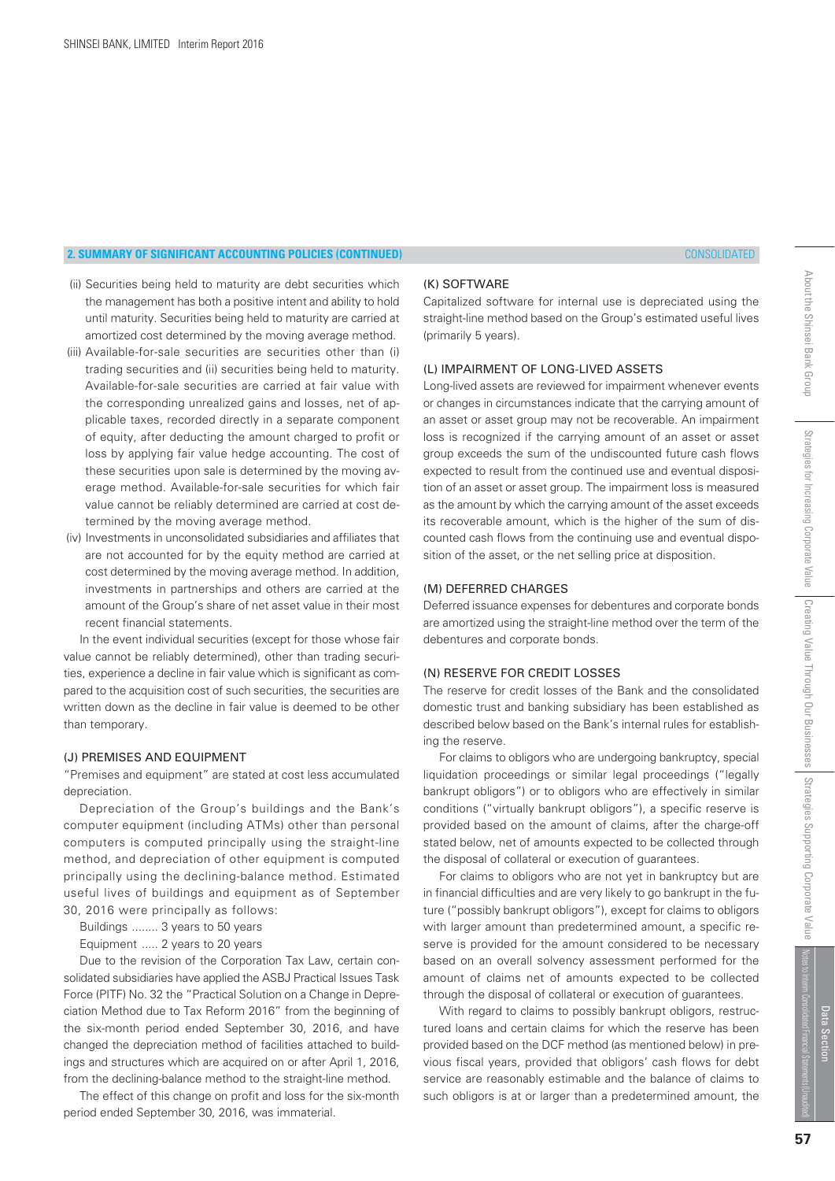## 2. SUMMARY OF SIGNIFICANT ACCOUNTING POLICIES (CONTINUED)

(ii) Securities being held to maturity are debt securities which the management has both a positive intent and ability to hold until maturity. Securities being held to maturity are carried at amortized cost determined by the moving average method.

(iii) Available-for-sale securities are securities other than (i) trading securities and (ii) securities being held to maturity. Available-for-sale securities are carried at fair value with the corresponding unrealized gains and losses, net of applicable taxes, recorded directly in a separate component of equity, after deducting the amount charged to profit or loss by applying fair value hedge accounting. The cost of these securities upon sale is determined by the moving average method. Available-for-sale securities for which fair value cannot be reliably determined are carried at cost determined by the moving average method.

(iv) Investments in unconsolidated subsidiaries and affiliates that are not accounted for by the equity method are carried at cost determined by the moving average method. In addition, investments in partnerships and others are carried at the amount of the Group's share of net asset value in their most recent financial statements.

In the event individual securities (except for those whose fair value cannot be reliably determined), other than trading securities, experience a decline in fair value which is significant as compared to the acquisition cost of such securities, the securities are written down as the decline in fair value is deemed to be other than temporary.

### (J) PREMISES AND EQUIPMENT

"Premises and equipment" are stated at cost less accumulated depreciation.

Depreciation of the Group's buildings and the Bank's computer equipment (including ATMs) other than personal computers is computed principally using the straight-line method, and depreciation of other equipment is computed principally using the declining-balance method. Estimated useful lives of buildings and equipment as of September 30, 2016 were principally as follows:

Buildings ........ 3 years to 50 years

Equipment ..... 2 years to 20 years

Due to the revision of the Corporation Tax Law, certain consolidated subsidiaries have applied the ASBJ Practical Issues Task Force (PITF) No. 32 the "Practical Solution on a Change in Depreciation Method due to Tax Reform 2016" from the beginning of the six-month period ended September 30, 2016, and have changed the depreciation method of facilities attached to buildings and structures which are acquired on or after April 1, 2016, from the declining-balance method to the straight-line method.

The effect of this change on profit and loss for the six-month period ended September 30, 2016, was immaterial.

### (K) SOFTWARE

Capitalized software for internal use is depreciated using the straight-line method based on the Group's estimated useful lives (primarily 5 years).

### (L) IMPAIRMENT OF LONG-LIVED ASSETS

Long-lived assets are reviewed for impairment whenever events or changes in circumstances indicate that the carrying amount of an asset or asset group may not be recoverable. An impairment loss is recognized if the carrying amount of an asset or asset group exceeds the sum of the undiscounted future cash flows expected to result from the continued use and eventual disposition of an asset or asset group. The impairment loss is measured as the amount by which the carrying amount of the asset exceeds its recoverable amount, which is the higher of the sum of discounted cash flows from the continuing use and eventual disposition of the asset, or the net selling price at disposition.

### (M) DEFERRED CHARGES

Deferred issuance expenses for debentures and corporate bonds are amortized using the straight-line method over the term of the debentures and corporate bonds.

### (N) RESERVE FOR CREDIT LOSSES

The reserve for credit losses of the Bank and the consolidated domestic trust and banking subsidiary has been established as described below based on the Bank's internal rules for establishing the reserve.

For claims to obligors who are undergoing bankruptcy, special liquidation proceedings or similar legal proceedings ("legally bankrupt obligors") or to obligors who are effectively in similar conditions ("virtually bankrupt obligors"), a specific reserve is provided based on the amount of claims, after the charge-off stated below, net of amounts expected to be collected through the disposal of collateral or execution of guarantees.

For claims to obligors who are not yet in bankruptcy but are in financial difficulties and are very likely to go bankrupt in the future ("possibly bankrupt obligors"), except for claims to obligors with larger amount than predetermined amount, a specific reserve is provided for the amount considered to be necessary based on an overall solvency assessment performed for the amount of claims net of amounts expected to be collected through the disposal of collateral or execution of guarantees.

With regard to claims to possibly bankrupt obligors, restructured loans and certain claims for which the reserve has been provided based on the DCF method (as mentioned below) in previous fiscal years, provided that obligors' cash flows for debt service are reasonably estimable and the balance of claims to such obligors is at or larger than a predetermined amount, the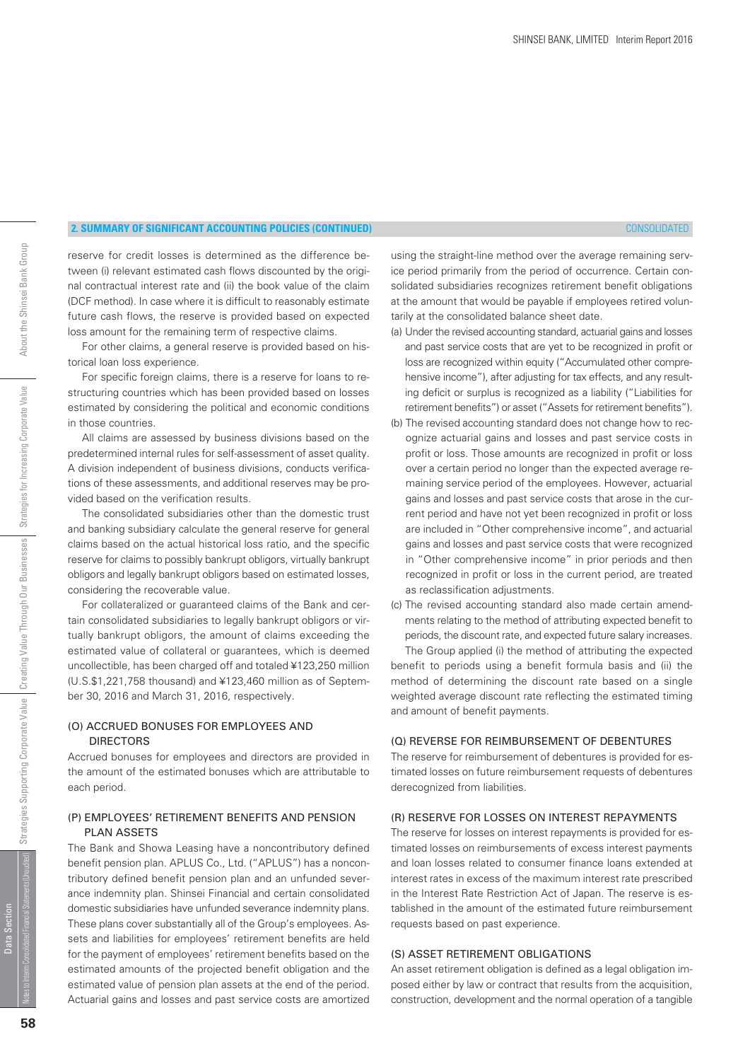## 2. SUMMARY OF SIGNIFICANT ACCOUNTING POLICIES (CONTINUED)

reserve for credit losses is determined as the difference between (i) relevant estimated cash flows discounted by the original contractual interest rate and (ii) the book value of the claim (DCF method). In case where it is difficult to reasonably estimate future cash flows, the reserve is provided based on expected loss amount for the remaining term of respective claims.

For other claims, a general reserve is provided based on historical loan loss experience.

For specific foreign claims, there is a reserve for loans to restructuring countries which has been provided based on losses estimated by considering the political and economic conditions in those countries.

All claims are assessed by business divisions based on the predetermined internal rules for self-assessment of asset quality. A division independent of business divisions, conducts verifications of these assessments, and additional reserves may be provided based on the verification results.

The consolidated subsidiaries other than the domestic trust and banking subsidiary calculate the general reserve for general claims based on the actual historical loss ratio, and the specific reserve for claims to possibly bankrupt obligors, virtually bankrupt obligors and legally bankrupt obligors based on estimated losses, considering the recoverable value.

For collateralized or guaranteed claims of the Bank and certain consolidated subsidiaries to legally bankrupt obligors or virtually bankrupt obligors, the amount of claims exceeding the estimated value of collateral or guarantees, which is deemed uncollectible, has been charged off and totaled ¥123,250 million (U.S.$1,221,758 thousand) and ¥123,460 million as of September 30, 2016 and March 31, 2016, respectively.

### (O) ACCRUED BONUSES FOR EMPLOYEES AND DIRECTORS

Accrued bonuses for employees and directors are provided in the amount of the estimated bonuses which are attributable to each period.

### (P) EMPLOYEES' RETIREMENT BENEFITS AND PENSION PLAN ASSETS

The Bank and Showa Leasing have a noncontributory defined benefit pension plan. APLUS Co., Ltd. ("APLUS") has a noncontributory defined benefit pension plan and an unfunded severance indemnity plan. Shinsei Financial and certain consolidated domestic subsidiaries have unfunded severance indemnity plans. These plans cover substantially all of the Group's employees. Assets and liabilities for employees' retirement benefits are held for the payment of employees' retirement benefits based on the estimated amounts of the projected benefit obligation and the estimated value of pension plan assets at the end of the period. Actuarial gains and losses and past service costs are amortized using the straight-line method over the average remaining service period primarily from the period of occurrence. Certain consolidated subsidiaries recognizes retirement benefit obligations at the amount that would be payable if employees retired voluntarily at the consolidated balance sheet date.

(a) Under the revised accounting standard, actuarial gains and losses and past service costs that are yet to be recognized in profit or loss are recognized within equity ("Accumulated other comprehensive income"), after adjusting for tax effects, and any resulting deficit or surplus is recognized as a liability ("Liabilities for retirement benefits") or asset ("Assets for retirement benefits").

(b) The revised accounting standard does not change how to recognize actuarial gains and losses and past service costs in profit or loss. Those amounts are recognized in profit or loss over a certain period no longer than the expected average remaining service period of the employees. However, actuarial gains and losses and past service costs that arose in the current period and have not yet been recognized in profit or loss are included in "Other comprehensive income", and actuarial gains and losses and past service costs that were recognized in "Other comprehensive income" in prior periods and then recognized in profit or loss in the current period, are treated as reclassification adjustments.

(c) The revised accounting standard also made certain amendments relating to the method of attributing expected benefit to periods, the discount rate, and expected future salary increases.

The Group applied (i) the method of attributing the expected benefit to periods using a benefit formula basis and (ii) the method of determining the discount rate based on a single weighted average discount rate reflecting the estimated timing and amount of benefit payments.

### (Q) REVERSE FOR REIMBURSEMENT OF DEBENTURES

The reserve for reimbursement of debentures is provided for estimated losses on future reimbursement requests of debentures derecognized from liabilities.

### (R) RESERVE FOR LOSSES ON INTEREST REPAYMENTS

The reserve for losses on interest repayments is provided for estimated losses on reimbursements of excess interest payments and loan losses related to consumer finance loans extended at interest rates in excess of the maximum interest rate prescribed in the Interest Rate Restriction Act of Japan. The reserve is established in the amount of the estimated future reimbursement requests based on past experience.

### (S) ASSET RETIREMENT OBLIGATIONS

An asset retirement obligation is defined as a legal obligation imposed either by law or contract that results from the acquisition, construction, development and the normal operation of a tangible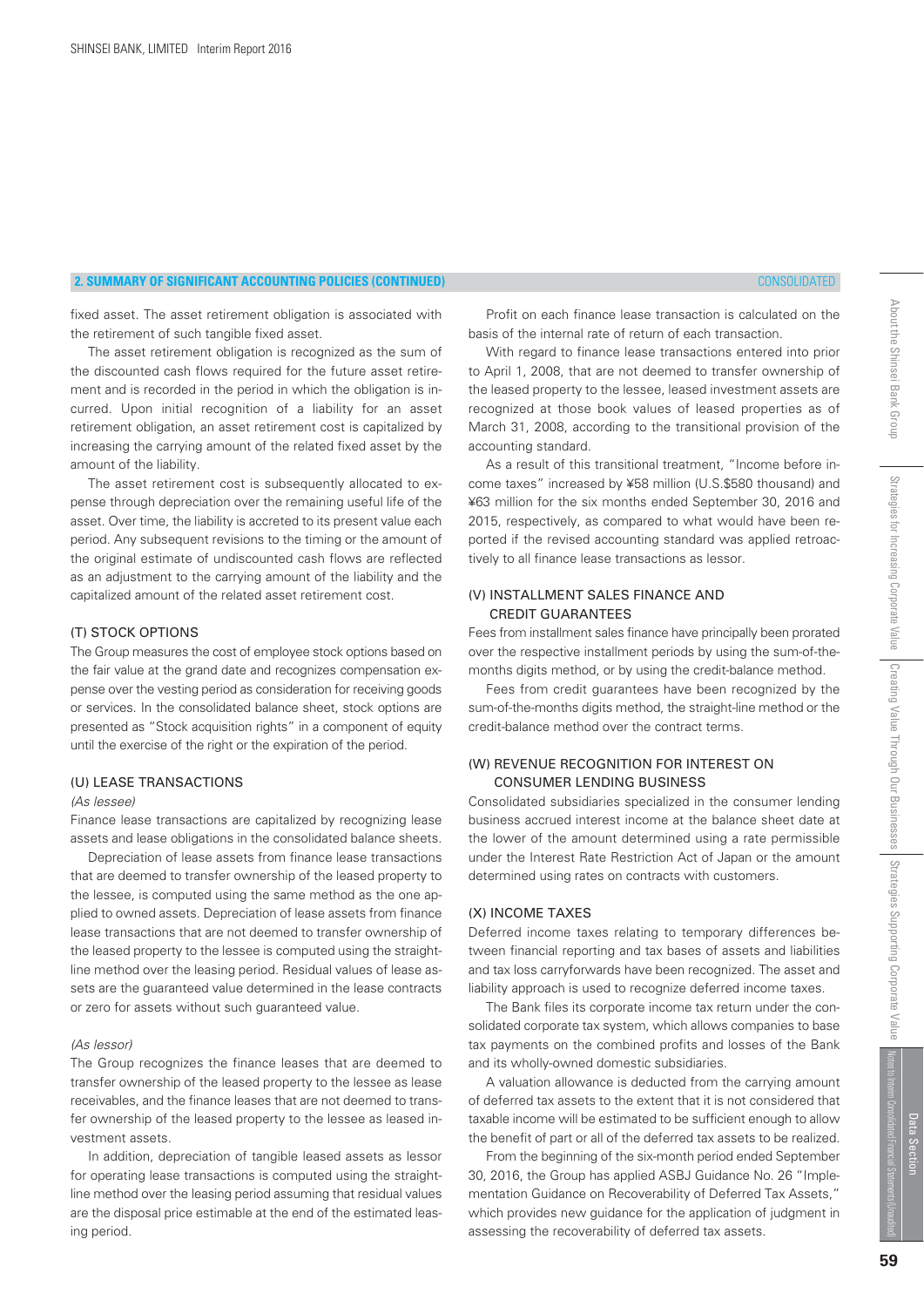## 2. SUMMARY OF SIGNIFICANT ACCOUNTING POLICIES (CONTINUED)

fixed asset. The asset retirement obligation is associated with the retirement of such tangible fixed asset.

The asset retirement obligation is recognized as the sum of the discounted cash flows required for the future asset retirement and is recorded in the period in which the obligation is incurred. Upon initial recognition of a liability for an asset retirement obligation, an asset retirement cost is capitalized by increasing the carrying amount of the related fixed asset by the amount of the liability.

The asset retirement cost is subsequently allocated to expense through depreciation over the remaining useful life of the asset. Over time, the liability is accreted to its present value each period. Any subsequent revisions to the timing or the amount of the original estimate of undiscounted cash flows are reflected as an adjustment to the carrying amount of the liability and the capitalized amount of the related asset retirement cost.

### (T) STOCK OPTIONS

The Group measures the cost of employee stock options based on the fair value at the grand date and recognizes compensation expense over the vesting period as consideration for receiving goods or services. In the consolidated balance sheet, stock options are presented as "Stock acquisition rights" in a component of equity until the exercise of the right or the expiration of the period.

### (U) LEASE TRANSACTIONS

*(As lessee)*

Finance lease transactions are capitalized by recognizing lease assets and lease obligations in the consolidated balance sheets.

Depreciation of lease assets from finance lease transactions that are deemed to transfer ownership of the leased property to the lessee, is computed using the same method as the one applied to owned assets. Depreciation of lease assets from finance lease transactions that are not deemed to transfer ownership of the leased property to the lessee is computed using the straight-line method over the leasing period. Residual values of lease assets are the guaranteed value determined in the lease contracts or zero for assets without such guaranteed value.

*(As lessor)*

The Group recognizes the finance leases that are deemed to transfer ownership of the leased property to the lessee as lease receivables, and the finance leases that are not deemed to transfer ownership of the leased property to the lessee as leased investment assets.

In addition, depreciation of tangible leased assets as lessor for operating lease transactions is computed using the straight-line method over the leasing period assuming that residual values are the disposal price estimable at the end of the estimated leasing period.

Profit on each finance lease transaction is calculated on the basis of the internal rate of return of each transaction.

With regard to finance lease transactions entered into prior to April 1, 2008, that are not deemed to transfer ownership of the leased property to the lessee, leased investment assets are recognized at those book values of leased properties as of March 31, 2008, according to the transitional provision of the accounting standard.

As a result of this transitional treatment, "Income before income taxes" increased by ¥58 million (U.S.$580 thousand) and ¥63 million for the six months ended September 30, 2016 and 2015, respectively, as compared to what would have been reported if the revised accounting standard was applied retroactively to all finance lease transactions as lessor.

### (V) INSTALLMENT SALES FINANCE AND CREDIT GUARANTEES

Fees from installment sales finance have principally been prorated over the respective installment periods by using the sum-of-the-months digits method, or by using the credit-balance method.

Fees from credit guarantees have been recognized by the sum-of-the-months digits method, the straight-line method or the credit-balance method over the contract terms.

### (W) REVENUE RECOGNITION FOR INTEREST ON CONSUMER LENDING BUSINESS

Consolidated subsidiaries specialized in the consumer lending business accrued interest income at the balance sheet date at the lower of the amount determined using a rate permissible under the Interest Rate Restriction Act of Japan or the amount determined using rates on contracts with customers.

### (X) INCOME TAXES

Deferred income taxes relating to temporary differences between financial reporting and tax bases of assets and liabilities and tax loss carryforwards have been recognized. The asset and liability approach is used to recognize deferred income taxes.

The Bank files its corporate income tax return under the consolidated corporate tax system, which allows companies to base tax payments on the combined profits and losses of the Bank and its wholly-owned domestic subsidiaries.

A valuation allowance is deducted from the carrying amount of deferred tax assets to the extent that it is not considered that taxable income will be estimated to be sufficient enough to allow the benefit of part or all of the deferred tax assets to be realized.

From the beginning of the six-month period ended September 30, 2016, the Group has applied ASBJ Guidance No. 26 "Implementation Guidance on Recoverability of Deferred Tax Assets," which provides new guidance for the application of judgment in assessing the recoverability of deferred tax assets.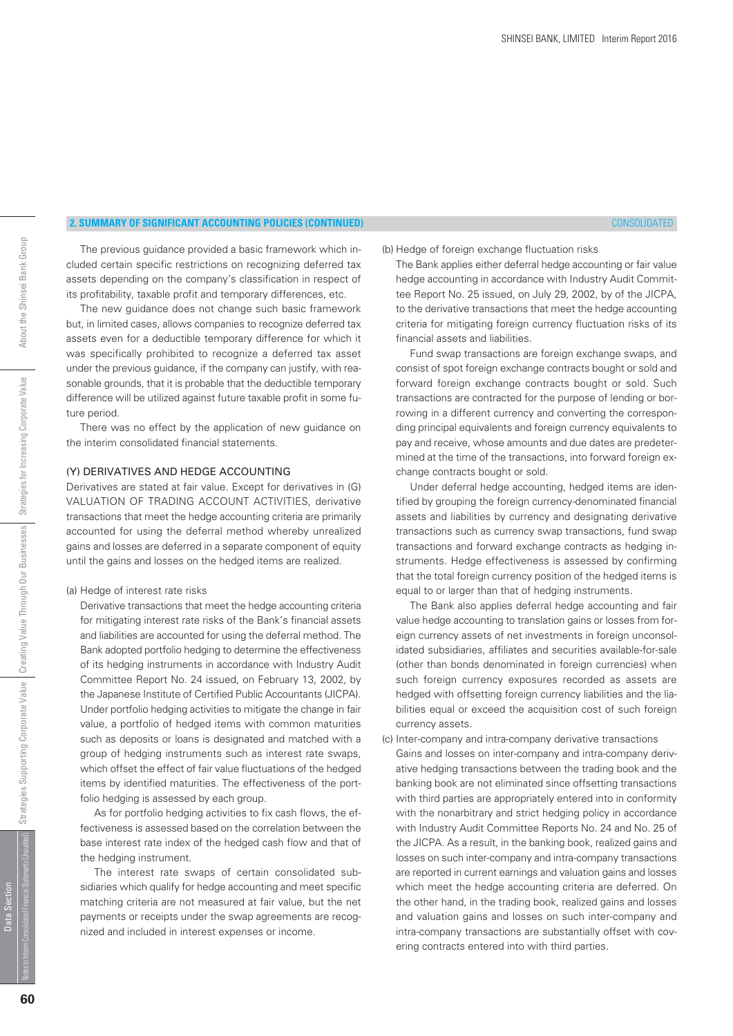## 2. SUMMARY OF SIGNIFICANT ACCOUNTING POLICIES (CONTINUED)

The previous guidance provided a basic framework which included certain specific restrictions on recognizing deferred tax assets depending on the company's classification in respect of its profitability, taxable profit and temporary differences, etc.

The new guidance does not change such basic framework but, in limited cases, allows companies to recognize deferred tax assets even for a deductible temporary difference for which it was specifically prohibited to recognize a deferred tax asset under the previous guidance, if the company can justify, with reasonable grounds, that it is probable that the deductible temporary difference will be utilized against future taxable profit in some future period.

There was no effect by the application of new guidance on the interim consolidated financial statements.

### (Y) DERIVATIVES AND HEDGE ACCOUNTING

Derivatives are stated at fair value. Except for derivatives in (G) VALUATION OF TRADING ACCOUNT ACTIVITIES, derivative transactions that meet the hedge accounting criteria are primarily accounted for using the deferral method whereby unrealized gains and losses are deferred in a separate component of equity until the gains and losses on the hedged items are realized.

(a) Hedge of interest rate risks

Derivative transactions that meet the hedge accounting criteria for mitigating interest rate risks of the Bank's financial assets and liabilities are accounted for using the deferral method. The Bank adopted portfolio hedging to determine the effectiveness of its hedging instruments in accordance with Industry Audit Committee Report No. 24 issued, on February 13, 2002, by the Japanese Institute of Certified Public Accountants (JICPA). Under portfolio hedging activities to mitigate the change in fair value, a portfolio of hedged items with common maturities such as deposits or loans is designated and matched with a group of hedging instruments such as interest rate swaps, which offset the effect of fair value fluctuations of the hedged items by identified maturities. The effectiveness of the portfolio hedging is assessed by each group.

As for portfolio hedging activities to fix cash flows, the effectiveness is assessed based on the correlation between the base interest rate index of the hedged cash flow and that of the hedging instrument.

The interest rate swaps of certain consolidated subsidiaries which qualify for hedge accounting and meet specific matching criteria are not measured at fair value, but the net payments or receipts under the swap agreements are recognized and included in interest expenses or income.

(b) Hedge of foreign exchange fluctuation risks

The Bank applies either deferral hedge accounting or fair value hedge accounting in accordance with Industry Audit Committee Report No. 25 issued, on July 29, 2002, by of the JICPA, to the derivative transactions that meet the hedge accounting criteria for mitigating foreign currency fluctuation risks of its financial assets and liabilities.

Fund swap transactions are foreign exchange swaps, and consist of spot foreign exchange contracts bought or sold and forward foreign exchange contracts bought or sold. Such transactions are contracted for the purpose of lending or borrowing in a different currency and converting the corresponding principal equivalents and foreign currency equivalents to pay and receive, whose amounts and due dates are predetermined at the time of the transactions, into forward foreign exchange contracts bought or sold.

Under deferral hedge accounting, hedged items are identified by grouping the foreign currency-denominated financial assets and liabilities by currency and designating derivative transactions such as currency swap transactions, fund swap transactions and forward exchange contracts as hedging instruments. Hedge effectiveness is assessed by confirming that the total foreign currency position of the hedged items is equal to or larger than that of hedging instruments.

The Bank also applies deferral hedge accounting and fair value hedge accounting to translation gains or losses from foreign currency assets of net investments in foreign unconsolidated subsidiaries, affiliates and securities available-for-sale (other than bonds denominated in foreign currencies) when such foreign currency exposures recorded as assets are hedged with offsetting foreign currency liabilities and the liabilities equal or exceed the acquisition cost of such foreign currency assets.

(c) Inter-company and intra-company derivative transactions

Gains and losses on inter-company and intra-company derivative hedging transactions between the trading book and the banking book are not eliminated since offsetting transactions with third parties are appropriately entered into in conformity with the nonarbitrary and strict hedging policy in accordance with Industry Audit Committee Reports No. 24 and No. 25 of the JICPA. As a result, in the banking book, realized gains and losses on such inter-company and intra-company transactions are reported in current earnings and valuation gains and losses which meet the hedge accounting criteria are deferred. On the other hand, in the trading book, realized gains and losses and valuation gains and losses on such inter-company and intra-company transactions are substantially offset with covering contracts entered into with third parties.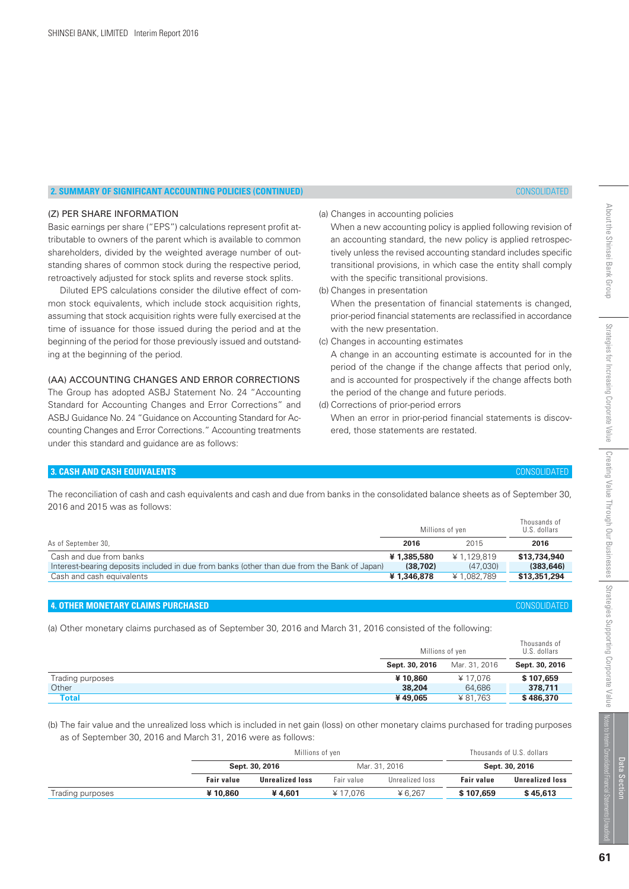## 2. SUMMARY OF SIGNIFICANT ACCOUNTING POLICIES (CONTINUED)

CONSOLIDATED

### (Z) PER SHARE INFORMATION

Basic earnings per share ("EPS") calculations represent profit attributable to owners of the parent which is available to common shareholders, divided by the weighted average number of outstanding shares of common stock during the respective period, retroactively adjusted for stock splits and reverse stock splits.

Diluted EPS calculations consider the dilutive effect of common stock equivalents, which include stock acquisition rights, assuming that stock acquisition rights were fully exercised at the time of issuance for those issued during the period and at the beginning of the period for those previously issued and outstanding at the beginning of the period.

### (AA) ACCOUNTING CHANGES AND ERROR CORRECTIONS

The Group has adopted ASBJ Statement No. 24 "Accounting Standard for Accounting Changes and Error Corrections" and ASBJ Guidance No. 24 "Guidance on Accounting Standard for Accounting Changes and Error Corrections." Accounting treatments under this standard and guidance are as follows:

(a) Changes in accounting policies
When a new accounting policy is applied following revision of an accounting standard, the new policy is applied retrospectively unless the revised accounting standard includes specific transitional provisions, in which case the entity shall comply with the specific transitional provisions.

(b) Changes in presentation
When the presentation of financial statements is changed, prior-period financial statements are reclassified in accordance with the new presentation.

(c) Changes in accounting estimates
A change in an accounting estimate is accounted for in the period of the change if the change affects that period only, and is accounted for prospectively if the change affects both the period of the change and future periods.

(d) Corrections of prior-period errors
When an error in prior-period financial statements is discovered, those statements are restated.

## 3. CASH AND CASH EQUIVALENTS

CONSOLIDATED

The reconciliation of cash and cash equivalents and cash and due from banks in the consolidated balance sheets as of September 30, 2016 and 2015 was as follows:

| | Millions of yen | | Thousands of U.S. dollars |
|---|---|---|---|
| As of September 30, | **2016** | 2015 | **2016** |
| Cash and due from banks | **¥ 1,385,580** | ¥ 1,129,819 | **$13,734,940** |
| Interest-bearing deposits included in due from banks (other than due from the Bank of Japan) | **(38,702)** | (47,030) | **(383,646)** |
| Cash and cash equivalents | **¥ 1,346,878** | ¥ 1,082,789 | **$13,351,294** |

## 4. OTHER MONETARY CLAIMS PURCHASED

CONSOLIDATED

(a) Other monetary claims purchased as of September 30, 2016 and March 31, 2016 consisted of the following:

| | Millions of yen | | Thousands of U.S. dollars |
|---|---|---|---|
| | **Sept. 30, 2016** | Mar. 31, 2016 | **Sept. 30, 2016** |
| Trading purposes | **¥ 10,860** | ¥ 17,076 | **$ 107,659** |
| Other | **38,204** | 64,686 | **378,711** |
| **Total** | **¥ 49,065** | ¥ 81,763 | **$ 486,370** |

(b) The fair value and the unrealized loss which is included in net gain (loss) on other monetary claims purchased for trading purposes as of September 30, 2016 and March 31, 2016 were as follows:

| | Millions of yen | | | | Thousands of U.S. dollars | |
|---|---|---|---|---|---|---|
| | **Sept. 30, 2016** | | Mar. 31, 2016 | | **Sept. 30, 2016** | |
| | **Fair value** | **Unrealized loss** | Fair value | Unrealized loss | **Fair value** | **Unrealized loss** |
| Trading purposes | **¥ 10,860** | **¥ 4,601** | ¥ 17,076 | ¥ 6,267 | **$ 107,659** | **$ 45,613** |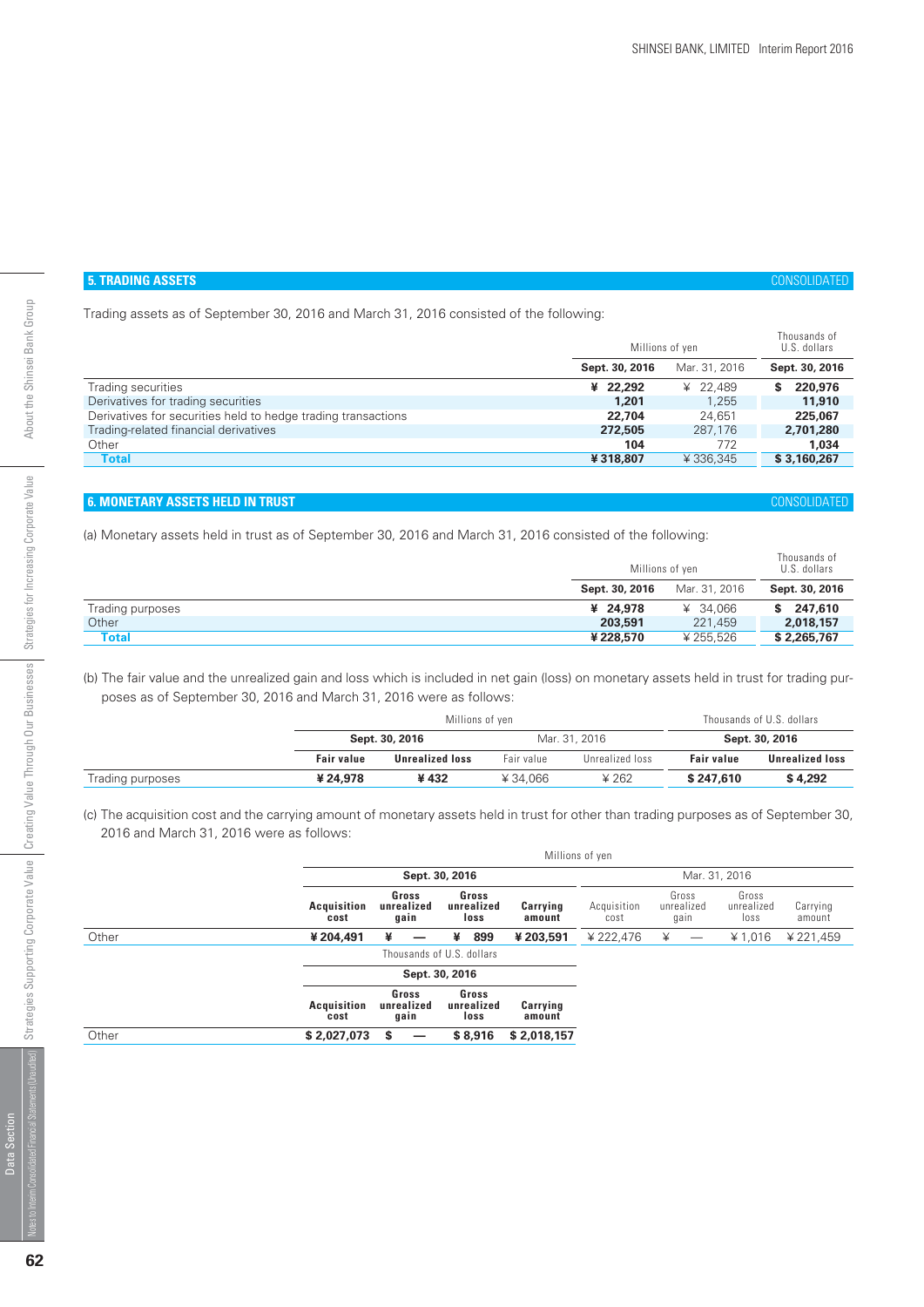## 5. TRADING ASSETS

CONSOLIDATED

Trading assets as of September 30, 2016 and March 31, 2016 consisted of the following:

| | Millions of yen | | Thousands of U.S. dollars |
|---|---|---|---|
| | **Sept. 30, 2016** | Mar. 31, 2016 | **Sept. 30, 2016** |
| Trading securities | **¥ 22,292** | ¥ 22,489 | **$ 220,976** |
| Derivatives for trading securities | **1,201** | 1,255 | **11,910** |
| Derivatives for securities held to hedge trading transactions | **22,704** | 24,651 | **225,067** |
| Trading-related financial derivatives | **272,505** | 287,176 | **2,701,280** |
| Other | **104** | 772 | **1,034** |
| **Total** | **¥ 318,807** | ¥ 336,345 | **$ 3,160,267** |

## 6. MONETARY ASSETS HELD IN TRUST

CONSOLIDATED

(a) Monetary assets held in trust as of September 30, 2016 and March 31, 2016 consisted of the following:

| | Millions of yen | | Thousands of U.S. dollars |
|---|---|---|---|
| | **Sept. 30, 2016** | Mar. 31, 2016 | **Sept. 30, 2016** |
| Trading purposes | **¥ 24,978** | ¥ 34,066 | **$ 247,610** |
| Other | **203,591** | 221,459 | **2,018,157** |
| **Total** | **¥ 228,570** | ¥ 255,526 | **$ 2,265,767** |

(b) The fair value and the unrealized gain and loss which is included in net gain (loss) on monetary assets held in trust for trading purposes as of September 30, 2016 and March 31, 2016 were as follows:

| | Millions of yen | | | | Thousands of U.S. dollars | |
|---|---|---|---|---|---|---|
| | **Sept. 30, 2016** | | Mar. 31, 2016 | | **Sept. 30, 2016** | |
| | **Fair value** | **Unrealized loss** | Fair value | Unrealized loss | **Fair value** | **Unrealized loss** |
| Trading purposes | **¥ 24,978** | **¥ 432** | ¥ 34,066 | ¥ 262 | **$ 247,610** | **$ 4,292** |

(c) The acquisition cost and the carrying amount of monetary assets held in trust for other than trading purposes as of September 30, 2016 and March 31, 2016 were as follows:

| | Millions of yen | | | | | | | |
|---|---|---|---|---|---|---|---|---|
| | **Sept. 30, 2016** | | | | Mar. 31, 2016 | | | |
| | **Acquisition cost** | **Gross unrealized gain** | **Gross unrealized loss** | **Carrying amount** | Acquisition cost | Gross unrealized gain | Gross unrealized loss | Carrying amount |
| Other | **¥ 204,491** | **¥ —** | **¥ 899** | **¥ 203,591** | ¥ 222,476 | ¥ — | ¥ 1,016 | ¥ 221,459 |

| | Thousands of U.S. dollars | | | |
|---|---|---|---|---|
| | **Sept. 30, 2016** | | | |
| | **Acquisition cost** | **Gross unrealized gain** | **Gross unrealized loss** | **Carrying amount** |
| Other | **$ 2,027,073** | **$ —** | **$ 8,916** | **$ 2,018,157** |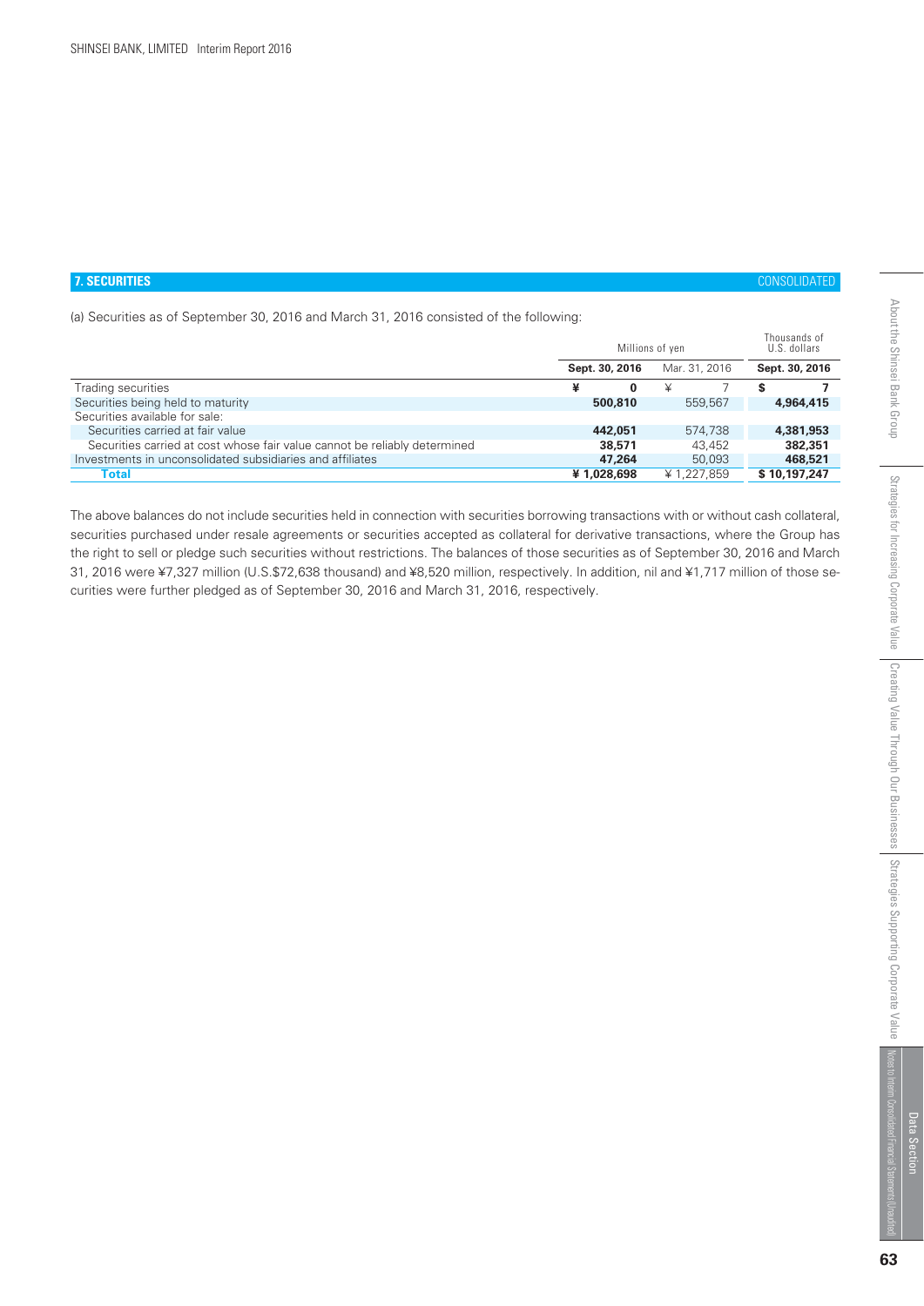## 7. SECURITIES

CONSOLIDATED

(a) Securities as of September 30, 2016 and March 31, 2016 consisted of the following:

| | Millions of yen | | Thousands of U.S. dollars |
|---|---|---|---|
| | **Sept. 30, 2016** | Mar. 31, 2016 | **Sept. 30, 2016** |
| Trading securities | **¥ 0** | ¥ 7 | **$ 7** |
| Securities being held to maturity | **500,810** | 559,567 | **4,964,415** |
| Securities available for sale: | | | |
| Securities carried at fair value | **442,051** | 574,738 | **4,381,953** |
| Securities carried at cost whose fair value cannot be reliably determined | **38,571** | 43,452 | **382,351** |
| Investments in unconsolidated subsidiaries and affiliates | **47,264** | 50,093 | **468,521** |
| **Total** | **¥ 1,028,698** | ¥ 1,227,859 | **$ 10,197,247** |

The above balances do not include securities held in connection with securities borrowing transactions with or without cash collateral, securities purchased under resale agreements or securities accepted as collateral for derivative transactions, where the Group has the right to sell or pledge such securities without restrictions. The balances of those securities as of September 30, 2016 and March 31, 2016 were ¥7,327 million (U.S.$72,638 thousand) and ¥8,520 million, respectively. In addition, nil and ¥1,717 million of those securities were further pledged as of September 30, 2016 and March 31, 2016, respectively.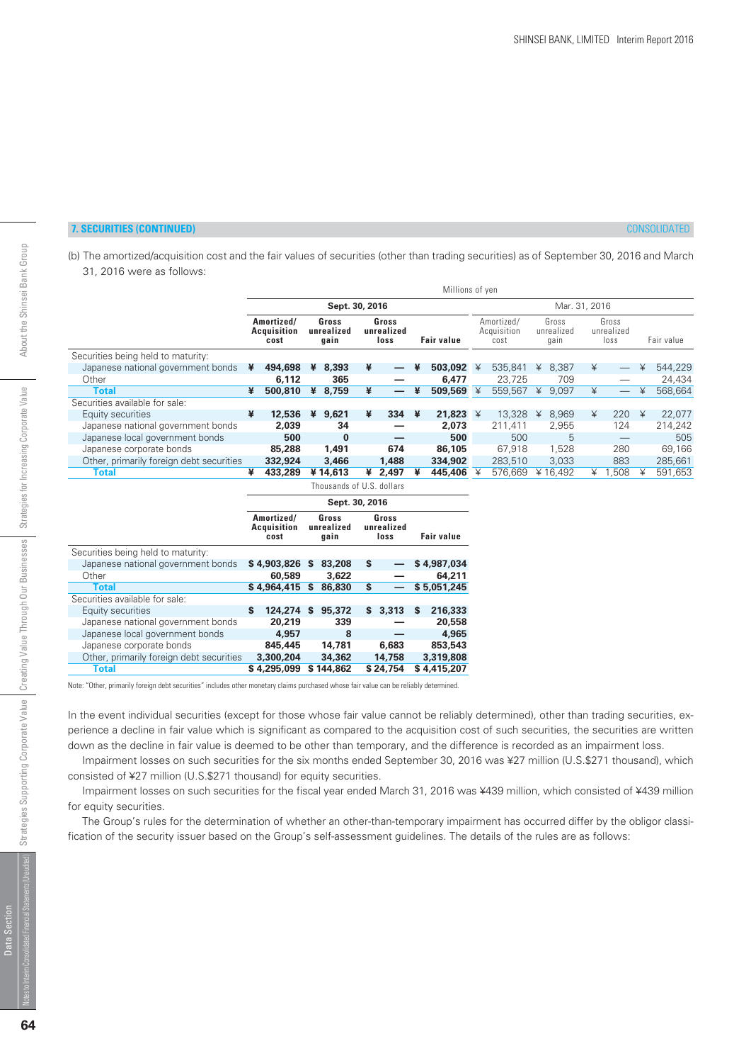## 7. SECURITIES (CONTINUED)

CONSOLIDATED

(b) The amortized/acquisition cost and the fair values of securities (other than trading securities) as of September 30, 2016 and March 31, 2016 were as follows:

| | Millions of yen | | | | | | | |
|---|---|---|---|---|---|---|---|---|
| | Sept. 30, 2016 | | | | Mar. 31, 2016 | | | |
| | Amortized/ Acquisition cost | Gross unrealized gain | Gross unrealized loss | Fair value | Amortized/ Acquisition cost | Gross unrealized gain | Gross unrealized loss | Fair value |
| Securities being held to maturity: | | | | | | | | |
| Japanese national government bonds | ¥ 494,698 | ¥ 8,393 | ¥ — | ¥ 503,092 | ¥ 535,841 | ¥ 8,387 | ¥ — | ¥ 544,229 |
| Other | 6,112 | 365 | — | 6,477 | 23,725 | 709 | — | 24,434 |
| **Total** | ¥ 500,810 | ¥ 8,759 | ¥ — | ¥ 509,569 | ¥ 559,567 | ¥ 9,097 | ¥ — | ¥ 568,664 |
| Securities available for sale: | | | | | | | | |
| Equity securities | ¥ 12,536 | ¥ 9,621 | ¥ 334 | ¥ 21,823 | ¥ 13,328 | ¥ 8,969 | ¥ 220 | ¥ 22,077 |
| Japanese national government bonds | 2,039 | 34 | — | 2,073 | 211,411 | 2,955 | 124 | 214,242 |
| Japanese local government bonds | 500 | 0 | — | 500 | 500 | 5 | — | 505 |
| Japanese corporate bonds | 85,288 | 1,491 | 674 | 86,105 | 67,918 | 1,528 | 280 | 69,166 |
| Other, primarily foreign debt securities | 332,924 | 3,466 | 1,488 | 334,902 | 283,510 | 3,033 | 883 | 285,661 |
| **Total** | ¥ 433,289 | ¥ 14,613 | ¥ 2,497 | ¥ 445,406 | ¥ 576,669 | ¥ 16,492 | ¥ 1,508 | ¥ 591,653 |

| | Thousands of U.S. dollars | | | |
|---|---|---|---|---|
| | Sept. 30, 2016 | | | |
| | Amortized/ Acquisition cost | Gross unrealized gain | Gross unrealized loss | Fair value |
| Securities being held to maturity: | | | | |
| Japanese national government bonds | $ 4,903,826 | $ 83,208 | $ — | $ 4,987,034 |
| Other | 60,589 | 3,622 | — | 64,211 |
| **Total** | $ 4,964,415 | $ 86,830 | $ — | $ 5,051,245 |
| Securities available for sale: | | | | |
| Equity securities | $ 124,274 | $ 95,372 | $ 3,313 | $ 216,333 |
| Japanese national government bonds | 20,219 | 339 | — | 20,558 |
| Japanese local government bonds | 4,957 | 8 | — | 4,965 |
| Japanese corporate bonds | 845,445 | 14,781 | 6,683 | 853,543 |
| Other, primarily foreign debt securities | 3,300,204 | 34,362 | 14,758 | 3,319,808 |
| **Total** | $ 4,295,099 | $ 144,862 | $ 24,754 | $ 4,415,207 |

Note: "Other, primarily foreign debt securities" includes other monetary claims purchased whose fair value can be reliably determined.

In the event individual securities (except for those whose fair value cannot be reliably determined), other than trading securities, experience a decline in fair value which is significant as compared to the acquisition cost of such securities, the securities are written down as the decline in fair value is deemed to be other than temporary, and the difference is recorded as an impairment loss.

Impairment losses on such securities for the six months ended September 30, 2016 was ¥27 million (U.S.$271 thousand), which consisted of ¥27 million (U.S.$271 thousand) for equity securities.

Impairment losses on such securities for the fiscal year ended March 31, 2016 was ¥439 million, which consisted of ¥439 million for equity securities.

The Group's rules for the determination of whether an other-than-temporary impairment has occurred differ by the obligor classification of the security issuer based on the Group's self-assessment guidelines. The details of the rules are as follows: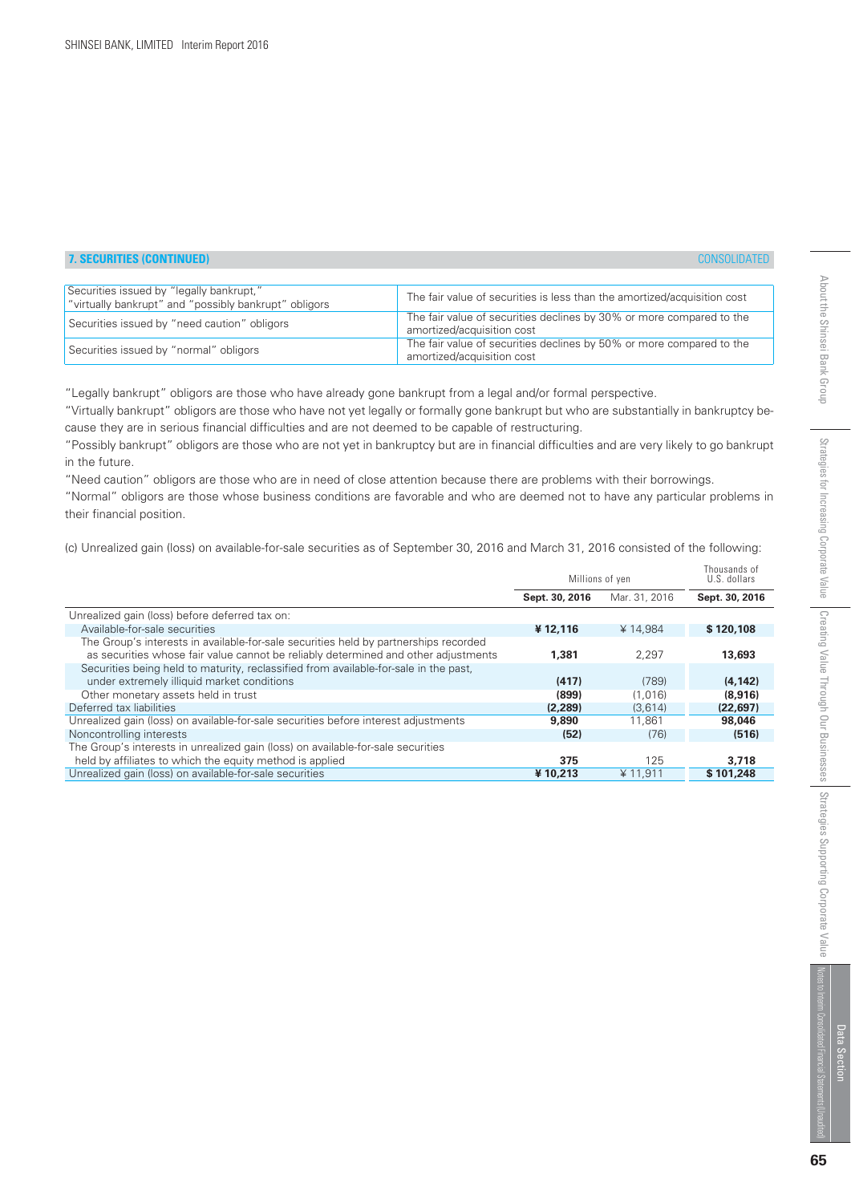## 7. SECURITIES (CONTINUED)

CONSOLIDATED

| Securities issued by "legally bankrupt," "virtually bankrupt" and "possibly bankrupt" obligors | The fair value of securities is less than the amortized/acquisition cost |
|---|---|
| Securities issued by "need caution" obligors | The fair value of securities declines by 30% or more compared to the amortized/acquisition cost |
| Securities issued by "normal" obligors | The fair value of securities declines by 50% or more compared to the amortized/acquisition cost |

"Legally bankrupt" obligors are those who have already gone bankrupt from a legal and/or formal perspective.

"Virtually bankrupt" obligors are those who have not yet legally or formally gone bankrupt but who are substantially in bankruptcy because they are in serious financial difficulties and are not deemed to be capable of restructuring.

"Possibly bankrupt" obligors are those who are not yet in bankruptcy but are in financial difficulties and are very likely to go bankrupt in the future.

"Need caution" obligors are those who are in need of close attention because there are problems with their borrowings.

"Normal" obligors are those whose business conditions are favorable and who are deemed not to have any particular problems in their financial position.

(c) Unrealized gain (loss) on available-for-sale securities as of September 30, 2016 and March 31, 2016 consisted of the following:

| | Millions of yen | | Thousands of U.S. dollars |
|---|---|---|---|
| | **Sept. 30, 2016** | Mar. 31, 2016 | **Sept. 30, 2016** |
| Unrealized gain (loss) before deferred tax on: | | | |
| Available-for-sale securities | **¥ 12,116** | ¥ 14,984 | **$ 120,108** |
| The Group's interests in available-for-sale securities held by partnerships recorded as securities whose fair value cannot be reliably determined and other adjustments | **1,381** | 2,297 | **13,693** |
| Securities being held to maturity, reclassified from available-for-sale in the past, under extremely illiquid market conditions | **(417)** | (789) | **(4,142)** |
| Other monetary assets held in trust | **(899)** | (1,016) | **(8,916)** |
| Deferred tax liabilities | **(2,289)** | (3,614) | **(22,697)** |
| Unrealized gain (loss) on available-for-sale securities before interest adjustments | **9,890** | 11,861 | **98,046** |
| Noncontrolling interests | **(52)** | (76) | **(516)** |
| The Group's interests in unrealized gain (loss) on available-for-sale securities held by affiliates to which the equity method is applied | **375** | 125 | **3,718** |
| Unrealized gain (loss) on available-for-sale securities | **¥ 10,213** | ¥ 11,911 | **$ 101,248** |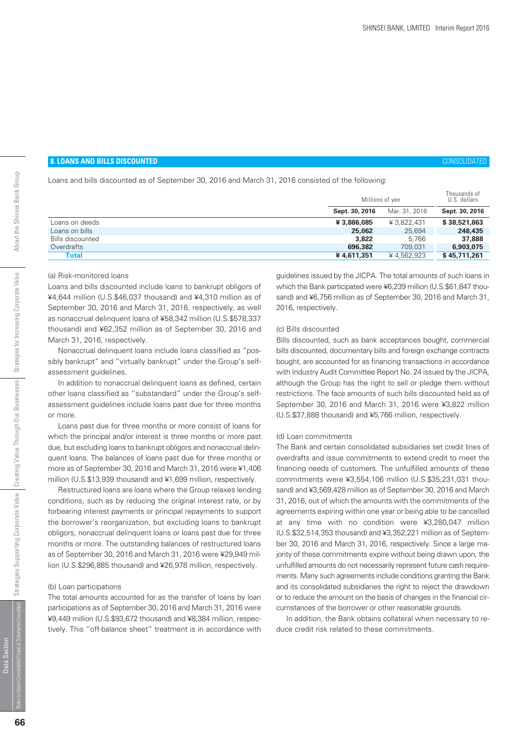## 8. LOANS AND BILLS DISCOUNTED

CONSOLIDATED

Loans and bills discounted as of September 30, 2016 and March 31, 2016 consisted of the following:

| | Millions of yen | | Thousands of U.S. dollars |
|---|---|---|---|
| | **Sept. 30, 2016** | Mar. 31, 2016 | **Sept. 30, 2016** |
| Loans on deeds | **¥ 3,886,085** | ¥ 3,822,431 | **$ 38,521,863** |
| Loans on bills | **25,062** | 25,694 | **248,435** |
| Bills discounted | **3,822** | 5,766 | **37,888** |
| Overdrafts | **696,382** | 709,031 | **6,903,075** |
| **Total** | **¥ 4,611,351** | ¥ 4,562,923 | **$ 45,711,261** |

(a) Risk-monitored loans

Loans and bills discounted include loans to bankrupt obligors of ¥4,644 million (U.S.$46,037 thousand) and ¥4,310 million as of September 30, 2016 and March 31, 2016, respectively, as well as nonaccrual delinquent loans of ¥58,342 million (U.S.$578,337 thousand) and ¥62,352 million as of September 30, 2016 and March 31, 2016, respectively.

Nonaccrual delinquent loans include loans classified as "possibly bankrupt" and "virtually bankrupt" under the Group's self-assessment guidelines.

In addition to nonaccrual delinquent loans as defined, certain other loans classified as "substandard" under the Group's self-assessment guidelines include loans past due for three months or more.

Loans past due for three months or more consist of loans for which the principal and/or interest is three months or more past due, but excluding loans to bankrupt obligors and nonaccrual delinquent loans. The balances of loans past due for three months or more as of September 30, 2016 and March 31, 2016 were ¥1,406 million (U.S.$13,939 thousand) and ¥1,699 million, respectively.

Restructured loans are loans where the Group relaxes lending conditions, such as by reducing the original interest rate, or by forbearing interest payments or principal repayments to support the borrower's reorganization, but excluding loans to bankrupt obligors, nonaccrual delinquent loans or loans past due for three months or more. The outstanding balances of restructured loans as of September 30, 2016 and March 31, 2016 were ¥29,949 million (U.S.$296,885 thousand) and ¥26,978 million, respectively.

(b) Loan participations

The total amounts accounted for as the transfer of loans by loan participations as of September 30, 2016 and March 31, 2016 were ¥9,449 million (U.S.$93,672 thousand) and ¥8,384 million, respectively. This "off-balance sheet" treatment is in accordance with guidelines issued by the JICPA. The total amounts of such loans in which the Bank participated were ¥6,239 million (U.S.$61,847 thousand) and ¥6,756 million as of September 30, 2016 and March 31, 2016, respectively.

(c) Bills discounted

Bills discounted, such as bank acceptances bought, commercial bills discounted, documentary bills and foreign exchange contracts bought, are accounted for as financing transactions in accordance with Industry Audit Committee Report No. 24 issued by the JICPA, although the Group has the right to sell or pledge them without restrictions. The face amounts of such bills discounted held as of September 30, 2016 and March 31, 2016 were ¥3,822 million (U.S.$37,888 thousand) and ¥5,766 million, respectively.

(d) Loan commitments

The Bank and certain consolidated subsidiaries set credit lines of overdrafts and issue commitments to extend credit to meet the financing needs of customers. The unfulfilled amounts of these commitments were ¥3,554,106 million (U.S.$35,231,031 thousand) and ¥3,569,428 million as of September 30, 2016 and March 31, 2016, out of which the amounts with the commitments of the agreements expiring within one year or being able to be cancelled at any time with no condition were ¥3,280,047 million (U.S.$32,514,353 thousand) and ¥3,352,221 million as of September 30, 2016 and March 31, 2016, respectively. Since a large majority of these commitments expire without being drawn upon, the unfulfilled amounts do not necessarily represent future cash requirements. Many such agreements include conditions granting the Bank and its consolidated subsidiaries the right to reject the drawdown or to reduce the amount on the basis of changes in the financial circumstances of the borrower or other reasonable grounds.

In addition, the Bank obtains collateral when necessary to reduce credit risk related to these commitments.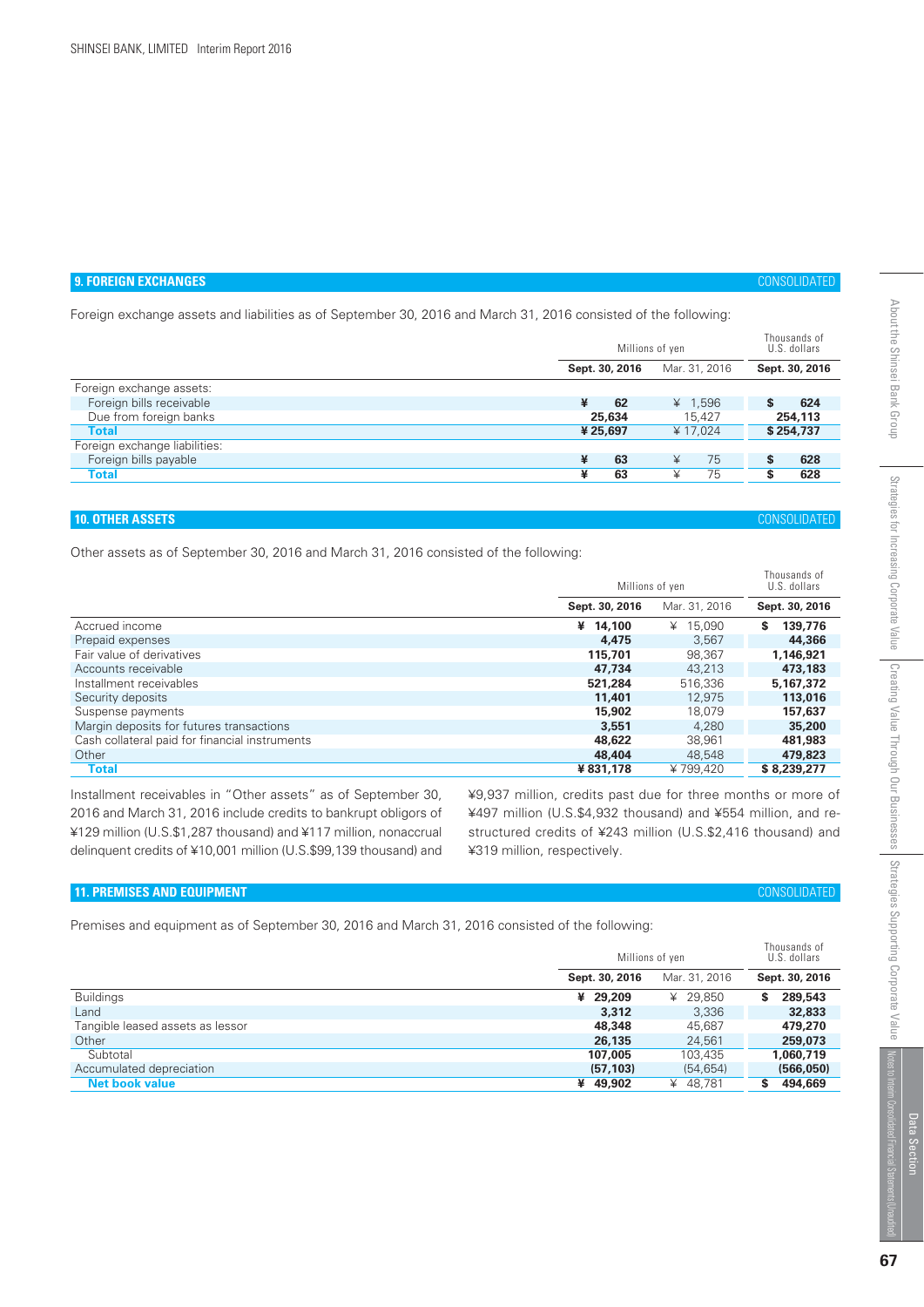## 9. FOREIGN EXCHANGES

CONSOLIDATED

Foreign exchange assets and liabilities as of September 30, 2016 and March 31, 2016 consisted of the following:

| | Millions of yen | | Thousands of U.S. dollars |
|---|---|---|---|
| | **Sept. 30, 2016** | Mar. 31, 2016 | **Sept. 30, 2016** |
| Foreign exchange assets: | | | |
| Foreign bills receivable | **¥ 62** | ¥ 1,596 | **$ 624** |
| Due from foreign banks | **25,634** | 15,427 | **254,113** |
| **Total** | **¥ 25,697** | ¥ 17,024 | **$ 254,737** |
| Foreign exchange liabilities: | | | |
| Foreign bills payable | **¥ 63** | ¥ 75 | **$ 628** |
| **Total** | **¥ 63** | ¥ 75 | **$ 628** |

## 10. OTHER ASSETS

CONSOLIDATED

Other assets as of September 30, 2016 and March 31, 2016 consisted of the following:

| | Millions of yen | | Thousands of U.S. dollars |
|---|---|---|---|
| | **Sept. 30, 2016** | Mar. 31, 2016 | **Sept. 30, 2016** |
| Accrued income | **¥ 14,100** | ¥ 15,090 | **$ 139,776** |
| Prepaid expenses | **4,475** | 3,567 | **44,366** |
| Fair value of derivatives | **115,701** | 98,367 | **1,146,921** |
| Accounts receivable | **47,734** | 43,213 | **473,183** |
| Installment receivables | **521,284** | 516,336 | **5,167,372** |
| Security deposits | **11,401** | 12,975 | **113,016** |
| Suspense payments | **15,902** | 18,079 | **157,637** |
| Margin deposits for futures transactions | **3,551** | 4,280 | **35,200** |
| Cash collateral paid for financial instruments | **48,622** | 38,961 | **481,983** |
| Other | **48,404** | 48,548 | **479,823** |
| **Total** | **¥ 831,178** | ¥ 799,420 | **$ 8,239,277** |

Installment receivables in "Other assets" as of September 30, 2016 and March 31, 2016 include credits to bankrupt obligors of ¥129 million (U.S.$1,287 thousand) and ¥117 million, nonaccrual delinquent credits of ¥10,001 million (U.S.$99,139 thousand) and ¥9,937 million, credits past due for three months or more of ¥497 million (U.S.$4,932 thousand) and ¥554 million, and restructured credits of ¥243 million (U.S.$2,416 thousand) and ¥319 million, respectively.

## 11. PREMISES AND EQUIPMENT

CONSOLIDATED

Premises and equipment as of September 30, 2016 and March 31, 2016 consisted of the following:

| | Millions of yen | | Thousands of U.S. dollars |
|---|---|---|---|
| | **Sept. 30, 2016** | Mar. 31, 2016 | **Sept. 30, 2016** |
| Buildings | **¥ 29,209** | ¥ 29,850 | **$ 289,543** |
| Land | **3,312** | 3,336 | **32,833** |
| Tangible leased assets as lessor | **48,348** | 45,687 | **479,270** |
| Other | **26,135** | 24,561 | **259,073** |
| Subtotal | **107,005** | 103,435 | **1,060,719** |
| Accumulated depreciation | **(57,103)** | (54,654) | **(566,050)** |
| **Net book value** | **¥ 49,902** | ¥ 48,781 | **$ 494,669** |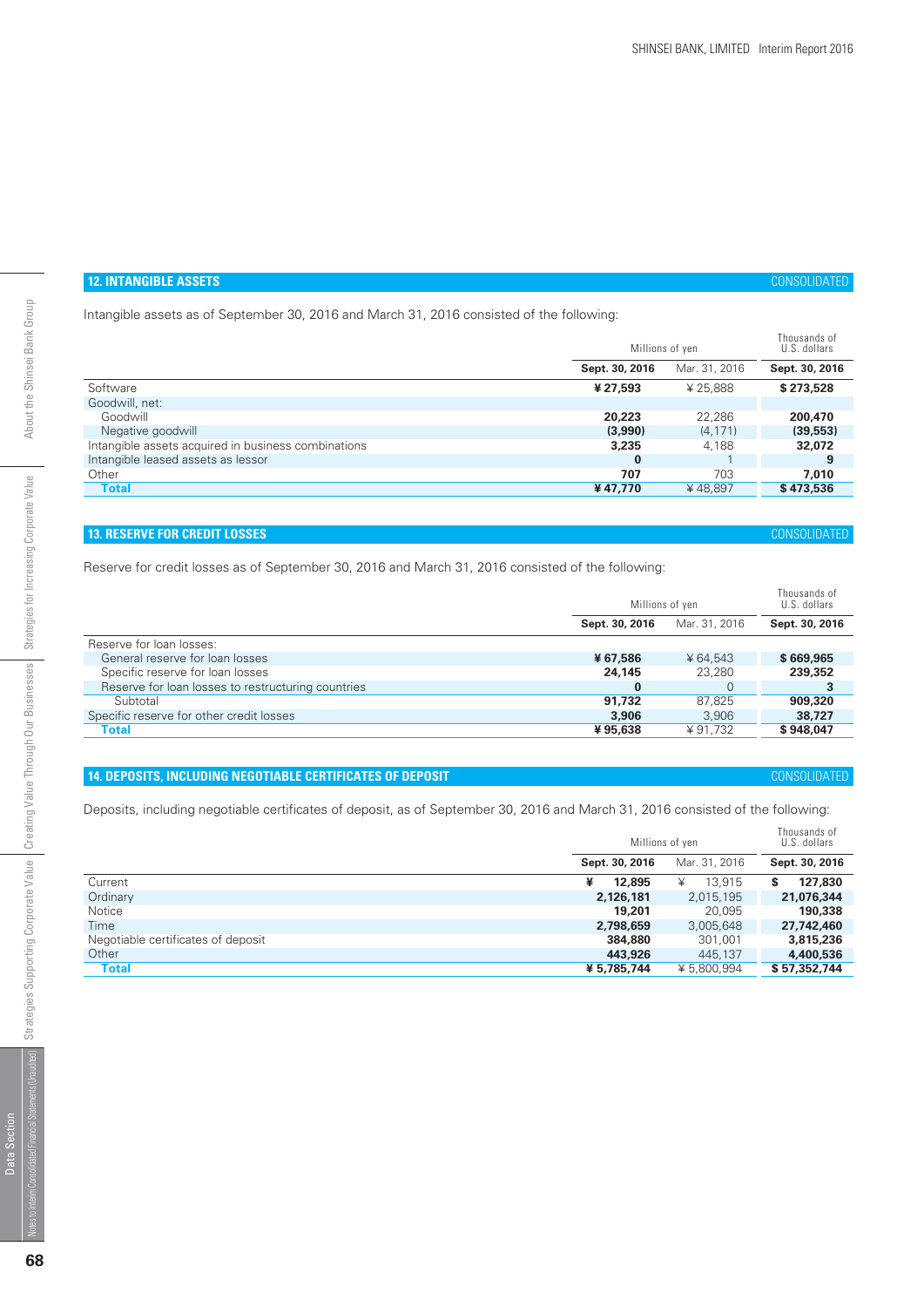## 12. INTANGIBLE ASSETS

CONSOLIDATED

Intangible assets as of September 30, 2016 and March 31, 2016 consisted of the following:

| | Millions of yen | | Thousands of U.S. dollars |
|---|---|---|---|
| | **Sept. 30, 2016** | Mar. 31, 2016 | **Sept. 30, 2016** |
| Software | **¥ 27,593** | ¥ 25,888 | **$ 273,528** |
| Goodwill, net: | | | |
| Goodwill | **20,223** | 22,286 | **200,470** |
| Negative goodwill | **(3,990)** | (4,171) | **(39,553)** |
| Intangible assets acquired in business combinations | **3,235** | 4,188 | **32,072** |
| Intangible leased assets as lessor | **0** | 1 | **9** |
| Other | **707** | 703 | **7,010** |
| **Total** | **¥ 47,770** | ¥ 48,897 | **$ 473,536** |

## 13. RESERVE FOR CREDIT LOSSES

CONSOLIDATED

Reserve for credit losses as of September 30, 2016 and March 31, 2016 consisted of the following:

| | Millions of yen | | Thousands of U.S. dollars |
|---|---|---|---|
| | **Sept. 30, 2016** | Mar. 31, 2016 | **Sept. 30, 2016** |
| Reserve for loan losses: | | | |
| General reserve for loan losses | **¥ 67,586** | ¥ 64,543 | **$ 669,965** |
| Specific reserve for loan losses | **24,145** | 23,280 | **239,352** |
| Reserve for loan losses to restructuring countries | **0** | 0 | **3** |
| Subtotal | **91,732** | 87,825 | **909,320** |
| Specific reserve for other credit losses | **3,906** | 3,906 | **38,727** |
| **Total** | **¥ 95,638** | ¥ 91,732 | **$ 948,047** |

## 14. DEPOSITS, INCLUDING NEGOTIABLE CERTIFICATES OF DEPOSIT

CONSOLIDATED

Deposits, including negotiable certificates of deposit, as of September 30, 2016 and March 31, 2016 consisted of the following:

| | Millions of yen | | Thousands of U.S. dollars |
|---|---|---|---|
| | **Sept. 30, 2016** | Mar. 31, 2016 | **Sept. 30, 2016** |
| Current | **¥ 12,895** | ¥ 13,915 | **$ 127,830** |
| Ordinary | **2,126,181** | 2,015,195 | **21,076,344** |
| Notice | **19,201** | 20,095 | **190,338** |
| Time | **2,798,659** | 3,005,648 | **27,742,460** |
| Negotiable certificates of deposit | **384,880** | 301,001 | **3,815,236** |
| Other | **443,926** | 445,137 | **4,400,536** |
| **Total** | **¥ 5,785,744** | ¥ 5,800,994 | **$ 57,352,744** |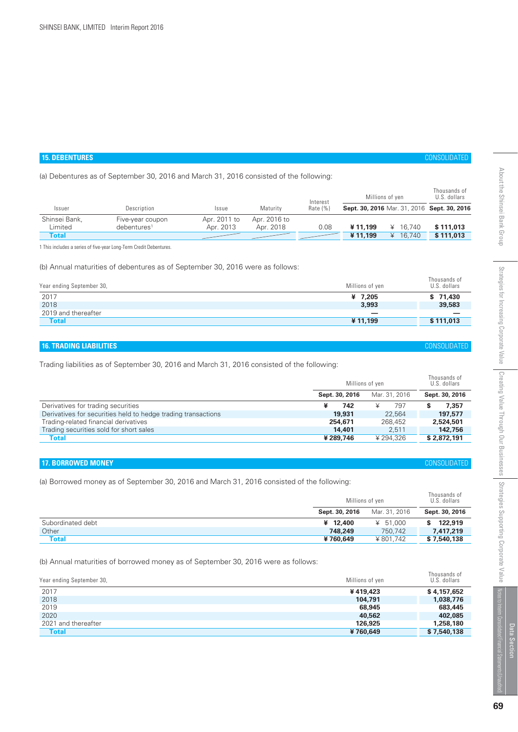## 15. DEBENTURES

CONSOLIDATED

(a) Debentures as of September 30, 2016 and March 31, 2016 consisted of the following:

| Issuer | Description | Issue | Maturity | Interest Rate (%) | Millions of yen | | Thousands of U.S. dollars |
|---|---|---|---|---|---|---|---|
| | | | | | **Sept. 30, 2016** | Mar. 31, 2016 | **Sept. 30, 2016** |
| Shinsei Bank, Limited | Five-year coupon debentures[1] | Apr. 2011 to Apr. 2013 | Apr. 2016 to Apr. 2018 | 0.08 | **¥ 11,199** | ¥ 16,740 | **$ 111,013** |
| **Total** | | | | | **¥ 11,199** | ¥ 16,740 | **$ 111,013** |

1 This includes a series of five-year Long-Term Credit Debentures.

(b) Annual maturities of debentures as of September 30, 2016 were as follows:

| Year ending September 30, | Millions of yen | Thousands of U.S. dollars |
|---|---|---|
| 2017 | **¥ 7,205** | **$ 71,430** |
| 2018 | **3,993** | **39,583** |
| 2019 and thereafter | — | — |
| **Total** | **¥ 11,199** | **$ 111,013** |

## 16. TRADING LIABILITIES

CONSOLIDATED

Trading liabilities as of September 30, 2016 and March 31, 2016 consisted of the following:

| | Millions of yen | | Thousands of U.S. dollars |
|---|---|---|---|
| | **Sept. 30, 2016** | Mar. 31, 2016 | **Sept. 30, 2016** |
| Derivatives for trading securities | **¥ 742** | ¥ 797 | **$ 7,357** |
| Derivatives for securities held to hedge trading transactions | **19,931** | 22,564 | **197,577** |
| Trading-related financial derivatives | **254,671** | 268,452 | **2,524,501** |
| Trading securities sold for short sales | **14,401** | 2,511 | **142,756** |
| **Total** | **¥ 289,746** | ¥ 294,326 | **$ 2,872,191** |

## 17. BORROWED MONEY

CONSOLIDATED

(a) Borrowed money as of September 30, 2016 and March 31, 2016 consisted of the following:

| | Millions of yen | | Thousands of U.S. dollars |
|---|---|---|---|
| | **Sept. 30, 2016** | Mar. 31, 2016 | **Sept. 30, 2016** |
| Subordinated debt | **¥ 12,400** | ¥ 51,000 | **$ 122,919** |
| Other | **748,249** | 750,742 | **7,417,219** |
| **Total** | **¥ 760,649** | ¥ 801,742 | **$ 7,540,138** |

(b) Annual maturities of borrowed money as of September 30, 2016 were as follows:

| Year ending September 30, | Millions of yen | Thousands of U.S. dollars |
|---|---|---|
| 2017 | **¥ 419,423** | **$ 4,157,652** |
| 2018 | **104,791** | **1,038,776** |
| 2019 | **68,945** | **683,445** |
| 2020 | **40,562** | **402,085** |
| 2021 and thereafter | **126,925** | **1,258,180** |
| **Total** | **¥ 760,649** | **$ 7,540,138** |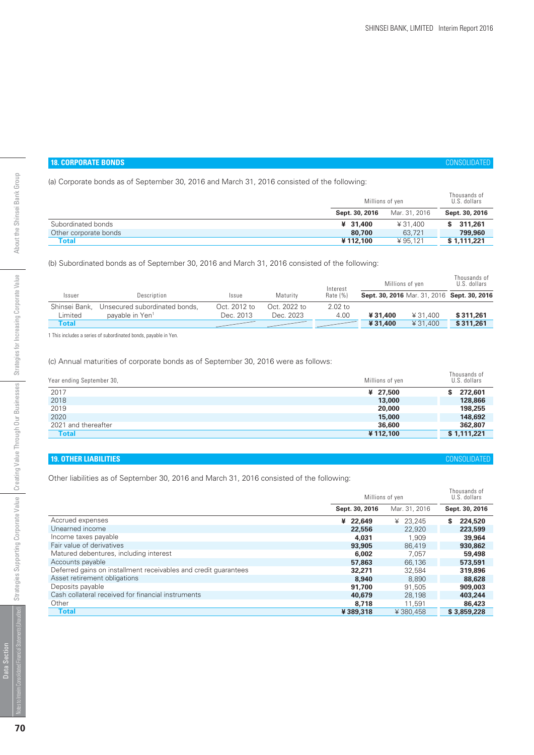## 18. CORPORATE BONDS

CONSOLIDATED

(a) Corporate bonds as of September 30, 2016 and March 31, 2016 consisted of the following:

| | Millions of yen | | Thousands of U.S. dollars |
|---|---|---|---|
| | **Sept. 30, 2016** | Mar. 31, 2016 | **Sept. 30, 2016** |
| Subordinated bonds | **¥ 31,400** | ¥ 31,400 | **$ 311,261** |
| Other corporate bonds | **80,700** | 63,721 | **799,960** |
| **Total** | **¥ 112,100** | ¥ 95,121 | **$ 1,111,221** |

(b) Subordinated bonds as of September 30, 2016 and March 31, 2016 consisted of the following:

| Issuer | Description | Issue | Maturity | Interest Rate (%) | Millions of yen | | Thousands of U.S. dollars |
|---|---|---|---|---|---|---|---|
| | | | | | **Sept. 30, 2016** | Mar. 31, 2016 | **Sept. 30, 2016** |
| Shinsei Bank, Limited | Unsecured subordinated bonds, payable in Yen[1] | Oct. 2012 to Dec. 2013 | Oct. 2022 to Dec. 2023 | 2.02 to 4.00 | **¥ 31,400** | ¥ 31,400 | **$ 311,261** |
| **Total** | | | | | **¥ 31,400** | ¥ 31,400 | **$ 311,261** |

1 This includes a series of subordinated bonds, payable in Yen.

(c) Annual maturities of corporate bonds as of September 30, 2016 were as follows:

| Year ending September 30, | Millions of yen | Thousands of U.S. dollars |
|---|---|---|
| 2017 | **¥ 27,500** | **$ 272,601** |
| 2018 | **13,000** | **128,866** |
| 2019 | **20,000** | **198,255** |
| 2020 | **15,000** | **148,692** |
| 2021 and thereafter | **36,600** | **362,807** |
| **Total** | **¥ 112,100** | **$ 1,111,221** |

## 19. OTHER LIABILITIES

CONSOLIDATED

Other liabilities as of September 30, 2016 and March 31, 2016 consisted of the following:

| | Millions of yen | | Thousands of U.S. dollars |
|---|---|---|---|
| | **Sept. 30, 2016** | Mar. 31, 2016 | **Sept. 30, 2016** |
| Accrued expenses | **¥ 22,649** | ¥ 23,245 | **$ 224,520** |
| Unearned income | **22,556** | 22,920 | **223,599** |
| Income taxes payable | **4,031** | 1,909 | **39,964** |
| Fair value of derivatives | **93,905** | 86,419 | **930,862** |
| Matured debentures, including interest | **6,002** | 7,057 | **59,498** |
| Accounts payable | **57,863** | 66,136 | **573,591** |
| Deferred gains on installment receivables and credit guarantees | **32,271** | 32,584 | **319,896** |
| Asset retirement obligations | **8,940** | 8,890 | **88,628** |
| Deposits payable | **91,700** | 91,505 | **909,003** |
| Cash collateral received for financial instruments | **40,679** | 28,198 | **403,244** |
| Other | **8,718** | 11,591 | **86,423** |
| **Total** | **¥ 389,318** | ¥ 380,458 | **$ 3,859,228** |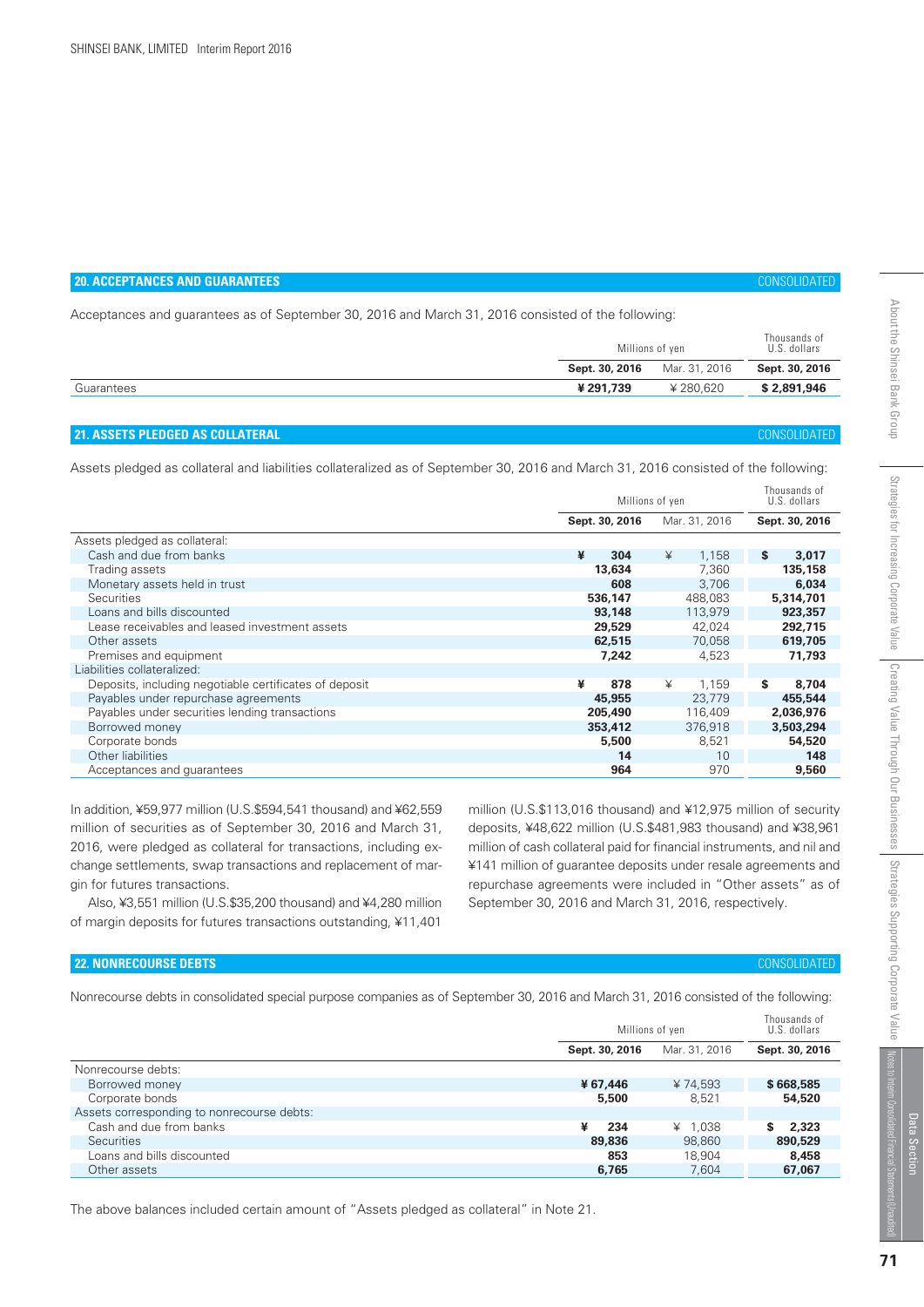## 20. ACCEPTANCES AND GUARANTEES

CONSOLIDATED

Acceptances and guarantees as of September 30, 2016 and March 31, 2016 consisted of the following:

| | Millions of yen | | Thousands of U.S. dollars |
|---|---|---|---|
| | **Sept. 30, 2016** | Mar. 31, 2016 | **Sept. 30, 2016** |
| Guarantees | **¥ 291,739** | ¥ 280,620 | **$ 2,891,946** |

## 21. ASSETS PLEDGED AS COLLATERAL

CONSOLIDATED

Assets pledged as collateral and liabilities collateralized as of September 30, 2016 and March 31, 2016 consisted of the following:

| | Millions of yen | | Thousands of U.S. dollars |
|---|---|---|---|
| | **Sept. 30, 2016** | Mar. 31, 2016 | **Sept. 30, 2016** |
| Assets pledged as collateral: | | | |
| Cash and due from banks | **¥ 304** | ¥ 1,158 | **$ 3,017** |
| Trading assets | **13,634** | 7,360 | **135,158** |
| Monetary assets held in trust | **608** | 3,706 | **6,034** |
| Securities | **536,147** | 488,083 | **5,314,701** |
| Loans and bills discounted | **93,148** | 113,979 | **923,357** |
| Lease receivables and leased investment assets | **29,529** | 42,024 | **292,715** |
| Other assets | **62,515** | 70,058 | **619,705** |
| Premises and equipment | **7,242** | 4,523 | **71,793** |
| Liabilities collateralized: | | | |
| Deposits, including negotiable certificates of deposit | **¥ 878** | ¥ 1,159 | **$ 8,704** |
| Payables under repurchase agreements | **45,955** | 23,779 | **455,544** |
| Payables under securities lending transactions | **205,490** | 116,409 | **2,036,976** |
| Borrowed money | **353,412** | 376,918 | **3,503,294** |
| Corporate bonds | **5,500** | 8,521 | **54,520** |
| Other liabilities | **14** | 10 | **148** |
| Acceptances and guarantees | **964** | 970 | **9,560** |

In addition, ¥59,977 million (U.S.$594,541 thousand) and ¥62,559 million of securities as of September 30, 2016 and March 31, 2016, were pledged as collateral for transactions, including exchange settlements, swap transactions and replacement of margin for futures transactions.

Also, ¥3,551 million (U.S.$35,200 thousand) and ¥4,280 million of margin deposits for futures transactions outstanding, ¥11,401 million (U.S.$113,016 thousand) and ¥12,975 million of security deposits, ¥48,622 million (U.S.$481,983 thousand) and ¥38,961 million of cash collateral paid for financial instruments, and nil and ¥141 million of guarantee deposits under resale agreements and repurchase agreements were included in "Other assets" as of September 30, 2016 and March 31, 2016, respectively.

## 22. NONRECOURSE DEBTS

CONSOLIDATED

Nonrecourse debts in consolidated special purpose companies as of September 30, 2016 and March 31, 2016 consisted of the following:

| | Millions of yen | | Thousands of U.S. dollars |
|---|---|---|---|
| | **Sept. 30, 2016** | Mar. 31, 2016 | **Sept. 30, 2016** |
| Nonrecourse debts: | | | |
| Borrowed money | **¥ 67,446** | ¥ 74,593 | **$ 668,585** |
| Corporate bonds | **5,500** | 8,521 | **54,520** |
| Assets corresponding to nonrecourse debts: | | | |
| Cash and due from banks | **¥ 234** | ¥ 1,038 | **$ 2,323** |
| Securities | **89,836** | 98,860 | **890,529** |
| Loans and bills discounted | **853** | 18,904 | **8,458** |
| Other assets | **6,765** | 7,604 | **67,067** |

The above balances included certain amount of "Assets pledged as collateral" in Note 21.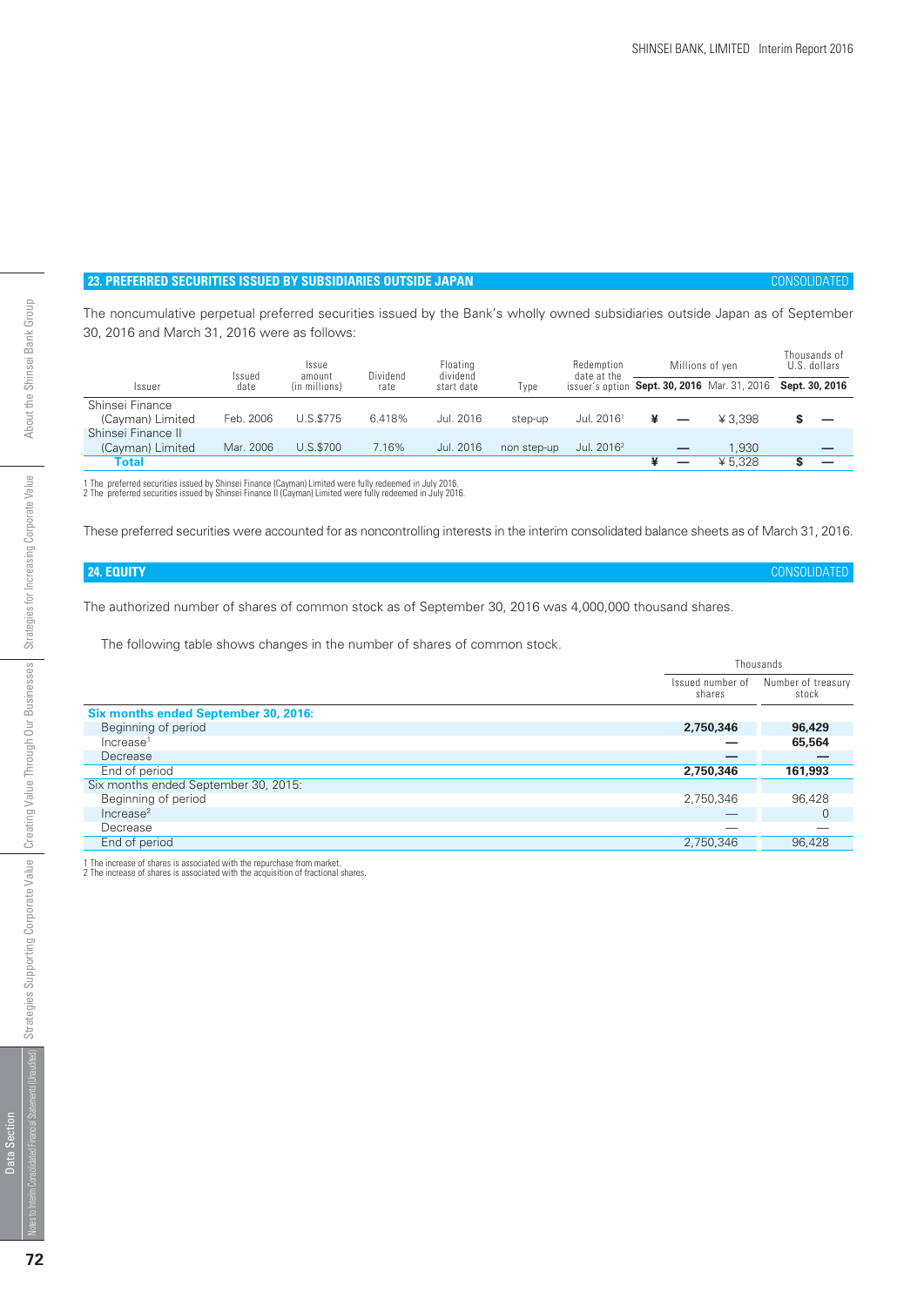## 23. PREFERRED SECURITIES ISSUED BY SUBSIDIARIES OUTSIDE JAPAN

CONSOLIDATED

The noncumulative perpetual preferred securities issued by the Bank's wholly owned subsidiaries outside Japan as of September 30, 2016 and March 31, 2016 were as follows:

| Issuer | Issued date | Issue amount (in millions) | Dividend rate | Floating dividend start date | Type | Redemption date at the issuer's option | Millions of yen | | Thousands of U.S. dollars |
|---|---|---|---|---|---|---|---|---|---|
| | | | | | | | **Sept. 30, 2016** | Mar. 31, 2016 | **Sept. 30, 2016** |
| Shinsei Finance (Cayman) Limited | Feb. 2006 | U.S.$775 | 6.418% | Jul. 2016 | step-up | Jul. 2016[1] | ¥ — | ¥ 3,398 | $ — |
| Shinsei Finance II (Cayman) Limited | Mar. 2006 | U.S.$700 | 7.16% | Jul. 2016 | non step-up | Jul. 2016[2] | — | 1,930 | — |
| **Total** | | | | | | | ¥ — | ¥ 5,328 | $ — |

1 The preferred securities issued by Shinsei Finance (Cayman) Limited were fully redeemed in July 2016.
2 The preferred securities issued by Shinsei Finance II (Cayman) Limited were fully redeemed in July 2016.

These preferred securities were accounted for as noncontrolling interests in the interim consolidated balance sheets as of March 31, 2016.

## 24. EQUITY

CONSOLIDATED

The authorized number of shares of common stock as of September 30, 2016 was 4,000,000 thousand shares.

The following table shows changes in the number of shares of common stock.

| | Thousands | |
|---|---|---|
| | Issued number of shares | Number of treasury stock |
| **Six months ended September 30, 2016:** | | |
| Beginning of period | **2,750,346** | **96,429** |
| Increase[1] | **—** | **65,564** |
| Decrease | **—** | **—** |
| End of period | **2,750,346** | **161,993** |
| Six months ended September 30, 2015: | | |
| Beginning of period | 2,750,346 | 96,428 |
| Increase[2] | — | 0 |
| Decrease | — | — |
| End of period | 2,750,346 | 96,428 |

1 The increase of shares is associated with the repurchase from market.
2 The increase of shares is associated with the acquisition of fractional shares.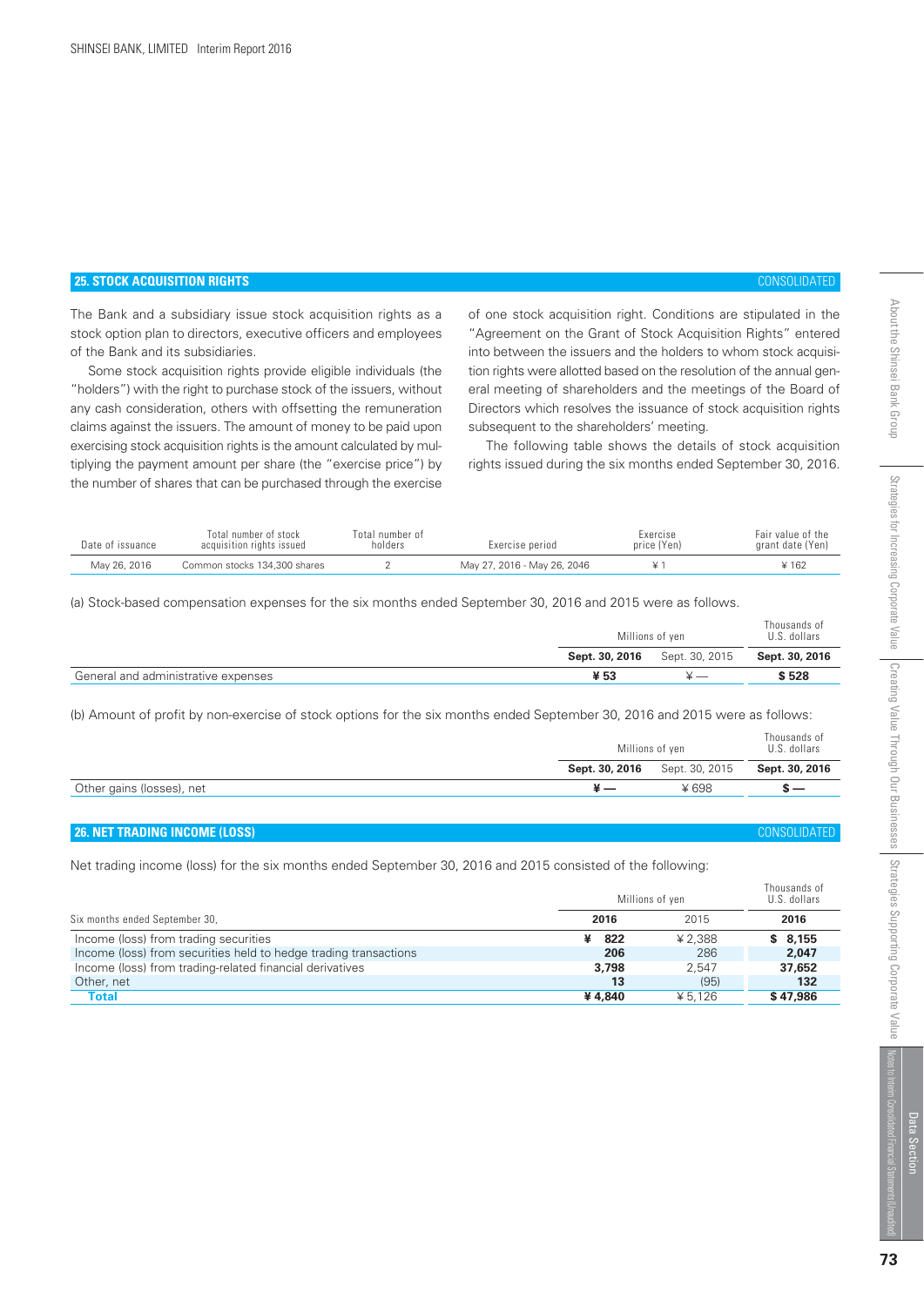## 25. STOCK ACQUISITION RIGHTS

CONSOLIDATED

The Bank and a subsidiary issue stock acquisition rights as a stock option plan to directors, executive officers and employees of the Bank and its subsidiaries.

Some stock acquisition rights provide eligible individuals (the "holders") with the right to purchase stock of the issuers, without any cash consideration, others with offsetting the remuneration claims against the issuers. The amount of money to be paid upon exercising stock acquisition rights is the amount calculated by multiplying the payment amount per share (the "exercise price") by the number of shares that can be purchased through the exercise of one stock acquisition right. Conditions are stipulated in the "Agreement on the Grant of Stock Acquisition Rights" entered into between the issuers and the holders to whom stock acquisition rights were allotted based on the resolution of the annual general meeting of shareholders and the meetings of the Board of Directors which resolves the issuance of stock acquisition rights subsequent to the shareholders' meeting.

The following table shows the details of stock acquisition rights issued during the six months ended September 30, 2016.

| Date of issuance | Total number of stock acquisition rights issued | Total number of holders | Exercise period | Exercise price (Yen) | Fair value of the grant date (Yen) |
|---|---|---|---|---|---|
| May 26, 2016 | Common stocks 134,300 shares | 2 | May 27, 2016 - May 26, 2046 | ¥ 1 | ¥ 162 |

(a) Stock-based compensation expenses for the six months ended September 30, 2016 and 2015 were as follows.

| | Millions of yen | | Thousands of U.S. dollars |
|---|---|---|---|
| | **Sept. 30, 2016** | Sept. 30, 2015 | **Sept. 30, 2016** |
| General and administrative expenses | **¥ 53** | ¥ — | **$ 528** |

(b) Amount of profit by non-exercise of stock options for the six months ended September 30, 2016 and 2015 were as follows:

| | Millions of yen | | Thousands of U.S. dollars |
|---|---|---|---|
| | **Sept. 30, 2016** | Sept. 30, 2015 | **Sept. 30, 2016** |
| Other gains (losses), net | **¥ —** | ¥ 698 | **$ —** |

## 26. NET TRADING INCOME (LOSS)

CONSOLIDATED

Net trading income (loss) for the six months ended September 30, 2016 and 2015 consisted of the following:

| | Millions of yen | | Thousands of U.S. dollars |
|---|---|---|---|
| Six months ended September 30, | **2016** | 2015 | **2016** |
| Income (loss) from trading securities | **¥ 822** | ¥ 2,388 | **$ 8,155** |
| Income (loss) from securities held to hedge trading transactions | **206** | 286 | **2,047** |
| Income (loss) from trading-related financial derivatives | **3,798** | 2,547 | **37,652** |
| Other, net | **13** | (95) | **132** |
| **Total** | **¥ 4,840** | ¥ 5,126 | **$ 47,986** |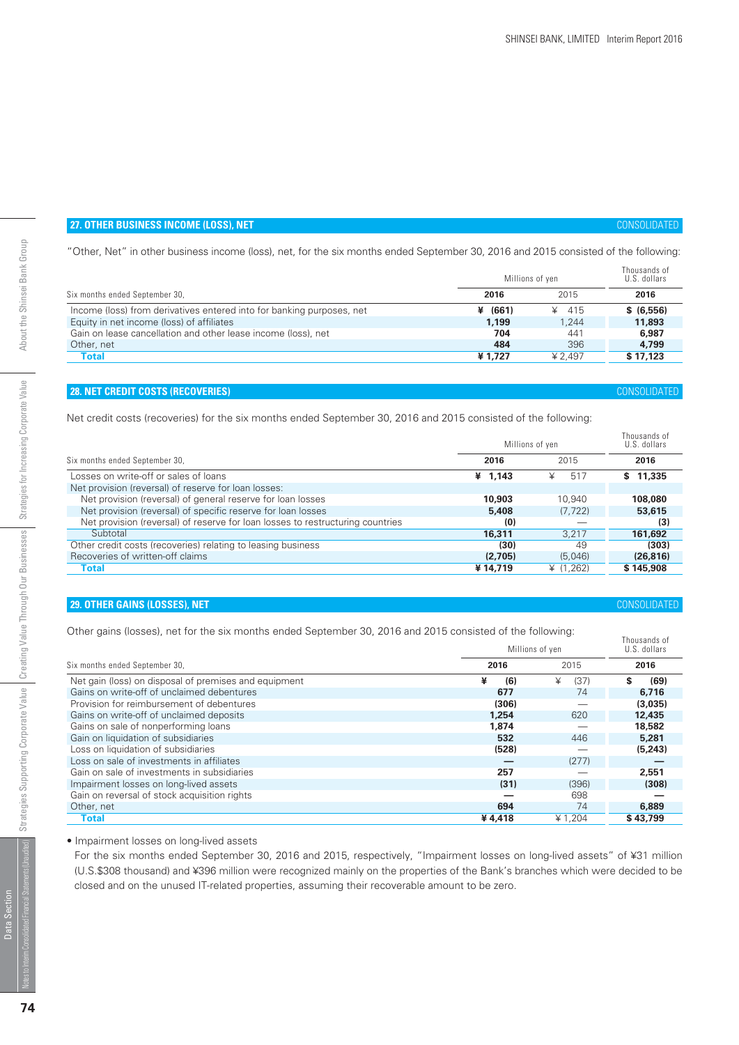## 27. OTHER BUSINESS INCOME (LOSS), NET

CONSOLIDATED

"Other, Net" in other business income (loss), net, for the six months ended September 30, 2016 and 2015 consisted of the following:

| Six months ended September 30, | Millions of yen 2016 | 2015 | Thousands of U.S. dollars 2016 |
|---|---|---|---|
| Income (loss) from derivatives entered into for banking purposes, net | ¥ (661) | ¥ 415 | $ (6,556) |
| Equity in net income (loss) of affiliates | 1,199 | 1,244 | 11,893 |
| Gain on lease cancellation and other lease income (loss), net | 704 | 441 | 6,987 |
| Other, net | 484 | 396 | 4,799 |
| **Total** | ¥ 1,727 | ¥ 2,497 | $ 17,123 |

## 28. NET CREDIT COSTS (RECOVERIES)

CONSOLIDATED

Net credit costs (recoveries) for the six months ended September 30, 2016 and 2015 consisted of the following:

| Six months ended September 30, | Millions of yen 2016 | 2015 | Thousands of U.S. dollars 2016 |
|---|---|---|---|
| Losses on write-off or sales of loans | ¥ 1,143 | ¥ 517 | $ 11,335 |
| Net provision (reversal) of reserve for loan losses: | | | |
| Net provision (reversal) of general reserve for loan losses | 10,903 | 10,940 | 108,080 |
| Net provision (reversal) of specific reserve for loan losses | 5,408 | (7,722) | 53,615 |
| Net provision (reversal) of reserve for loan losses to restructuring countries | (0) | — | (3) |
| Subtotal | 16,311 | 3,217 | 161,692 |
| Other credit costs (recoveries) relating to leasing business | (30) | 49 | (303) |
| Recoveries of written-off claims | (2,705) | (5,046) | (26,816) |
| **Total** | ¥ 14,719 | ¥ (1,262) | $ 145,908 |

## 29. OTHER GAINS (LOSSES), NET

CONSOLIDATED

Other gains (losses), net for the six months ended September 30, 2016 and 2015 consisted of the following:

| Six months ended September 30, | Millions of yen 2016 | 2015 | Thousands of U.S. dollars 2016 |
|---|---|---|---|
| Net gain (loss) on disposal of premises and equipment | ¥ (6) | ¥ (37) | $ (69) |
| Gains on write-off of unclaimed debentures | 677 | 74 | 6,716 |
| Provision for reimbursement of debentures | (306) | — | (3,035) |
| Gains on write-off of unclaimed deposits | 1,254 | 620 | 12,435 |
| Gains on sale of nonperforming loans | 1,874 | — | 18,582 |
| Gain on liquidation of subsidiaries | 532 | 446 | 5,281 |
| Loss on liquidation of subsidiaries | (528) | — | (5,243) |
| Loss on sale of investments in affiliates | — | (277) | — |
| Gain on sale of investments in subsidiaries | 257 | — | 2,551 |
| Impairment losses on long-lived assets | (31) | (396) | (308) |
| Gain on reversal of stock acquisition rights | — | 698 | — |
| Other, net | 694 | 74 | 6,889 |
| **Total** | ¥ 4,418 | ¥ 1,204 | $ 43,799 |

• Impairment losses on long-lived assets

For the six months ended September 30, 2016 and 2015, respectively, "Impairment losses on long-lived assets" of ¥31 million (U.S.$308 thousand) and ¥396 million were recognized mainly on the properties of the Bank's branches which were decided to be closed and on the unused IT-related properties, assuming their recoverable amount to be zero.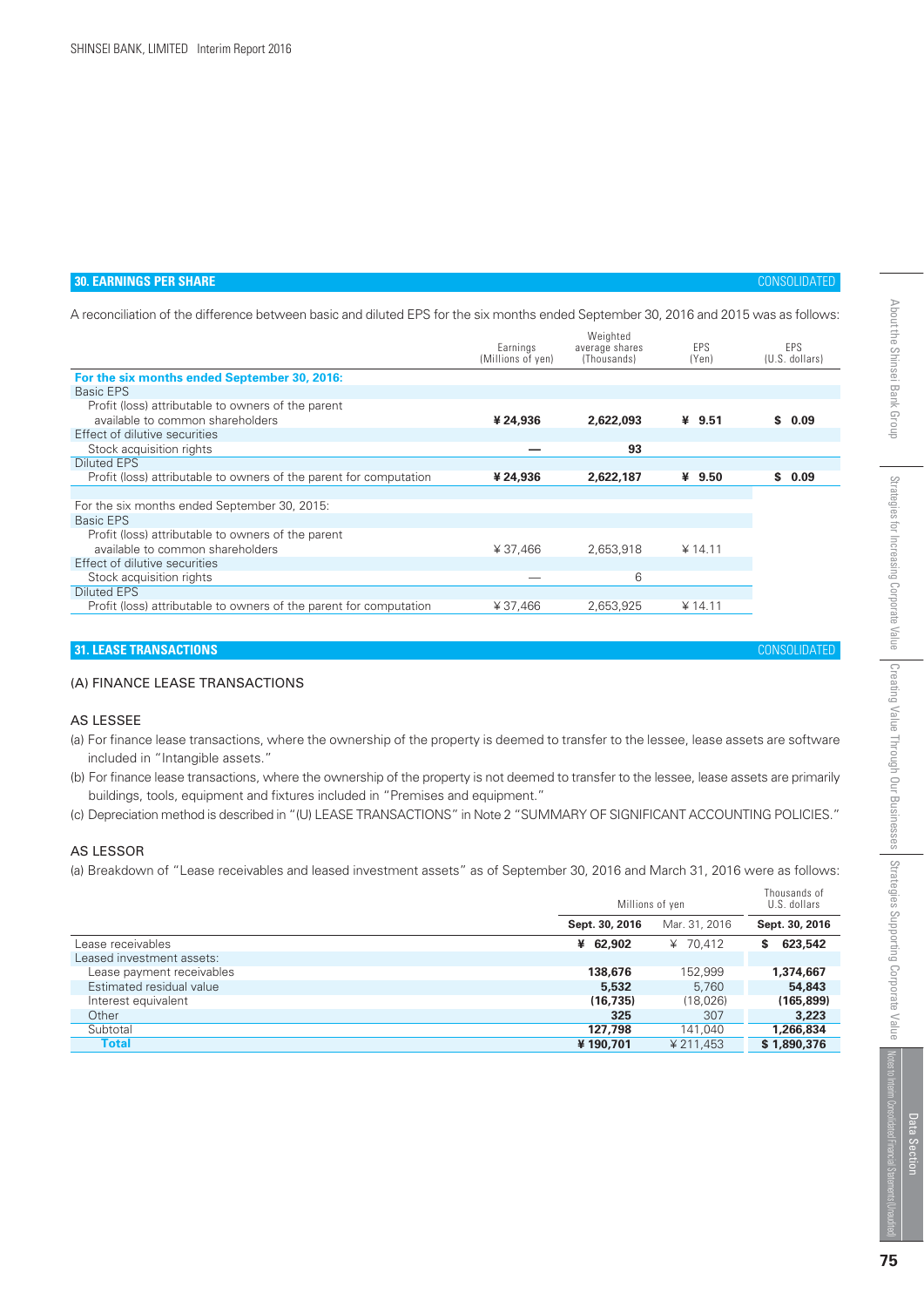## 30. EARNINGS PER SHARE

CONSOLIDATED

A reconciliation of the difference between basic and diluted EPS for the six months ended September 30, 2016 and 2015 was as follows:

| | Earnings (Millions of yen) | Weighted average shares (Thousands) | EPS (Yen) | EPS (U.S. dollars) |
|---|---|---|---|---|
| **For the six months ended September 30, 2016:** | | | | |
| Basic EPS | | | | |
| Profit (loss) attributable to owners of the parent available to common shareholders | **¥ 24,936** | **2,622,093** | **¥ 9.51** | **$ 0.09** |
| Effect of dilutive securities | | | | |
| Stock acquisition rights | **—** | **93** | | |
| Diluted EPS | | | | |
| Profit (loss) attributable to owners of the parent for computation | **¥ 24,936** | **2,622,187** | **¥ 9.50** | **$ 0.09** |
| For the six months ended September 30, 2015: | | | | |
| Basic EPS | | | | |
| Profit (loss) attributable to owners of the parent available to common shareholders | ¥ 37,466 | 2,653,918 | ¥ 14.11 | |
| Effect of dilutive securities | | | | |
| Stock acquisition rights | — | 6 | | |
| Diluted EPS | | | | |
| Profit (loss) attributable to owners of the parent for computation | ¥ 37,466 | 2,653,925 | ¥ 14.11 | |

## 31. LEASE TRANSACTIONS

CONSOLIDATED

### (A) FINANCE LEASE TRANSACTIONS

#### AS LESSEE

(a) For finance lease transactions, where the ownership of the property is deemed to transfer to the lessee, lease assets are software included in "Intangible assets."

(b) For finance lease transactions, where the ownership of the property is not deemed to transfer to the lessee, lease assets are primarily buildings, tools, equipment and fixtures included in "Premises and equipment."

(c) Depreciation method is described in "(U) LEASE TRANSACTIONS" in Note 2 "SUMMARY OF SIGNIFICANT ACCOUNTING POLICIES."

#### AS LESSOR

(a) Breakdown of "Lease receivables and leased investment assets" as of September 30, 2016 and March 31, 2016 were as follows:

| | Millions of yen | | Thousands of U.S. dollars |
|---|---|---|---|
| | **Sept. 30, 2016** | Mar. 31, 2016 | **Sept. 30, 2016** |
| Lease receivables | **¥ 62,902** | ¥ 70,412 | **$ 623,542** |
| Leased investment assets: | | | |
| Lease payment receivables | **138,676** | 152,999 | **1,374,667** |
| Estimated residual value | **5,532** | 5,760 | **54,843** |
| Interest equivalent | **(16,735)** | (18,026) | **(165,899)** |
| Other | **325** | 307 | **3,223** |
| Subtotal | **127,798** | 141,040 | **1,266,834** |
| **Total** | **¥ 190,701** | ¥ 211,453 | **$ 1,890,376** |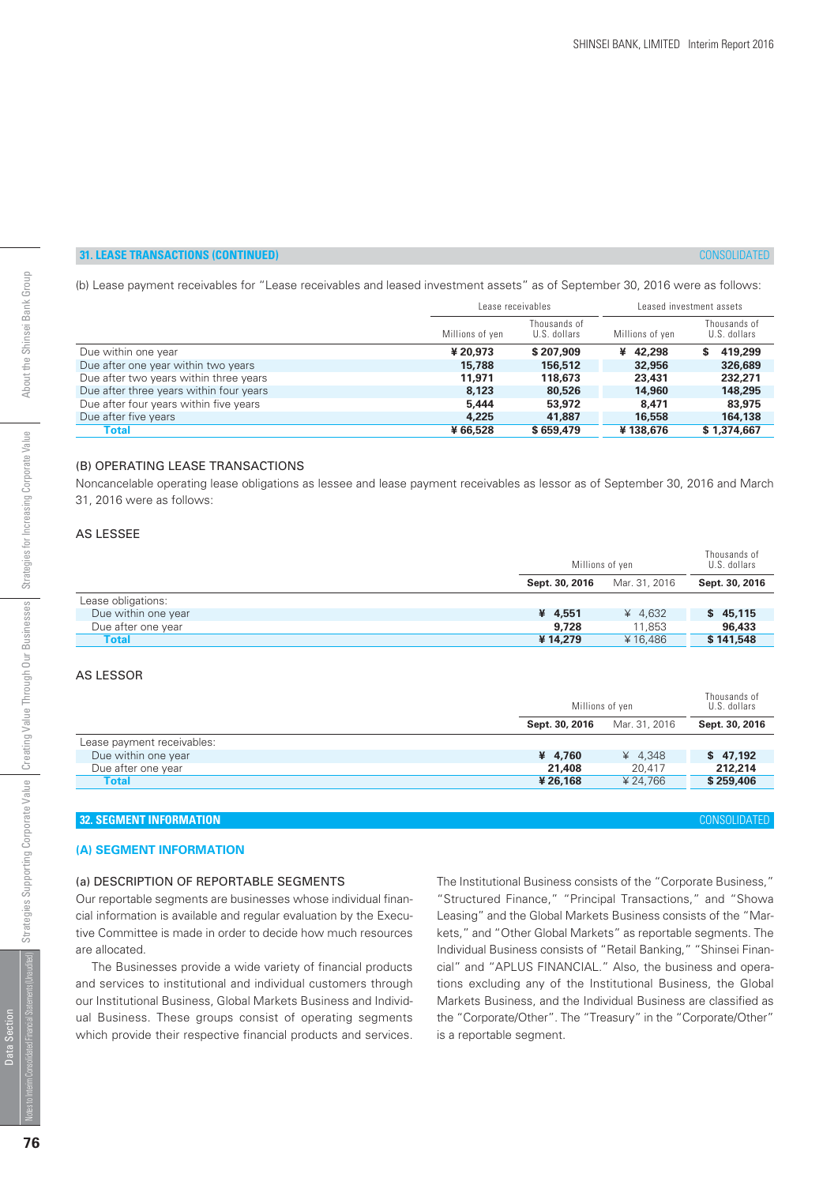## 31. LEASE TRANSACTIONS (CONTINUED)

CONSOLIDATED

(b) Lease payment receivables for "Lease receivables and leased investment assets" as of September 30, 2016 were as follows:

| | Lease receivables | | Leased investment assets | |
|---|---|---|---|---|
| | Millions of yen | Thousands of U.S. dollars | Millions of yen | Thousands of U.S. dollars |
| Due within one year | ¥ 20,973 | $ 207,909 | ¥ 42,298 | $ 419,299 |
| Due after one year within two years | 15,788 | 156,512 | 32,956 | 326,689 |
| Due after two years within three years | 11,971 | 118,673 | 23,431 | 232,271 |
| Due after three years within four years | 8,123 | 80,526 | 14,960 | 148,295 |
| Due after four years within five years | 5,444 | 53,972 | 8,471 | 83,975 |
| Due after five years | 4,225 | 41,887 | 16,558 | 164,138 |
| **Total** | ¥ 66,528 | $ 659,479 | ¥ 138,676 | $ 1,374,667 |

### (B) OPERATING LEASE TRANSACTIONS

Noncancelable operating lease obligations as lessee and lease payment receivables as lessor as of September 30, 2016 and March 31, 2016 were as follows:

#### AS LESSEE

| | Millions of yen | | Thousands of U.S. dollars |
|---|---|---|---|
| | **Sept. 30, 2016** | Mar. 31, 2016 | **Sept. 30, 2016** |
| Lease obligations: | | | |
| Due within one year | ¥ 4,551 | ¥ 4,632 | $ 45,115 |
| Due after one year | 9,728 | 11,853 | 96,433 |
| **Total** | ¥ 14,279 | ¥ 16,486 | $ 141,548 |

#### AS LESSOR

| | Millions of yen | | Thousands of U.S. dollars |
|---|---|---|---|
| | **Sept. 30, 2016** | Mar. 31, 2016 | **Sept. 30, 2016** |
| Lease payment receivables: | | | |
| Due within one year | ¥ 4,760 | ¥ 4,348 | $ 47,192 |
| Due after one year | 21,408 | 20,417 | 212,214 |
| **Total** | ¥ 26,168 | ¥ 24,766 | $ 259,406 |

## 32. SEGMENT INFORMATION

CONSOLIDATED

### (A) SEGMENT INFORMATION

#### (a) DESCRIPTION OF REPORTABLE SEGMENTS

Our reportable segments are businesses whose individual financial information is available and regular evaluation by the Executive Committee is made in order to decide how much resources are allocated.

The Businesses provide a wide variety of financial products and services to institutional and individual customers through our Institutional Business, Global Markets Business and Individual Business. These groups consist of operating segments which provide their respective financial products and services.

The Institutional Business consists of the "Corporate Business," "Structured Finance," "Principal Transactions," and "Showa Leasing" and the Global Markets Business consists of the "Markets," and "Other Global Markets" as reportable segments. The Individual Business consists of "Retail Banking," "Shinsei Financial" and "APLUS FINANCIAL." Also, the business and operations excluding any of the Institutional Business, the Global Markets Business, and the Individual Business are classified as the "Corporate/Other". The "Treasury" in the "Corporate/Other" is a reportable segment.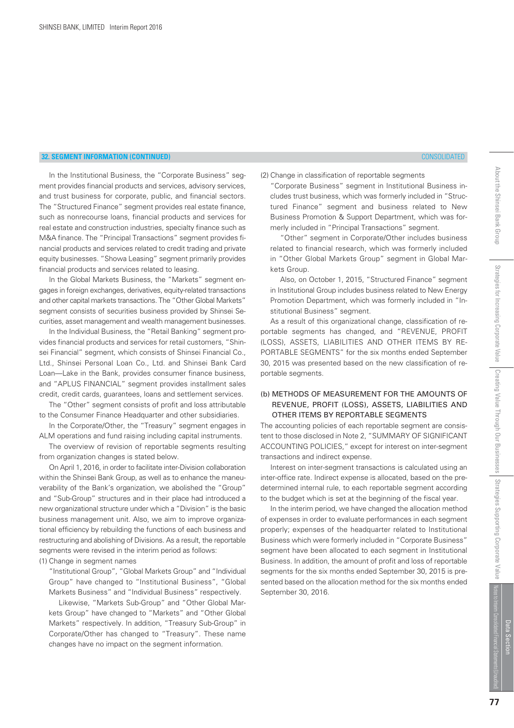## 32. SEGMENT INFORMATION (CONTINUED)

CONSOLIDATED

In the Institutional Business, the "Corporate Business" segment provides financial products and services, advisory services, and trust business for corporate, public, and financial sectors. The "Structured Finance" segment provides real estate finance, such as nonrecourse loans, financial products and services for real estate and construction industries, specialty finance such as M&A finance. The "Principal Transactions" segment provides financial products and services related to credit trading and private equity businesses. "Showa Leasing" segment primarily provides financial products and services related to leasing.

In the Global Markets Business, the "Markets" segment engages in foreign exchanges, derivatives, equity-related transactions and other capital markets transactions. The "Other Global Markets" segment consists of securities business provided by Shinsei Securities, asset management and wealth management businesses.

In the Individual Business, the "Retail Banking" segment provides financial products and services for retail customers, "Shinsei Financial" segment, which consists of Shinsei Financial Co., Ltd., Shinsei Personal Loan Co., Ltd. and Shinsei Bank Card Loan—Lake in the Bank, provides consumer finance business, and "APLUS FINANCIAL" segment provides installment sales credit, credit cards, guarantees, loans and settlement services.

The "Other" segment consists of profit and loss attributable to the Consumer Finance Headquarter and other subsidiaries.

In the Corporate/Other, the "Treasury" segment engages in ALM operations and fund raising including capital instruments.

The overview of revision of reportable segments resulting from organization changes is stated below.

On April 1, 2016, in order to facilitate inter-Division collaboration within the Shinsei Bank Group, as well as to enhance the maneuverability of the Bank's organization, we abolished the "Group" and "Sub-Group" structures and in their place had introduced a new organizational structure under which a "Division" is the basic business management unit. Also, we aim to improve organizational efficiency by rebuilding the functions of each business and restructuring and abolishing of Divisions. As a result, the reportable segments were revised in the interim period as follows:

(1) Change in segment names

"Institutional Group", "Global Markets Group" and "Individual Group" have changed to "Institutional Business", "Global Markets Business" and "Individual Business" respectively.

Likewise, "Markets Sub-Group" and "Other Global Markets Group" have changed to "Markets" and "Other Global Markets" respectively. In addition, "Treasury Sub-Group" in Corporate/Other has changed to "Treasury". These name changes have no impact on the segment information.

(2) Change in classification of reportable segments

"Corporate Business" segment in Institutional Business includes trust business, which was formerly included in "Structured Finance" segment and business related to New Business Promotion & Support Department, which was formerly included in "Principal Transactions" segment.

"Other" segment in Corporate/Other includes business related to financial research, which was formerly included in "Other Global Markets Group" segment in Global Markets Group.

Also, on October 1, 2015, "Structured Finance" segment in Institutional Group includes business related to New Energy Promotion Department, which was formerly included in "Institutional Business" segment.

As a result of this organizational change, classification of reportable segments has changed, and "REVENUE, PROFIT (LOSS), ASSETS, LIABILITIES AND OTHER ITEMS BY REPORTABLE SEGMENTS" for the six months ended September 30, 2015 was presented based on the new classification of reportable segments.

### (b) METHODS OF MEASUREMENT FOR THE AMOUNTS OF REVENUE, PROFIT (LOSS), ASSETS, LIABILITIES AND OTHER ITEMS BY REPORTABLE SEGMENTS

The accounting policies of each reportable segment are consistent to those disclosed in Note 2, "SUMMARY OF SIGNIFICANT ACCOUNTING POLICIES," except for interest on inter-segment transactions and indirect expense.

Interest on inter-segment transactions is calculated using an inter-office rate. Indirect expense is allocated, based on the predetermined internal rule, to each reportable segment according to the budget which is set at the beginning of the fiscal year.

In the interim period, we have changed the allocation method of expenses in order to evaluate performances in each segment properly; expenses of the headquarter related to Institutional Business which were formerly included in "Corporate Business" segment have been allocated to each segment in Institutional Business. In addition, the amount of profit and loss of reportable segments for the six months ended September 30, 2015 is presented based on the allocation method for the six months ended September 30, 2016.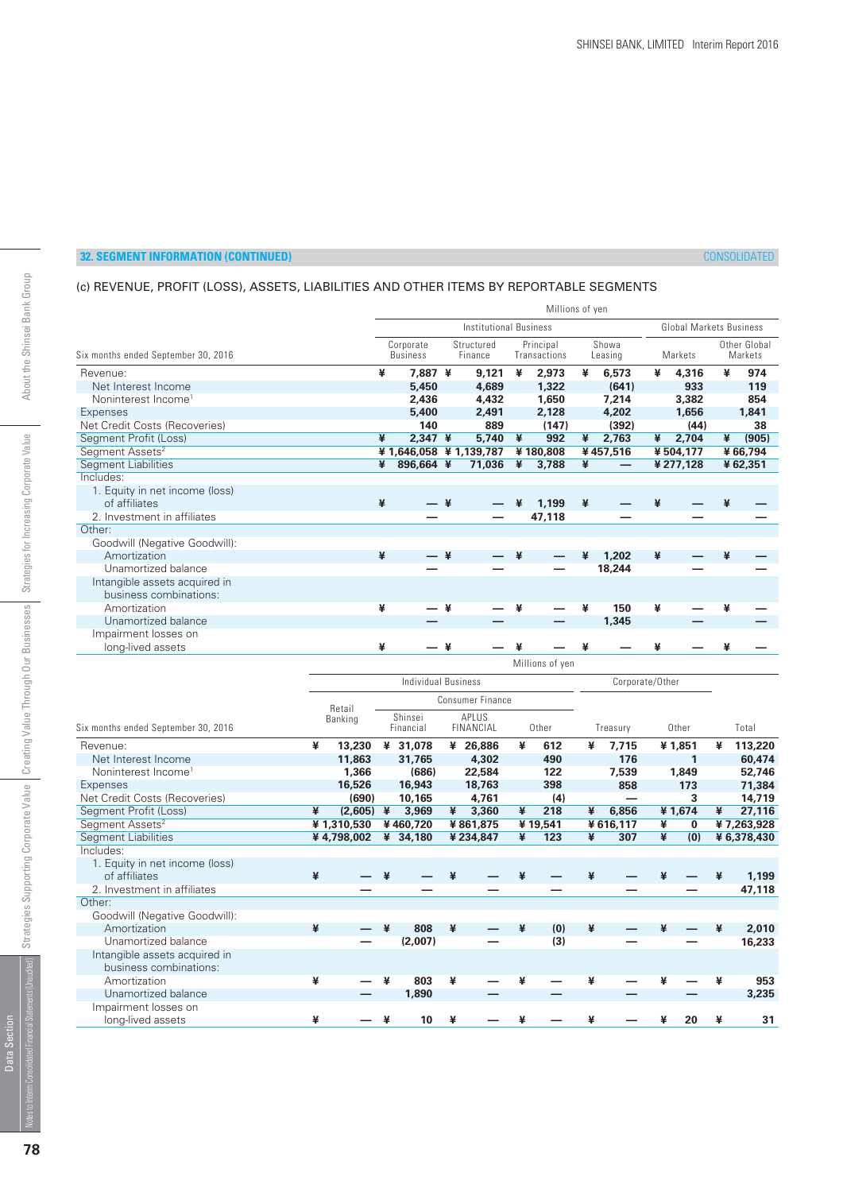## 32. SEGMENT INFORMATION (CONTINUED)

CONSOLIDATED

### (c) REVENUE, PROFIT (LOSS), ASSETS, LIABILITIES AND OTHER ITEMS BY REPORTABLE SEGMENTS

| | Millions of yen | | | | | |
|---|---|---|---|---|---|---|
| | Institutional Business | | | | Global Markets Business | |
| Six months ended September 30, 2016 | Corporate Business | Structured Finance | Principal Transactions | Showa Leasing | Markets | Other Global Markets |
| Revenue: | ¥ 7,887 | ¥ 9,121 | ¥ 2,973 | ¥ 6,573 | ¥ 4,316 | ¥ 974 |
| Net Interest Income | 5,450 | 4,689 | 1,322 | (641) | 933 | 119 |
| Noninterest Income[1] | 2,436 | 4,432 | 1,650 | 7,214 | 3,382 | 854 |
| Expenses | 5,400 | 2,491 | 2,128 | 4,202 | 1,656 | 1,841 |
| Net Credit Costs (Recoveries) | 140 | 889 | (147) | (392) | (44) | 38 |
| Segment Profit (Loss) | ¥ 2,347 | ¥ 5,740 | ¥ 992 | ¥ 2,763 | ¥ 2,704 | ¥ (905) |
| Segment Assets[2] | ¥ 1,646,058 | ¥ 1,139,787 | ¥ 180,808 | ¥ 457,516 | ¥ 504,177 | ¥ 66,794 |
| Segment Liabilities | ¥ 896,664 | ¥ 71,036 | ¥ 3,788 | ¥ — | ¥ 277,128 | ¥ 62,351 |
| Includes: | | | | | | |
| 1. Equity in net income (loss) of affiliates | ¥ — | ¥ — | ¥ 1,199 | ¥ — | ¥ — | ¥ — |
| 2. Investment in affiliates | — | — | 47,118 | — | — | — |
| Other: | | | | | | |
| Goodwill (Negative Goodwill): | | | | | | |
| Amortization | ¥ — | ¥ — | ¥ — | ¥ 1,202 | ¥ — | ¥ — |
| Unamortized balance | — | — | — | 18,244 | — | — |
| Intangible assets acquired in business combinations: | | | | | | |
| Amortization | ¥ — | ¥ — | ¥ — | ¥ 150 | ¥ — | ¥ — |
| Unamortized balance | — | — | — | 1,345 | — | — |
| Impairment losses on long-lived assets | ¥ — | ¥ — | ¥ — | ¥ — | ¥ — | ¥ — |

| | Millions of yen | | | | | | |
|---|---|---|---|---|---|---|---|
| | Individual Business | | | | Corporate/Other | | |
| | Retail Banking | Consumer Finance | | | | | |
| Six months ended September 30, 2016 | | Shinsei Financial | APLUS FINANCIAL | Other | Treasury | Other | Total |
| Revenue: | ¥ 13,230 | ¥ 31,078 | ¥ 26,886 | ¥ 612 | ¥ 7,715 | ¥ 1,851 | ¥ 113,220 |
| Net Interest Income | 11,863 | 31,765 | 4,302 | 490 | 176 | 1 | 60,474 |
| Noninterest Income[1] | 1,366 | (686) | 22,584 | 122 | 7,539 | 1,849 | 52,746 |
| Expenses | 16,526 | 16,943 | 18,763 | 398 | 858 | 173 | 71,384 |
| Net Credit Costs (Recoveries) | (690) | 10,165 | 4,761 | (4) | — | 3 | 14,719 |
| Segment Profit (Loss) | ¥ (2,605) | ¥ 3,969 | ¥ 3,360 | ¥ 218 | ¥ 6,856 | ¥ 1,674 | ¥ 27,116 |
| Segment Assets[2] | ¥ 1,310,530 | ¥ 460,720 | ¥ 861,875 | ¥ 19,541 | ¥ 616,117 | ¥ 0 | ¥ 7,263,928 |
| Segment Liabilities | ¥ 4,798,002 | ¥ 34,180 | ¥ 234,847 | ¥ 123 | ¥ 307 | ¥ (0) | ¥ 6,378,430 |
| Includes: | | | | | | | |
| 1. Equity in net income (loss) of affiliates | ¥ — | ¥ — | ¥ — | ¥ — | ¥ — | ¥ — | ¥ 1,199 |
| 2. Investment in affiliates | — | — | — | — | — | — | 47,118 |
| Other: | | | | | | | |
| Goodwill (Negative Goodwill): | | | | | | | |
| Amortization | ¥ — | ¥ 808 | ¥ — | ¥ (0) | ¥ — | ¥ — | ¥ 2,010 |
| Unamortized balance | — | (2,007) | — | (3) | — | — | 16,233 |
| Intangible assets acquired in business combinations: | | | | | | | |
| Amortization | ¥ — | ¥ 803 | ¥ — | ¥ — | ¥ — | ¥ — | ¥ 953 |
| Unamortized balance | — | 1,890 | — | — | — | — | 3,235 |
| Impairment losses on long-lived assets | ¥ — | ¥ 10 | ¥ — | ¥ — | ¥ — | ¥ 20 | ¥ 31 |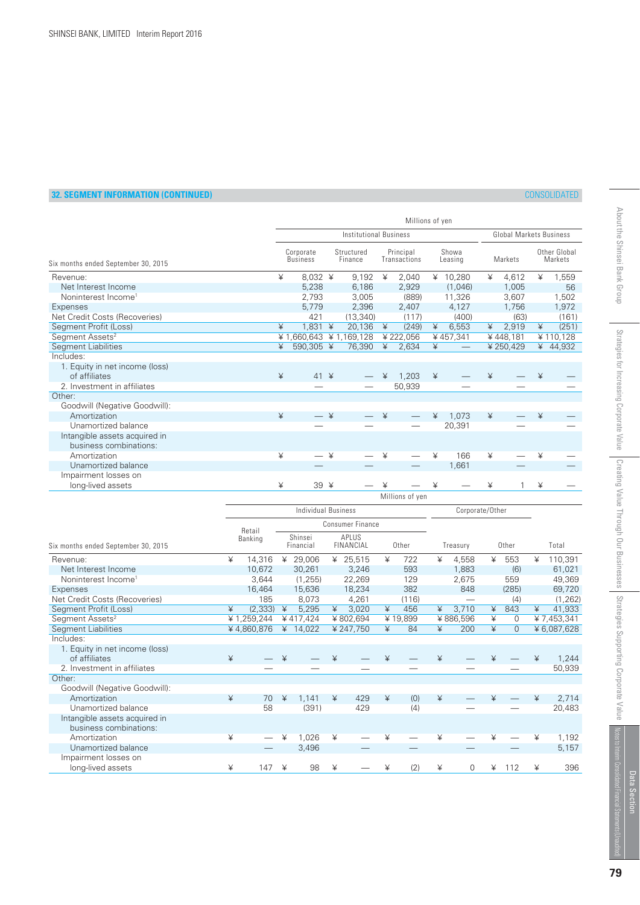## 32. SEGMENT INFORMATION (CONTINUED)

CONSOLIDATED

| Six months ended September 30, 2015 | Millions of yen | | | | | |
|---|---|---|---|---|---|---|
| | Institutional Business | | | | Global Markets Business | |
| | Corporate Business | Structured Finance | Principal Transactions | Showa Leasing | Markets | Other Global Markets |
| Revenue: | ¥ 8,032 | ¥ 9,192 | ¥ 2,040 | ¥ 10,280 | ¥ 4,612 | ¥ 1,559 |
| Net Interest Income | 5,238 | 6,186 | 2,929 | (1,046) | 1,005 | 56 |
| Noninterest Income[1] | 2,793 | 3,005 | (889) | 11,326 | 3,607 | 1,502 |
| Expenses | 5,779 | 2,396 | 2,407 | 4,127 | 1,756 | 1,972 |
| Net Credit Costs (Recoveries) | 421 | (13,340) | (117) | (400) | (63) | (161) |
| Segment Profit (Loss) | ¥ 1,831 | ¥ 20,136 | ¥ (249) | ¥ 6,553 | ¥ 2,919 | ¥ (251) |
| Segment Assets[2] | ¥ 1,660,643 | ¥ 1,169,128 | ¥ 222,056 | ¥ 457,341 | ¥ 448,181 | ¥ 110,128 |
| Segment Liabilities | ¥ 590,305 | ¥ 76,390 | ¥ 2,634 | ¥ — | ¥ 250,429 | ¥ 44,932 |
| Includes: | | | | | | |
| 1. Equity in net income (loss) of affiliates | ¥ 41 | ¥ — | ¥ 1,203 | ¥ — | ¥ — | ¥ — |
| 2. Investment in affiliates | — | — | 50,939 | — | — | — |
| Other: | | | | | | |
| Goodwill (Negative Goodwill): | | | | | | |
| Amortization | ¥ — | ¥ — | ¥ — | ¥ 1,073 | ¥ — | ¥ — |
| Unamortized balance | — | — | — | 20,391 | — | — |
| Intangible assets acquired in business combinations: | | | | | | |
| Amortization | ¥ — | ¥ — | ¥ — | ¥ 166 | ¥ — | ¥ — |
| Unamortized balance | — | — | — | 1,661 | — | — |
| Impairment losses on long-lived assets | ¥ 39 | ¥ — | ¥ — | ¥ — | ¥ 1 | ¥ — |

| Six months ended September 30, 2015 | Millions of yen | | | | | | |
|---|---|---|---|---|---|---|---|
| | Individual Business | | | | Corporate/Other | | |
| | Retail Banking | Consumer Finance | | | | | |
| | | Shinsei Financial | APLUS FINANCIAL | Other | Treasury | Other | Total |
| Revenue: | ¥ 14,316 | ¥ 29,006 | ¥ 25,515 | ¥ 722 | ¥ 4,558 | ¥ 553 | ¥ 110,391 |
| Net Interest Income | 10,672 | 30,261 | 3,246 | 593 | 1,883 | (6) | 61,021 |
| Noninterest Income[1] | 3,644 | (1,255) | 22,269 | 129 | 2,675 | 559 | 49,369 |
| Expenses | 16,464 | 15,636 | 18,234 | 382 | 848 | (285) | 69,720 |
| Net Credit Costs (Recoveries) | 185 | 8,073 | 4,261 | (116) | — | (4) | (1,262) |
| Segment Profit (Loss) | ¥ (2,333) | ¥ 5,295 | ¥ 3,020 | ¥ 456 | ¥ 3,710 | ¥ 843 | ¥ 41,933 |
| Segment Assets[2] | ¥ 1,259,244 | ¥ 417,424 | ¥ 802,694 | ¥ 19,899 | ¥ 886,596 | ¥ 0 | ¥ 7,453,341 |
| Segment Liabilities | ¥ 4,860,876 | ¥ 14,022 | ¥ 247,750 | ¥ 84 | ¥ 200 | ¥ 0 | ¥ 6,087,628 |
| Includes: | | | | | | | |
| 1. Equity in net income (loss) of affiliates | ¥ — | ¥ — | ¥ — | ¥ — | ¥ — | ¥ — | ¥ 1,244 |
| 2. Investment in affiliates | — | — | — | — | — | — | 50,939 |
| Other: | | | | | | | |
| Goodwill (Negative Goodwill): | | | | | | | |
| Amortization | ¥ 70 | ¥ 1,141 | ¥ 429 | ¥ (0) | ¥ — | ¥ — | ¥ 2,714 |
| Unamortized balance | 58 | (391) | 429 | (4) | — | — | 20,483 |
| Intangible assets acquired in business combinations: | | | | | | | |
| Amortization | ¥ — | ¥ 1,026 | ¥ — | ¥ — | ¥ — | ¥ — | ¥ 1,192 |
| Unamortized balance | — | 3,496 | — | — | — | — | 5,157 |
| Impairment losses on long-lived assets | ¥ 147 | ¥ 98 | ¥ — | ¥ (2) | ¥ 0 | ¥ 112 | ¥ 396 |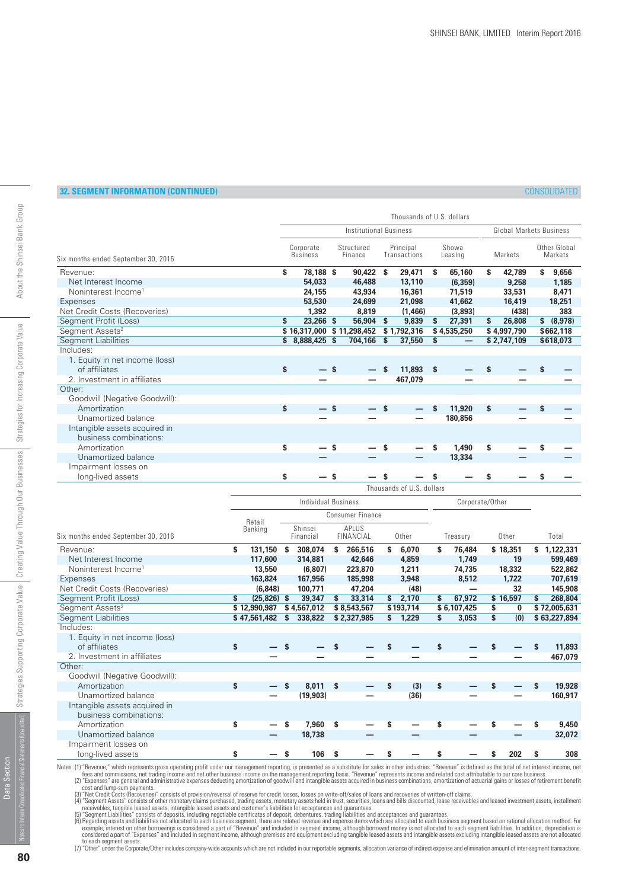## 32. SEGMENT INFORMATION (CONTINUED)

CONSOLIDATED

| Six months ended September 30, 2016 | Institutional Business: Corporate Business | Institutional Business: Structured Finance | Institutional Business: Principal Transactions | Institutional Business: Showa Leasing | Global Markets Business: Markets | Global Markets Business: Other Global Markets |
|---|---|---|---|---|---|---|
| | Thousands of U.S. dollars | | | | | |
| Revenue: | $ 78,188 | $ 90,422 | $ 29,471 | $ 65,160 | $ 42,789 | $ 9,656 |
| Net Interest Income | 54,033 | 46,488 | 13,110 | (6,359) | 9,258 | 1,185 |
| Noninterest Income[1] | 24,155 | 43,934 | 16,361 | 71,519 | 33,531 | 8,471 |
| Expenses | 53,530 | 24,699 | 21,098 | 41,662 | 16,419 | 18,251 |
| Net Credit Costs (Recoveries) | 1,392 | 8,819 | (1,466) | (3,893) | (438) | 383 |
| Segment Profit (Loss) | $ 23,266 | $ 56,904 | $ 9,839 | $ 27,391 | $ 26,808 | $ (8,978) |
| Segment Assets[2] | $ 16,317,000 | $ 11,298,452 | $ 1,792,316 | $ 4,535,250 | $ 4,997,790 | $662,118 |
| Segment Liabilities | $ 8,888,425 | $ 704,166 | $ 37,550 | $ — | $ 2,747,109 | $618,073 |
| Includes: | | | | | | |
| 1. Equity in net income (loss) of affiliates | $ — | $ — | $ 11,893 | $ — | $ — | $ — |
| 2. Investment in affiliates | — | — | 467,079 | — | — | — |
| Other: | | | | | | |
| Goodwill (Negative Goodwill): | | | | | | |
| Amortization | $ — | $ — | $ — | $ 11,920 | $ — | $ — |
| Unamortized balance | — | — | — | 180,856 | — | — |
| Intangible assets acquired in business combinations: | | | | | | |
| Amortization | $ — | $ — | $ — | $ 1,490 | $ — | $ — |
| Unamortized balance | — | — | — | 13,334 | — | — |
| Impairment losses on long-lived assets | $ — | $ — | $ — | $ — | $ — | $ — |

| Six months ended September 30, 2016 | Individual Business: Retail Banking | Individual Business: Consumer Finance: Shinsei Financial | Individual Business: Consumer Finance: APLUS FINANCIAL | Individual Business: Consumer Finance: Other | Corporate/Other: Treasury | Corporate/Other: Other | Total |
|---|---|---|---|---|---|---|---|
| | Thousands of U.S. dollars | | | | | | |
| Revenue: | $ 131,150 | $ 308,074 | $ 266,516 | $ 6,070 | $ 76,484 | $ 18,351 | $ 1,122,331 |
| Net Interest Income | 117,600 | 314,881 | 42,646 | 4,859 | 1,749 | 19 | 599,469 |
| Noninterest Income[1] | 13,550 | (6,807) | 223,870 | 1,211 | 74,735 | 18,332 | 522,862 |
| Expenses | 163,824 | 167,956 | 185,998 | 3,948 | 8,512 | 1,722 | 707,619 |
| Net Credit Costs (Recoveries) | (6,848) | 100,771 | 47,204 | (48) | — | 32 | 145,908 |
| Segment Profit (Loss) | $ (25,826) | $ 39,347 | $ 33,314 | $ 2,170 | $ 67,972 | $ 16,597 | $ 268,804 |
| Segment Assets[2] | $ 12,990,987 | $ 4,567,012 | $ 8,543,567 | $193,714 | $ 6,107,425 | $ 0 | $ 72,005,631 |
| Segment Liabilities | $ 47,561,482 | $ 338,822 | $ 2,327,985 | $ 1,229 | $ 3,053 | $ (0) | $ 63,227,894 |
| Includes: | | | | | | | |
| 1. Equity in net income (loss) of affiliates | $ — | $ — | $ — | $ — | $ — | $ — | $ 11,893 |
| 2. Investment in affiliates | — | — | — | — | — | — | 467,079 |
| Other: | | | | | | | |
| Goodwill (Negative Goodwill): | | | | | | | |
| Amortization | $ — | $ 8,011 | $ — | $ (3) | $ — | $ — | $ 19,928 |
| Unamortized balance | — | (19,903) | — | (36) | — | — | 160,917 |
| Intangible assets acquired in business combinations: | | | | | | | |
| Amortization | $ — | $ 7,960 | $ — | $ — | $ — | $ — | $ 9,450 |
| Unamortized balance | — | 18,738 | — | — | — | — | 32,072 |
| Impairment losses on long-lived assets | $ — | $ 106 | $ — | $ — | $ — | $ 202 | $ 308 |

Notes: (1) "Revenue," which represents gross operating profit under our management reporting, is presented as a substitute for sales in other industries. "Revenue" is defined as the total of net interest income, net fees and commissions, net trading income and net other business income on the management reporting basis. "Revenue" represents income and related cost attributable to our core business.
(2) "Expenses" are general and administrative expenses deducting amortization of goodwill and intangible assets acquired in business combinations, amortization of actuarial gains or losses of retirement benefit cost and lump-sum payments.
(3) "Net Credit Costs (Recoveries)" consists of provision/reversal of reserve for credit losses, losses on write-off/sales of loans and recoveries of written-off claims.
(4) "Segment Assets" consists of other monetary claims purchased, trading assets, monetary assets held in trust, securities, loans and bills discounted, lease receivables and leased investment assets, installment receivables, tangible leased assets, intangible leased assets and customer's liabilities for acceptances and guarantees.
(5) "Segment Liabilities" consists of deposits, including negotiable certificates of deposit, debentures, trading liabilities and acceptances and guarantees.
(6) Regarding assets and liabilities not allocated to each business segment, there are related revenue and expense items which are allocated to each business segment based on rational allocation method. For example, interest on other borrowings is considered a part of "Revenue" and included in segment income, although borrowed money is not allocated to each segment liabilities. In addition, depreciation is considered a part of "Expenses" and included in segment income, although premises and equipment excluding tangible leased assets and intangible assets excluding intangible leased assets are not allocated to each segment assets.
(7) "Other" under the Corporate/Other includes company-wide accounts which are not included in our reportable segments, allocation variance of indirect expense and elimination amount of inter-segment transactions.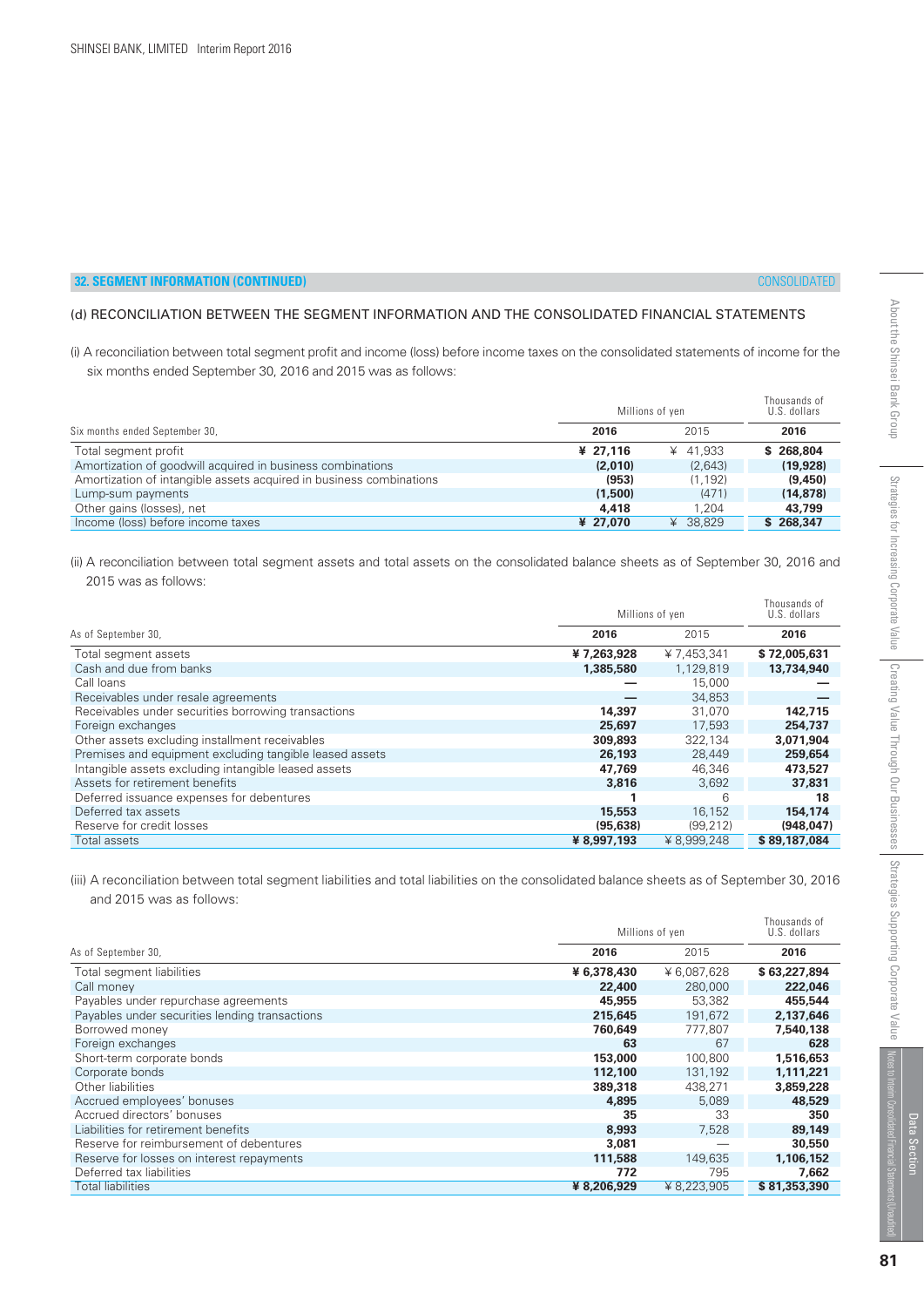## 32. SEGMENT INFORMATION (CONTINUED)

CONSOLIDATED

### (d) RECONCILIATION BETWEEN THE SEGMENT INFORMATION AND THE CONSOLIDATED FINANCIAL STATEMENTS

(i) A reconciliation between total segment profit and income (loss) before income taxes on the consolidated statements of income for the six months ended September 30, 2016 and 2015 was as follows:

| | Millions of yen | | Thousands of U.S. dollars |
|---|---|---|---|
| Six months ended September 30, | **2016** | 2015 | **2016** |
| Total segment profit | **¥ 27,116** | ¥ 41,933 | **$ 268,804** |
| Amortization of goodwill acquired in business combinations | **(2,010)** | (2,643) | **(19,928)** |
| Amortization of intangible assets acquired in business combinations | **(953)** | (1,192) | **(9,450)** |
| Lump-sum payments | **(1,500)** | (471) | **(14,878)** |
| Other gains (losses), net | **4,418** | 1,204 | **43,799** |
| Income (loss) before income taxes | **¥ 27,070** | ¥ 38,829 | **$ 268,347** |

(ii) A reconciliation between total segment assets and total assets on the consolidated balance sheets as of September 30, 2016 and 2015 was as follows:

| | Millions of yen | | Thousands of U.S. dollars |
|---|---|---|---|
| As of September 30, | **2016** | 2015 | **2016** |
| Total segment assets | **¥ 7,263,928** | ¥ 7,453,341 | **$ 72,005,631** |
| Cash and due from banks | **1,385,580** | 1,129,819 | **13,734,940** |
| Call loans | **—** | 15,000 | **—** |
| Receivables under resale agreements | **—** | 34,853 | **—** |
| Receivables under securities borrowing transactions | **14,397** | 31,070 | **142,715** |
| Foreign exchanges | **25,697** | 17,593 | **254,737** |
| Other assets excluding installment receivables | **309,893** | 322,134 | **3,071,904** |
| Premises and equipment excluding tangible leased assets | **26,193** | 28,449 | **259,654** |
| Intangible assets excluding intangible leased assets | **47,769** | 46,346 | **473,527** |
| Assets for retirement benefits | **3,816** | 3,692 | **37,831** |
| Deferred issuance expenses for debentures | **1** | 6 | **18** |
| Deferred tax assets | **15,553** | 16,152 | **154,174** |
| Reserve for credit losses | **(95,638)** | (99,212) | **(948,047)** |
| Total assets | **¥ 8,997,193** | ¥ 8,999,248 | **$ 89,187,084** |

(iii) A reconciliation between total segment liabilities and total liabilities on the consolidated balance sheets as of September 30, 2016 and 2015 was as follows:

| | Millions of yen | | Thousands of U.S. dollars |
|---|---|---|---|
| As of September 30, | **2016** | 2015 | **2016** |
| Total segment liabilities | **¥ 6,378,430** | ¥ 6,087,628 | **$ 63,227,894** |
| Call money | **22,400** | 280,000 | **222,046** |
| Payables under repurchase agreements | **45,955** | 53,382 | **455,544** |
| Payables under securities lending transactions | **215,645** | 191,672 | **2,137,646** |
| Borrowed money | **760,649** | 777,807 | **7,540,138** |
| Foreign exchanges | **63** | 67 | **628** |
| Short-term corporate bonds | **153,000** | 100,800 | **1,516,653** |
| Corporate bonds | **112,100** | 131,192 | **1,111,221** |
| Other liabilities | **389,318** | 438,271 | **3,859,228** |
| Accrued employees' bonuses | **4,895** | 5,089 | **48,529** |
| Accrued directors' bonuses | **35** | 33 | **350** |
| Liabilities for retirement benefits | **8,993** | 7,528 | **89,149** |
| Reserve for reimbursement of debentures | **3,081** | — | **30,550** |
| Reserve for losses on interest repayments | **111,588** | 149,635 | **1,106,152** |
| Deferred tax liabilities | **772** | 795 | **7,662** |
| Total liabilities | **¥ 8,206,929** | ¥ 8,223,905 | **$ 81,353,390** |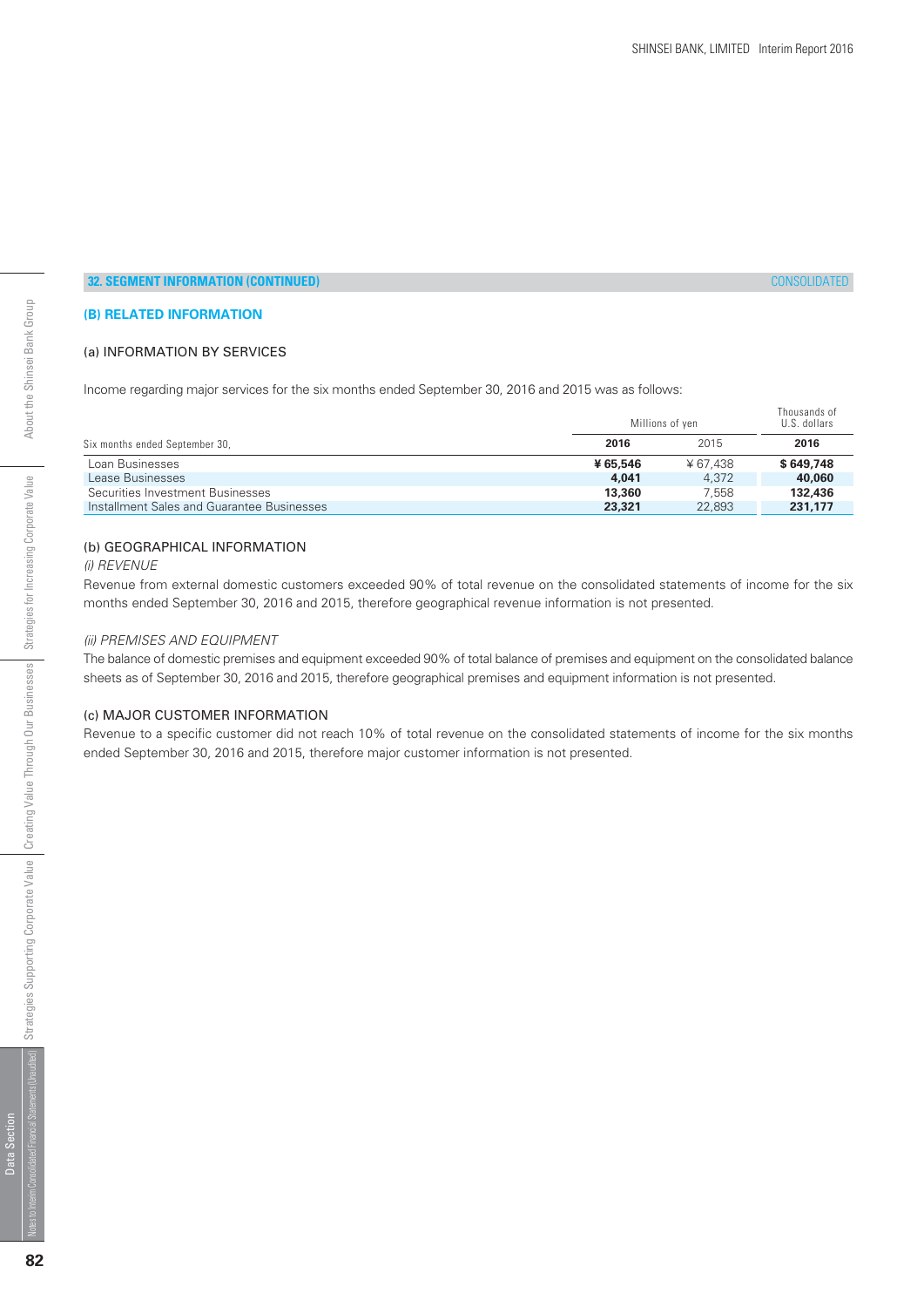## 32. SEGMENT INFORMATION (CONTINUED)

CONSOLIDATED

### (B) RELATED INFORMATION

#### (a) INFORMATION BY SERVICES

Income regarding major services for the six months ended September 30, 2016 and 2015 was as follows:

| | Millions of yen | | Thousands of U.S. dollars |
|---|---|---|---|
| Six months ended September 30, | **2016** | 2015 | **2016** |
| Loan Businesses | **¥ 65,546** | ¥ 67,438 | **$ 649,748** |
| Lease Businesses | **4,041** | 4,372 | **40,060** |
| Securities Investment Businesses | **13,360** | 7,558 | **132,436** |
| Installment Sales and Guarantee Businesses | **23,321** | 22,893 | **231,177** |

#### (b) GEOGRAPHICAL INFORMATION

*(i) REVENUE*

Revenue from external domestic customers exceeded 90% of total revenue on the consolidated statements of income for the six months ended September 30, 2016 and 2015, therefore geographical revenue information is not presented.

*(ii) PREMISES AND EQUIPMENT*

The balance of domestic premises and equipment exceeded 90% of total balance of premises and equipment on the consolidated balance sheets as of September 30, 2016 and 2015, therefore geographical premises and equipment information is not presented.

#### (c) MAJOR CUSTOMER INFORMATION

Revenue to a specific customer did not reach 10% of total revenue on the consolidated statements of income for the six months ended September 30, 2016 and 2015, therefore major customer information is not presented.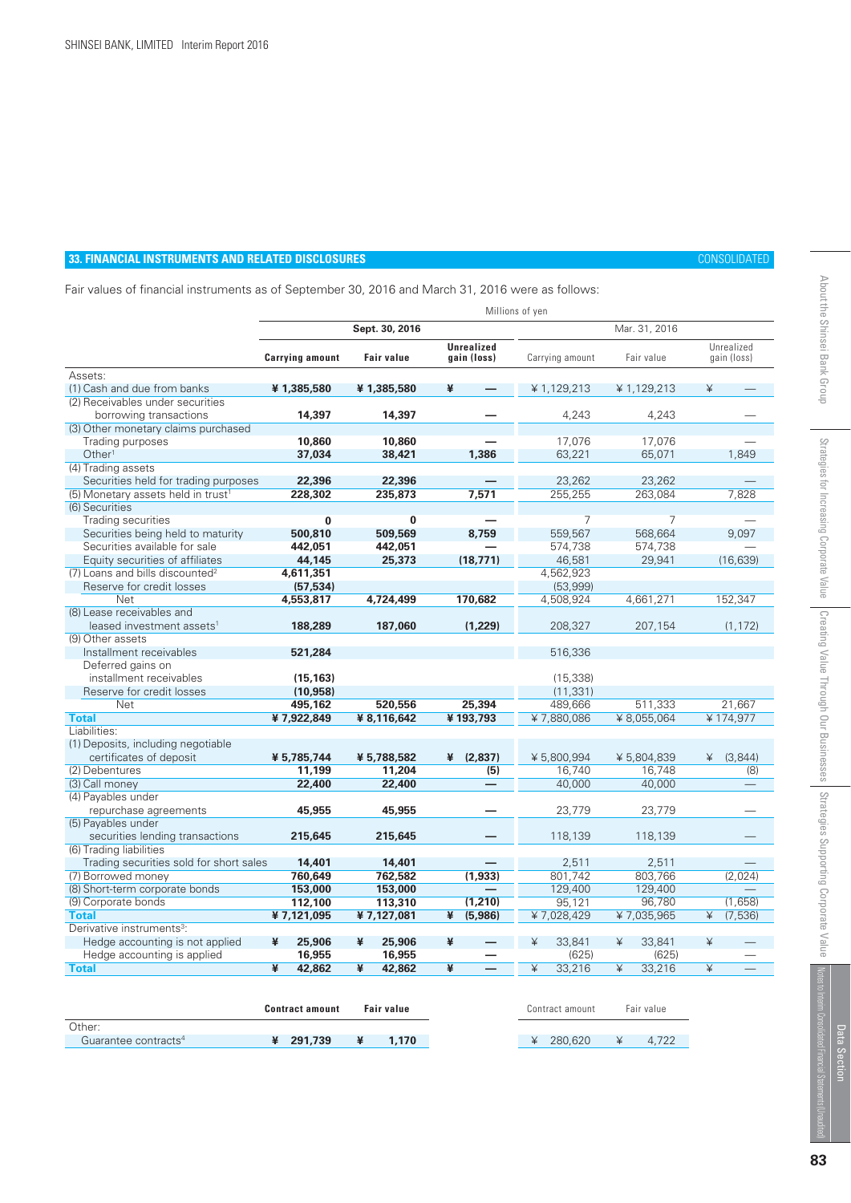## 33. FINANCIAL INSTRUMENTS AND RELATED DISCLOSURES

CONSOLIDATED

Fair values of financial instruments as of September 30, 2016 and March 31, 2016 were as follows:

| | Millions of yen | | | | | |
|---|---|---|---|---|---|---|
| | Sept. 30, 2016 | | | Mar. 31, 2016 | | |
| | **Carrying amount** | **Fair value** | **Unrealized gain (loss)** | Carrying amount | Fair value | Unrealized gain (loss) |
| Assets: | | | | | | |
| (1) Cash and due from banks | **¥ 1,385,580** | **¥ 1,385,580** | **¥ —** | ¥ 1,129,213 | ¥ 1,129,213 | ¥ — |
| (2) Receivables under securities borrowing transactions | **14,397** | **14,397** | **—** | 4,243 | 4,243 | — |
| (3) Other monetary claims purchased | | | | | | |
| Trading purposes | **10,860** | **10,860** | **—** | 17,076 | 17,076 | — |
| Other[1] | **37,034** | **38,421** | **1,386** | 63,221 | 65,071 | 1,849 |
| (4) Trading assets | | | | | | |
| Securities held for trading purposes | **22,396** | **22,396** | **—** | 23,262 | 23,262 | — |
| (5) Monetary assets held in trust[1] | **228,302** | **235,873** | **7,571** | 255,255 | 263,084 | 7,828 |
| (6) Securities | | | | | | |
| Trading securities | **0** | **0** | **—** | 7 | 7 | — |
| Securities being held to maturity | **500,810** | **509,569** | **8,759** | 559,567 | 568,664 | 9,097 |
| Securities available for sale | **442,051** | **442,051** | **—** | 574,738 | 574,738 | — |
| Equity securities of affiliates | **44,145** | **25,373** | **(18,771)** | 46,581 | 29,941 | (16,639) |
| (7) Loans and bills discounted[2] | **4,611,351** | | | 4,562,923 | | |
| Reserve for credit losses | **(57,534)** | | | (53,999) | | |
| Net | **4,553,817** | **4,724,499** | **170,682** | 4,508,924 | 4,661,271 | 152,347 |
| (8) Lease receivables and leased investment assets[1] | **188,289** | **187,060** | **(1,229)** | 208,327 | 207,154 | (1,172) |
| (9) Other assets | | | | | | |
| Installment receivables | **521,284** | | | 516,336 | | |
| Deferred gains on installment receivables | **(15,163)** | | | (15,338) | | |
| Reserve for credit losses | **(10,958)** | | | (11,331) | | |
| Net | **495,162** | **520,556** | **25,394** | 489,666 | 511,333 | 21,667 |
| **Total** | **¥ 7,922,849** | **¥ 8,116,642** | **¥ 193,793** | ¥ 7,880,086 | ¥ 8,055,064 | ¥ 174,977 |
| Liabilities: | | | | | | |
| (1) Deposits, including negotiable certificates of deposit | **¥ 5,785,744** | **¥ 5,788,582** | **¥ (2,837)** | ¥ 5,800,994 | ¥ 5,804,839 | ¥ (3,844) |
| (2) Debentures | **11,199** | **11,204** | **(5)** | 16,740 | 16,748 | (8) |
| (3) Call money | **22,400** | **22,400** | **—** | 40,000 | 40,000 | — |
| (4) Payables under repurchase agreements | **45,955** | **45,955** | **—** | 23,779 | 23,779 | — |
| (5) Payables under securities lending transactions | **215,645** | **215,645** | **—** | 118,139 | 118,139 | — |
| (6) Trading liabilities | | | | | | |
| Trading securities sold for short sales | **14,401** | **14,401** | **—** | 2,511 | 2,511 | — |
| (7) Borrowed money | **760,649** | **762,582** | **(1,933)** | 801,742 | 803,766 | (2,024) |
| (8) Short-term corporate bonds | **153,000** | **153,000** | **—** | 129,400 | 129,400 | — |
| (9) Corporate bonds | **112,100** | **113,310** | **(1,210)** | 95,121 | 96,780 | (1,658) |
| **Total** | **¥ 7,121,095** | **¥ 7,127,081** | **¥ (5,986)** | ¥ 7,028,429 | ¥ 7,035,965 | ¥ (7,536) |
| Derivative instruments[3]: | | | | | | |
| Hedge accounting is not applied | **¥ 25,906** | **¥ 25,906** | **¥ —** | ¥ 33,841 | ¥ 33,841 | ¥ — |
| Hedge accounting is applied | **16,955** | **16,955** | **—** | (625) | (625) | — |
| **Total** | **¥ 42,862** | **¥ 42,862** | **¥ —** | ¥ 33,216 | ¥ 33,216 | ¥ — |

| | **Contract amount** | **Fair value** | Contract amount | Fair value |
|---|---|---|---|---|
| Other: | | | | |
| Guarantee contracts[4] | **¥ 291,739** | **¥ 1,170** | ¥ 280,620 | ¥ 4,722 |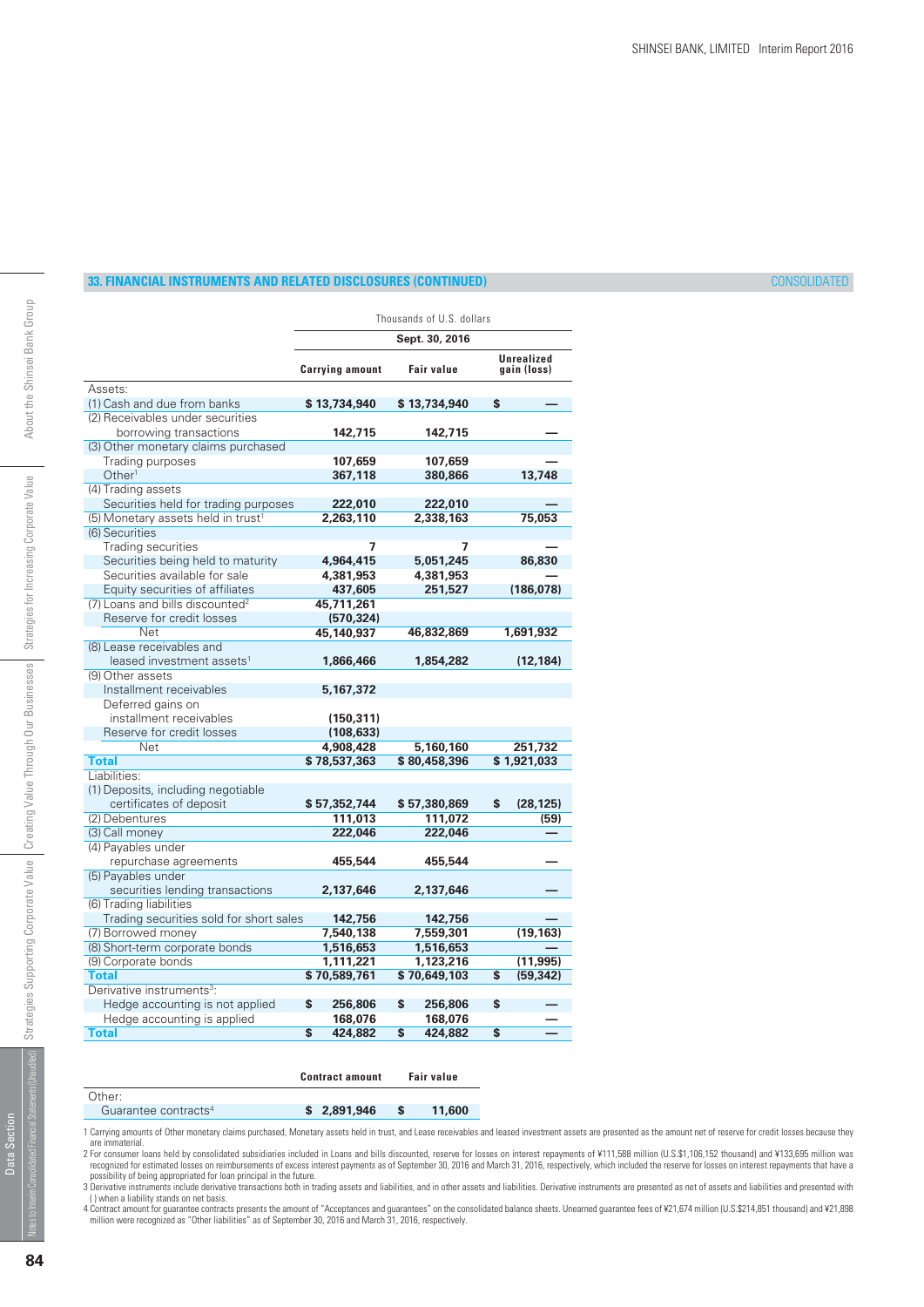## 33. FINANCIAL INSTRUMENTS AND RELATED DISCLOSURES (CONTINUED)

CONSOLIDATED

| | Thousands of U.S. dollars | | |
|---|---|---|---|
| | Sept. 30, 2016 | | |
| | Carrying amount | Fair value | Unrealized gain (loss) |
| Assets: | | | |
| (1) Cash and due from banks | $ 13,734,940 | $ 13,734,940 | $ — |
| (2) Receivables under securities borrowing transactions | 142,715 | 142,715 | — |
| (3) Other monetary claims purchased | | | |
| Trading purposes | 107,659 | 107,659 | — |
| Other[1] | 367,118 | 380,866 | 13,748 |
| (4) Trading assets | | | |
| Securities held for trading purposes | 222,010 | 222,010 | — |
| (5) Monetary assets held in trust[1] | 2,263,110 | 2,338,163 | 75,053 |
| (6) Securities | | | |
| Trading securities | 7 | 7 | — |
| Securities being held to maturity | 4,964,415 | 5,051,245 | 86,830 |
| Securities available for sale | 4,381,953 | 4,381,953 | — |
| Equity securities of affiliates | 437,605 | 251,527 | (186,078) |
| (7) Loans and bills discounted[2] | 45,711,261 | | |
| Reserve for credit losses | (570,324) | | |
| Net | 45,140,937 | 46,832,869 | 1,691,932 |
| (8) Lease receivables and leased investment assets[1] | 1,866,466 | 1,854,282 | (12,184) |
| (9) Other assets | | | |
| Installment receivables | 5,167,372 | | |
| Deferred gains on installment receivables | (150,311) | | |
| Reserve for credit losses | (108,633) | | |
| Net | 4,908,428 | 5,160,160 | 251,732 |
| **Total** | $ 78,537,363 | $ 80,458,396 | $ 1,921,033 |
| Liabilities: | | | |
| (1) Deposits, including negotiable certificates of deposit | $ 57,352,744 | $ 57,380,869 | $ (28,125) |
| (2) Debentures | 111,013 | 111,072 | (59) |
| (3) Call money | 222,046 | 222,046 | — |
| (4) Payables under repurchase agreements | 455,544 | 455,544 | — |
| (5) Payables under securities lending transactions | 2,137,646 | 2,137,646 | — |
| (6) Trading liabilities | | | |
| Trading securities sold for short sales | 142,756 | 142,756 | — |
| (7) Borrowed money | 7,540,138 | 7,559,301 | (19,163) |
| (8) Short-term corporate bonds | 1,516,653 | 1,516,653 | — |
| (9) Corporate bonds | 1,111,221 | 1,123,216 | (11,995) |
| **Total** | $ 70,589,761 | $ 70,649,103 | $ (59,342) |
| Derivative instruments[3]: | | | |
| Hedge accounting is not applied | $ 256,806 | $ 256,806 | $ — |
| Hedge accounting is applied | 168,076 | 168,076 | — |
| **Total** | $ 424,882 | $ 424,882 | $ — |

| | Contract amount | Fair value |
|---|---|---|
| Other: | | |
| Guarantee contracts[4] | $ 2,891,946 | $ 11,600 |

1 Carrying amounts of Other monetary claims purchased, Monetary assets held in trust, and Lease receivables and leased investment assets are presented as the amount net of reserve for credit losses because they are immaterial.

2 For consumer loans held by consolidated subsidiaries included in Loans and bills discounted, reserve for losses on interest repayments of ¥111,588 million (U.S.$1,106,152 thousand) and ¥133,695 million was recognized for estimated losses on reimbursements of excess interest payments as of September 30, 2016 and March 31, 2016, respectively, which included the reserve for losses on interest repayments that have a possibility of being appropriated for loan principal in the future.

3 Derivative instruments include derivative transactions both in trading assets and liabilities, and in other assets and liabilities. Derivative instruments are presented as net of assets and liabilities and presented with ( ) when a liability stands on net basis.

4 Contract amount for guarantee contracts presents the amount of "Acceptances and guarantees" on the consolidated balance sheets. Unearned guarantee fees of ¥21,674 million (U.S.$214,851 thousand) and ¥21,898 million were recognized as "Other liabilities" as of September 30, 2016 and March 31, 2016, respectively.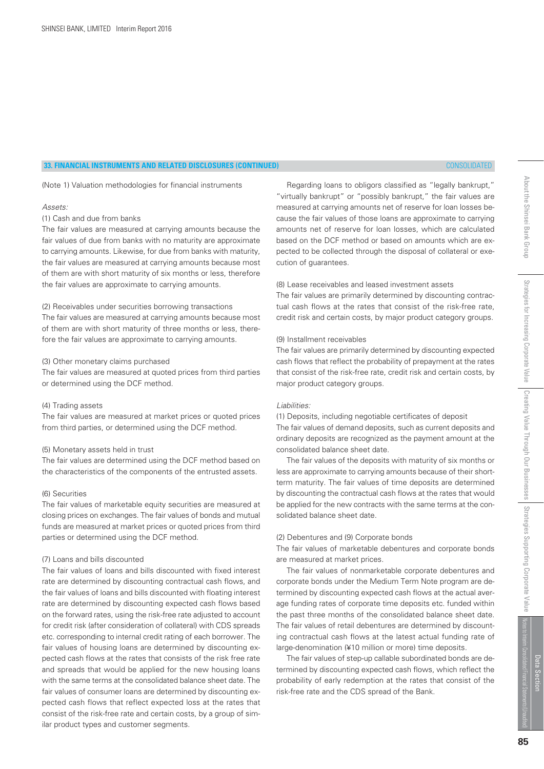## 33. FINANCIAL INSTRUMENTS AND RELATED DISCLOSURES (CONTINUED)

(Note 1) Valuation methodologies for financial instruments

*Assets:*

(1) Cash and due from banks

The fair values are measured at carrying amounts because the fair values of due from banks with no maturity are approximate to carrying amounts. Likewise, for due from banks with maturity, the fair values are measured at carrying amounts because most of them are with short maturity of six months or less, therefore the fair values are approximate to carrying amounts.

(2) Receivables under securities borrowing transactions

The fair values are measured at carrying amounts because most of them are with short maturity of three months or less, therefore the fair values are approximate to carrying amounts.

(3) Other monetary claims purchased

The fair values are measured at quoted prices from third parties or determined using the DCF method.

(4) Trading assets

The fair values are measured at market prices or quoted prices from third parties, or determined using the DCF method.

(5) Monetary assets held in trust

The fair values are determined using the DCF method based on the characteristics of the components of the entrusted assets.

(6) Securities

The fair values of marketable equity securities are measured at closing prices on exchanges. The fair values of bonds and mutual funds are measured at market prices or quoted prices from third parties or determined using the DCF method.

(7) Loans and bills discounted

The fair values of loans and bills discounted with fixed interest rate are determined by discounting contractual cash flows, and the fair values of loans and bills discounted with floating interest rate are determined by discounting expected cash flows based on the forward rates, using the risk-free rate adjusted to account for credit risk (after consideration of collateral) with CDS spreads etc. corresponding to internal credit rating of each borrower. The fair values of housing loans are determined by discounting expected cash flows at the rates that consists of the risk free rate and spreads that would be applied for the new housing loans with the same terms at the consolidated balance sheet date. The fair values of consumer loans are determined by discounting expected cash flows that reflect expected loss at the rates that consist of the risk-free rate and certain costs, by a group of similar product types and customer segments.

Regarding loans to obligors classified as "legally bankrupt," "virtually bankrupt" or "possibly bankrupt," the fair values are measured at carrying amounts net of reserve for loan losses because the fair values of those loans are approximate to carrying amounts net of reserve for loan losses, which are calculated based on the DCF method or based on amounts which are expected to be collected through the disposal of collateral or execution of guarantees.

(8) Lease receivables and leased investment assets

The fair values are primarily determined by discounting contractual cash flows at the rates that consist of the risk-free rate, credit risk and certain costs, by major product category groups.

(9) Installment receivables

The fair values are primarily determined by discounting expected cash flows that reflect the probability of prepayment at the rates that consist of the risk-free rate, credit risk and certain costs, by major product category groups.

*Liabilities:*

(1) Deposits, including negotiable certificates of deposit

The fair values of demand deposits, such as current deposits and ordinary deposits are recognized as the payment amount at the consolidated balance sheet date.

The fair values of the deposits with maturity of six months or less are approximate to carrying amounts because of their short-term maturity. The fair values of time deposits are determined by discounting the contractual cash flows at the rates that would be applied for the new contracts with the same terms at the consolidated balance sheet date.

(2) Debentures and (9) Corporate bonds

The fair values of marketable debentures and corporate bonds are measured at market prices.

The fair values of nonmarketable corporate debentures and corporate bonds under the Medium Term Note program are determined by discounting expected cash flows at the actual average funding rates of corporate time deposits etc. funded within the past three months of the consolidated balance sheet date. The fair values of retail debentures are determined by discounting contractual cash flows at the latest actual funding rate of large-denomination (¥10 million or more) time deposits.

The fair values of step-up callable subordinated bonds are determined by discounting expected cash flows, which reflect the probability of early redemption at the rates that consist of the risk-free rate and the CDS spread of the Bank.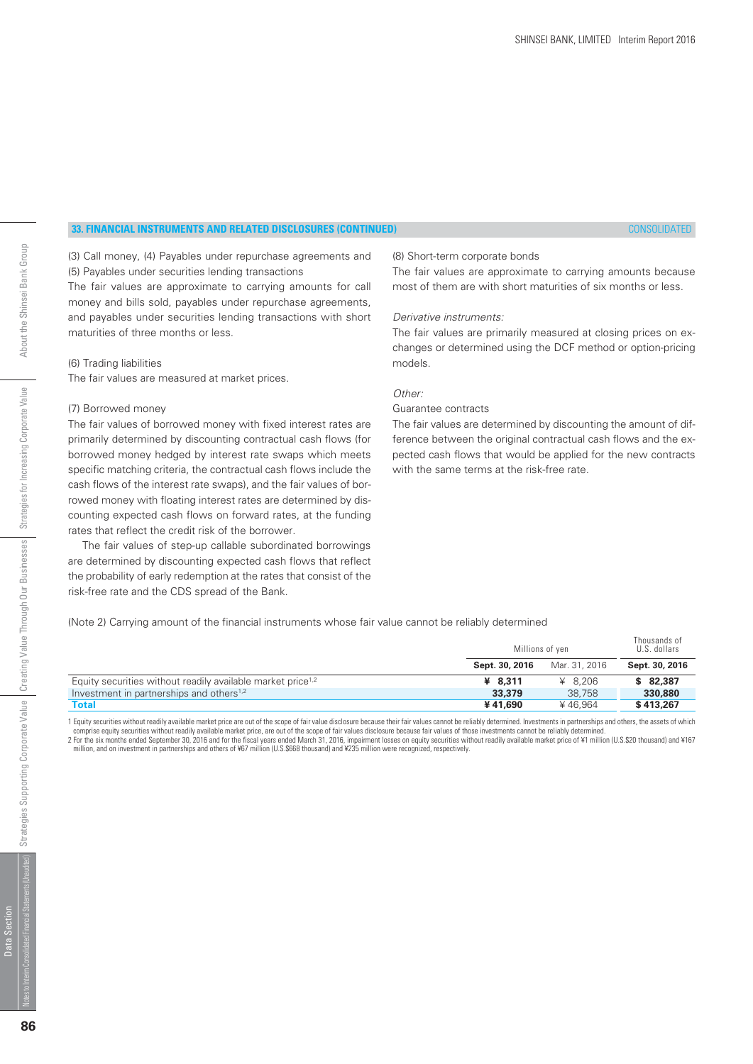## 33. FINANCIAL INSTRUMENTS AND RELATED DISCLOSURES (CONTINUED)

CONSOLIDATED

(3) Call money, (4) Payables under repurchase agreements and (5) Payables under securities lending transactions

The fair values are approximate to carrying amounts for call money and bills sold, payables under repurchase agreements, and payables under securities lending transactions with short maturities of three months or less.

(6) Trading liabilities

The fair values are measured at market prices.

(7) Borrowed money

The fair values of borrowed money with fixed interest rates are primarily determined by discounting contractual cash flows (for borrowed money hedged by interest rate swaps which meets specific matching criteria, the contractual cash flows include the cash flows of the interest rate swaps), and the fair values of borrowed money with floating interest rates are determined by discounting expected cash flows on forward rates, at the funding rates that reflect the credit risk of the borrower.

The fair values of step-up callable subordinated borrowings are determined by discounting expected cash flows that reflect the probability of early redemption at the rates that consist of the risk-free rate and the CDS spread of the Bank.

(8) Short-term corporate bonds

The fair values are approximate to carrying amounts because most of them are with short maturities of six months or less.

*Derivative instruments:*

The fair values are primarily measured at closing prices on exchanges or determined using the DCF method or option-pricing models.

*Other:*

Guarantee contracts

The fair values are determined by discounting the amount of difference between the original contractual cash flows and the expected cash flows that would be applied for the new contracts with the same terms at the risk-free rate.

(Note 2) Carrying amount of the financial instruments whose fair value cannot be reliably determined

| | Millions of yen | | Thousands of U.S. dollars |
|---|---|---|---|
| | **Sept. 30, 2016** | Mar. 31, 2016 | **Sept. 30, 2016** |
| Equity securities without readily available market price[1,2] | **¥ 8,311** | ¥ 8,206 | **$ 82,387** |
| Investment in partnerships and others[1,2] | **33,379** | 38,758 | **330,880** |
| **Total** | **¥ 41,690** | ¥ 46,964 | **$ 413,267** |

1 Equity securities without readily available market price are out of the scope of fair value disclosure because their fair values cannot be reliably determined. Investments in partnerships and others, the assets of which comprise equity securities without readily available market price, are out of the scope of fair values disclosure because fair values of those investments cannot be reliably determined.

2 For the six months ended September 30, 2016 and for the fiscal years ended March 31, 2016, impairment losses on equity securities without readily available market price of ¥1 million (U.S.$20 thousand) and ¥167 million, and on investment in partnerships and others of ¥67 million (U.S.$668 thousand) and ¥235 million were recognized, respectively.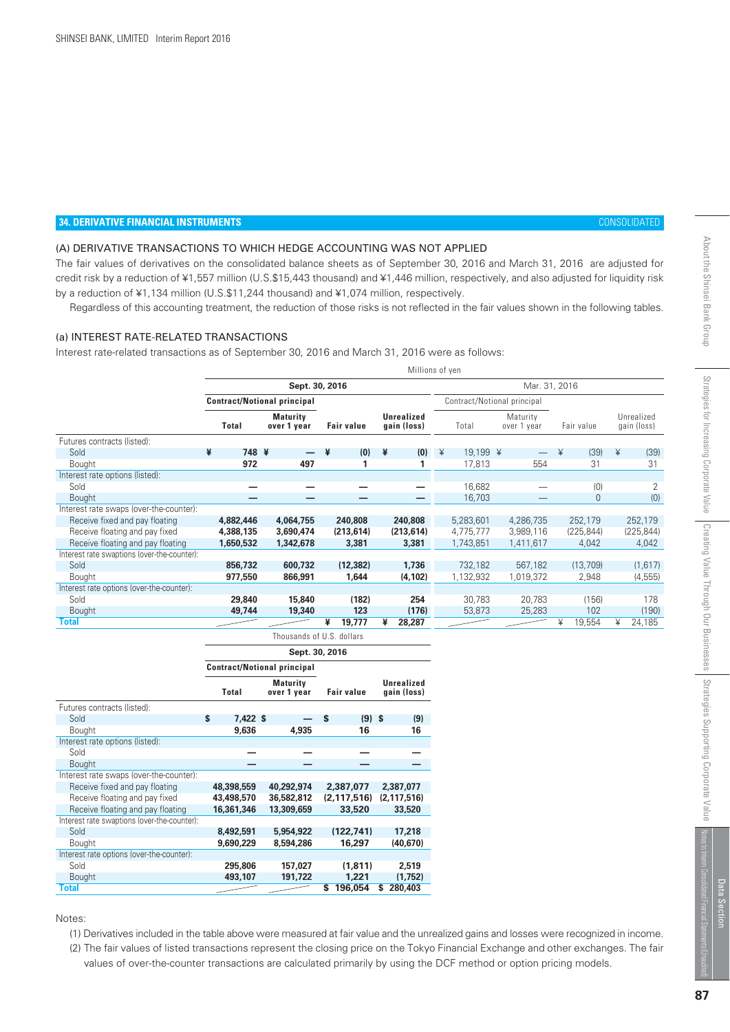## 34. DERIVATIVE FINANCIAL INSTRUMENTS

CONSOLIDATED

### (A) DERIVATIVE TRANSACTIONS TO WHICH HEDGE ACCOUNTING WAS NOT APPLIED

The fair values of derivatives on the consolidated balance sheets as of September 30, 2016 and March 31, 2016 are adjusted for credit risk by a reduction of ¥1,557 million (U.S.$15,443 thousand) and ¥1,446 million, respectively, and also adjusted for liquidity risk by a reduction of ¥1,134 million (U.S.$11,244 thousand) and ¥1,074 million, respectively.

Regardless of this accounting treatment, the reduction of those risks is not reflected in the fair values shown in the following tables.

#### (a) INTEREST RATE-RELATED TRANSACTIONS

Interest rate-related transactions as of September 30, 2016 and March 31, 2016 were as follows:

Millions of yen

| | Sept. 30, 2016 | | | | Mar. 31, 2016 | | | |
|---|---|---|---|---|---|---|---|---|
| | Contract/Notional principal | | | | Contract/Notional principal | | | |
| | Total | Maturity over 1 year | Fair value | Unrealized gain (loss) | Total | Maturity over 1 year | Fair value | Unrealized gain (loss) |
| Futures contracts (listed): | | | | | | | | |
| Sold | ¥ 748 | ¥ — | ¥ (0) | ¥ (0) | ¥ 19,199 | ¥ — | ¥ (39) | ¥ (39) |
| Bought | 972 | 497 | 1 | 1 | 17,813 | 554 | 31 | 31 |
| Interest rate options (listed): | | | | | | | | |
| Sold | — | — | — | — | 16,682 | — | (0) | 2 |
| Bought | — | — | — | — | 16,703 | — | 0 | (0) |
| Interest rate swaps (over-the-counter): | | | | | | | | |
| Receive fixed and pay floating | 4,882,446 | 4,064,755 | 240,808 | 240,808 | 5,283,601 | 4,286,735 | 252,179 | 252,179 |
| Receive floating and pay fixed | 4,388,135 | 3,690,474 | (213,614) | (213,614) | 4,775,777 | 3,989,116 | (225,844) | (225,844) |
| Receive floating and pay floating | 1,650,532 | 1,342,678 | 3,381 | 3,381 | 1,743,851 | 1,411,617 | 4,042 | 4,042 |
| Interest rate swaptions (over-the-counter): | | | | | | | | |
| Sold | 856,732 | 600,732 | (12,382) | 1,736 | 732,182 | 567,182 | (13,709) | (1,617) |
| Bought | 977,550 | 866,991 | 1,644 | (4,102) | 1,132,932 | 1,019,372 | 2,948 | (4,555) |
| Interest rate options (over-the-counter): | | | | | | | | |
| Sold | 29,840 | 15,840 | (182) | 254 | 30,783 | 20,783 | (156) | 178 |
| Bought | 49,744 | 19,340 | 123 | (176) | 53,873 | 25,283 | 102 | (190) |
| Total | | | ¥ 19,777 | ¥ 28,287 | | | ¥ 19,554 | ¥ 24,185 |

Thousands of U.S. dollars

| | Sept. 30, 2016 | | | |
|---|---|---|---|---|
| | Contract/Notional principal | | | |
| | Total | Maturity over 1 year | Fair value | Unrealized gain (loss) |
| Futures contracts (listed): | | | | |
| Sold | $ 7,422 | $ — | $ (9) | $ (9) |
| Bought | 9,636 | 4,935 | 16 | 16 |
| Interest rate options (listed): | | | | |
| Sold | — | — | — | — |
| Bought | — | — | — | — |
| Interest rate swaps (over-the-counter): | | | | |
| Receive fixed and pay floating | 48,398,559 | 40,292,974 | 2,387,077 | 2,387,077 |
| Receive floating and pay fixed | 43,498,570 | 36,582,812 | (2,117,516) | (2,117,516) |
| Receive floating and pay floating | 16,361,346 | 13,309,659 | 33,520 | 33,520 |
| Interest rate swaptions (over-the-counter): | | | | |
| Sold | 8,492,591 | 5,954,922 | (122,741) | 17,218 |
| Bought | 9,690,229 | 8,594,286 | 16,297 | (40,670) |
| Interest rate options (over-the-counter): | | | | |
| Sold | 295,806 | 157,027 | (1,811) | 2,519 |
| Bought | 493,107 | 191,722 | 1,221 | (1,752) |
| Total | | | $ 196,054 | $ 280,403 |

Notes:

(1) Derivatives included in the table above were measured at fair value and the unrealized gains and losses were recognized in income.

(2) The fair values of listed transactions represent the closing price on the Tokyo Financial Exchange and other exchanges. The fair values of over-the-counter transactions are calculated primarily by using the DCF method or option pricing models.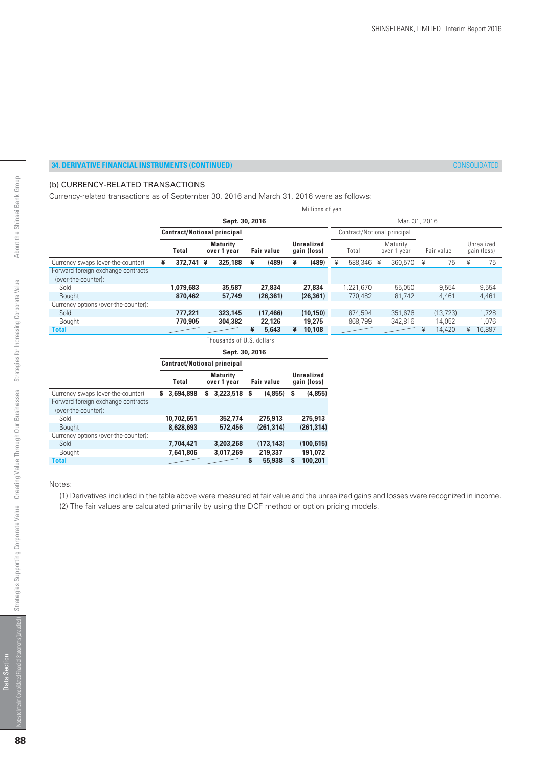## 34. DERIVATIVE FINANCIAL INSTRUMENTS (CONTINUED)

CONSOLIDATED

### (b) CURRENCY-RELATED TRANSACTIONS

Currency-related transactions as of September 30, 2016 and March 31, 2016 were as follows:

| | Millions of yen | | | | | | | |
|---|---|---|---|---|---|---|---|---|
| | **Sept. 30, 2016** | | | | Mar. 31, 2016 | | | |
| | **Contract/Notional principal** | | | | Contract/Notional principal | | | |
| | **Total** | **Maturity over 1 year** | **Fair value** | **Unrealized gain (loss)** | Total | Maturity over 1 year | Fair value | Unrealized gain (loss) |
| Currency swaps (over-the-counter) | **¥ 372,741** | **¥ 325,188** | **¥ (489)** | **¥ (489)** | ¥ 588,346 | ¥ 360,570 | ¥ 75 | ¥ 75 |
| Forward foreign exchange contracts (over-the-counter): | | | | | | | | |
| Sold | **1,079,683** | **35,587** | **27,834** | **27,834** | 1,221,670 | 55,050 | 9,554 | 9,554 |
| Bought | **870,462** | **57,749** | **(26,361)** | **(26,361)** | 770,482 | 81,742 | 4,461 | 4,461 |
| Currency options (over-the-counter): | | | | | | | | |
| Sold | **777,221** | **323,145** | **(17,466)** | **(10,150)** | 874,594 | 351,676 | (13,723) | 1,728 |
| Bought | **770,905** | **304,382** | **22,126** | **19,275** | 868,799 | 342,816 | 14,052 | 1,076 |
| **Total** | | | **¥ 5,643** | **¥ 10,108** | | | ¥ 14,420 | ¥ 16,897 |

| | Thousands of U.S. dollars | | | |
|---|---|---|---|---|
| | **Sept. 30, 2016** | | | |
| | **Contract/Notional principal** | | | |
| | **Total** | **Maturity over 1 year** | **Fair value** | **Unrealized gain (loss)** |
| Currency swaps (over-the-counter) | **$ 3,694,898** | **$ 3,223,518** | **$ (4,855)** | **$ (4,855)** |
| Forward foreign exchange contracts (over-the-counter): | | | | |
| Sold | **10,702,651** | **352,774** | **275,913** | **275,913** |
| Bought | **8,628,693** | **572,456** | **(261,314)** | **(261,314)** |
| Currency options (over-the-counter): | | | | |
| Sold | **7,704,421** | **3,203,268** | **(173,143)** | **(100,615)** |
| Bought | **7,641,806** | **3,017,269** | **219,337** | **191,072** |
| **Total** | | | **$ 55,938** | **$ 100,201** |

Notes:

(1) Derivatives included in the table above were measured at fair value and the unrealized gains and losses were recognized in income.

(2) The fair values are calculated primarily by using the DCF method or option pricing models.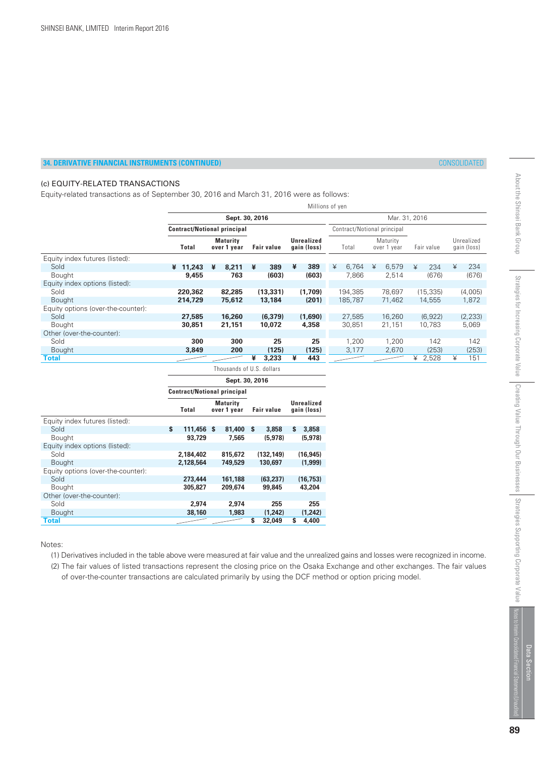## 34. DERIVATIVE FINANCIAL INSTRUMENTS (CONTINUED)

CONSOLIDATED

### (c) EQUITY-RELATED TRANSACTIONS

Equity-related transactions as of September 30, 2016 and March 31, 2016 were as follows:

Millions of yen

| | **Sept. 30, 2016** | | | | Mar. 31, 2016 | | | |
|---|---|---|---|---|---|---|---|---|
| | **Contract/Notional principal** | | | | Contract/Notional principal | | | |
| | **Total** | **Maturity over 1 year** | **Fair value** | **Unrealized gain (loss)** | Total | Maturity over 1 year | Fair value | Unrealized gain (loss) |
| Equity index futures (listed): | | | | | | | | |
| Sold | **¥ 11,243** | **¥ 8,211** | **¥ 389** | **¥ 389** | ¥ 6,764 | ¥ 6,579 | ¥ 234 | ¥ 234 |
| Bought | **9,455** | **763** | **(603)** | **(603)** | 7,866 | 2,514 | (676) | (676) |
| Equity index options (listed): | | | | | | | | |
| Sold | **220,362** | **82,285** | **(13,331)** | **(1,709)** | 194,385 | 78,697 | (15,335) | (4,005) |
| Bought | **214,729** | **75,612** | **13,184** | **(201)** | 185,787 | 71,462 | 14,555 | 1,872 |
| Equity options (over-the-counter): | | | | | | | | |
| Sold | **27,585** | **16,260** | **(6,379)** | **(1,690)** | 27,585 | 16,260 | (6,922) | (2,233) |
| Bought | **30,851** | **21,151** | **10,072** | **4,358** | 30,851 | 21,151 | 10,783 | 5,069 |
| Other (over-the-counter): | | | | | | | | |
| Sold | **300** | **300** | **25** | **25** | 1,200 | 1,200 | 142 | 142 |
| Bought | **3,849** | **200** | **(125)** | **(125)** | 3,177 | 2,670 | (253) | (253) |
| **Total** | | | **¥ 3,233** | **¥ 443** | | | ¥ 2,528 | ¥ 151 |

Thousands of U.S. dollars

| | **Sept. 30, 2016** | | | |
|---|---|---|---|---|
| | **Contract/Notional principal** | | | |
| | **Total** | **Maturity over 1 year** | **Fair value** | **Unrealized gain (loss)** |
| Equity index futures (listed): | | | | |
| Sold | **$ 111,456** | **$ 81,400** | **$ 3,858** | **$ 3,858** |
| Bought | **93,729** | **7,565** | **(5,978)** | **(5,978)** |
| Equity index options (listed): | | | | |
| Sold | **2,184,402** | **815,672** | **(132,149)** | **(16,945)** |
| Bought | **2,128,564** | **749,529** | **130,697** | **(1,999)** |
| Equity options (over-the-counter): | | | | |
| Sold | **273,444** | **161,188** | **(63,237)** | **(16,753)** |
| Bought | **305,827** | **209,674** | **99,845** | **43,204** |
| Other (over-the-counter): | | | | |
| Sold | **2,974** | **2,974** | **255** | **255** |
| Bought | **38,160** | **1,983** | **(1,242)** | **(1,242)** |
| **Total** | | | **$ 32,049** | **$ 4,400** |

Notes:

(1) Derivatives included in the table above were measured at fair value and the unrealized gains and losses were recognized in income.

(2) The fair values of listed transactions represent the closing price on the Osaka Exchange and other exchanges. The fair values of over-the-counter transactions are calculated primarily by using the DCF method or option pricing model.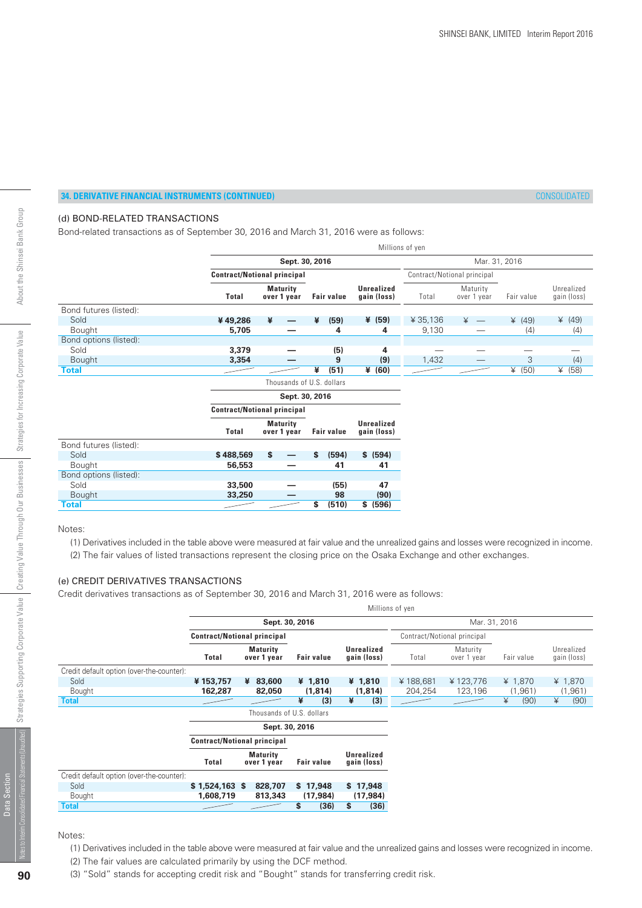## 34. DERIVATIVE FINANCIAL INSTRUMENTS (CONTINUED)

CONSOLIDATED

### (d) BOND-RELATED TRANSACTIONS

Bond-related transactions as of September 30, 2016 and March 31, 2016 were as follows:

Millions of yen

| | Sept. 30, 2016 | | | | Mar. 31, 2016 | | | |
|---|---|---|---|---|---|---|---|---|
| | Contract/Notional principal | | | | Contract/Notional principal | | | |
| | Total | Maturity over 1 year | Fair value | Unrealized gain (loss) | Total | Maturity over 1 year | Fair value | Unrealized gain (loss) |
| Bond futures (listed): | | | | | | | | |
| Sold | ¥ 49,286 | ¥ — | ¥ (59) | ¥ (59) | ¥ 35,136 | ¥ — | ¥ (49) | ¥ (49) |
| Bought | 5,705 | — | 4 | 4 | 9,130 | — | (4) | (4) |
| Bond options (listed): | | | | | | | | |
| Sold | 3,379 | — | (5) | 4 | — | — | — | — |
| Bought | 3,354 | — | 9 | (9) | 1,432 | — | 3 | (4) |
| **Total** | | | ¥ (51) | ¥ (60) | | | ¥ (50) | ¥ (58) |

Thousands of U.S. dollars

| | Sept. 30, 2016 | | | |
|---|---|---|---|---|
| | Contract/Notional principal | | | |
| | Total | Maturity over 1 year | Fair value | Unrealized gain (loss) |
| Bond futures (listed): | | | | |
| Sold | $ 488,569 | $ — | $ (594) | $ (594) |
| Bought | 56,553 | — | 41 | 41 |
| Bond options (listed): | | | | |
| Sold | 33,500 | — | (55) | 47 |
| Bought | 33,250 | — | 98 | (90) |
| **Total** | | | $ (510) | $ (596) |

Notes:

(1) Derivatives included in the table above were measured at fair value and the unrealized gains and losses were recognized in income.
(2) The fair values of listed transactions represent the closing price on the Osaka Exchange and other exchanges.

### (e) CREDIT DERIVATIVES TRANSACTIONS

Credit derivatives transactions as of September 30, 2016 and March 31, 2016 were as follows:

Millions of yen

| | Sept. 30, 2016 | | | | Mar. 31, 2016 | | | |
|---|---|---|---|---|---|---|---|---|
| | Contract/Notional principal | | | | Contract/Notional principal | | | |
| | Total | Maturity over 1 year | Fair value | Unrealized gain (loss) | Total | Maturity over 1 year | Fair value | Unrealized gain (loss) |
| Credit default option (over-the-counter): | | | | | | | | |
| Sold | ¥ 153,757 | ¥ 83,600 | ¥ 1,810 | ¥ 1,810 | ¥ 188,681 | ¥ 123,776 | ¥ 1,870 | ¥ 1,870 |
| Bought | 162,287 | 82,050 | (1,814) | (1,814) | 204,254 | 123,196 | (1,961) | (1,961) |
| **Total** | | | ¥ (3) | ¥ (3) | | | ¥ (90) | ¥ (90) |

Thousands of U.S. dollars

| | Sept. 30, 2016 | | | |
|---|---|---|---|---|
| | Contract/Notional principal | | | |
| | Total | Maturity over 1 year | Fair value | Unrealized gain (loss) |
| Credit default option (over-the-counter): | | | | |
| Sold | $ 1,524,163 | $ 828,707 | $ 17,948 | $ 17,948 |
| Bought | 1,608,719 | 813,343 | (17,984) | (17,984) |
| **Total** | | | $ (36) | $ (36) |

Notes:

(1) Derivatives included in the table above were measured at fair value and the unrealized gains and losses were recognized in income.
(2) The fair values are calculated primarily by using the DCF method.
(3) "Sold" stands for accepting credit risk and "Bought" stands for transferring credit risk.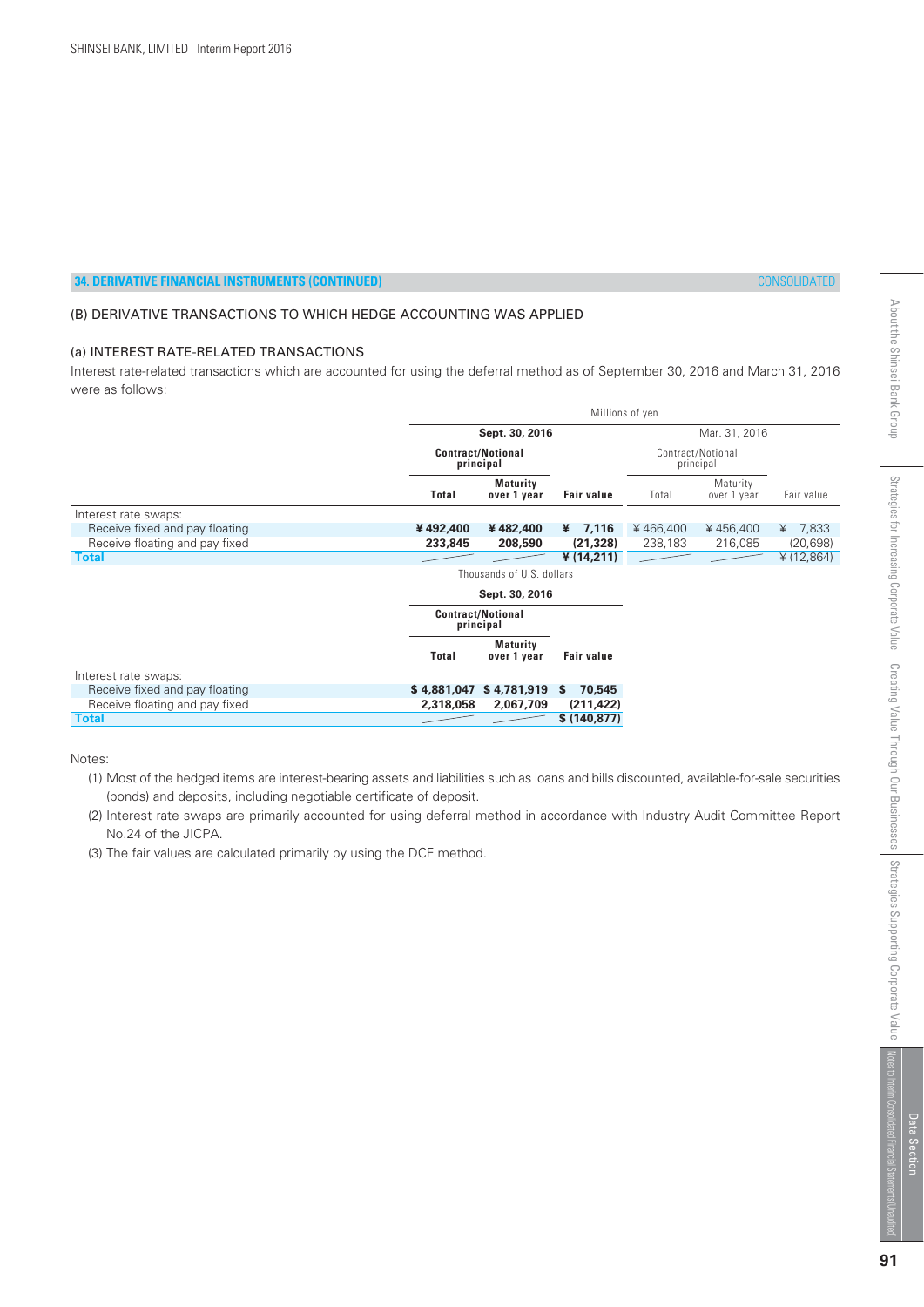## 34. DERIVATIVE FINANCIAL INSTRUMENTS (CONTINUED)

CONSOLIDATED

### (B) DERIVATIVE TRANSACTIONS TO WHICH HEDGE ACCOUNTING WAS APPLIED

#### (a) INTEREST RATE-RELATED TRANSACTIONS

Interest rate-related transactions which are accounted for using the deferral method as of September 30, 2016 and March 31, 2016 were as follows:

| | Millions of yen | | | | | |
|---|---|---|---|---|---|---|
| | **Sept. 30, 2016** | | | Mar. 31, 2016 | | |
| | **Contract/Notional principal** | | | Contract/Notional principal | | |
| | **Total** | **Maturity over 1 year** | **Fair value** | Total | Maturity over 1 year | Fair value |
| Interest rate swaps: | | | | | | |
| Receive fixed and pay floating | **¥492,400** | **¥482,400** | **¥ 7,116** | ¥466,400 | ¥456,400 | ¥ 7,833 |
| Receive floating and pay fixed | **233,845** | **208,590** | **(21,328)** | 238,183 | 216,085 | (20,698) |
| **Total** | | | **¥(14,211)** | | | ¥(12,864) |

| | Thousands of U.S. dollars | | |
|---|---|---|---|
| | **Sept. 30, 2016** | | |
| | **Contract/Notional principal** | | |
| | **Total** | **Maturity over 1 year** | **Fair value** |
| Interest rate swaps: | | | |
| Receive fixed and pay floating | **$4,881,047** | **$4,781,919** | **$ 70,545** |
| Receive floating and pay fixed | **2,318,058** | **2,067,709** | **(211,422)** |
| **Total** | | | **$(140,877)** |

Notes:

(1) Most of the hedged items are interest-bearing assets and liabilities such as loans and bills discounted, available-for-sale securities (bonds) and deposits, including negotiable certificate of deposit.

(2) Interest rate swaps are primarily accounted for using deferral method in accordance with Industry Audit Committee Report No.24 of the JICPA.

(3) The fair values are calculated primarily by using the DCF method.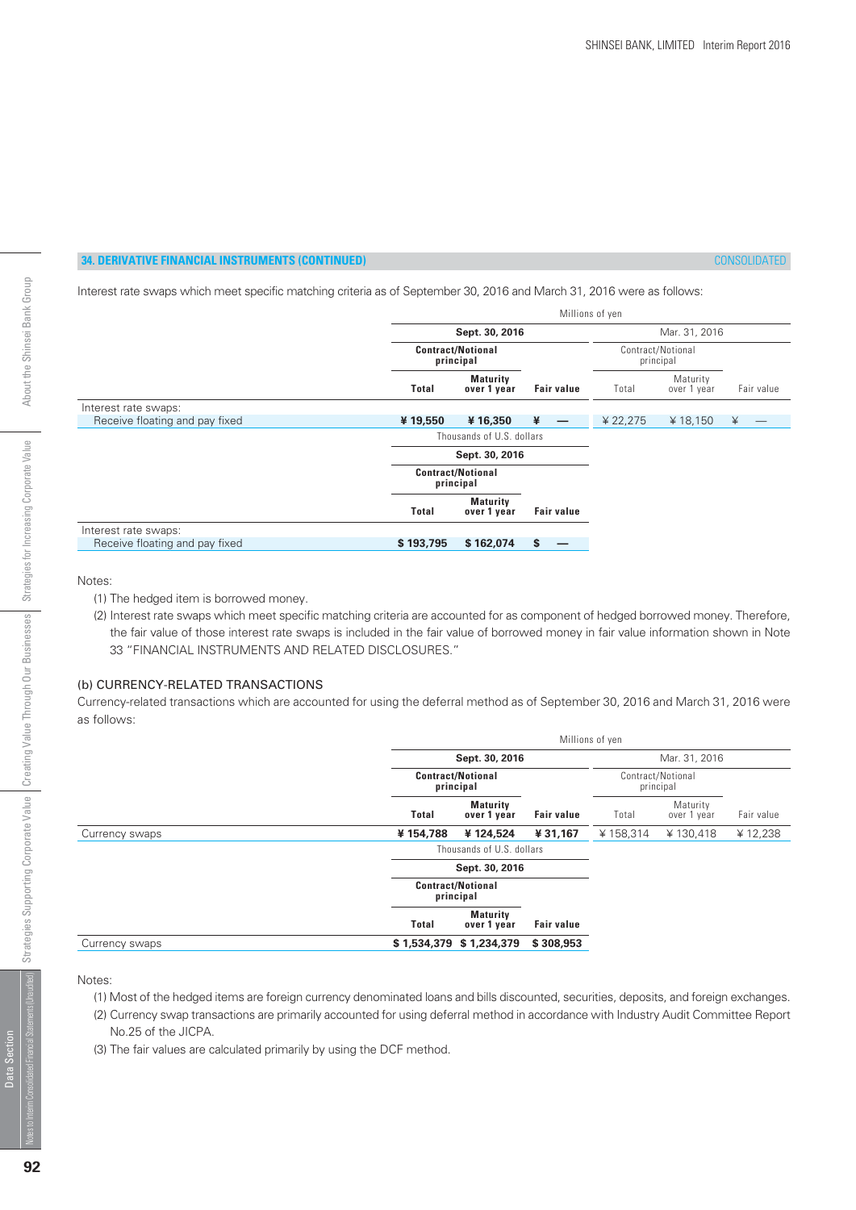## 34. DERIVATIVE FINANCIAL INSTRUMENTS (CONTINUED)

CONSOLIDATED

Interest rate swaps which meet specific matching criteria as of September 30, 2016 and March 31, 2016 were as follows:

| | Millions of yen | | | | | |
|---|---|---|---|---|---|---|
| | **Sept. 30, 2016** | | | Mar. 31, 2016 | | |
| | **Contract/Notional principal** | | | Contract/Notional principal | | |
| | **Total** | **Maturity over 1 year** | **Fair value** | Total | Maturity over 1 year | Fair value |
| Interest rate swaps: | | | | | | |
| Receive floating and pay fixed | **¥ 19,550** | **¥ 16,350** | **¥ —** | ¥ 22,275 | ¥ 18,150 | ¥ — |

| | Thousands of U.S. dollars | | |
|---|---|---|---|
| | **Sept. 30, 2016** | | |
| | **Contract/Notional principal** | | |
| | **Total** | **Maturity over 1 year** | **Fair value** |
| Interest rate swaps: | | | |
| Receive floating and pay fixed | **$ 193,795** | **$ 162,074** | **$ —** |

Notes:

(1) The hedged item is borrowed money.

(2) Interest rate swaps which meet specific matching criteria are accounted for as component of hedged borrowed money. Therefore, the fair value of those interest rate swaps is included in the fair value of borrowed money in fair value information shown in Note 33 "FINANCIAL INSTRUMENTS AND RELATED DISCLOSURES."

### (b) CURRENCY-RELATED TRANSACTIONS

Currency-related transactions which are accounted for using the deferral method as of September 30, 2016 and March 31, 2016 were as follows:

| | Millions of yen | | | | | |
|---|---|---|---|---|---|---|
| | **Sept. 30, 2016** | | | Mar. 31, 2016 | | |
| | **Contract/Notional principal** | | | Contract/Notional principal | | |
| | **Total** | **Maturity over 1 year** | **Fair value** | Total | Maturity over 1 year | Fair value |
| Currency swaps | **¥ 154,788** | **¥ 124,524** | **¥ 31,167** | ¥ 158,314 | ¥ 130,418 | ¥ 12,238 |

| | Thousands of U.S. dollars | | |
|---|---|---|---|
| | **Sept. 30, 2016** | | |
| | **Contract/Notional principal** | | |
| | **Total** | **Maturity over 1 year** | **Fair value** |
| Currency swaps | **$ 1,534,379** | **$ 1,234,379** | **$ 308,953** |

Notes:

(1) Most of the hedged items are foreign currency denominated loans and bills discounted, securities, deposits, and foreign exchanges.

(2) Currency swap transactions are primarily accounted for using deferral method in accordance with Industry Audit Committee Report No.25 of the JICPA.

(3) The fair values are calculated primarily by using the DCF method.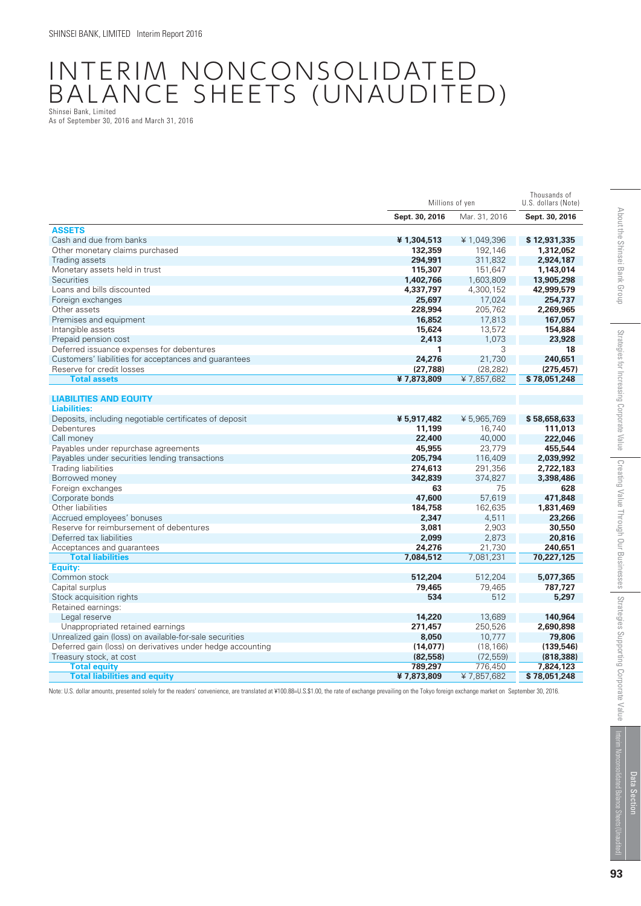# INTERIM NONCONSOLIDATED BALANCE SHEETS (UNAUDITED)

Shinsei Bank, Limited
As of September 30, 2016 and March 31, 2016

| | Millions of yen | | Thousands of U.S. dollars (Note) |
|---|---|---|---|
| | **Sept. 30, 2016** | Mar. 31, 2016 | **Sept. 30, 2016** |
| **ASSETS** | | | |
| Cash and due from banks | **¥ 1,304,513** | ¥ 1,049,396 | **$ 12,931,335** |
| Other monetary claims purchased | **132,359** | 192,146 | **1,312,052** |
| Trading assets | **294,991** | 311,832 | **2,924,187** |
| Monetary assets held in trust | **115,307** | 151,647 | **1,143,014** |
| Securities | **1,402,766** | 1,603,809 | **13,905,298** |
| Loans and bills discounted | **4,337,797** | 4,300,152 | **42,999,579** |
| Foreign exchanges | **25,697** | 17,024 | **254,737** |
| Other assets | **228,994** | 205,762 | **2,269,965** |
| Premises and equipment | **16,852** | 17,813 | **167,057** |
| Intangible assets | **15,624** | 13,572 | **154,884** |
| Prepaid pension cost | **2,413** | 1,073 | **23,928** |
| Deferred issuance expenses for debentures | **1** | 3 | **18** |
| Customers' liabilities for acceptances and guarantees | **24,276** | 21,730 | **240,651** |
| Reserve for credit losses | **(27,788)** | (28,282) | **(275,457)** |
| **Total assets** | **¥ 7,873,809** | ¥ 7,857,682 | **$ 78,051,248** |
| **LIABILITIES AND EQUITY** | | | |
| **Liabilities:** | | | |
| Deposits, including negotiable certificates of deposit | **¥ 5,917,482** | ¥ 5,965,769 | **$ 58,658,633** |
| Debentures | **11,199** | 16,740 | **111,013** |
| Call money | **22,400** | 40,000 | **222,046** |
| Payables under repurchase agreements | **45,955** | 23,779 | **455,544** |
| Payables under securities lending transactions | **205,794** | 116,409 | **2,039,992** |
| Trading liabilities | **274,613** | 291,356 | **2,722,183** |
| Borrowed money | **342,839** | 374,827 | **3,398,486** |
| Foreign exchanges | **63** | 75 | **628** |
| Corporate bonds | **47,600** | 57,619 | **471,848** |
| Other liabilities | **184,758** | 162,635 | **1,831,469** |
| Accrued employees' bonuses | **2,347** | 4,511 | **23,266** |
| Reserve for reimbursement of debentures | **3,081** | 2,903 | **30,550** |
| Deferred tax liabilities | **2,099** | 2,873 | **20,816** |
| Acceptances and guarantees | **24,276** | 21,730 | **240,651** |
| **Total liabilities** | **7,084,512** | 7,081,231 | **70,227,125** |
| **Equity:** | | | |
| Common stock | **512,204** | 512,204 | **5,077,365** |
| Capital surplus | **79,465** | 79,465 | **787,727** |
| Stock acquisition rights | **534** | 512 | **5,297** |
| Retained earnings: | | | |
| Legal reserve | **14,220** | 13,689 | **140,964** |
| Unappropriated retained earnings | **271,457** | 250,526 | **2,690,898** |
| Unrealized gain (loss) on available-for-sale securities | **8,050** | 10,777 | **79,806** |
| Deferred gain (loss) on derivatives under hedge accounting | **(14,077)** | (18,166) | **(139,546)** |
| Treasury stock, at cost | **(82,558)** | (72,559) | **(818,388)** |
| **Total equity** | **789,297** | 776,450 | **7,824,123** |
| **Total liabilities and equity** | **¥ 7,873,809** | ¥ 7,857,682 | **$ 78,051,248** |

Note: U.S. dollar amounts, presented solely for the readers' convenience, are translated at ¥100.88=U.S.$1.00, the rate of exchange prevailing on the Tokyo foreign exchange market on September 30, 2016.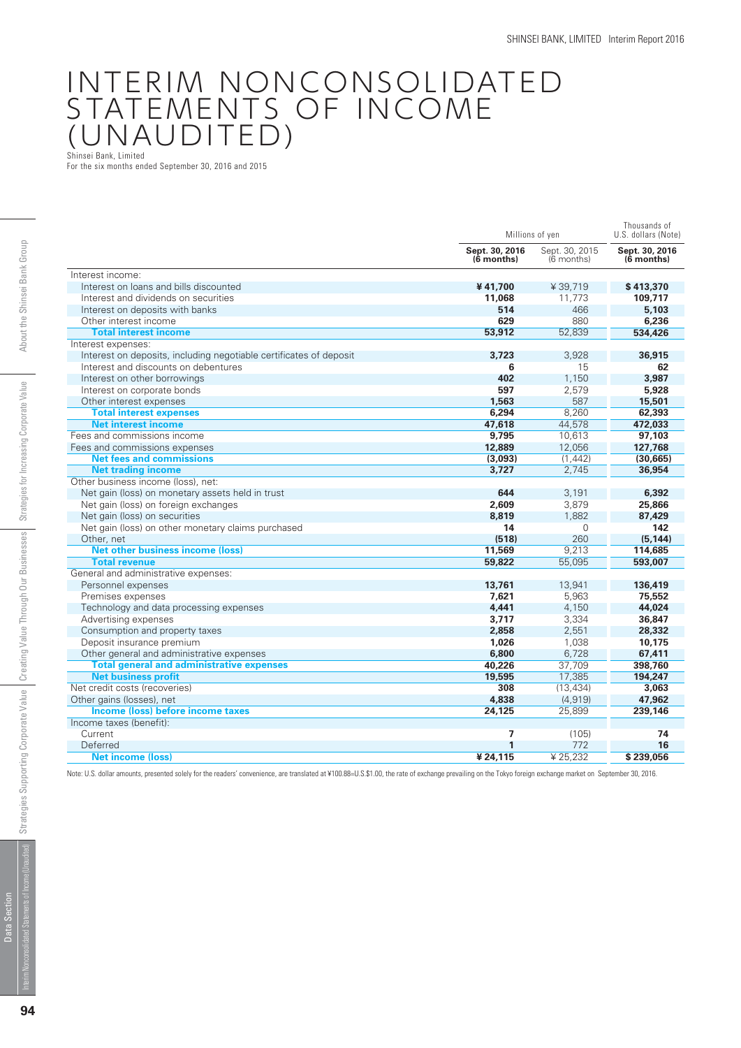# INTERIM NONCONSOLIDATED STATEMENTS OF INCOME (UNAUDITED)

Shinsei Bank, Limited
For the six months ended September 30, 2016 and 2015

| | Millions of yen | | Thousands of U.S. dollars (Note) |
|---|---|---|---|
| | **Sept. 30, 2016 (6 months)** | Sept. 30, 2015 (6 months) | **Sept. 30, 2016 (6 months)** |
| Interest income: | | | |
| Interest on loans and bills discounted | **¥41,700** | ¥39,719 | **$413,370** |
| Interest and dividends on securities | **11,068** | 11,773 | **109,717** |
| Interest on deposits with banks | **514** | 466 | **5,103** |
| Other interest income | **629** | 880 | **6,236** |
| **Total interest income** | **53,912** | 52,839 | **534,426** |
| Interest expenses: | | | |
| Interest on deposits, including negotiable certificates of deposit | **3,723** | 3,928 | **36,915** |
| Interest and discounts on debentures | **6** | 15 | **62** |
| Interest on other borrowings | **402** | 1,150 | **3,987** |
| Interest on corporate bonds | **597** | 2,579 | **5,928** |
| Other interest expenses | **1,563** | 587 | **15,501** |
| **Total interest expenses** | **6,294** | 8,260 | **62,393** |
| **Net interest income** | **47,618** | 44,578 | **472,033** |
| Fees and commissions income | **9,795** | 10,613 | **97,103** |
| Fees and commissions expenses | **12,889** | 12,056 | **127,768** |
| **Net fees and commissions** | **(3,093)** | (1,442) | **(30,665)** |
| **Net trading income** | **3,727** | 2,745 | **36,954** |
| Other business income (loss), net: | | | |
| Net gain (loss) on monetary assets held in trust | **644** | 3,191 | **6,392** |
| Net gain (loss) on foreign exchanges | **2,609** | 3,879 | **25,866** |
| Net gain (loss) on securities | **8,819** | 1,882 | **87,429** |
| Net gain (loss) on other monetary claims purchased | **14** | 0 | **142** |
| Other, net | **(518)** | 260 | **(5,144)** |
| **Net other business income (loss)** | **11,569** | 9,213 | **114,685** |
| **Total revenue** | **59,822** | 55,095 | **593,007** |
| General and administrative expenses: | | | |
| Personnel expenses | **13,761** | 13,941 | **136,419** |
| Premises expenses | **7,621** | 5,963 | **75,552** |
| Technology and data processing expenses | **4,441** | 4,150 | **44,024** |
| Advertising expenses | **3,717** | 3,334 | **36,847** |
| Consumption and property taxes | **2,858** | 2,551 | **28,332** |
| Deposit insurance premium | **1,026** | 1,038 | **10,175** |
| Other general and administrative expenses | **6,800** | 6,728 | **67,411** |
| **Total general and administrative expenses** | **40,226** | 37,709 | **398,760** |
| **Net business profit** | **19,595** | 17,385 | **194,247** |
| Net credit costs (recoveries) | **308** | (13,434) | **3,063** |
| Other gains (losses), net | **4,838** | (4,919) | **47,962** |
| **Income (loss) before income taxes** | **24,125** | 25,899 | **239,146** |
| Income taxes (benefit): | | | |
| Current | **7** | (105) | **74** |
| Deferred | **1** | 772 | **16** |
| **Net income (loss)** | **¥24,115** | ¥25,232 | **$239,056** |

Note: U.S. dollar amounts, presented solely for the readers' convenience, are translated at ¥100.88=U.S.$1.00, the rate of exchange prevailing on the Tokyo foreign exchange market on September 30, 2016.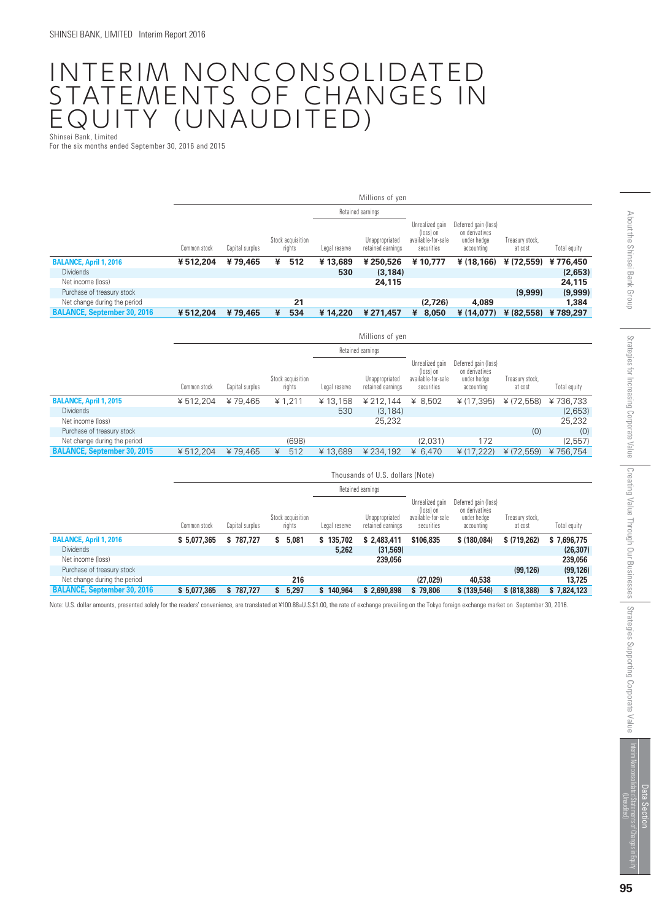# INTERIM NONCONSOLIDATED STATEMENTS OF CHANGES IN EQUITY (UNAUDITED)

Shinsei Bank, Limited
For the six months ended September 30, 2016 and 2015

| | Millions of yen | | | | | | | | |
|---|---|---|---|---|---|---|---|---|---|
| | | | | Retained earnings | | | | | |
| | Common stock | Capital surplus | Stock acquisition rights | Legal reserve | Unappropriated retained earnings | Unrealized gain (loss) on available-for-sale securities | Deferred gain (loss) on derivatives under hedge accounting | Treasury stock, at cost | Total equity |
| **BALANCE, April 1, 2016** | **¥ 512,204** | **¥ 79,465** | **¥ 512** | **¥ 13,689** | **¥ 250,526** | **¥ 10,777** | **¥ (18,166)** | **¥ (72,559)** | **¥ 776,450** |
| Dividends | | | | **530** | **(3,184)** | | | | **(2,653)** |
| Net income (loss) | | | | | **24,115** | | | | **24,115** |
| Purchase of treasury stock | | | | | | | | **(9,999)** | **(9,999)** |
| Net change during the period | | | **21** | | | **(2,726)** | **4,089** | | **1,384** |
| **BALANCE, September 30, 2016** | **¥ 512,204** | **¥ 79,465** | **¥ 534** | **¥ 14,220** | **¥ 271,457** | **¥ 8,050** | **¥ (14,077)** | **¥ (82,558)** | **¥ 789,297** |

| | Millions of yen | | | | | | | | |
|---|---|---|---|---|---|---|---|---|---|
| | | | | Retained earnings | | | | | |
| | Common stock | Capital surplus | Stock acquisition rights | Legal reserve | Unappropriated retained earnings | Unrealized gain (loss) on available-for-sale securities | Deferred gain (loss) on derivatives under hedge accounting | Treasury stock, at cost | Total equity |
| **BALANCE, April 1, 2015** | ¥ 512,204 | ¥ 79,465 | ¥ 1,211 | ¥ 13,158 | ¥ 212,144 | ¥ 8,502 | ¥ (17,395) | ¥ (72,558) | ¥ 736,733 |
| Dividends | | | | 530 | (3,184) | | | | (2,653) |
| Net income (loss) | | | | | 25,232 | | | | 25,232 |
| Purchase of treasury stock | | | | | | | | (0) | (0) |
| Net change during the period | | | (698) | | | (2,031) | 172 | | (2,557) |
| **BALANCE, September 30, 2015** | ¥ 512,204 | ¥ 79,465 | ¥ 512 | ¥ 13,689 | ¥ 234,192 | ¥ 6,470 | ¥ (17,222) | ¥ (72,559) | ¥ 756,754 |

| | Thousands of U.S. dollars (Note) | | | | | | | | |
|---|---|---|---|---|---|---|---|---|---|
| | | | | Retained earnings | | | | | |
| | Common stock | Capital surplus | Stock acquisition rights | Legal reserve | Unappropriated retained earnings | Unrealized gain (loss) on available-for-sale securities | Deferred gain (loss) on derivatives under hedge accounting | Treasury stock, at cost | Total equity |
| **BALANCE, April 1, 2016** | **$ 5,077,365** | **$ 787,727** | **$ 5,081** | **$ 135,702** | **$ 2,483,411** | **$106,835** | **$ (180,084)** | **$ (719,262)** | **$ 7,696,775** |
| Dividends | | | | **5,262** | **(31,569)** | | | | **(26,307)** |
| Net income (loss) | | | | | **239,056** | | | | **239,056** |
| Purchase of treasury stock | | | | | | | | **(99,126)** | **(99,126)** |
| Net change during the period | | | **216** | | | **(27,029)** | **40,538** | | **13,725** |
| **BALANCE, September 30, 2016** | **$ 5,077,365** | **$ 787,727** | **$ 5,297** | **$ 140,964** | **$ 2,690,898** | **$ 79,806** | **$ (139,546)** | **$ (818,388)** | **$ 7,824,123** |

Note: U.S. dollar amounts, presented solely for the readers' convenience, are translated at ¥100.88=U.S.$1.00, the rate of exchange prevailing on the Tokyo foreign exchange market on September 30, 2016.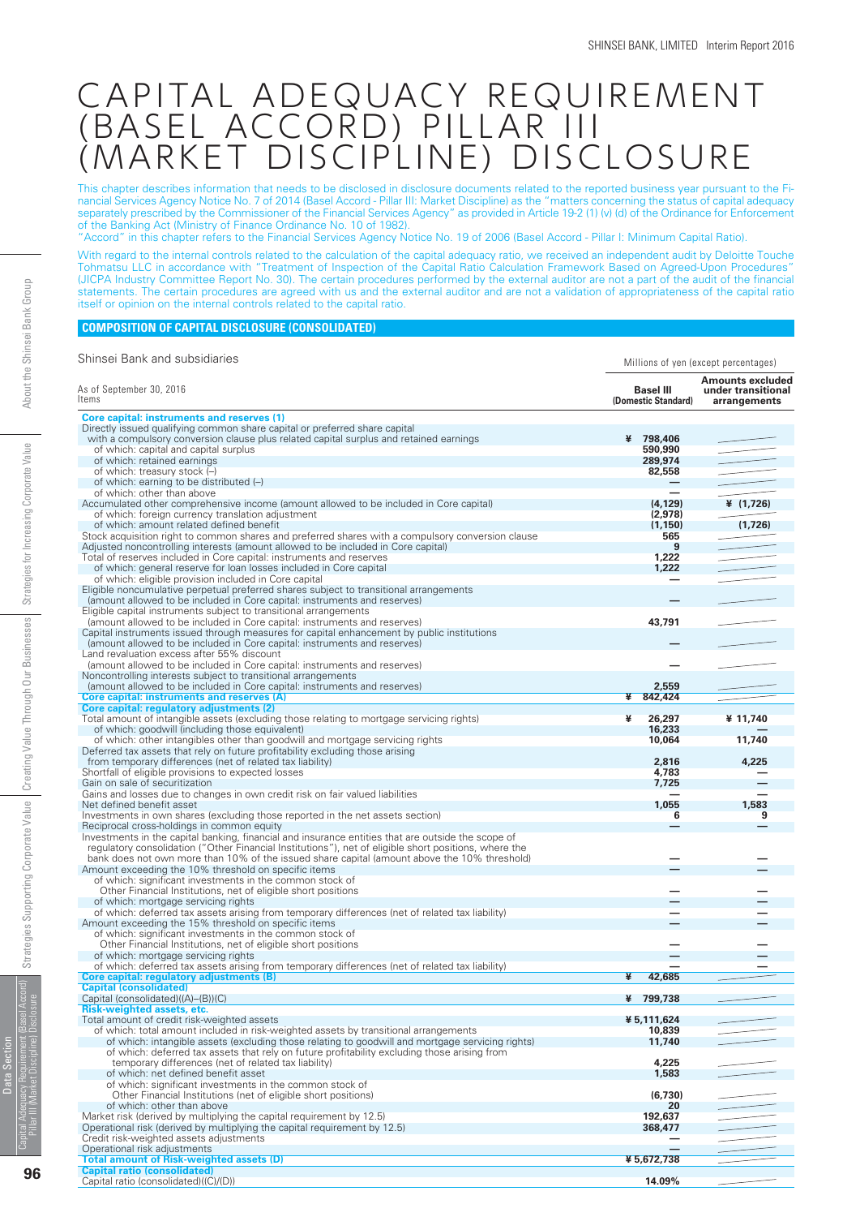# CAPITAL ADEQUACY REQUIREMENT (BASEL ACCORD) PILLAR III (MARKET DISCIPLINE) DISCLOSURE

This chapter describes information that needs to be disclosed in disclosure documents related to the reported business year pursuant to the Financial Services Agency Notice No. 7 of 2014 (Basel Accord - Pillar III: Market Discipline) as the "matters concerning the status of capital adequacy separately prescribed by the Commissioner of the Financial Services Agency" as provided in Article 19-2 (1) (v) (d) of the Ordinance for Enforcement of the Banking Act (Ministry of Finance Ordinance No. 10 of 1982).

"Accord" in this chapter refers to the Financial Services Agency Notice No. 19 of 2006 (Basel Accord - Pillar I: Minimum Capital Ratio).

With regard to the internal controls related to the calculation of the capital adequacy ratio, we received an independent audit by Deloitte Touche Tohmatsu LLC in accordance with "Treatment of Inspection of the Capital Ratio Calculation Framework Based on Agreed-Upon Procedures" (JICPA Industry Committee Report No. 30). The certain procedures performed by the external auditor are not a part of the audit of the financial statements. The certain procedures are agreed with us and the external auditor and are not a validation of appropriateness of the capital ratio itself or opinion on the internal controls related to the capital ratio.

## COMPOSITION OF CAPITAL DISCLOSURE (CONSOLIDATED)

Shinsei Bank and subsidiaries

Millions of yen (except percentages)

| As of September 30, 2016<br>Items | Basel III (Domestic Standard) | Amounts excluded under transitional arrangements |
|---|---|---|
| **Core capital: instruments and reserves (1)** | | |
| Directly issued qualifying common share capital or preferred share capital with a compulsory conversion clause plus related capital surplus and retained earnings | ¥ 798,406 | |
| of which: capital and capital surplus | 590,990 | |
| of which: retained earnings | 289,974 | |
| of which: treasury stock (–) | 82,558 | |
| of which: earning to be distributed (–) | — | |
| of which: other than above | — | |
| Accumulated other comprehensive income (amount allowed to be included in Core capital) | (4,129) | ¥ (1,726) |
| of which: foreign currency translation adjustment | (2,978) | |
| of which: amount related defined benefit | (1,150) | (1,726) |
| Stock acquisition right to common shares and preferred shares with a compulsory conversion clause | 565 | |
| Adjusted noncontrolling interests (amount allowed to be included in Core capital) | 9 | |
| Total of reserves included in Core capital: instruments and reserves | 1,222 | |
| of which: general reserve for loan losses included in Core capital | 1,222 | |
| of which: eligible provision included in Core capital | — | |
| Eligible noncumulative perpetual preferred shares subject to transitional arrangements (amount allowed to be included in Core capital: instruments and reserves) | — | |
| Eligible capital instruments subject to transitional arrangements (amount allowed to be included in Core capital: instruments and reserves) | 43,791 | |
| Capital instruments issued through measures for capital enhancement by public institutions (amount allowed to be included in Core capital: instruments and reserves) | — | |
| Land revaluation excess after 55% discount (amount allowed to be included in Core capital: instruments and reserves) | — | |
| Noncontrolling interests subject to transitional arrangements (amount allowed to be included in Core capital: instruments and reserves) | 2,559 | |
| **Core capital: instruments and reserves (A)** | ¥ 842,424 | |
| **Core capital: regulatory adjustments (2)** | | |
| Total amount of intangible assets (excluding those relating to mortgage servicing rights) | ¥ 26,297 | ¥ 11,740 |
| of which: goodwill (including those equivalent) | 16,233 | — |
| of which: other intangibles other than goodwill and mortgage servicing rights | 10,064 | 11,740 |
| Deferred tax assets that rely on future profitability excluding those arising from temporary differences (net of related tax liability) | 2,816 | 4,225 |
| Shortfall of eligible provisions to expected losses | 4,783 | — |
| Gain on sale of securitization | 7,725 | — |
| Gains and losses due to changes in own credit risk on fair valued liabilities | — | — |
| Net defined benefit asset | 1,055 | 1,583 |
| Investments in own shares (excluding those reported in the net assets section) | 6 | 9 |
| Reciprocal cross-holdings in common equity | — | — |
| Investments in the capital banking, financial and insurance entities that are outside the scope of regulatory consolidation ("Other Financial Institutions"), net of eligible short positions, where the bank does not own more than 10% of the issued share capital (amount above the 10% threshold) | — | — |
| Amount exceeding the 10% threshold on specific items | — | — |
| of which: significant investments in the common stock of Other Financial Institutions, net of eligible short positions | — | — |
| of which: mortgage servicing rights | — | — |
| of which: deferred tax assets arising from temporary differences (net of related tax liability) | — | — |
| Amount exceeding the 15% threshold on specific items | — | — |
| of which: significant investments in the common stock of Other Financial Institutions, net of eligible short positions | — | — |
| of which: mortgage servicing rights | — | — |
| of which: deferred tax assets arising from temporary differences (net of related tax liability) | — | — |
| **Core capital: regulatory adjustments (B)** | ¥ 42,685 | |
| **Capital (consolidated)** | | |
| Capital (consolidated)((A)–(B))(C) | ¥ 799,738 | |
| **Risk-weighted assets, etc.** | | |
| Total amount of credit risk-weighted assets | ¥ 5,111,624 | |
| of which: total amount included in risk-weighted assets by transitional arrangements | 10,839 | |
| of which: intangible assets (excluding those relating to goodwill and mortgage servicing rights) | 11,740 | |
| of which: deferred tax assets that rely on future profitability excluding those arising from temporary differences (net of related tax liability) | 4,225 | |
| of which: net defined benefit asset | 1,583 | |
| of which: significant investments in the common stock of Other Financial Institutions (net of eligible short positions) | (6,730) | |
| of which: other than above | 20 | |
| Market risk (derived by multiplying the capital requirement by 12.5) | 192,637 | |
| Operational risk (derived by multiplying the capital requirement by 12.5) | 368,477 | |
| Credit risk-weighted assets adjustments | — | |
| Operational risk adjustments | — | |
| **Total amount of Risk-weighted assets (D)** | ¥ 5,672,738 | |
| **Capital ratio (consolidated)** | | |
| Capital ratio (consolidated)((C)/(D)) | 14.09% | |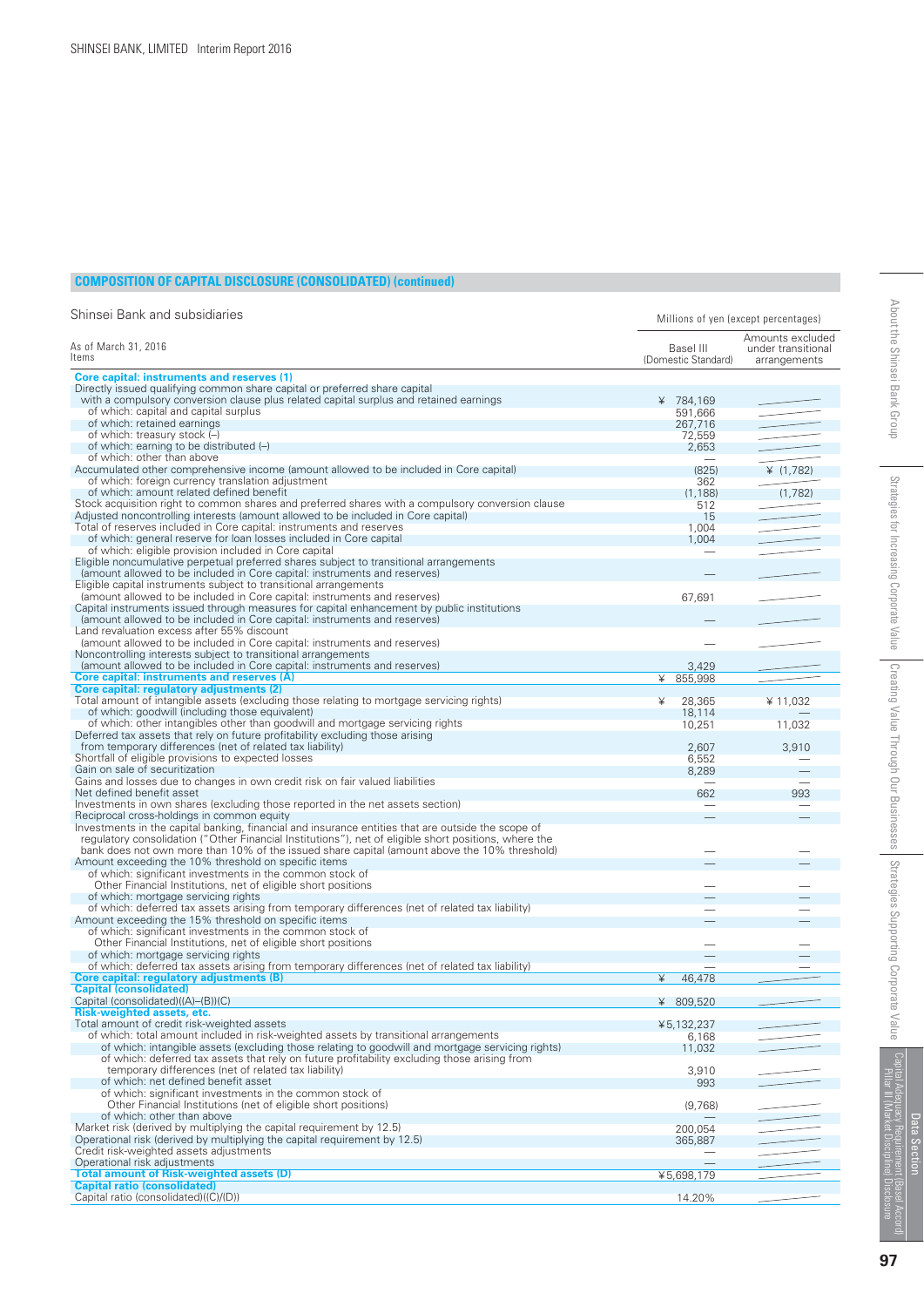## COMPOSITION OF CAPITAL DISCLOSURE (CONSOLIDATED) (continued)

Shinsei Bank and subsidiaries

Millions of yen (except percentages)

| As of March 31, 2016<br>Items | Basel III<br>(Domestic Standard) | Amounts excluded under transitional arrangements |
|---|---|---|
| **Core capital: instruments and reserves (1)** | | |
| Directly issued qualifying common share capital or preferred share capital with a compulsory conversion clause plus related capital surplus and retained earnings | ¥ 784,169 | |
| of which: capital and capital surplus | 591,666 | |
| of which: retained earnings | 267,716 | |
| of which: treasury stock (–) | 72,559 | |
| of which: earning to be distributed (–) | 2,653 | |
| of which: other than above | — | |
| Accumulated other comprehensive income (amount allowed to be included in Core capital) | (825) | ¥ (1,782) |
| of which: foreign currency translation adjustment | 362 | |
| of which: amount related defined benefit | (1,188) | (1,782) |
| Stock acquisition right to common shares and preferred shares with a compulsory conversion clause | 512 | |
| Adjusted noncontrolling interests (amount allowed to be included in Core capital) | 15 | |
| Total of reserves included in Core capital: instruments and reserves | 1,004 | |
| of which: general reserve for loan losses included in Core capital | 1,004 | |
| of which: eligible provision included in Core capital | — | |
| Eligible noncumulative perpetual preferred shares subject to transitional arrangements (amount allowed to be included in Core capital: instruments and reserves) | — | |
| Eligible capital instruments subject to transitional arrangements (amount allowed to be included in Core capital: instruments and reserves) | 67,691 | |
| Capital instruments issued through measures for capital enhancement by public institutions (amount allowed to be included in Core capital: instruments and reserves) | — | |
| Land revaluation excess after 55% discount (amount allowed to be included in Core capital: instruments and reserves) | — | |
| Noncontrolling interests subject to transitional arrangements (amount allowed to be included in Core capital: instruments and reserves) | 3,429 | |
| **Core capital: instruments and reserves (A)** | ¥ 855,998 | |
| **Core capital: regulatory adjustments (2)** | | |
| Total amount of intangible assets (excluding those relating to mortgage servicing rights) | ¥ 28,365 | ¥ 11,032 |
| of which: goodwill (including those equivalent) | 18,114 | — |
| of which: other intangibles other than goodwill and mortgage servicing rights | 10,251 | 11,032 |
| Deferred tax assets that rely on future profitability excluding those arising from temporary differences (net of related tax liability) | 2,607 | 3,910 |
| Shortfall of eligible provisions to expected losses | 6,552 | — |
| Gain on sale of securitization | 8,289 | — |
| Gains and losses due to changes in own credit risk on fair valued liabilities | — | — |
| Net defined benefit asset | 662 | 993 |
| Investments in own shares (excluding those reported in the net assets section) | — | — |
| Reciprocal cross-holdings in common equity | — | — |
| Investments in the capital banking, financial and insurance entities that are outside the scope of regulatory consolidation ("Other Financial Institutions"), net of eligible short positions, where the bank does not own more than 10% of the issued share capital (amount above the 10% threshold) | — | — |
| Amount exceeding the 10% threshold on specific items | — | — |
| of which: significant investments in the common stock of Other Financial Institutions, net of eligible short positions | — | — |
| of which: mortgage servicing rights | — | — |
| of which: deferred tax assets arising from temporary differences (net of related tax liability) | — | — |
| Amount exceeding the 15% threshold on specific items | — | — |
| of which: significant investments in the common stock of Other Financial Institutions, net of eligible short positions | — | — |
| of which: mortgage servicing rights | — | — |
| of which: deferred tax assets arising from temporary differences (net of related tax liability) | — | — |
| **Core capital: regulatory adjustments (B)** | ¥ 46,478 | |
| **Capital (consolidated)** | | |
| Capital (consolidated)((A)–(B))(C) | ¥ 809,520 | |
| **Risk-weighted assets, etc.** | | |
| Total amount of credit risk-weighted assets | ¥5,132,237 | |
| of which: total amount included in risk-weighted assets by transitional arrangements | 6,168 | |
| of which: intangible assets (excluding those relating to goodwill and mortgage servicing rights) | 11,032 | |
| of which: deferred tax assets that rely on future profitability excluding those arising from temporary differences (net of related tax liability) | 3,910 | |
| of which: net defined benefit asset | 993 | |
| of which: significant investments in the common stock of Other Financial Institutions (net of eligible short positions) | (9,768) | |
| of which: other than above | — | |
| Market risk (derived by multiplying the capital requirement by 12.5) | 200,054 | |
| Operational risk (derived by multiplying the capital requirement by 12.5) | 365,887 | |
| Credit risk-weighted assets adjustments | — | |
| Operational risk adjustments | — | |
| **Total amount of Risk-weighted assets (D)** | ¥5,698,179 | |
| **Capital ratio (consolidated)** | | |
| Capital ratio (consolidated)((C)/(D)) | 14.20% | |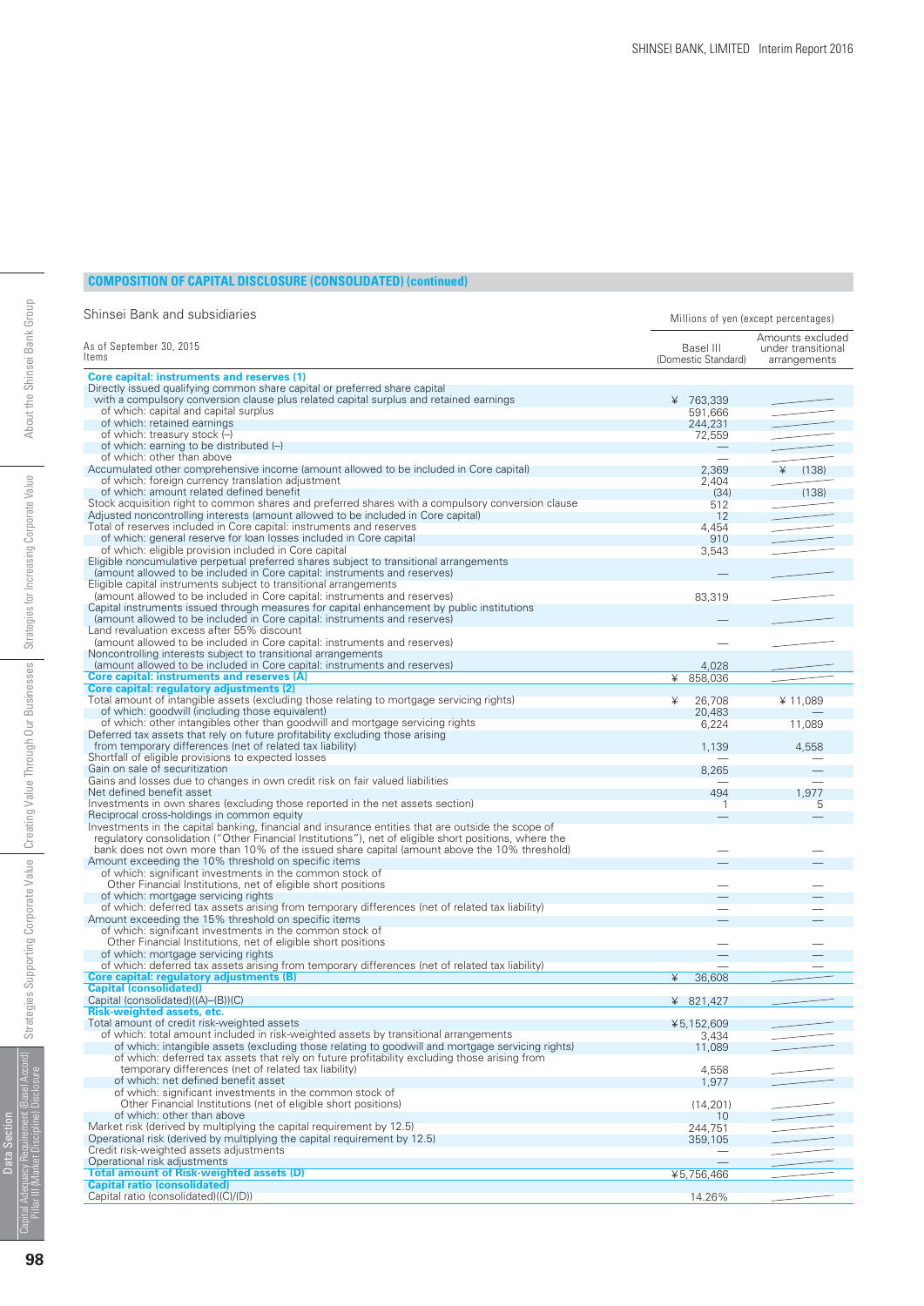## COMPOSITION OF CAPITAL DISCLOSURE (CONSOLIDATED) (continued)

Shinsei Bank and subsidiaries

Millions of yen (except percentages)

| As of September 30, 2015<br>Items | Basel III<br>(Domestic Standard) | Amounts excluded under transitional arrangements |
|---|---|---|
| **Core capital: instruments and reserves (1)** | | |
| Directly issued qualifying common share capital or preferred share capital with a compulsory conversion clause plus related capital surplus and retained earnings | ¥ 763,339 | |
| of which: capital and capital surplus | 591,666 | |
| of which: retained earnings | 244,231 | |
| of which: treasury stock (–) | 72,559 | |
| of which: earning to be distributed (–) | — | |
| of which: other than above | — | |
| Accumulated other comprehensive income (amount allowed to be included in Core capital) | 2,369 | ¥ (138) |
| of which: foreign currency translation adjustment | 2,404 | |
| of which: amount related defined benefit | (34) | (138) |
| Stock acquisition right to common shares and preferred shares with a compulsory conversion clause | 512 | |
| Adjusted noncontrolling interests (amount allowed to be included in Core capital) | 12 | |
| Total of reserves included in Core capital: instruments and reserves | 4,454 | |
| of which: general reserve for loan losses included in Core capital | 910 | |
| of which: eligible provision included in Core capital | 3,543 | |
| Eligible noncumulative perpetual preferred shares subject to transitional arrangements (amount allowed to be included in Core capital: instruments and reserves) | — | |
| Eligible capital instruments subject to transitional arrangements (amount allowed to be included in Core capital: instruments and reserves) | 83,319 | |
| Capital instruments issued through measures for capital enhancement by public institutions (amount allowed to be included in Core capital: instruments and reserves) | — | |
| Land revaluation excess after 55% discount (amount allowed to be included in Core capital: instruments and reserves) | — | |
| Noncontrolling interests subject to transitional arrangements (amount allowed to be included in Core capital: instruments and reserves) | 4,028 | |
| **Core capital: instruments and reserves (A)** | ¥ 858,036 | |
| **Core capital: regulatory adjustments (2)** | | |
| Total amount of intangible assets (excluding those relating to mortgage servicing rights) | ¥ 26,708 | ¥ 11,089 |
| of which: goodwill (including those equivalent) | 20,483 | — |
| of which: other intangibles other than goodwill and mortgage servicing rights | 6,224 | 11,089 |
| Deferred tax assets that rely on future profitability excluding those arising from temporary differences (net of related tax liability) | 1,139 | 4,558 |
| Shortfall of eligible provisions to expected losses | — | — |
| Gain on sale of securitization | 8,265 | — |
| Gains and losses due to changes in own credit risk on fair valued liabilities | — | — |
| Net defined benefit asset | 494 | 1,977 |
| Investments in own shares (excluding those reported in the net assets section) | 1 | 5 |
| Reciprocal cross-holdings in common equity | — | — |
| Investments in the capital banking, financial and insurance entities that are outside the scope of regulatory consolidation ("Other Financial Institutions"), net of eligible short positions, where the bank does not own more than 10% of the issued share capital (amount above the 10% threshold) | — | — |
| Amount exceeding the 10% threshold on specific items | — | — |
| of which: significant investments in the common stock of Other Financial Institutions, net of eligible short positions | — | — |
| of which: mortgage servicing rights | — | — |
| of which: deferred tax assets arising from temporary differences (net of related tax liability) | — | — |
| Amount exceeding the 15% threshold on specific items | — | — |
| of which: significant investments in the common stock of Other Financial Institutions, net of eligible short positions | — | — |
| of which: mortgage servicing rights | — | — |
| of which: deferred tax assets arising from temporary differences (net of related tax liability) | — | — |
| **Core capital: regulatory adjustments (B)** | ¥ 36,608 | |
| **Capital (consolidated)** | | |
| Capital (consolidated)((A)–(B))(C) | ¥ 821,427 | |
| **Risk-weighted assets, etc.** | | |
| Total amount of credit risk-weighted assets | ¥5,152,609 | |
| of which: total amount included in risk-weighted assets by transitional arrangements | 3,434 | |
| of which: intangible assets (excluding those relating to goodwill and mortgage servicing rights) | 11,089 | |
| of which: deferred tax assets that rely on future profitability excluding those arising from temporary differences (net of related tax liability) | 4,558 | |
| of which: net defined benefit asset | 1,977 | |
| of which: significant investments in the common stock of Other Financial Institutions (net of eligible short positions) | (14,201) | |
| of which: other than above | 10 | |
| Market risk (derived by multiplying the capital requirement by 12.5) | 244,751 | |
| Operational risk (derived by multiplying the capital requirement by 12.5) | 359,105 | |
| Credit risk-weighted assets adjustments | — | |
| Operational risk adjustments | — | |
| **Total amount of Risk-weighted assets (D)** | ¥5,756,466 | |
| **Capital ratio (consolidated)** | | |
| Capital ratio (consolidated)((C)/(D)) | 14.26% | |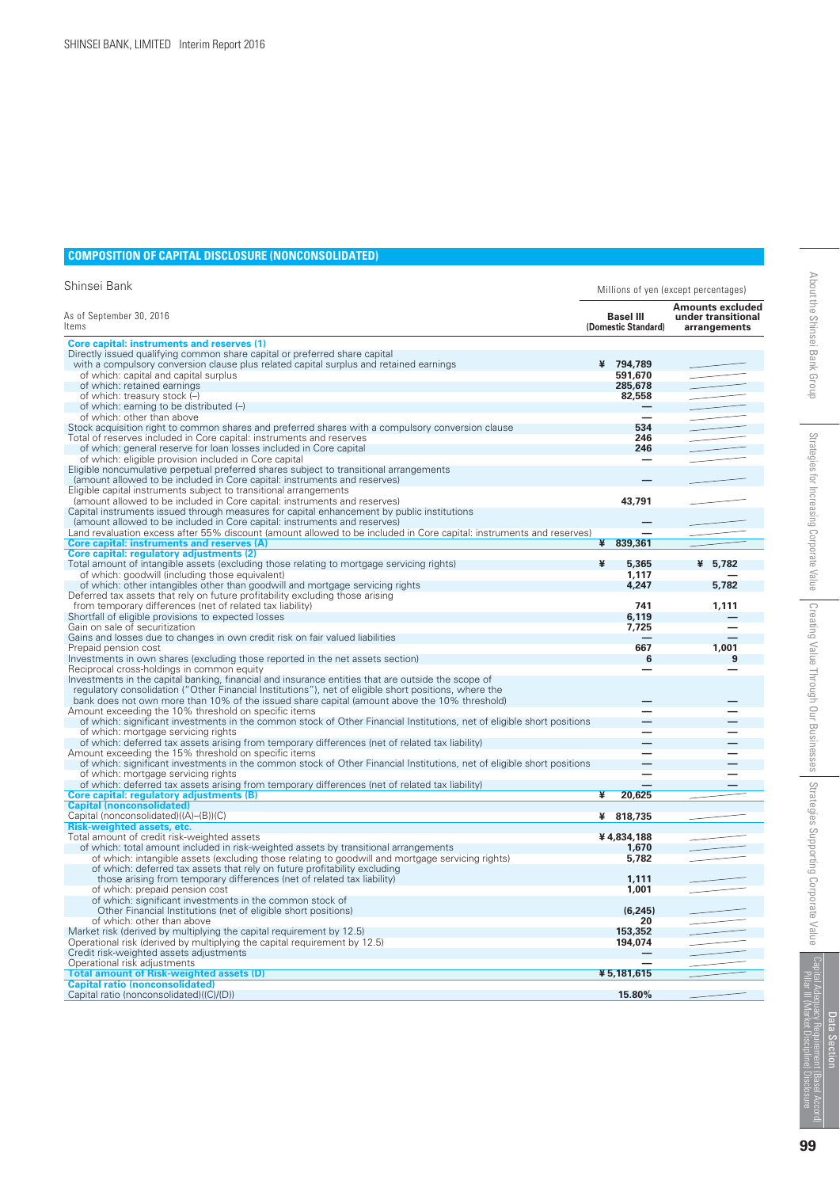## COMPOSITION OF CAPITAL DISCLOSURE (NONCONSOLIDATED)

Shinsei Bank

Millions of yen (except percentages)

| As of September 30, 2016<br>Items | Basel III (Domestic Standard) | Amounts excluded under transitional arrangements |
|---|---|---|
| **Core capital: instruments and reserves (1)** | | |
| Directly issued qualifying common share capital or preferred share capital with a compulsory conversion clause plus related capital surplus and retained earnings | ¥ 794,789 | |
| of which: capital and capital surplus | 591,670 | |
| of which: retained earnings | 285,678 | |
| of which: treasury stock (–) | 82,558 | |
| of which: earning to be distributed (–) | — | |
| of which: other than above | — | |
| Stock acquisition right to common shares and preferred shares with a compulsory conversion clause | 534 | |
| Total of reserves included in Core capital: instruments and reserves | 246 | |
| of which: general reserve for loan losses included in Core capital | 246 | |
| of which: eligible provision included in Core capital | — | |
| Eligible noncumulative perpetual preferred shares subject to transitional arrangements (amount allowed to be included in Core capital: instruments and reserves) | — | |
| Eligible capital instruments subject to transitional arrangements (amount allowed to be included in Core capital: instruments and reserves) | 43,791 | |
| Capital instruments issued through measures for capital enhancement by public institutions (amount allowed to be included in Core capital: instruments and reserves) | — | |
| Land revaluation excess after 55% discount (amount allowed to be included in Core capital: instruments and reserves) | — | |
| **Core capital: instruments and reserves (A)** | ¥ 839,361 | |
| **Core capital: regulatory adjustments (2)** | | |
| Total amount of intangible assets (excluding those relating to mortgage servicing rights) | ¥ 5,365 | ¥ 5,782 |
| of which: goodwill (including those equivalent) | 1,117 | — |
| of which: other intangibles other than goodwill and mortgage servicing rights | 4,247 | 5,782 |
| Deferred tax assets that rely on future profitability excluding those arising from temporary differences (net of related tax liability) | 741 | 1,111 |
| Shortfall of eligible provisions to expected losses | 6,119 | — |
| Gain on sale of securitization | 7,725 | — |
| Gains and losses due to changes in own credit risk on fair valued liabilities | — | — |
| Prepaid pension cost | 667 | 1,001 |
| Investments in own shares (excluding those reported in the net assets section) | 6 | 9 |
| Reciprocal cross-holdings in common equity | — | — |
| Investments in the capital banking, financial and insurance entities that are outside the scope of regulatory consolidation ("Other Financial Institutions"), net of eligible short positions, where the bank does not own more than 10% of the issued share capital (amount above the 10% threshold) | — | — |
| Amount exceeding the 10% threshold on specific items | — | — |
| of which: significant investments in the common stock of Other Financial Institutions, net of eligible short positions | — | — |
| of which: mortgage servicing rights | — | — |
| of which: deferred tax assets arising from temporary differences (net of related tax liability) | — | — |
| Amount exceeding the 15% threshold on specific items | — | — |
| of which: significant investments in the common stock of Other Financial Institutions, net of eligible short positions | — | — |
| of which: mortgage servicing rights | — | — |
| of which: deferred tax assets arising from temporary differences (net of related tax liability) | — | — |
| **Core capital: regulatory adjustments (B)** | ¥ 20,625 | |
| **Capital (nonconsolidated)** | | |
| Capital (nonconsolidated)((A)–(B))(C) | ¥ 818,735 | |
| **Risk-weighted assets, etc.** | | |
| Total amount of credit risk-weighted assets | ¥ 4,834,188 | |
| of which: total amount included in risk-weighted assets by transitional arrangements | 1,670 | |
| of which: intangible assets (excluding those relating to goodwill and mortgage servicing rights) | 5,782 | |
| of which: deferred tax assets that rely on future profitability excluding those arising from temporary differences (net of related tax liability) | 1,111 | |
| of which: prepaid pension cost | 1,001 | |
| of which: significant investments in the common stock of Other Financial Institutions (net of eligible short positions) | (6,245) | |
| of which: other than above | 20 | |
| Market risk (derived by multiplying the capital requirement by 12.5) | 153,352 | |
| Operational risk (derived by multiplying the capital requirement by 12.5) | 194,074 | |
| Credit risk-weighted assets adjustments | — | |
| Operational risk adjustments | — | |
| **Total amount of Risk-weighted assets (D)** | ¥ 5,181,615 | |
| **Capital ratio (nonconsolidated)** | | |
| Capital ratio (nonconsolidated)((C)/(D)) | 15.80% | |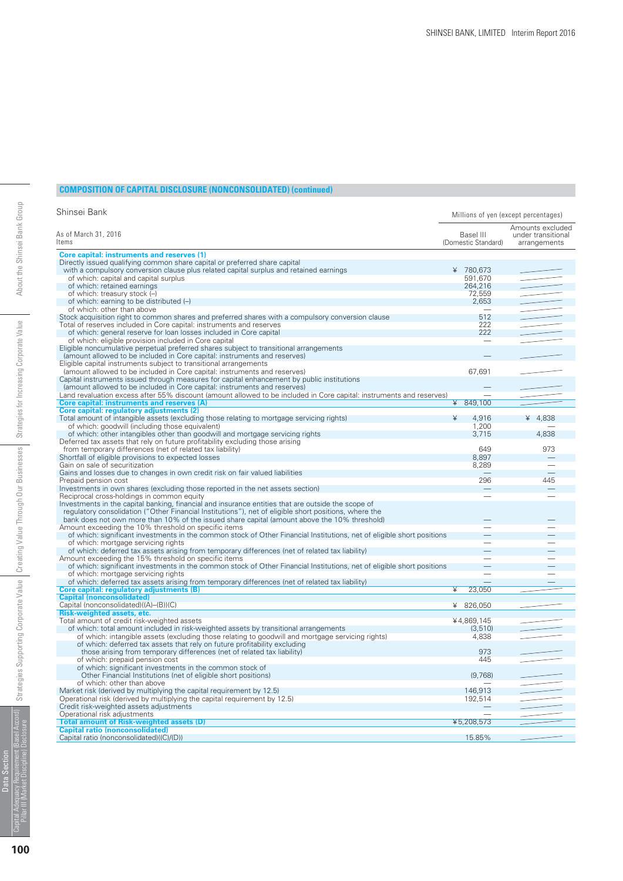## COMPOSITION OF CAPITAL DISCLOSURE (NONCONSOLIDATED) (continued)

Shinsei Bank

| As of March 31, 2016<br>Items | Millions of yen (except percentages)<br>Basel III (Domestic Standard) | Amounts excluded under transitional arrangements |
|---|---|---|
| **Core capital: instruments and reserves (1)** | | |
| Directly issued qualifying common share capital or preferred share capital with a compulsory conversion clause plus related capital surplus and retained earnings | ¥ 780,673 | |
| of which: capital and capital surplus | 591,670 | |
| of which: retained earnings | 264,216 | |
| of which: treasury stock (–) | 72,559 | |
| of which: earning to be distributed (–) | 2,653 | |
| of which: other than above | — | |
| Stock acquisition right to common shares and preferred shares with a compulsory conversion clause | 512 | |
| Total of reserves included in Core capital: instruments and reserves | 222 | |
| of which: general reserve for loan losses included in Core capital | 222 | |
| of which: eligible provision included in Core capital | — | |
| Eligible noncumulative perpetual preferred shares subject to transitional arrangements (amount allowed to be included in Core capital: instruments and reserves) | — | |
| Eligible capital instruments subject to transitional arrangements (amount allowed to be included in Core capital: instruments and reserves) | 67,691 | |
| Capital instruments issued through measures for capital enhancement by public institutions (amount allowed to be included in Core capital: instruments and reserves) | — | |
| Land revaluation excess after 55% discount (amount allowed to be included in Core capital: instruments and reserves) | — | |
| **Core capital: instruments and reserves (A)** | ¥ 849,100 | |
| **Core capital: regulatory adjustments (2)** | | |
| Total amount of intangible assets (excluding those relating to mortgage servicing rights) | ¥ 4,916 | ¥ 4,838 |
| of which: goodwill (including those equivalent) | 1,200 | — |
| of which: other intangibles other than goodwill and mortgage servicing rights | 3,715 | 4,838 |
| Deferred tax assets that rely on future profitability excluding those arising from temporary differences (net of related tax liability) | 649 | 973 |
| Shortfall of eligible provisions to expected losses | 8,897 | — |
| Gain on sale of securitization | 8,289 | — |
| Gains and losses due to changes in own credit risk on fair valued liabilities | — | — |
| Prepaid pension cost | 296 | 445 |
| Investments in own shares (excluding those reported in the net assets section) | — | — |
| Reciprocal cross-holdings in common equity | — | — |
| Investments in the capital banking, financial and insurance entities that are outside the scope of regulatory consolidation ("Other Financial Institutions"), net of eligible short positions, where the bank does not own more than 10% of the issued share capital (amount above the 10% threshold) | — | — |
| Amount exceeding the 10% threshold on specific items | — | — |
| of which: significant investments in the common stock of Other Financial Institutions, net of eligible short positions | — | — |
| of which: mortgage servicing rights | — | — |
| of which: deferred tax assets arising from temporary differences (net of related tax liability) | — | — |
| Amount exceeding the 15% threshold on specific items | — | — |
| of which: significant investments in the common stock of Other Financial Institutions, net of eligible short positions | — | — |
| of which: mortgage servicing rights | — | — |
| of which: deferred tax assets arising from temporary differences (net of related tax liability) | — | — |
| **Core capital: regulatory adjustments (B)** | ¥ 23,050 | |
| **Capital (nonconsolidated)** | | |
| Capital (nonconsolidated)((A)–(B))(C) | ¥ 826,050 | |
| **Risk-weighted assets, etc.** | | |
| Total amount of credit risk-weighted assets | ¥4,869,145 | |
| of which: total amount included in risk-weighted assets by transitional arrangements | (3,510) | |
| of which: intangible assets (excluding those relating to goodwill and mortgage servicing rights) | 4,838 | |
| of which: deferred tax assets that rely on future profitability excluding those arising from temporary differences (net of related tax liability) | 973 | |
| of which: prepaid pension cost | 445 | |
| of which: significant investments in the common stock of Other Financial Institutions (net of eligible short positions) | (9,768) | |
| of which: other than above | — | |
| Market risk (derived by multiplying the capital requirement by 12.5) | 146,913 | |
| Operational risk (derived by multiplying the capital requirement by 12.5) | 192,514 | |
| Credit risk-weighted assets adjustments | — | |
| Operational risk adjustments | — | |
| **Total amount of Risk-weighted assets (D)** | ¥5,208,573 | |
| **Capital ratio (nonconsolidated)** | | |
| Capital ratio (nonconsolidated)((C)/(D)) | 15.85% | |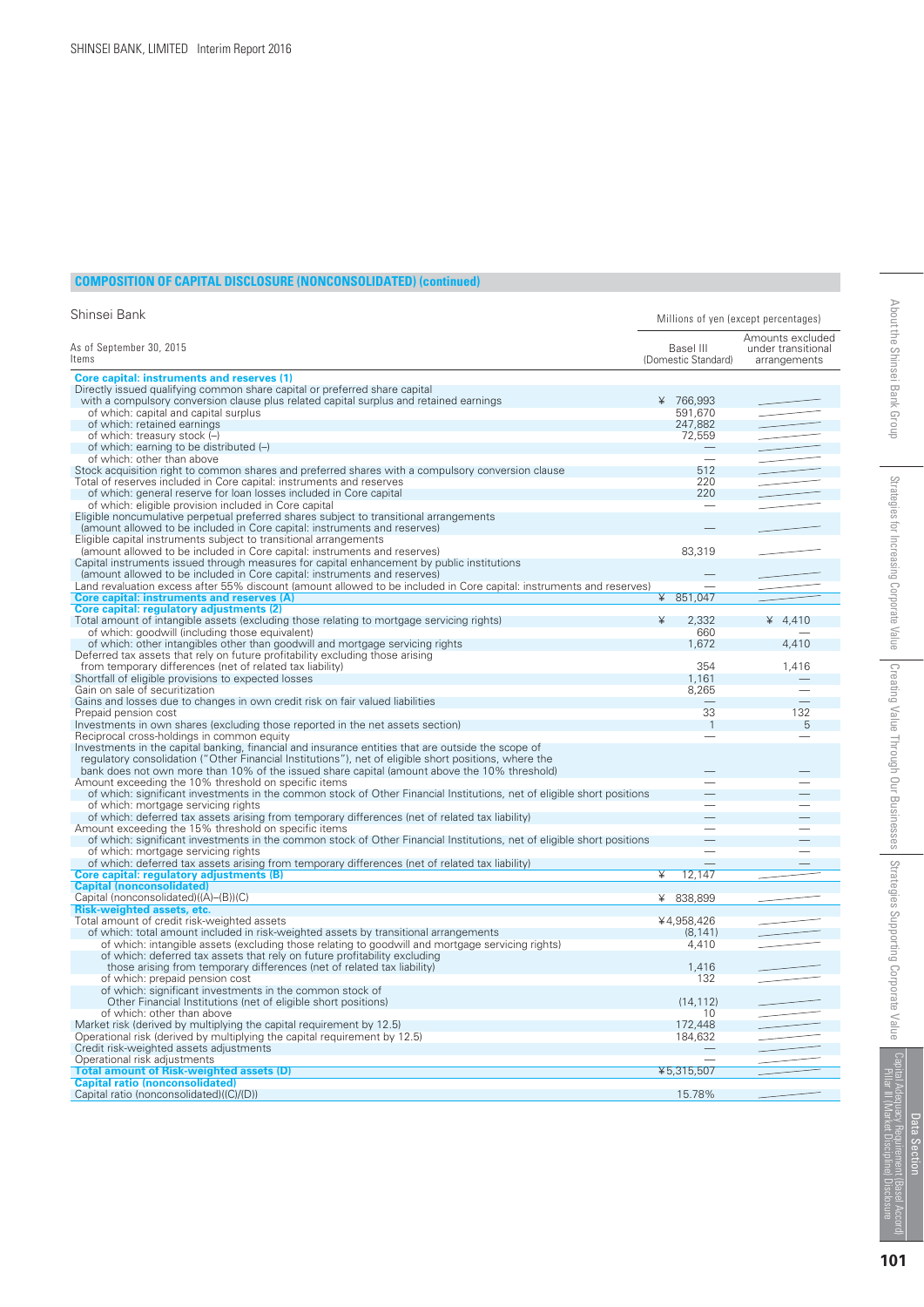## COMPOSITION OF CAPITAL DISCLOSURE (NONCONSOLIDATED) (continued)

Shinsei Bank

Millions of yen (except percentages)

| As of September 30, 2015<br>Items | Basel III (Domestic Standard) | Amounts excluded under transitional arrangements |
|---|---|---|
| **Core capital: instruments and reserves (1)** | | |
| Directly issued qualifying common share capital or preferred share capital with a compulsory conversion clause plus related capital surplus and retained earnings | ¥ 766,993 | |
| of which: capital and capital surplus | 591,670 | |
| of which: retained earnings | 247,882 | |
| of which: treasury stock (–) | 72,559 | |
| of which: earning to be distributed (–) | — | |
| of which: other than above | — | |
| Stock acquisition right to common shares and preferred shares with a compulsory conversion clause | 512 | |
| Total of reserves included in Core capital: instruments and reserves | 220 | |
| of which: general reserve for loan losses included in Core capital | 220 | |
| of which: eligible provision included in Core capital | — | |
| Eligible noncumulative perpetual preferred shares subject to transitional arrangements (amount allowed to be included in Core capital: instruments and reserves) | — | |
| Eligible capital instruments subject to transitional arrangements (amount allowed to be included in Core capital: instruments and reserves) | 83,319 | |
| Capital instruments issued through measures for capital enhancement by public institutions (amount allowed to be included in Core capital: instruments and reserves) | — | |
| Land revaluation excess after 55% discount (amount allowed to be included in Core capital: instruments and reserves) | — | |
| **Core capital: instruments and reserves (A)** | ¥ 851,047 | |
| **Core capital: regulatory adjustments (2)** | | |
| Total amount of intangible assets (excluding those relating to mortgage servicing rights) | ¥ 2,332 | ¥ 4,410 |
| of which: goodwill (including those equivalent) | 660 | — |
| of which: other intangibles other than goodwill and mortgage servicing rights | 1,672 | 4,410 |
| Deferred tax assets that rely on future profitability excluding those arising from temporary differences (net of related tax liability) | 354 | 1,416 |
| Shortfall of eligible provisions to expected losses | 1,161 | — |
| Gain on sale of securitization | 8,265 | — |
| Gains and losses due to changes in own credit risk on fair valued liabilities | — | — |
| Prepaid pension cost | 33 | 132 |
| Investments in own shares (excluding those reported in the net assets section) | 1 | 5 |
| Reciprocal cross-holdings in common equity | — | — |
| Investments in the capital banking, financial and insurance entities that are outside the scope of regulatory consolidation ("Other Financial Institutions"), net of eligible short positions, where the bank does not own more than 10% of the issued share capital (amount above the 10% threshold) | — | — |
| Amount exceeding the 10% threshold on specific items | — | — |
| of which: significant investments in the common stock of Other Financial Institutions, net of eligible short positions | — | — |
| of which: mortgage servicing rights | — | — |
| of which: deferred tax assets arising from temporary differences (net of related tax liability) | — | — |
| Amount exceeding the 15% threshold on specific items | — | — |
| of which: significant investments in the common stock of Other Financial Institutions, net of eligible short positions | — | — |
| of which: mortgage servicing rights | — | — |
| of which: deferred tax assets arising from temporary differences (net of related tax liability) | — | — |
| **Core capital: regulatory adjustments (B)** | ¥ 12,147 | |
| **Capital (nonconsolidated)** | | |
| Capital (nonconsolidated)((A)–(B))(C) | ¥ 838,899 | |
| **Risk-weighted assets, etc.** | | |
| Total amount of credit risk-weighted assets | ¥4,958,426 | |
| of which: total amount included in risk-weighted assets by transitional arrangements | (8,141) | |
| of which: intangible assets (excluding those relating to goodwill and mortgage servicing rights) | 4,410 | |
| of which: deferred tax assets that rely on future profitability excluding those arising from temporary differences (net of related tax liability) | 1,416 | |
| of which: prepaid pension cost | 132 | |
| of which: significant investments in the common stock of Other Financial Institutions (net of eligible short positions) | (14,112) | |
| of which: other than above | 10 | |
| Market risk (derived by multiplying the capital requirement by 12.5) | 172,448 | |
| Operational risk (derived by multiplying the capital requirement by 12.5) | 184,632 | |
| Credit risk-weighted assets adjustments | — | |
| Operational risk adjustments | — | |
| **Total amount of Risk-weighted assets (D)** | ¥5,315,507 | |
| **Capital ratio (nonconsolidated)** | | |
| Capital ratio (nonconsolidated)((C)/(D)) | 15.78% | |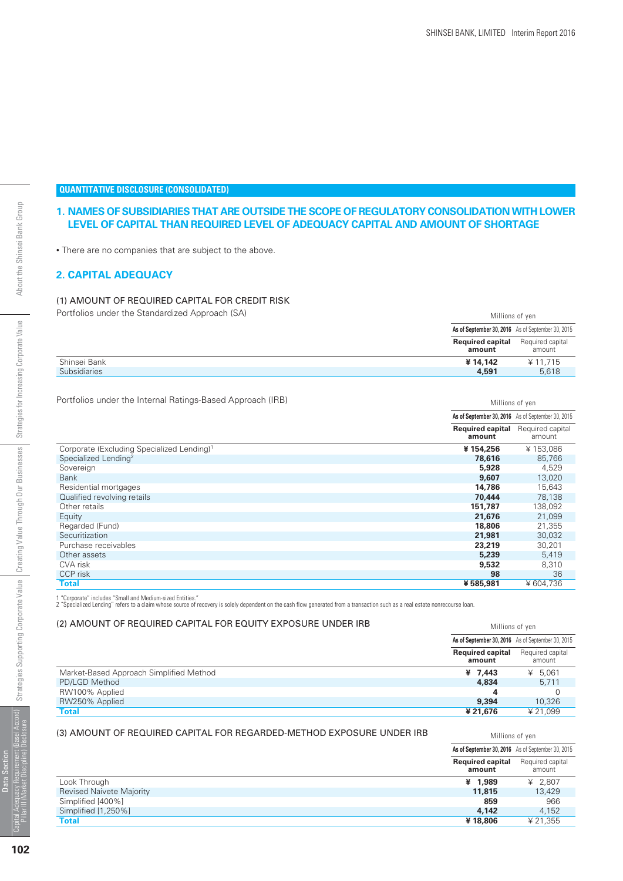## QUANTITATIVE DISCLOSURE (CONSOLIDATED)

## 1. NAMES OF SUBSIDIARIES THAT ARE OUTSIDE THE SCOPE OF REGULATORY CONSOLIDATION WITH LOWER LEVEL OF CAPITAL THAN REQUIRED LEVEL OF ADEQUACY CAPITAL AND AMOUNT OF SHORTAGE

- There are no companies that are subject to the above.

## 2. CAPITAL ADEQUACY

### (1) AMOUNT OF REQUIRED CAPITAL FOR CREDIT RISK

Portfolios under the Standardized Approach (SA)

| | Millions of yen | |
|---|---|---|
| | **As of September 30, 2016** | As of September 30, 2015 |
| | **Required capital amount** | Required capital amount |
| Shinsei Bank | **¥ 14,142** | ¥ 11,715 |
| Subsidiaries | **4,591** | 5,618 |

Portfolios under the Internal Ratings-Based Approach (IRB)

| | Millions of yen | |
|---|---|---|
| | **As of September 30, 2016** | As of September 30, 2015 |
| | **Required capital amount** | Required capital amount |
| Corporate (Excluding Specialized Lending)[1] | **¥ 154,256** | ¥ 153,086 |
| Specialized Lending[2] | **78,616** | 85,766 |
| Sovereign | **5,928** | 4,529 |
| Bank | **9,607** | 13,020 |
| Residential mortgages | **14,786** | 15,643 |
| Qualified revolving retails | **70,444** | 78,138 |
| Other retails | **151,787** | 138,092 |
| Equity | **21,676** | 21,099 |
| Regarded (Fund) | **18,806** | 21,355 |
| Securitization | **21,981** | 30,032 |
| Purchase receivables | **23,219** | 30,201 |
| Other assets | **5,239** | 5,419 |
| CVA risk | **9,532** | 8,310 |
| CCP risk | **98** | 36 |
| **Total** | **¥ 585,981** | ¥ 604,736 |

1 "Corporate" includes "Small and Medium-sized Entities."
2 "Specialized Lending" refers to a claim whose source of recovery is solely dependent on the cash flow generated from a transaction such as a real estate nonrecourse loan.

### (2) AMOUNT OF REQUIRED CAPITAL FOR EQUITY EXPOSURE UNDER IRB

| | Millions of yen | |
|---|---|---|
| | **As of September 30, 2016** | As of September 30, 2015 |
| | **Required capital amount** | Required capital amount |
| Market-Based Approach Simplified Method | **¥ 7,443** | ¥ 5,061 |
| PD/LGD Method | **4,834** | 5,711 |
| RW100% Applied | **4** | 0 |
| RW250% Applied | **9,394** | 10,326 |
| **Total** | **¥ 21,676** | ¥ 21,099 |

### (3) AMOUNT OF REQUIRED CAPITAL FOR REGARDED-METHOD EXPOSURE UNDER IRB

| | Millions of yen | |
|---|---|---|
| | **As of September 30, 2016** | As of September 30, 2015 |
| | **Required capital amount** | Required capital amount |
| Look Through | **¥ 1,989** | ¥ 2,807 |
| Revised Naivete Majority | **11,815** | 13,429 |
| Simplified [400%] | **859** | 966 |
| Simplified [1,250%] | **4,142** | 4,152 |
| **Total** | **¥ 18,806** | ¥ 21,355 |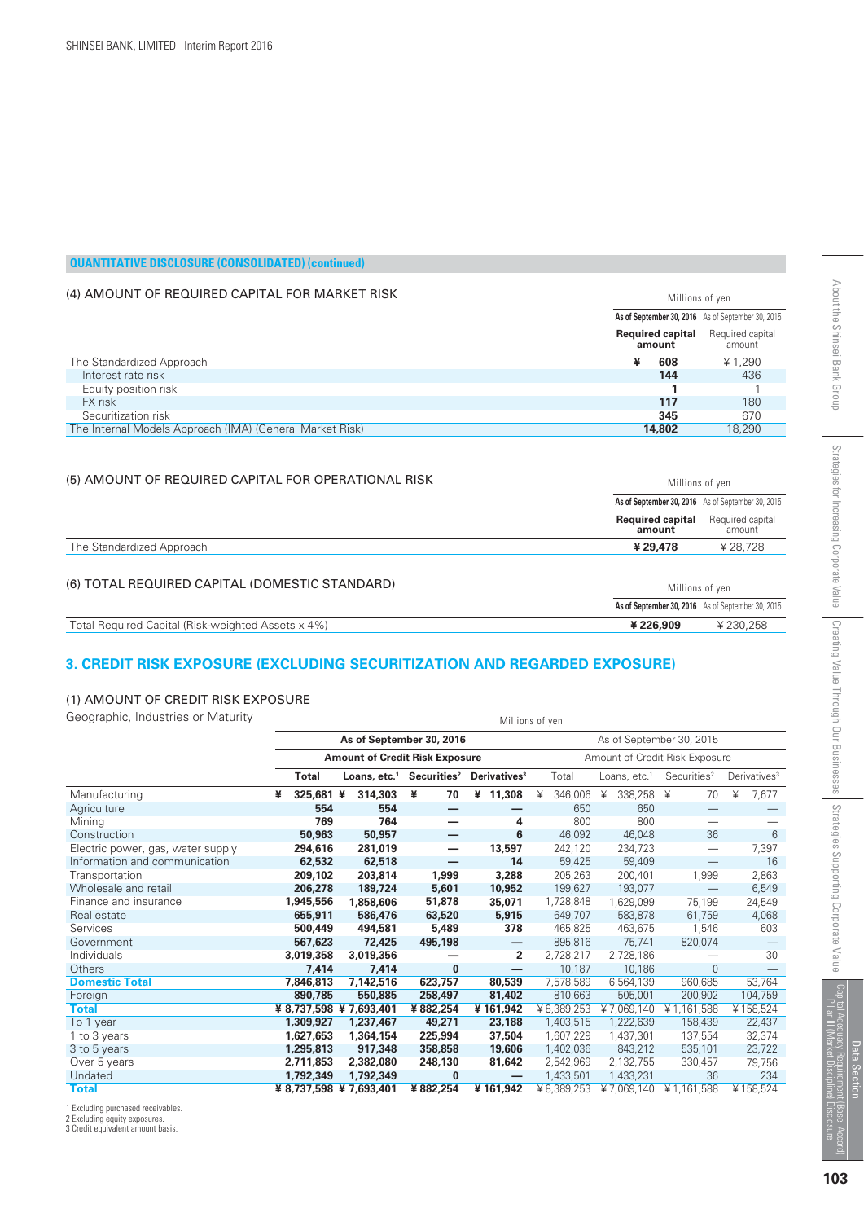**QUANTITATIVE DISCLOSURE (CONSOLIDATED) (continued)**

## (4) AMOUNT OF REQUIRED CAPITAL FOR MARKET RISK

Millions of yen

| | As of September 30, 2016 | As of September 30, 2015 |
|---|---|---|
| | **Required capital amount** | Required capital amount |
| The Standardized Approach | **¥ 608** | ¥ 1,290 |
| Interest rate risk | **144** | 436 |
| Equity position risk | **1** | 1 |
| FX risk | **117** | 180 |
| Securitization risk | **345** | 670 |
| The Internal Models Approach (IMA) (General Market Risk) | **14,802** | 18,290 |

## (5) AMOUNT OF REQUIRED CAPITAL FOR OPERATIONAL RISK

Millions of yen

| | As of September 30, 2016 | As of September 30, 2015 |
|---|---|---|
| | **Required capital amount** | Required capital amount |
| The Standardized Approach | **¥ 29,478** | ¥ 28,728 |

## (6) TOTAL REQUIRED CAPITAL (DOMESTIC STANDARD)

Millions of yen

| | As of September 30, 2016 | As of September 30, 2015 |
|---|---|---|
| Total Required Capital (Risk-weighted Assets x 4%) | **¥ 226,909** | ¥ 230,258 |

# 3. CREDIT RISK EXPOSURE (EXCLUDING SECURITIZATION AND REGARDED EXPOSURE)

## (1) AMOUNT OF CREDIT RISK EXPOSURE

Geographic, Industries or Maturity

Millions of yen

| | As of September 30, 2016 | | | | As of September 30, 2015 | | | |
|---|---|---|---|---|---|---|---|---|
| | Amount of Credit Risk Exposure | | | | Amount of Credit Risk Exposure | | | |
| | **Total** | **Loans, etc.[1]** | **Securities[2]** | **Derivatives[3]** | Total | Loans, etc.[1] | Securities[2] | Derivatives[3] |
| Manufacturing | **¥ 325,681** | **¥ 314,303** | **¥ 70** | **¥ 11,308** | ¥ 346,006 | ¥ 338,258 | ¥ 70 | ¥ 7,677 |
| Agriculture | **554** | **554** | **—** | **—** | 650 | 650 | — | — |
| Mining | **769** | **764** | **—** | **4** | 800 | 800 | — | — |
| Construction | **50,963** | **50,957** | **—** | **6** | 46,092 | 46,048 | 36 | 6 |
| Electric power, gas, water supply | **294,616** | **281,019** | **—** | **13,597** | 242,120 | 234,723 | — | 7,397 |
| Information and communication | **62,532** | **62,518** | **—** | **14** | 59,425 | 59,409 | — | 16 |
| Transportation | **209,102** | **203,814** | **1,999** | **3,288** | 205,263 | 200,401 | 1,999 | 2,863 |
| Wholesale and retail | **206,278** | **189,724** | **5,601** | **10,952** | 199,627 | 193,077 | — | 6,549 |
| Finance and insurance | **1,945,556** | **1,858,606** | **51,878** | **35,071** | 1,728,848 | 1,629,099 | 75,199 | 24,549 |
| Real estate | **655,911** | **586,476** | **63,520** | **5,915** | 649,707 | 583,878 | 61,759 | 4,068 |
| Services | **500,449** | **494,581** | **5,489** | **378** | 465,825 | 463,675 | 1,546 | 603 |
| Government | **567,623** | **72,425** | **495,198** | **—** | 895,816 | 75,741 | 820,074 | — |
| Individuals | **3,019,358** | **3,019,356** | **—** | **2** | 2,728,217 | 2,728,186 | — | 30 |
| Others | **7,414** | **7,414** | **0** | **—** | 10,187 | 10,186 | 0 | — |
| **Domestic Total** | **7,846,813** | **7,142,516** | **623,757** | **80,539** | 7,578,589 | 6,564,139 | 960,685 | 53,764 |
| Foreign | **890,785** | **550,885** | **258,497** | **81,402** | 810,663 | 505,001 | 200,902 | 104,759 |
| **Total** | **¥ 8,737,598** | **¥ 7,693,401** | **¥ 882,254** | **¥ 161,942** | ¥ 8,389,253 | ¥ 7,069,140 | ¥ 1,161,588 | ¥ 158,524 |
| To 1 year | **1,309,927** | **1,237,467** | **49,271** | **23,188** | 1,403,515 | 1,222,639 | 158,439 | 22,437 |
| 1 to 3 years | **1,627,653** | **1,364,154** | **225,994** | **37,504** | 1,607,229 | 1,437,301 | 137,554 | 32,374 |
| 3 to 5 years | **1,295,813** | **917,348** | **358,858** | **19,606** | 1,402,036 | 843,212 | 535,101 | 23,722 |
| Over 5 years | **2,711,853** | **2,382,080** | **248,130** | **81,642** | 2,542,969 | 2,132,755 | 330,457 | 79,756 |
| Undated | **1,792,349** | **1,792,349** | **0** | **—** | 1,433,501 | 1,433,231 | 36 | 234 |
| **Total** | **¥ 8,737,598** | **¥ 7,693,401** | **¥ 882,254** | **¥ 161,942** | ¥ 8,389,253 | ¥ 7,069,140 | ¥ 1,161,588 | ¥ 158,524 |

1 Excluding purchased receivables.
2 Excluding equity exposures.
3 Credit equivalent amount basis.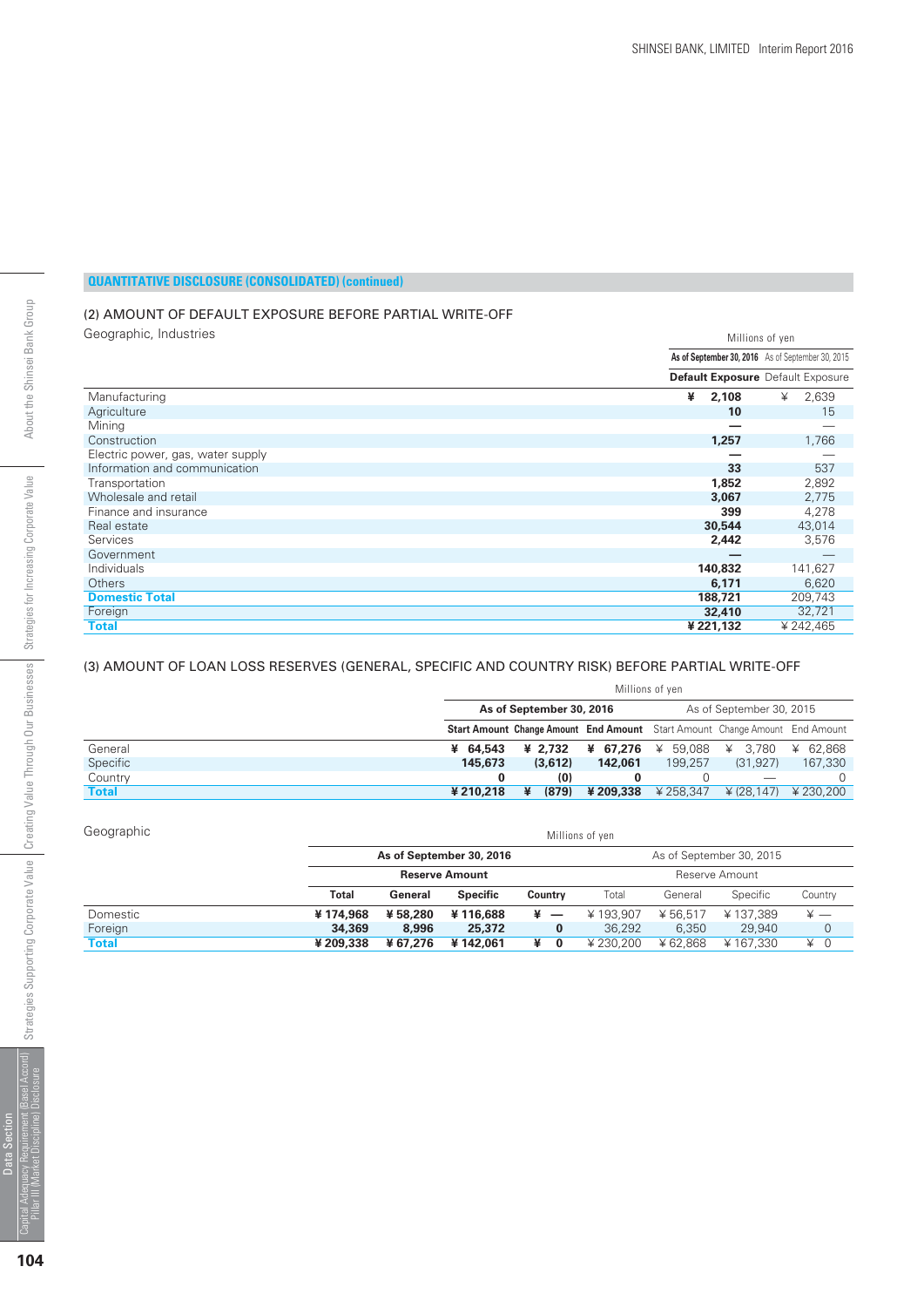## QUANTITATIVE DISCLOSURE (CONSOLIDATED) (continued)

### (2) AMOUNT OF DEFAULT EXPOSURE BEFORE PARTIAL WRITE-OFF

Geographic, Industries

| | Millions of yen | |
|---|---|---|
| | **As of September 30, 2016** | As of September 30, 2015 |
| | **Default Exposure** | Default Exposure |
| Manufacturing | **¥ 2,108** | ¥ 2,639 |
| Agriculture | **10** | 15 |
| Mining | **—** | — |
| Construction | **1,257** | 1,766 |
| Electric power, gas, water supply | **—** | — |
| Information and communication | **33** | 537 |
| Transportation | **1,852** | 2,892 |
| Wholesale and retail | **3,067** | 2,775 |
| Finance and insurance | **399** | 4,278 |
| Real estate | **30,544** | 43,014 |
| Services | **2,442** | 3,576 |
| Government | **—** | — |
| Individuals | **140,832** | 141,627 |
| Others | **6,171** | 6,620 |
| **Domestic Total** | **188,721** | 209,743 |
| Foreign | **32,410** | 32,721 |
| **Total** | **¥ 221,132** | ¥ 242,465 |

### (3) AMOUNT OF LOAN LOSS RESERVES (GENERAL, SPECIFIC AND COUNTRY RISK) BEFORE PARTIAL WRITE-OFF

| | Millions of yen | | | | | |
|---|---|---|---|---|---|---|
| | **As of September 30, 2016** | | | As of September 30, 2015 | | |
| | **Start Amount** | **Change Amount** | **End Amount** | Start Amount | Change Amount | End Amount |
| General | **¥ 64,543** | **¥ 2,732** | **¥ 67,276** | ¥ 59,088 | ¥ 3,780 | ¥ 62,868 |
| Specific | **145,673** | **(3,612)** | **142,061** | 199,257 | (31,927) | 167,330 |
| Country | **0** | **(0)** | **0** | 0 | — | 0 |
| **Total** | **¥ 210,218** | **¥ (879)** | **¥ 209,338** | ¥ 258,347 | ¥ (28,147) | ¥ 230,200 |

Geographic

| | Millions of yen | | | | | | | |
|---|---|---|---|---|---|---|---|---|
| | **As of September 30, 2016** | | | | As of September 30, 2015 | | | |
| | **Reserve Amount** | | | | Reserve Amount | | | |
| | **Total** | **General** | **Specific** | **Country** | Total | General | Specific | Country |
| Domestic | **¥ 174,968** | **¥ 58,280** | **¥ 116,688** | **¥ —** | ¥ 193,907 | ¥ 56,517 | ¥ 137,389 | ¥ — |
| Foreign | **34,369** | **8,996** | **25,372** | **0** | 36,292 | 6,350 | 29,940 | 0 |
| **Total** | **¥ 209,338** | **¥ 67,276** | **¥ 142,061** | **¥ 0** | ¥ 230,200 | ¥ 62,868 | ¥ 167,330 | ¥ 0 |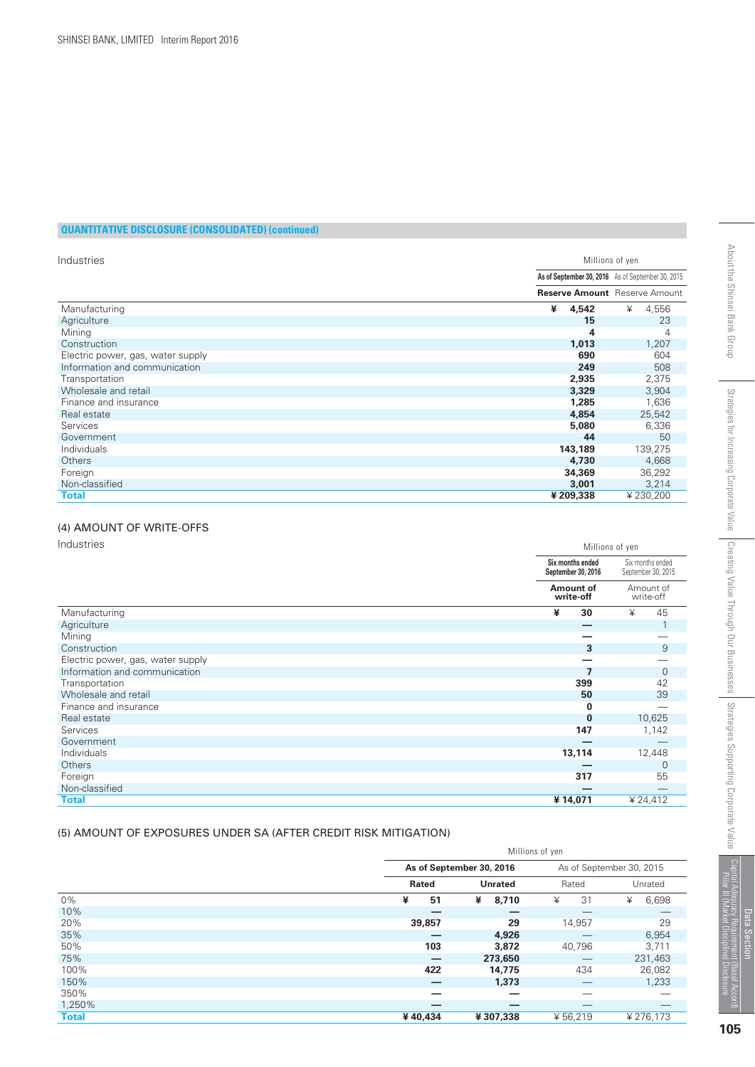**QUANTITATIVE DISCLOSURE (CONSOLIDATED) (continued)**

| Industries | Millions of yen | |
|---|---|---|
| | **As of September 30, 2016** | As of September 30, 2015 |
| | **Reserve Amount** | Reserve Amount |
| Manufacturing | **¥ 4,542** | ¥ 4,556 |
| Agriculture | **15** | 23 |
| Mining | **4** | 4 |
| Construction | **1,013** | 1,207 |
| Electric power, gas, water supply | **690** | 604 |
| Information and communication | **249** | 508 |
| Transportation | **2,935** | 2,375 |
| Wholesale and retail | **3,329** | 3,904 |
| Finance and insurance | **1,285** | 1,636 |
| Real estate | **4,854** | 25,542 |
| Services | **5,080** | 6,336 |
| Government | **44** | 50 |
| Individuals | **143,189** | 139,275 |
| Others | **4,730** | 4,668 |
| Foreign | **34,369** | 36,292 |
| Non-classified | **3,001** | 3,214 |
| **Total** | **¥ 209,338** | ¥ 230,200 |

### (4) AMOUNT OF WRITE-OFFS

| Industries | Millions of yen | |
|---|---|---|
| | **Six months ended September 30, 2016** | Six months ended September 30, 2015 |
| | **Amount of write-off** | Amount of write-off |
| Manufacturing | **¥ 30** | ¥ 45 |
| Agriculture | **—** | 1 |
| Mining | **—** | — |
| Construction | **3** | 9 |
| Electric power, gas, water supply | **—** | — |
| Information and communication | **7** | 0 |
| Transportation | **399** | 42 |
| Wholesale and retail | **50** | 39 |
| Finance and insurance | **0** | — |
| Real estate | **0** | 10,625 |
| Services | **147** | 1,142 |
| Government | **—** | — |
| Individuals | **13,114** | 12,448 |
| Others | **—** | 0 |
| Foreign | **317** | 55 |
| Non-classified | **—** | — |
| **Total** | **¥ 14,071** | ¥ 24,412 |

### (5) AMOUNT OF EXPOSURES UNDER SA (AFTER CREDIT RISK MITIGATION)

| | Millions of yen | | | |
|---|---|---|---|---|
| | **As of September 30, 2016** | | As of September 30, 2015 | |
| | **Rated** | **Unrated** | Rated | Unrated |
| 0% | **¥ 51** | **¥ 8,710** | ¥ 31 | ¥ 6,698 |
| 10% | **—** | **—** | — | — |
| 20% | **39,857** | **29** | 14,957 | 29 |
| 35% | **—** | **4,926** | — | 6,954 |
| 50% | **103** | **3,872** | 40,796 | 3,711 |
| 75% | **—** | **273,650** | — | 231,463 |
| 100% | **422** | **14,775** | 434 | 26,082 |
| 150% | **—** | **1,373** | — | 1,233 |
| 350% | **—** | **—** | — | — |
| 1,250% | **—** | **—** | — | — |
| **Total** | **¥ 40,434** | **¥ 307,338** | ¥ 56,219 | ¥ 276,173 |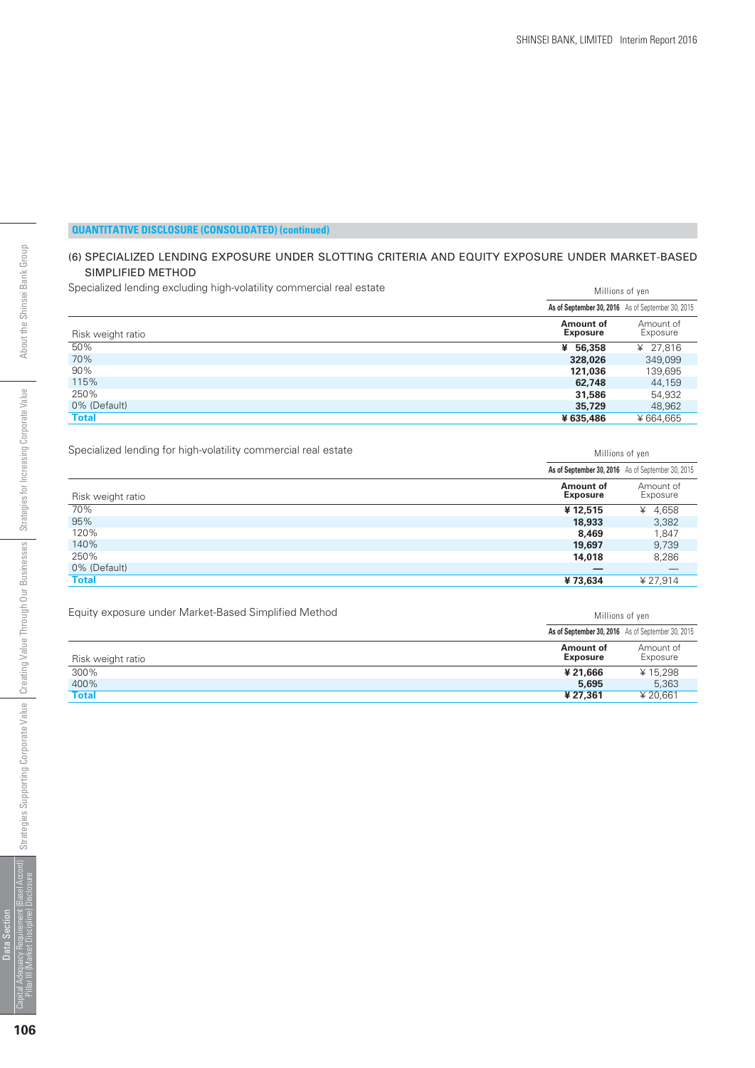## QUANTITATIVE DISCLOSURE (CONSOLIDATED) (continued)

### (6) SPECIALIZED LENDING EXPOSURE UNDER SLOTTING CRITERIA AND EQUITY EXPOSURE UNDER MARKET-BASED SIMPLIFIED METHOD

Specialized lending excluding high-volatility commercial real estate

| | Millions of yen | |
|---|---|---|
| | **As of September 30, 2016** | As of September 30, 2015 |
| Risk weight ratio | **Amount of Exposure** | Amount of Exposure |
| 50% | **¥ 56,358** | ¥ 27,816 |
| 70% | **328,026** | 349,099 |
| 90% | **121,036** | 139,695 |
| 115% | **62,748** | 44,159 |
| 250% | **31,586** | 54,932 |
| 0% (Default) | **35,729** | 48,962 |
| **Total** | **¥ 635,486** | ¥ 664,665 |

Specialized lending for high-volatility commercial real estate

| | Millions of yen | |
|---|---|---|
| | **As of September 30, 2016** | As of September 30, 2015 |
| Risk weight ratio | **Amount of Exposure** | Amount of Exposure |
| 70% | **¥ 12,515** | ¥ 4,658 |
| 95% | **18,933** | 3,382 |
| 120% | **8,469** | 1,847 |
| 140% | **19,697** | 9,739 |
| 250% | **14,018** | 8,286 |
| 0% (Default) | **—** | — |
| **Total** | **¥ 73,634** | ¥ 27,914 |

Equity exposure under Market-Based Simplified Method

| | Millions of yen | |
|---|---|---|
| | **As of September 30, 2016** | As of September 30, 2015 |
| Risk weight ratio | **Amount of Exposure** | Amount of Exposure |
| 300% | **¥ 21,666** | ¥ 15,298 |
| 400% | **5,695** | 5,363 |
| **Total** | **¥ 27,361** | ¥ 20,661 |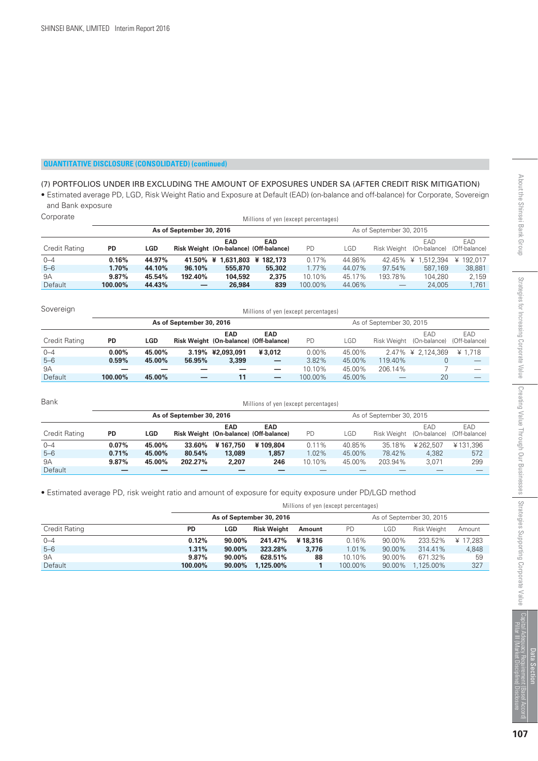**QUANTITATIVE DISCLOSURE (CONSOLIDATED) (continued)**

## (7) PORTFOLIOS UNDER IRB EXCLUDING THE AMOUNT OF EXPOSURES UNDER SA (AFTER CREDIT RISK MITIGATION)

- Estimated average PD, LGD, Risk Weight Ratio and Exposure at Default (EAD) (on-balance and off-balance) for Corporate, Sovereign and Bank exposure

Corporate

Millions of yen (except percentages)

| | As of September 30, 2016 | | | | | As of September 30, 2015 | | | | |
|---|---|---|---|---|---|---|---|---|---|---|
| Credit Rating | PD | LGD | Risk Weight | EAD (On-balance) | EAD (Off-balance) | PD | LGD | Risk Weight | EAD (On-balance) | EAD (Off-balance) |
| 0–4 | 0.16% | 44.97% | 41.50% | ¥ 1,631,803 | ¥ 182,173 | 0.17% | 44.86% | 42.45% | ¥ 1,512,394 | ¥ 192,017 |
| 5–6 | 1.70% | 44.10% | 96.10% | 555,870 | 55,302 | 1.77% | 44.07% | 97.54% | 587,169 | 38,881 |
| 9A | 9.87% | 45.54% | 192.40% | 104,592 | 2,375 | 10.10% | 45.17% | 193.78% | 104,280 | 2,159 |
| Default | 100.00% | 44.43% | — | 26,984 | 839 | 100.00% | 44.06% | — | 24,005 | 1,761 |

Sovereign

Millions of yen (except percentages)

| | As of September 30, 2016 | | | | | As of September 30, 2015 | | | | |
|---|---|---|---|---|---|---|---|---|---|---|
| Credit Rating | PD | LGD | Risk Weight | EAD (On-balance) | EAD (Off-balance) | PD | LGD | Risk Weight | EAD (On-balance) | EAD (Off-balance) |
| 0–4 | 0.00% | 45.00% | 3.19% | ¥2,093,091 | ¥ 3,012 | 0.00% | 45.00% | 2.47% | ¥ 2,124,369 | ¥ 1,718 |
| 5–6 | 0.59% | 45.00% | 56.95% | 3,399 | — | 3.82% | 45.00% | 119.40% | 0 | — |
| 9A | — | — | — | — | — | 10.10% | 45.00% | 206.14% | 7 | — |
| Default | 100.00% | 45.00% | — | 11 | — | 100.00% | 45.00% | — | 20 | — |

Bank

Millions of yen (except percentages)

| | As of September 30, 2016 | | | | | As of September 30, 2015 | | | | |
|---|---|---|---|---|---|---|---|---|---|---|
| Credit Rating | PD | LGD | Risk Weight | EAD (On-balance) | EAD (Off-balance) | PD | LGD | Risk Weight | EAD (On-balance) | EAD (Off-balance) |
| 0–4 | 0.07% | 45.00% | 33.60% | ¥ 167,750 | ¥ 109,804 | 0.11% | 40.85% | 35.18% | ¥ 262,507 | ¥ 131,396 |
| 5–6 | 0.71% | 45.00% | 80.54% | 13,089 | 1,857 | 1.02% | 45.00% | 78.42% | 4,382 | 572 |
| 9A | 9.87% | 45.00% | 202.27% | 2,207 | 246 | 10.10% | 45.00% | 203.94% | 3,071 | 299 |
| Default | — | — | — | — | — | — | — | — | — | — |

- Estimated average PD, risk weight ratio and amount of exposure for equity exposure under PD/LGD method

Millions of yen (except percentages)

| | As of September 30, 2016 | | | | As of September 30, 2015 | | | |
|---|---|---|---|---|---|---|---|---|
| Credit Rating | PD | LGD | Risk Weight | Amount | PD | LGD | Risk Weight | Amount |
| 0–4 | 0.12% | 90.00% | 241.47% | ¥ 18,316 | 0.16% | 90.00% | 233.52% | ¥ 17,283 |
| 5–6 | 1.31% | 90.00% | 323.28% | 3,776 | 1.01% | 90.00% | 314.41% | 4,848 |
| 9A | 9.87% | 90.00% | 628.51% | 88 | 10.10% | 90.00% | 671.32% | 59 |
| Default | 100.00% | 90.00% | 1,125.00% | 1 | 100.00% | 90.00% | 1,125.00% | 327 |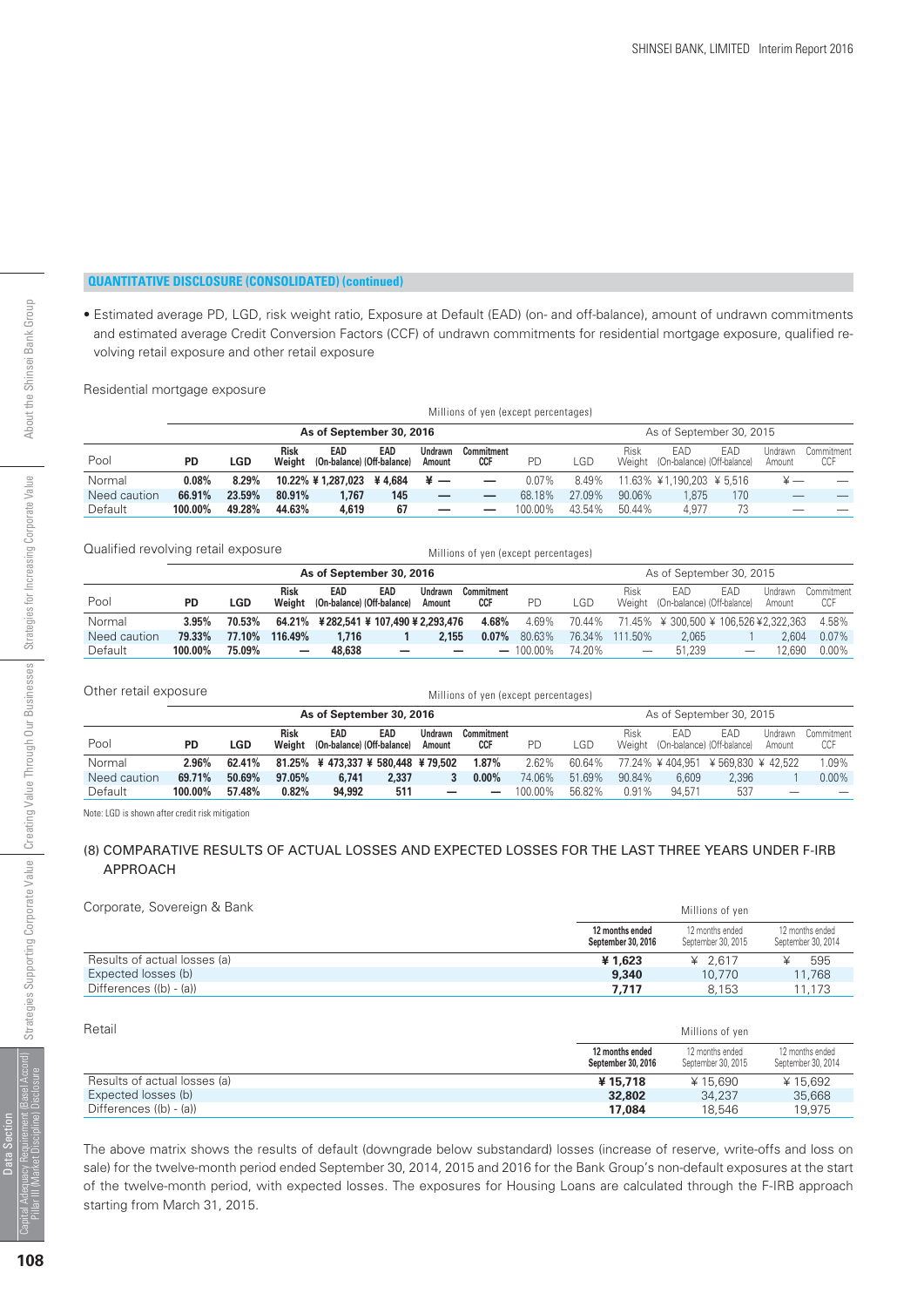## QUANTITATIVE DISCLOSURE (CONSOLIDATED) (continued)

- Estimated average PD, LGD, risk weight ratio, Exposure at Default (EAD) (on- and off-balance), amount of undrawn commitments and estimated average Credit Conversion Factors (CCF) of undrawn commitments for residential mortgage exposure, qualified revolving retail exposure and other retail exposure

Residential mortgage exposure

Millions of yen (except percentages)

| | As of September 30, 2016 | | | | | | | As of September 30, 2015 | | | | | | |
|---|---|---|---|---|---|---|---|---|---|---|---|---|---|---|
| Pool | PD | LGD | Risk Weight | EAD (On-balance) | EAD (Off-balance) | Undrawn Amount | Commitment CCF | PD | LGD | Risk Weight | EAD (On-balance) | EAD (Off-balance) | Undrawn Amount | Commitment CCF |
| Normal | 0.08% | 8.29% | 10.22% | ¥ 1,287,023 | ¥ 4,684 | ¥ — | — | 0.07% | 8.49% | 11.63% | ¥ 1,190,203 | ¥ 5,516 | ¥ — | — |
| Need caution | 66.91% | 23.59% | 80.91% | 1,767 | 145 | — | — | 68.18% | 27.09% | 90.06% | 1,875 | 170 | — | — |
| Default | 100.00% | 49.28% | 44.63% | 4,619 | 67 | — | — | 100.00% | 43.54% | 50.44% | 4,977 | 73 | — | — |

Qualified revolving retail exposure

Millions of yen (except percentages)

| | As of September 30, 2016 | | | | | | | As of September 30, 2015 | | | | | | |
|---|---|---|---|---|---|---|---|---|---|---|---|---|---|---|
| Pool | PD | LGD | Risk Weight | EAD (On-balance) | EAD (Off-balance) | Undrawn Amount | Commitment CCF | PD | LGD | Risk Weight | EAD (On-balance) | EAD (Off-balance) | Undrawn Amount | Commitment CCF |
| Normal | 3.95% | 70.53% | 64.21% | ¥ 282,541 | ¥ 107,490 | ¥ 2,293,476 | 4.68% | 4.69% | 70.44% | 71.45% | ¥ 300,500 | ¥ 106,526 | ¥ 2,322,363 | 4.58% |
| Need caution | 79.33% | 77.10% | 116.49% | 1,716 | 1 | 2,155 | 0.07% | 80.63% | 76.34% | 111.50% | 2,065 | 1 | 2,604 | 0.07% |
| Default | 100.00% | 75.09% | — | 48,638 | — | — | — | 100.00% | 74.20% | — | 51,239 | — | 12,690 | 0.00% |

Other retail exposure

Millions of yen (except percentages)

| | As of September 30, 2016 | | | | | | | As of September 30, 2015 | | | | | | |
|---|---|---|---|---|---|---|---|---|---|---|---|---|---|---|
| Pool | PD | LGD | Risk Weight | EAD (On-balance) | EAD (Off-balance) | Undrawn Amount | Commitment CCF | PD | LGD | Risk Weight | EAD (On-balance) | EAD (Off-balance) | Undrawn Amount | Commitment CCF |
| Normal | 2.96% | 62.41% | 81.25% | ¥ 473,337 | ¥ 580,448 | ¥ 79,502 | 1.87% | 2.62% | 60.64% | 77.24% | ¥ 404,951 | ¥ 569,830 | ¥ 42,522 | 1.09% |
| Need caution | 69.71% | 50.69% | 97.05% | 6,741 | 2,337 | 3 | 0.00% | 74.06% | 51.69% | 90.84% | 6,609 | 2,396 | 1 | 0.00% |
| Default | 100.00% | 57.48% | 0.82% | 94,992 | 511 | — | — | 100.00% | 56.82% | 0.91% | 94,571 | 537 | — | — |

Note: LGD is shown after credit risk mitigation

### (8) COMPARATIVE RESULTS OF ACTUAL LOSSES AND EXPECTED LOSSES FOR THE LAST THREE YEARS UNDER F-IRB APPROACH

Corporate, Sovereign & Bank

Millions of yen

| | 12 months ended September 30, 2016 | 12 months ended September 30, 2015 | 12 months ended September 30, 2014 |
|---|---|---|---|
| Results of actual losses (a) | ¥ 1,623 | ¥ 2,617 | ¥ 595 |
| Expected losses (b) | 9,340 | 10,770 | 11,768 |
| Differences ((b) - (a)) | 7,717 | 8,153 | 11,173 |

Retail

Millions of yen

| | 12 months ended September 30, 2016 | 12 months ended September 30, 2015 | 12 months ended September 30, 2014 |
|---|---|---|---|
| Results of actual losses (a) | ¥ 15,718 | ¥ 15,690 | ¥ 15,692 |
| Expected losses (b) | 32,802 | 34,237 | 35,668 |
| Differences ((b) - (a)) | 17,084 | 18,546 | 19,975 |

The above matrix shows the results of default (downgrade below substandard) losses (increase of reserve, write-offs and loss on sale) for the twelve-month period ended September 30, 2014, 2015 and 2016 for the Bank Group's non-default exposures at the start of the twelve-month period, with expected losses. The exposures for Housing Loans are calculated through the F-IRB approach starting from March 31, 2015.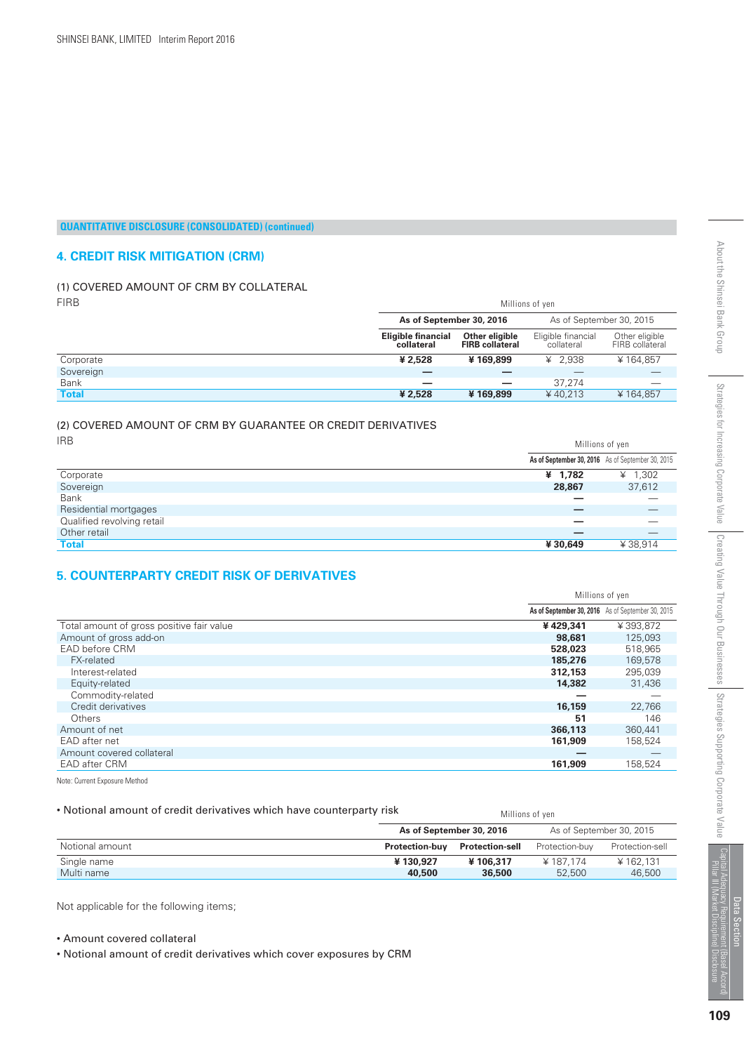QUANTITATIVE DISCLOSURE (CONSOLIDATED) (continued)

## 4. CREDIT RISK MITIGATION (CRM)

### (1) COVERED AMOUNT OF CRM BY COLLATERAL

FIRB

| | Millions of yen | | | |
|---|---|---|---|---|
| | As of September 30, 2016 | | As of September 30, 2015 | |
| | Eligible financial collateral | Other eligible FIRB collateral | Eligible financial collateral | Other eligible FIRB collateral |
| Corporate | ¥ 2,528 | ¥ 169,899 | ¥ 2,938 | ¥ 164,857 |
| Sovereign | — | — | — | — |
| Bank | — | — | 37,274 | — |
| Total | ¥ 2,528 | ¥ 169,899 | ¥ 40,213 | ¥ 164,857 |

### (2) COVERED AMOUNT OF CRM BY GUARANTEE OR CREDIT DERIVATIVES

IRB

| | Millions of yen | |
|---|---|---|
| | As of September 30, 2016 | As of September 30, 2015 |
| Corporate | ¥ 1,782 | ¥ 1,302 |
| Sovereign | 28,867 | 37,612 |
| Bank | — | — |
| Residential mortgages | — | — |
| Qualified revolving retail | — | — |
| Other retail | — | — |
| Total | ¥ 30,649 | ¥ 38,914 |

## 5. COUNTERPARTY CREDIT RISK OF DERIVATIVES

| | Millions of yen | |
|---|---|---|
| | As of September 30, 2016 | As of September 30, 2015 |
| Total amount of gross positive fair value | ¥ 429,341 | ¥ 393,872 |
| Amount of gross add-on | 98,681 | 125,093 |
| EAD before CRM | 528,023 | 518,965 |
| FX-related | 185,276 | 169,578 |
| Interest-related | 312,153 | 295,039 |
| Equity-related | 14,382 | 31,436 |
| Commodity-related | — | — |
| Credit derivatives | 16,159 | 22,766 |
| Others | 51 | 146 |
| Amount of net | 366,113 | 360,441 |
| EAD after net | 161,909 | 158,524 |
| Amount covered collateral | — | — |
| EAD after CRM | 161,909 | 158,524 |

Note: Current Exposure Method

- Notional amount of credit derivatives which have counterparty risk

| | Millions of yen | | | |
|---|---|---|---|---|
| | As of September 30, 2016 | | As of September 30, 2015 | |
| Notional amount | Protection-buy | Protection-sell | Protection-buy | Protection-sell |
| Single name | ¥ 130,927 | ¥ 106,317 | ¥ 187,174 | ¥ 162,131 |
| Multi name | 40,500 | 36,500 | 52,500 | 46,500 |

Not applicable for the following items;

- Amount covered collateral
- Notional amount of credit derivatives which cover exposures by CRM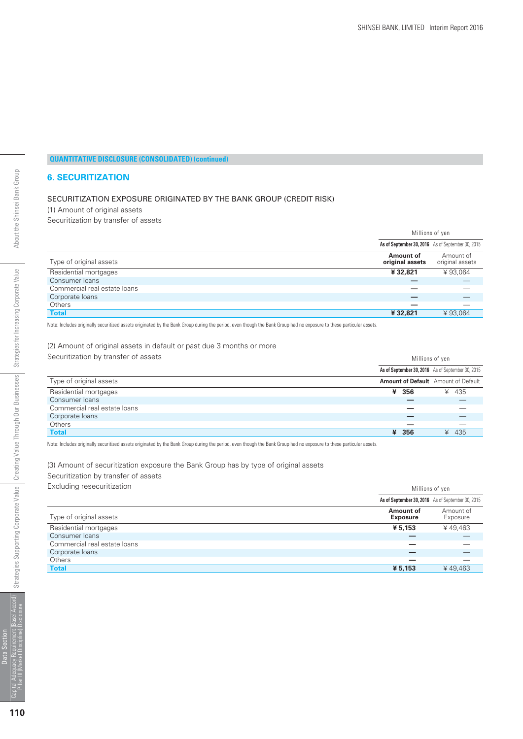**QUANTITATIVE DISCLOSURE (CONSOLIDATED) (continued)**

## 6. SECURITIZATION

### SECURITIZATION EXPOSURE ORIGINATED BY THE BANK GROUP (CREDIT RISK)

(1) Amount of original assets

Securitization by transfer of assets

| | Millions of yen | |
|---|---|---|
| | **As of September 30, 2016** | As of September 30, 2015 |
| Type of original assets | **Amount of original assets** | Amount of original assets |
| Residential mortgages | **¥ 32,821** | ¥ 93,064 |
| Consumer loans | **—** | — |
| Commercial real estate loans | **—** | — |
| Corporate loans | **—** | — |
| Others | **—** | — |
| **Total** | **¥ 32,821** | ¥ 93,064 |

Note: Includes originally securitized assets originated by the Bank Group during the period, even though the Bank Group had no exposure to these particular assets.

(2) Amount of original assets in default or past due 3 months or more

Securitization by transfer of assets

| | Millions of yen | |
|---|---|---|
| | **As of September 30, 2016** | As of September 30, 2015 |
| Type of original assets | **Amount of Default** | Amount of Default |
| Residential mortgages | **¥ 356** | ¥ 435 |
| Consumer loans | **—** | — |
| Commercial real estate loans | **—** | — |
| Corporate loans | **—** | — |
| Others | **—** | — |
| **Total** | **¥ 356** | ¥ 435 |

Note: Includes originally securitized assets originated by the Bank Group during the period, even though the Bank Group had no exposure to these particular assets.

(3) Amount of securitization exposure the Bank Group has by type of original assets

Securitization by transfer of assets

Excluding resecuritization

| | Millions of yen | |
|---|---|---|
| | **As of September 30, 2016** | As of September 30, 2015 |
| Type of original assets | **Amount of Exposure** | Amount of Exposure |
| Residential mortgages | **¥ 5,153** | ¥ 49,463 |
| Consumer loans | **—** | — |
| Commercial real estate loans | **—** | — |
| Corporate loans | **—** | — |
| Others | **—** | — |
| **Total** | **¥ 5,153** | ¥ 49,463 |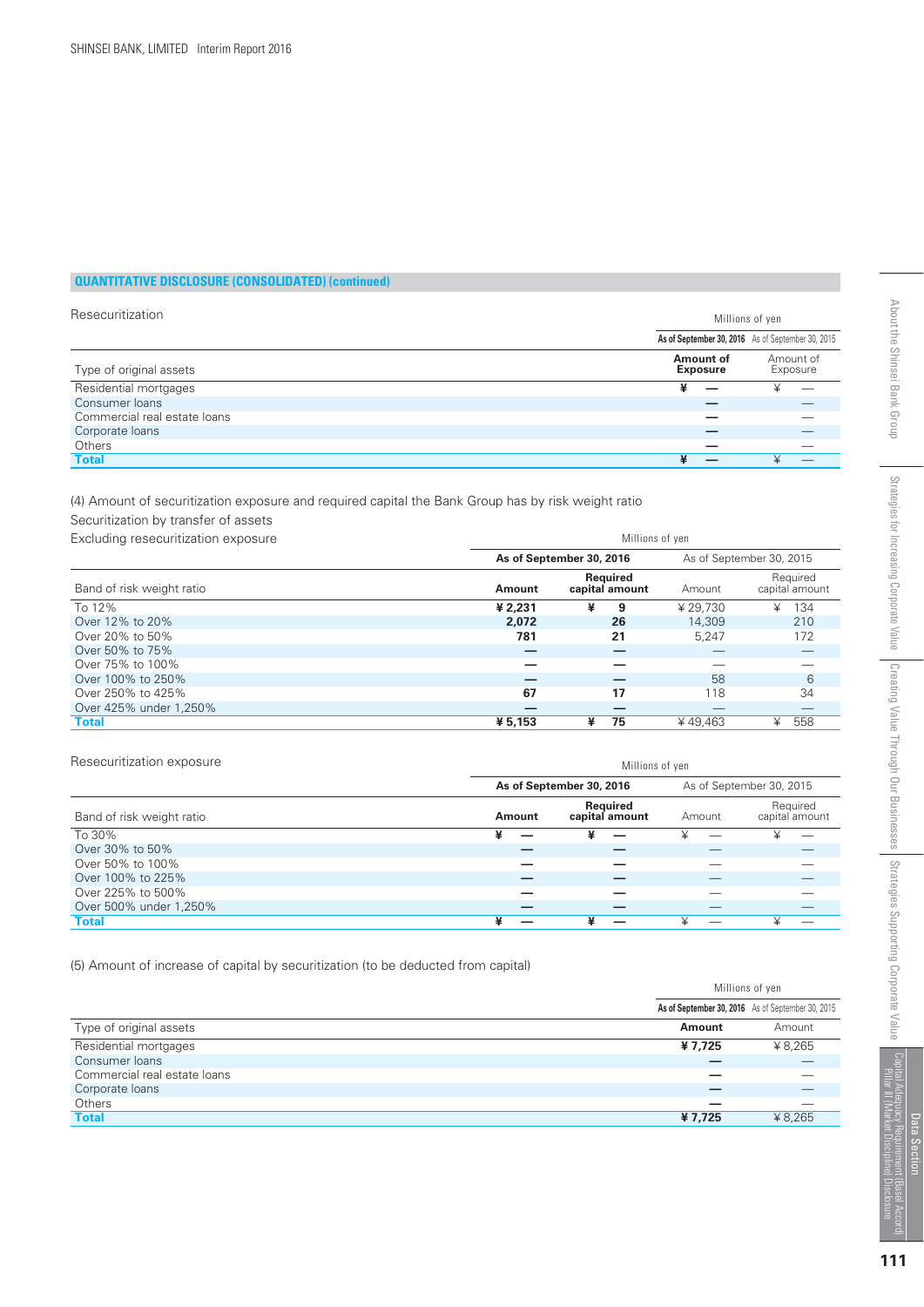## QUANTITATIVE DISCLOSURE (CONSOLIDATED) (continued)

Resecuritization

| | Millions of yen | |
|---|---|---|
| | As of September 30, 2016 | As of September 30, 2015 |
| Type of original assets | **Amount of Exposure** | Amount of Exposure |
| Residential mortgages | **¥ —** | ¥ — |
| Consumer loans | **—** | — |
| Commercial real estate loans | **—** | — |
| Corporate loans | **—** | — |
| Others | **—** | — |
| **Total** | **¥ —** | ¥ — |

(4) Amount of securitization exposure and required capital the Bank Group has by risk weight ratio

Securitization by transfer of assets

Excluding resecuritization exposure

| | Millions of yen | | | |
|---|---|---|---|---|
| | **As of September 30, 2016** | | As of September 30, 2015 | |
| Band of risk weight ratio | **Amount** | **Required capital amount** | Amount | Required capital amount |
| To 12% | **¥ 2,231** | **¥ 9** | ¥ 29,730 | ¥ 134 |
| Over 12% to 20% | **2,072** | **26** | 14,309 | 210 |
| Over 20% to 50% | **781** | **21** | 5,247 | 172 |
| Over 50% to 75% | **—** | **—** | — | — |
| Over 75% to 100% | **—** | **—** | — | — |
| Over 100% to 250% | **—** | **—** | 58 | 6 |
| Over 250% to 425% | **67** | **17** | 118 | 34 |
| Over 425% under 1,250% | **—** | **—** | — | — |
| **Total** | **¥ 5,153** | **¥ 75** | ¥ 49,463 | ¥ 558 |

Resecuritization exposure

| | Millions of yen | | | |
|---|---|---|---|---|
| | **As of September 30, 2016** | | As of September 30, 2015 | |
| Band of risk weight ratio | **Amount** | **Required capital amount** | Amount | Required capital amount |
| To 30% | **¥ —** | **¥ —** | ¥ — | ¥ — |
| Over 30% to 50% | **—** | **—** | — | — |
| Over 50% to 100% | **—** | **—** | — | — |
| Over 100% to 225% | **—** | **—** | — | — |
| Over 225% to 500% | **—** | **—** | — | — |
| Over 500% under 1,250% | **—** | **—** | — | — |
| **Total** | **¥ —** | **¥ —** | ¥ — | ¥ — |

(5) Amount of increase of capital by securitization (to be deducted from capital)

| | Millions of yen | |
|---|---|---|
| | As of September 30, 2016 | As of September 30, 2015 |
| Type of original assets | **Amount** | Amount |
| Residential mortgages | **¥ 7,725** | ¥ 8,265 |
| Consumer loans | **—** | — |
| Commercial real estate loans | **—** | — |
| Corporate loans | **—** | — |
| Others | **—** | — |
| **Total** | **¥ 7,725** | ¥ 8,265 |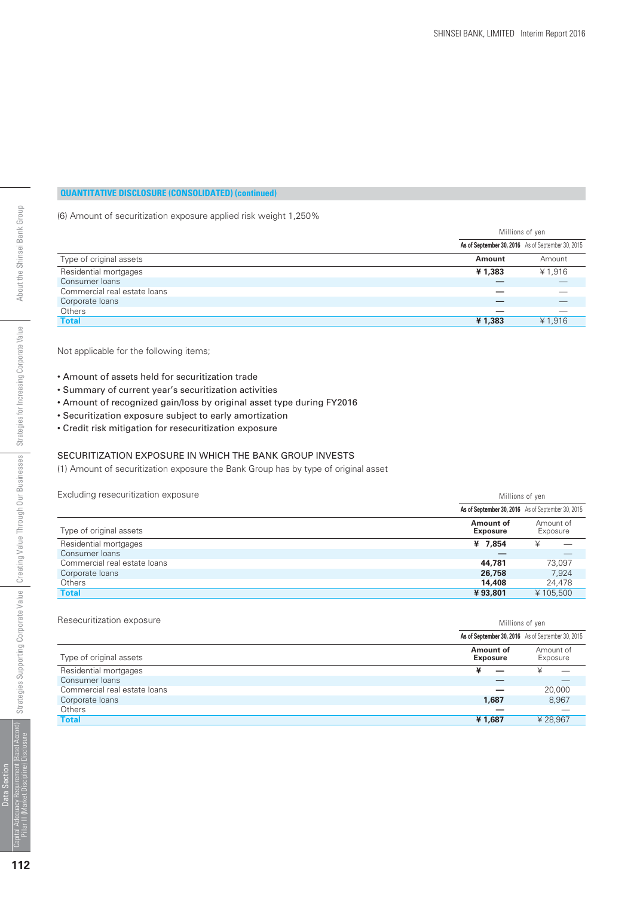## QUANTITATIVE DISCLOSURE (CONSOLIDATED) (continued)

(6) Amount of securitization exposure applied risk weight 1,250%

| | Millions of yen | |
|---|---|---|
| | As of September 30, 2016 | As of September 30, 2015 |
| Type of original assets | Amount | Amount |
| Residential mortgages | ¥ 1,383 | ¥ 1,916 |
| Consumer loans | — | — |
| Commercial real estate loans | — | — |
| Corporate loans | — | — |
| Others | — | — |
| **Total** | **¥ 1,383** | ¥ 1,916 |

Not applicable for the following items;

- Amount of assets held for securitization trade
- Summary of current year's securitization activities
- Amount of recognized gain/loss by original asset type during FY2016
- Securitization exposure subject to early amortization
- Credit risk mitigation for resecuritization exposure

SECURITIZATION EXPOSURE IN WHICH THE BANK GROUP INVESTS

(1) Amount of securitization exposure the Bank Group has by type of original asset

Excluding resecuritization exposure

| | Millions of yen | |
|---|---|---|
| | As of September 30, 2016 | As of September 30, 2015 |
| Type of original assets | Amount of Exposure | Amount of Exposure |
| Residential mortgages | ¥ 7,854 | ¥ — |
| Consumer loans | — | — |
| Commercial real estate loans | 44,781 | 73,097 |
| Corporate loans | 26,758 | 7,924 |
| Others | 14,408 | 24,478 |
| **Total** | **¥ 93,801** | ¥ 105,500 |

Resecuritization exposure

| | Millions of yen | |
|---|---|---|
| | As of September 30, 2016 | As of September 30, 2015 |
| Type of original assets | Amount of Exposure | Amount of Exposure |
| Residential mortgages | ¥ — | ¥ — |
| Consumer loans | — | — |
| Commercial real estate loans | — | 20,000 |
| Corporate loans | 1,687 | 8,967 |
| Others | — | — |
| **Total** | **¥ 1,687** | ¥ 28,967 |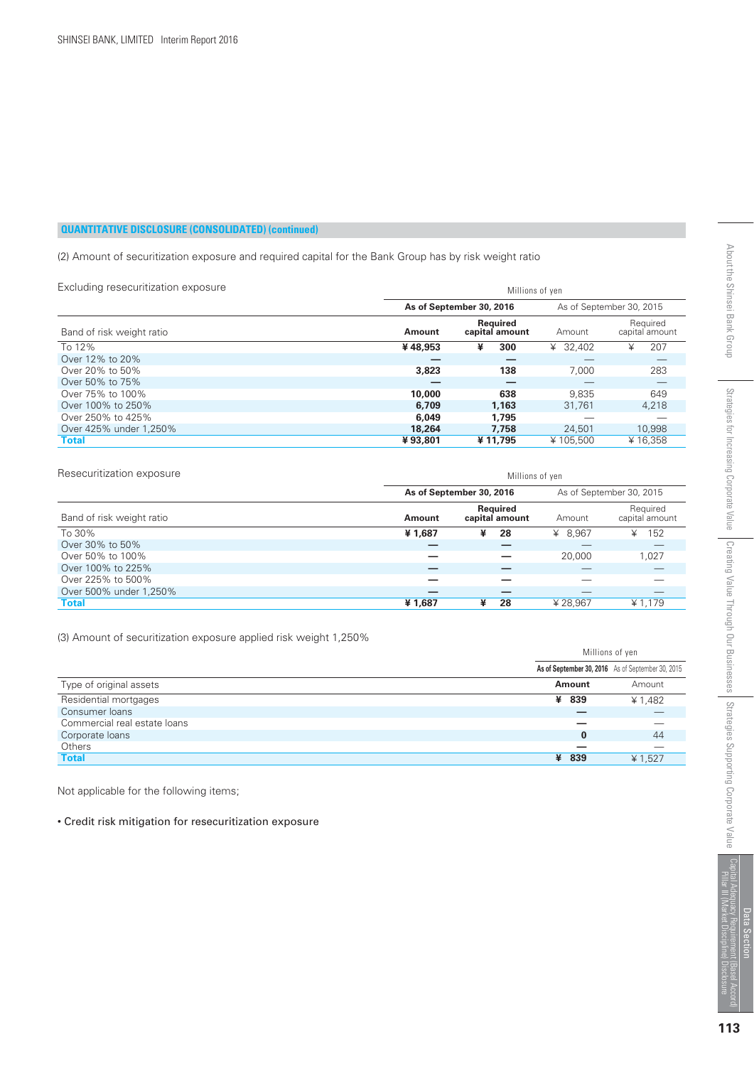**QUANTITATIVE DISCLOSURE (CONSOLIDATED) (continued)**

(2) Amount of securitization exposure and required capital for the Bank Group has by risk weight ratio

Excluding resecuritization exposure

| | Millions of yen | | | |
|---|---|---|---|---|
| | As of September 30, 2016 | | As of September 30, 2015 | |
| Band of risk weight ratio | Amount | Required capital amount | Amount | Required capital amount |
| To 12% | ¥ 48,953 | ¥ 300 | ¥ 32,402 | ¥ 207 |
| Over 12% to 20% | — | — | — | — |
| Over 20% to 50% | 3,823 | 138 | 7,000 | 283 |
| Over 50% to 75% | — | — | — | — |
| Over 75% to 100% | 10,000 | 638 | 9,835 | 649 |
| Over 100% to 250% | 6,709 | 1,163 | 31,761 | 4,218 |
| Over 250% to 425% | 6,049 | 1,795 | — | — |
| Over 425% under 1,250% | 18,264 | 7,758 | 24,501 | 10,998 |
| **Total** | ¥ 93,801 | ¥ 11,795 | ¥ 105,500 | ¥ 16,358 |

Resecuritization exposure

| | Millions of yen | | | |
|---|---|---|---|---|
| | As of September 30, 2016 | | As of September 30, 2015 | |
| Band of risk weight ratio | Amount | Required capital amount | Amount | Required capital amount |
| To 30% | ¥ 1,687 | ¥ 28 | ¥ 8,967 | ¥ 152 |
| Over 30% to 50% | — | — | — | — |
| Over 50% to 100% | — | — | 20,000 | 1,027 |
| Over 100% to 225% | — | — | — | — |
| Over 225% to 500% | — | — | — | — |
| Over 500% under 1,250% | — | — | — | — |
| **Total** | ¥ 1,687 | ¥ 28 | ¥ 28,967 | ¥ 1,179 |

(3) Amount of securitization exposure applied risk weight 1,250%

| | Millions of yen | |
|---|---|---|
| | As of September 30, 2016 | As of September 30, 2015 |
| Type of original assets | Amount | Amount |
| Residential mortgages | ¥ 839 | ¥ 1,482 |
| Consumer loans | — | — |
| Commercial real estate loans | — | — |
| Corporate loans | 0 | 44 |
| Others | — | — |
| **Total** | ¥ 839 | ¥ 1,527 |

Not applicable for the following items;

• Credit risk mitigation for resecuritization exposure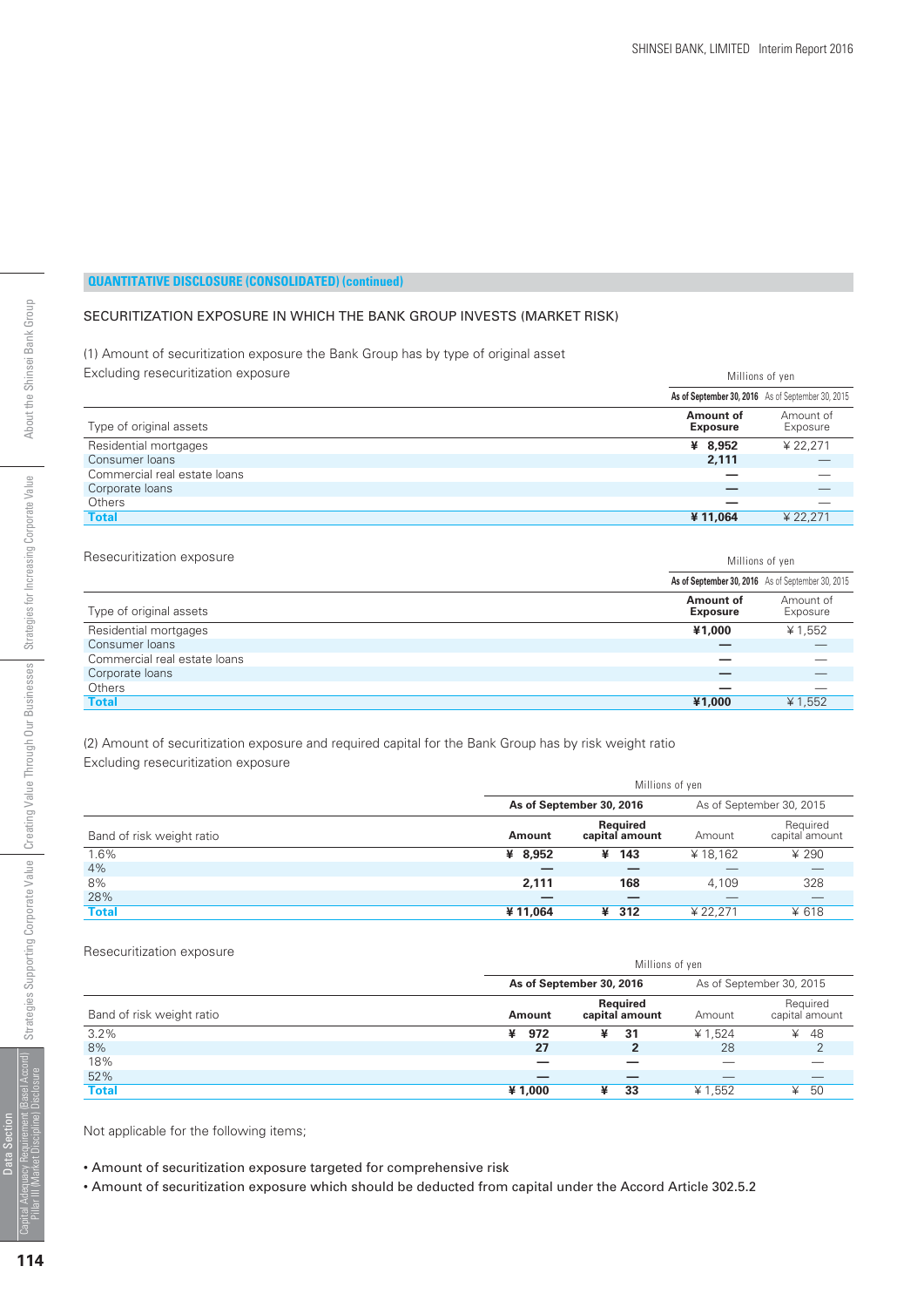## QUANTITATIVE DISCLOSURE (CONSOLIDATED) (continued)

### SECURITIZATION EXPOSURE IN WHICH THE BANK GROUP INVESTS (MARKET RISK)

(1) Amount of securitization exposure the Bank Group has by type of original asset

Excluding resecuritization exposure

| | Millions of yen | |
|---|---|---|
| | As of September 30, 2016 | As of September 30, 2015 |
| Type of original assets | Amount of Exposure | Amount of Exposure |
| Residential mortgages | ¥ 8,952 | ¥ 22,271 |
| Consumer loans | 2,111 | — |
| Commercial real estate loans | — | — |
| Corporate loans | — | — |
| Others | — | — |
| Total | ¥ 11,064 | ¥ 22,271 |

Resecuritization exposure

| | Millions of yen | |
|---|---|---|
| | As of September 30, 2016 | As of September 30, 2015 |
| Type of original assets | Amount of Exposure | Amount of Exposure |
| Residential mortgages | ¥1,000 | ¥ 1,552 |
| Consumer loans | — | — |
| Commercial real estate loans | — | — |
| Corporate loans | — | — |
| Others | — | — |
| Total | ¥1,000 | ¥ 1,552 |

(2) Amount of securitization exposure and required capital for the Bank Group has by risk weight ratio

Excluding resecuritization exposure

| | Millions of yen | | | |
|---|---|---|---|---|
| | As of September 30, 2016 | | As of September 30, 2015 | |
| Band of risk weight ratio | Amount | Required capital amount | Amount | Required capital amount |
| 1.6% | ¥ 8,952 | ¥ 143 | ¥ 18,162 | ¥ 290 |
| 4% | — | — | — | — |
| 8% | 2,111 | 168 | 4,109 | 328 |
| 28% | — | — | — | — |
| Total | ¥ 11,064 | ¥ 312 | ¥ 22,271 | ¥ 618 |

Resecuritization exposure

| | Millions of yen | | | |
|---|---|---|---|---|
| | As of September 30, 2016 | | As of September 30, 2015 | |
| Band of risk weight ratio | Amount | Required capital amount | Amount | Required capital amount |
| 3.2% | ¥ 972 | ¥ 31 | ¥ 1,524 | ¥ 48 |
| 8% | 27 | 2 | 28 | 2 |
| 18% | — | — | — | — |
| 52% | — | — | — | — |
| Total | ¥ 1,000 | ¥ 33 | ¥ 1,552 | ¥ 50 |

Not applicable for the following items;

- Amount of securitization exposure targeted for comprehensive risk
- Amount of securitization exposure which should be deducted from capital under the Accord Article 302.5.2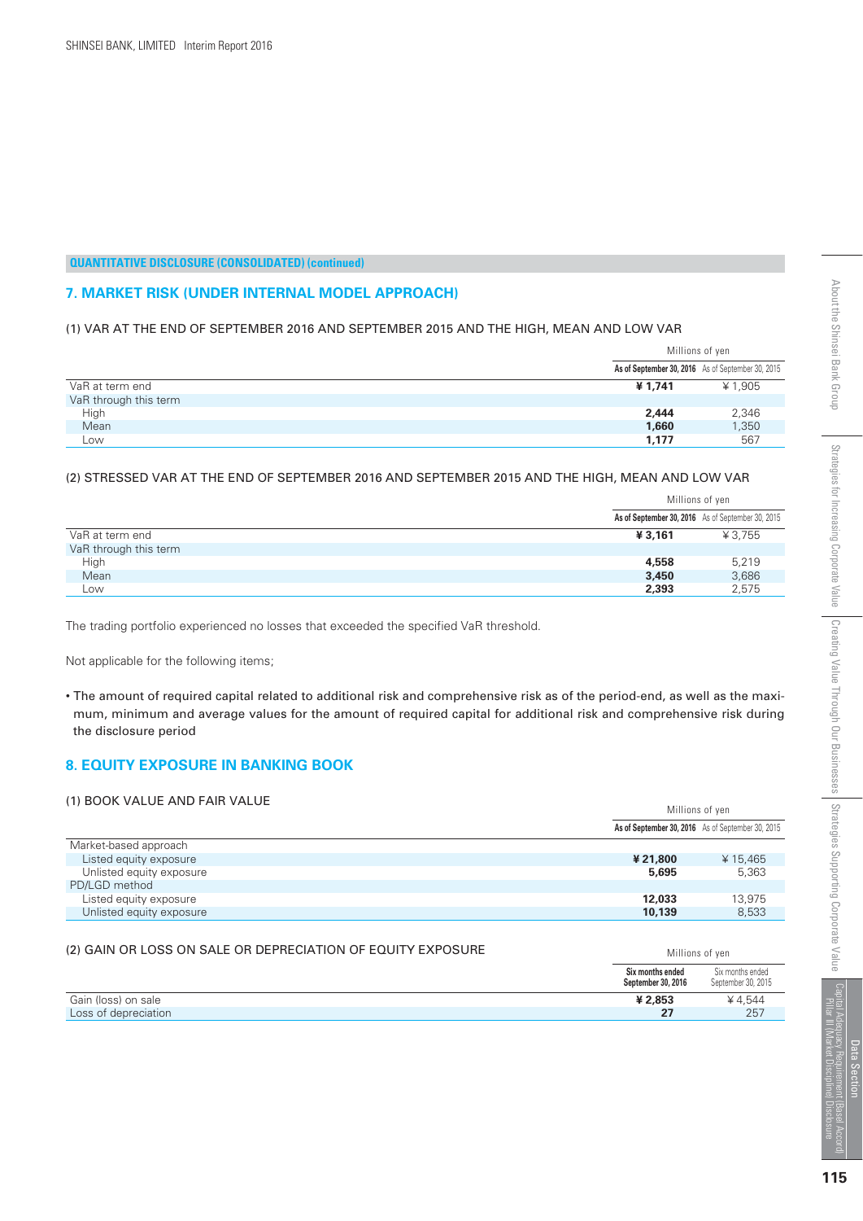**QUANTITATIVE DISCLOSURE (CONSOLIDATED) (continued)**

## 7. MARKET RISK (UNDER INTERNAL MODEL APPROACH)

### (1) VAR AT THE END OF SEPTEMBER 2016 AND SEPTEMBER 2015 AND THE HIGH, MEAN AND LOW VAR

| | Millions of yen | |
|---|---|---|
| | **As of September 30, 2016** | As of September 30, 2015 |
| VaR at term end | **¥ 1,741** | ¥ 1,905 |
| VaR through this term | | |
| High | **2,444** | 2,346 |
| Mean | **1,660** | 1,350 |
| Low | **1,177** | 567 |

### (2) STRESSED VAR AT THE END OF SEPTEMBER 2016 AND SEPTEMBER 2015 AND THE HIGH, MEAN AND LOW VAR

| | Millions of yen | |
|---|---|---|
| | **As of September 30, 2016** | As of September 30, 2015 |
| VaR at term end | **¥ 3,161** | ¥ 3,755 |
| VaR through this term | | |
| High | **4,558** | 5,219 |
| Mean | **3,450** | 3,686 |
| Low | **2,393** | 2,575 |

The trading portfolio experienced no losses that exceeded the specified VaR threshold.

Not applicable for the following items;

- The amount of required capital related to additional risk and comprehensive risk as of the period-end, as well as the maximum, minimum and average values for the amount of required capital for additional risk and comprehensive risk during the disclosure period

## 8. EQUITY EXPOSURE IN BANKING BOOK

### (1) BOOK VALUE AND FAIR VALUE

| | Millions of yen | |
|---|---|---|
| | **As of September 30, 2016** | As of September 30, 2015 |
| Market-based approach | | |
| Listed equity exposure | **¥ 21,800** | ¥ 15,465 |
| Unlisted equity exposure | **5,695** | 5,363 |
| PD/LGD method | | |
| Listed equity exposure | **12,033** | 13,975 |
| Unlisted equity exposure | **10,139** | 8,533 |

### (2) GAIN OR LOSS ON SALE OR DEPRECIATION OF EQUITY EXPOSURE

| | Millions of yen | |
|---|---|---|
| | **Six months ended September 30, 2016** | Six months ended September 30, 2015 |
| Gain (loss) on sale | **¥ 2,853** | ¥ 4,544 |
| Loss of depreciation | **27** | 257 |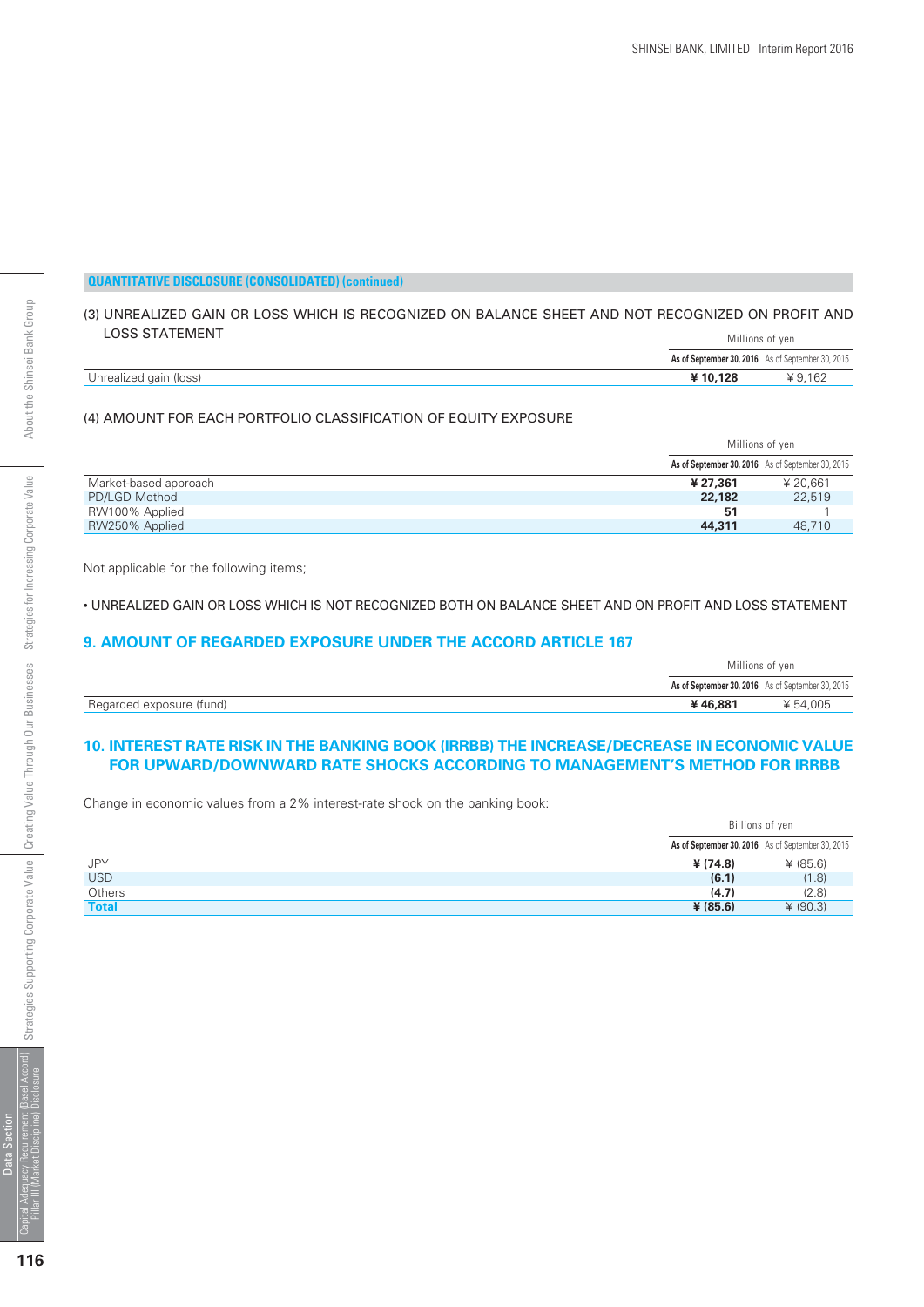**QUANTITATIVE DISCLOSURE (CONSOLIDATED) (continued)**

(3) UNREALIZED GAIN OR LOSS WHICH IS RECOGNIZED ON BALANCE SHEET AND NOT RECOGNIZED ON PROFIT AND LOSS STATEMENT

| | Millions of yen | |
|---|---|---|
| | **As of September 30, 2016** | As of September 30, 2015 |
| Unrealized gain (loss) | **¥ 10,128** | ¥ 9,162 |

(4) AMOUNT FOR EACH PORTFOLIO CLASSIFICATION OF EQUITY EXPOSURE

| | Millions of yen | |
|---|---|---|
| | **As of September 30, 2016** | As of September 30, 2015 |
| Market-based approach | **¥ 27,361** | ¥ 20,661 |
| PD/LGD Method | **22,182** | 22,519 |
| RW100% Applied | **51** | 1 |
| RW250% Applied | **44,311** | 48,710 |

Not applicable for the following items;

• UNREALIZED GAIN OR LOSS WHICH IS NOT RECOGNIZED BOTH ON BALANCE SHEET AND ON PROFIT AND LOSS STATEMENT

## 9. AMOUNT OF REGARDED EXPOSURE UNDER THE ACCORD ARTICLE 167

| | Millions of yen | |
|---|---|---|
| | **As of September 30, 2016** | As of September 30, 2015 |
| Regarded exposure (fund) | **¥ 46,881** | ¥ 54,005 |

## 10. INTEREST RATE RISK IN THE BANKING BOOK (IRRBB) THE INCREASE/DECREASE IN ECONOMIC VALUE FOR UPWARD/DOWNWARD RATE SHOCKS ACCORDING TO MANAGEMENT'S METHOD FOR IRRBB

Change in economic values from a 2% interest-rate shock on the banking book:

| | Billions of yen | |
|---|---|---|
| | **As of September 30, 2016** | As of September 30, 2015 |
| JPY | **¥ (74.8)** | ¥ (85.6) |
| USD | **(6.1)** | (1.8) |
| Others | **(4.7)** | (2.8) |
| **Total** | **¥ (85.6)** | ¥ (90.3) |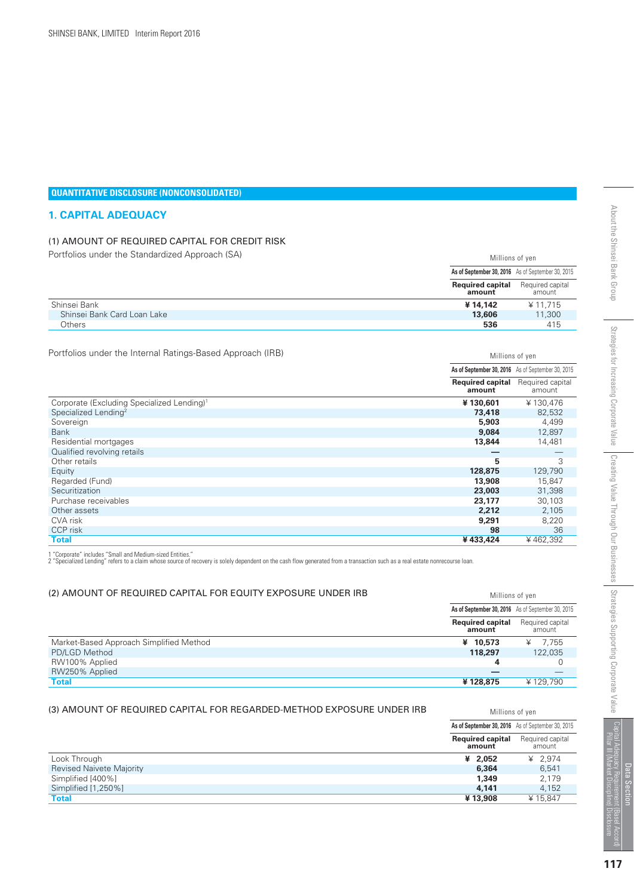## QUANTITATIVE DISCLOSURE (NONCONSOLIDATED)

## 1. CAPITAL ADEQUACY

### (1) AMOUNT OF REQUIRED CAPITAL FOR CREDIT RISK

Portfolios under the Standardized Approach (SA)

| | Millions of yen | |
|---|---|---|
| | As of September 30, 2016 | As of September 30, 2015 |
| | **Required capital amount** | Required capital amount |
| Shinsei Bank | **¥ 14,142** | ¥ 11,715 |
| Shinsei Bank Card Loan Lake | **13,606** | 11,300 |
| Others | **536** | 415 |

Portfolios under the Internal Ratings-Based Approach (IRB)

| | Millions of yen | |
|---|---|---|
| | As of September 30, 2016 | As of September 30, 2015 |
| | **Required capital amount** | Required capital amount |
| Corporate (Excluding Specialized Lending)[1] | **¥ 130,601** | ¥ 130,476 |
| Specialized Lending[2] | **73,418** | 82,532 |
| Sovereign | **5,903** | 4,499 |
| Bank | **9,084** | 12,897 |
| Residential mortgages | **13,844** | 14,481 |
| Qualified revolving retails | **—** | — |
| Other retails | **5** | 3 |
| Equity | **128,875** | 129,790 |
| Regarded (Fund) | **13,908** | 15,847 |
| Securitization | **23,003** | 31,398 |
| Purchase receivables | **23,177** | 30,103 |
| Other assets | **2,212** | 2,105 |
| CVA risk | **9,291** | 8,220 |
| CCP risk | **98** | 36 |
| **Total** | **¥ 433,424** | ¥ 462,392 |

1 "Corporate" includes "Small and Medium-sized Entities."
2 "Specialized Lending" refers to a claim whose source of recovery is solely dependent on the cash flow generated from a transaction such as a real estate nonrecourse loan.

### (2) AMOUNT OF REQUIRED CAPITAL FOR EQUITY EXPOSURE UNDER IRB

| | Millions of yen | |
|---|---|---|
| | As of September 30, 2016 | As of September 30, 2015 |
| | **Required capital amount** | Required capital amount |
| Market-Based Approach Simplified Method | **¥ 10,573** | ¥ 7,755 |
| PD/LGD Method | **118,297** | 122,035 |
| RW100% Applied | **4** | 0 |
| RW250% Applied | **—** | — |
| **Total** | **¥ 128,875** | ¥ 129,790 |

### (3) AMOUNT OF REQUIRED CAPITAL FOR REGARDED-METHOD EXPOSURE UNDER IRB

| | Millions of yen | |
|---|---|---|
| | As of September 30, 2016 | As of September 30, 2015 |
| | **Required capital amount** | Required capital amount |
| Look Through | **¥ 2,052** | ¥ 2,974 |
| Revised Naivete Majority | **6,364** | 6,541 |
| Simplified [400%] | **1,349** | 2,179 |
| Simplified [1,250%] | **4,141** | 4,152 |
| **Total** | **¥ 13,908** | ¥ 15,847 |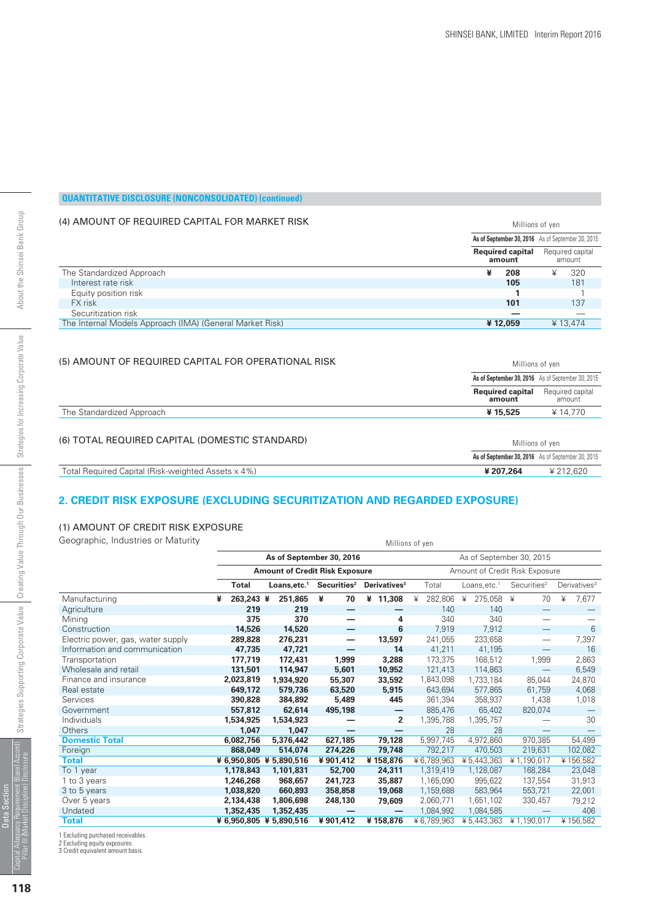## QUANTITATIVE DISCLOSURE (NONCONSOLIDATED) (continued)

### (4) AMOUNT OF REQUIRED CAPITAL FOR MARKET RISK

Millions of yen

| | As of September 30, 2016 | As of September 30, 2015 |
|---|---|---|
| | Required capital amount | Required capital amount |
| The Standardized Approach | ¥ 208 | ¥ 320 |
| Interest rate risk | 105 | 181 |
| Equity position risk | 1 | 1 |
| FX risk | 101 | 137 |
| Securitization risk | — | — |
| The Internal Models Approach (IMA) (General Market Risk) | ¥ 12,059 | ¥ 13,474 |

### (5) AMOUNT OF REQUIRED CAPITAL FOR OPERATIONAL RISK

Millions of yen

| | As of September 30, 2016 | As of September 30, 2015 |
|---|---|---|
| | Required capital amount | Required capital amount |
| The Standardized Approach | ¥ 15,525 | ¥ 14,770 |

### (6) TOTAL REQUIRED CAPITAL (DOMESTIC STANDARD)

Millions of yen

| | As of September 30, 2016 | As of September 30, 2015 |
|---|---|---|
| Total Required Capital (Risk-weighted Assets x 4%) | ¥ 207,264 | ¥ 212,620 |

## 2. CREDIT RISK EXPOSURE (EXCLUDING SECURITIZATION AND REGARDED EXPOSURE)

### (1) AMOUNT OF CREDIT RISK EXPOSURE

Geographic, Industries or Maturity

Millions of yen

| | As of September 30, 2016 | | | | As of September 30, 2015 | | | |
|---|---|---|---|---|---|---|---|---|
| | Amount of Credit Risk Exposure | | | | Amount of Credit Risk Exposure | | | |
| | Total | Loans,etc.[1] | Securities[2] | Derivatives[3] | Total | Loans,etc.[1] | Securities[2] | Derivatives[3] |
| Manufacturing | ¥ 263,243 | ¥ 251,865 | ¥ 70 | ¥ 11,308 | ¥ 282,806 | ¥ 275,058 | ¥ 70 | ¥ 7,677 |
| Agriculture | 219 | 219 | — | — | 140 | 140 | — | — |
| Mining | 375 | 370 | — | 4 | 340 | 340 | — | — |
| Construction | 14,526 | 14,520 | — | 6 | 7,919 | 7,912 | — | 6 |
| Electric power, gas, water supply | 289,828 | 276,231 | — | 13,597 | 241,055 | 233,658 | — | 7,397 |
| Information and communication | 47,735 | 47,721 | — | 14 | 41,211 | 41,195 | — | 16 |
| Transportation | 177,719 | 172,431 | 1,999 | 3,288 | 173,375 | 168,512 | 1,999 | 2,863 |
| Wholesale and retail | 131,501 | 114,947 | 5,601 | 10,952 | 121,413 | 114,863 | — | 6,549 |
| Finance and insurance | 2,023,819 | 1,934,920 | 55,307 | 33,592 | 1,843,098 | 1,733,184 | 85,044 | 24,870 |
| Real estate | 649,172 | 579,736 | 63,520 | 5,915 | 643,694 | 577,865 | 61,759 | 4,068 |
| Services | 390,828 | 384,892 | 5,489 | 445 | 361,394 | 358,937 | 1,438 | 1,018 |
| Government | 557,812 | 62,614 | 495,198 | — | 885,476 | 65,402 | 820,074 | — |
| Individuals | 1,534,925 | 1,534,923 | — | 2 | 1,395,788 | 1,395,757 | — | 30 |
| Others | 1,047 | 1,047 | — | — | 28 | 28 | — | — |
| **Domestic Total** | 6,082,756 | 5,376,442 | 627,185 | 79,128 | 5,997,745 | 4,972,860 | 970,385 | 54,499 |
| Foreign | 868,049 | 514,074 | 274,226 | 79,748 | 792,217 | 470,503 | 219,631 | 102,082 |
| **Total** | ¥ 6,950,805 | ¥ 5,890,516 | ¥ 901,412 | ¥ 158,876 | ¥ 6,789,963 | ¥ 5,443,363 | ¥ 1,190,017 | ¥ 156,582 |
| To 1 year | 1,178,843 | 1,101,831 | 52,700 | 24,311 | 1,319,419 | 1,128,087 | 168,284 | 23,048 |
| 1 to 3 years | 1,246,268 | 968,657 | 241,723 | 35,887 | 1,165,090 | 995,622 | 137,554 | 31,913 |
| 3 to 5 years | 1,038,820 | 660,893 | 358,858 | 19,068 | 1,159,688 | 583,964 | 553,721 | 22,001 |
| Over 5 years | 2,134,438 | 1,806,698 | 248,130 | 79,609 | 2,060,771 | 1,651,102 | 330,457 | 79,212 |
| Undated | 1,352,435 | 1,352,435 | — | — | 1,084,992 | 1,084,585 | — | 406 |
| **Total** | ¥ 6,950,805 | ¥ 5,890,516 | ¥ 901,412 | ¥ 158,876 | ¥ 6,789,963 | ¥ 5,443,363 | ¥ 1,190,017 | ¥ 156,582 |

1 Excluding purchased receivables.
2 Excluding equity exposures.
3 Credit equivalent amount basis.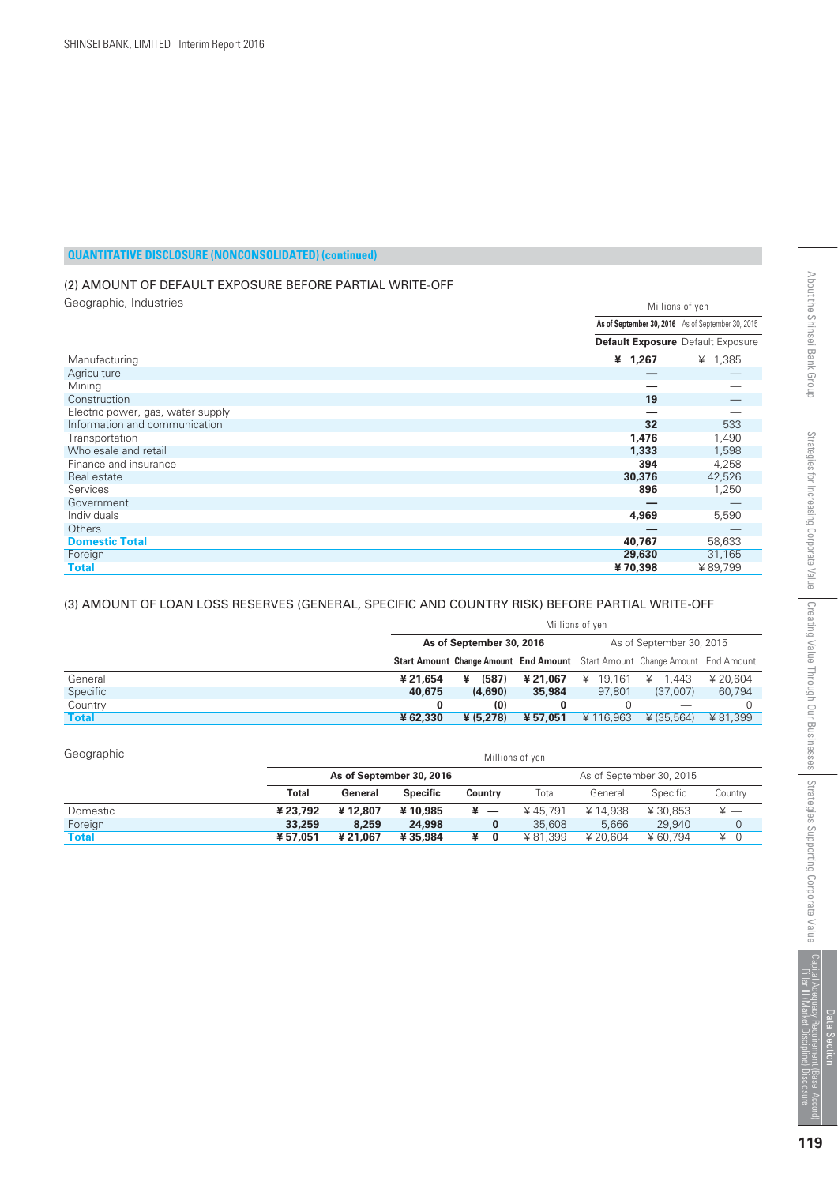## QUANTITATIVE DISCLOSURE (NONCONSOLIDATED) (continued)

### (2) AMOUNT OF DEFAULT EXPOSURE BEFORE PARTIAL WRITE-OFF

Geographic, Industries

| | Millions of yen | |
|---|---|---|
| | As of September 30, 2016 | As of September 30, 2015 |
| | Default Exposure | Default Exposure |
| Manufacturing | ¥ 1,267 | ¥ 1,385 |
| Agriculture | — | — |
| Mining | — | — |
| Construction | 19 | — |
| Electric power, gas, water supply | — | — |
| Information and communication | 32 | 533 |
| Transportation | 1,476 | 1,490 |
| Wholesale and retail | 1,333 | 1,598 |
| Finance and insurance | 394 | 4,258 |
| Real estate | 30,376 | 42,526 |
| Services | 896 | 1,250 |
| Government | — | — |
| Individuals | 4,969 | 5,590 |
| Others | — | — |
| **Domestic Total** | 40,767 | 58,633 |
| Foreign | 29,630 | 31,165 |
| **Total** | ¥ 70,398 | ¥ 89,799 |

### (3) AMOUNT OF LOAN LOSS RESERVES (GENERAL, SPECIFIC AND COUNTRY RISK) BEFORE PARTIAL WRITE-OFF

| | Millions of yen | | | | | |
|---|---|---|---|---|---|---|
| | As of September 30, 2016 | | | As of September 30, 2015 | | |
| | Start Amount | Change Amount | End Amount | Start Amount | Change Amount | End Amount |
| General | ¥ 21,654 | ¥ (587) | ¥ 21,067 | ¥ 19,161 | ¥ 1,443 | ¥ 20,604 |
| Specific | 40,675 | (4,690) | 35,984 | 97,801 | (37,007) | 60,794 |
| Country | 0 | (0) | 0 | 0 | — | 0 |
| **Total** | ¥ 62,330 | ¥ (5,278) | ¥ 57,051 | ¥ 116,963 | ¥ (35,564) | ¥ 81,399 |

Geographic

| | Millions of yen | | | | | | | |
|---|---|---|---|---|---|---|---|---|
| | As of September 30, 2016 | | | | As of September 30, 2015 | | | |
| | Total | General | Specific | Country | Total | General | Specific | Country |
| Domestic | ¥ 23,792 | ¥ 12,807 | ¥ 10,985 | ¥ — | ¥ 45,791 | ¥ 14,938 | ¥ 30,853 | ¥ — |
| Foreign | 33,259 | 8,259 | 24,998 | 0 | 35,608 | 5,666 | 29,940 | 0 |
| **Total** | ¥ 57,051 | ¥ 21,067 | ¥ 35,984 | ¥ 0 | ¥ 81,399 | ¥ 20,604 | ¥ 60,794 | ¥ 0 |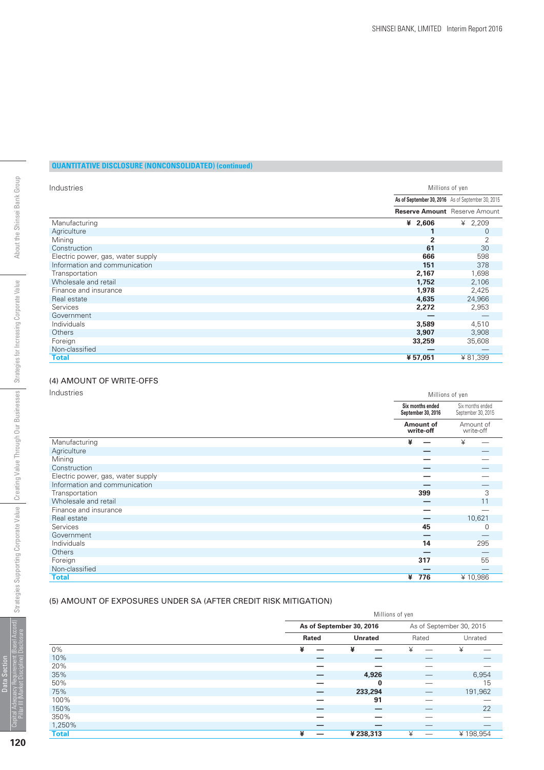**QUANTITATIVE DISCLOSURE (NONCONSOLIDATED) (continued)**

| Industries | Millions of yen | |
|---|---|---|
| | As of September 30, 2016 | As of September 30, 2015 |
| | **Reserve Amount** | Reserve Amount |
| Manufacturing | **¥ 2,606** | ¥ 2,209 |
| Agriculture | **1** | 0 |
| Mining | **2** | 2 |
| Construction | **61** | 30 |
| Electric power, gas, water supply | **666** | 598 |
| Information and communication | **151** | 378 |
| Transportation | **2,167** | 1,698 |
| Wholesale and retail | **1,752** | 2,106 |
| Finance and insurance | **1,978** | 2,425 |
| Real estate | **4,635** | 24,966 |
| Services | **2,272** | 2,953 |
| Government | **—** | — |
| Individuals | **3,589** | 4,510 |
| Others | **3,907** | 3,908 |
| Foreign | **33,259** | 35,608 |
| Non-classified | **—** | — |
| **Total** | **¥ 57,051** | ¥ 81,399 |

(4) AMOUNT OF WRITE-OFFS

| Industries | Millions of yen | |
|---|---|---|
| | Six months ended September 30, 2016 | Six months ended September 30, 2015 |
| | **Amount of write-off** | Amount of write-off |
| Manufacturing | **¥ —** | ¥ — |
| Agriculture | **—** | — |
| Mining | **—** | — |
| Construction | **—** | — |
| Electric power, gas, water supply | **—** | — |
| Information and communication | **—** | — |
| Transportation | **399** | 3 |
| Wholesale and retail | **—** | 11 |
| Finance and insurance | **—** | — |
| Real estate | **—** | 10,621 |
| Services | **45** | 0 |
| Government | **—** | — |
| Individuals | **14** | 295 |
| Others | **—** | — |
| Foreign | **317** | 55 |
| Non-classified | **—** | — |
| **Total** | **¥ 776** | ¥ 10,986 |

(5) AMOUNT OF EXPOSURES UNDER SA (AFTER CREDIT RISK MITIGATION)

| | Millions of yen | | | |
|---|---|---|---|---|
| | As of September 30, 2016 | | As of September 30, 2015 | |
| | **Rated** | **Unrated** | Rated | Unrated |
| 0% | **¥ —** | **¥ —** | ¥ — | ¥ — |
| 10% | **—** | **—** | — | — |
| 20% | **—** | **—** | — | — |
| 35% | **—** | **4,926** | — | 6,954 |
| 50% | **—** | **0** | — | 15 |
| 75% | **—** | **233,294** | — | 191,962 |
| 100% | **—** | **91** | — | — |
| 150% | **—** | **—** | — | 22 |
| 350% | **—** | **—** | — | — |
| 1,250% | **—** | **—** | — | — |
| **Total** | **¥ —** | **¥ 238,313** | ¥ — | ¥ 198,954 |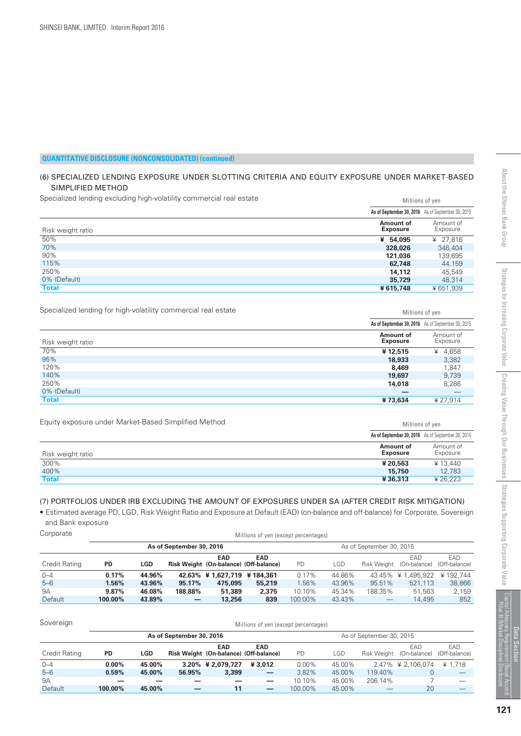## QUANTITATIVE DISCLOSURE (NONCONSOLIDATED) (continued)

### (6) SPECIALIZED LENDING EXPOSURE UNDER SLOTTING CRITERIA AND EQUITY EXPOSURE UNDER MARKET-BASED SIMPLIFIED METHOD

Specialized lending excluding high-volatility commercial real estate

| | Millions of yen | |
|---|---|---|
| | **As of September 30, 2016** | As of September 30, 2015 |
| Risk weight ratio | **Amount of Exposure** | Amount of Exposure |
| 50% | **¥ 54,095** | ¥ 27,816 |
| 70% | **328,026** | 346,404 |
| 90% | **121,036** | 139,695 |
| 115% | **62,748** | 44,159 |
| 250% | **14,112** | 45,549 |
| 0% (Default) | **35,729** | 48,314 |
| **Total** | **¥ 615,748** | ¥ 651,939 |

Specialized lending for high-volatility commercial real estate

| | Millions of yen | |
|---|---|---|
| | **As of September 30, 2016** | As of September 30, 2015 |
| Risk weight ratio | **Amount of Exposure** | Amount of Exposure |
| 70% | **¥ 12,515** | ¥ 4,658 |
| 95% | **18,933** | 3,382 |
| 120% | **8,469** | 1,847 |
| 140% | **19,697** | 9,739 |
| 250% | **14,018** | 8,286 |
| 0% (Default) | **—** | — |
| **Total** | **¥ 73,634** | ¥ 27,914 |

Equity exposure under Market-Based Simplified Method

| | Millions of yen | |
|---|---|---|
| | **As of September 30, 2016** | As of September 30, 2015 |
| Risk weight ratio | **Amount of Exposure** | Amount of Exposure |
| 300% | **¥ 20,563** | ¥ 13,440 |
| 400% | **15,750** | 12,783 |
| **Total** | **¥ 36,313** | ¥ 26,223 |

### (7) PORTFOLIOS UNDER IRB EXCLUDING THE AMOUNT OF EXPOSURES UNDER SA (AFTER CREDIT RISK MITIGATION)

- Estimated average PD, LGD, Risk Weight Ratio and Exposure at Default (EAD) (on-balance and off-balance) for Corporate, Sovereign and Bank exposure

Corporate

Millions of yen (except percentages)

| | **As of September 30, 2016** | | | | | As of September 30, 2015 | | | | |
|---|---|---|---|---|---|---|---|---|---|---|
| Credit Rating | **PD** | **LGD** | **Risk Weight** | **EAD (On-balance)** | **EAD (Off-balance)** | PD | LGD | Risk Weight | EAD (On-balance) | EAD (Off-balance) |
| 0–4 | **0.17%** | **44.96%** | **42.63%** | **¥ 1,627,719** | **¥ 184,361** | 0.17% | 44.86% | 43.45% | ¥ 1,495,922 | ¥ 192,744 |
| 5–6 | **1.56%** | **43.96%** | **95.17%** | **475,095** | **55,219** | 1.56% | 43.96% | 95.51% | 521,113 | 38,866 |
| 9A | **9.87%** | **46.08%** | **188.88%** | **51,389** | **2,375** | 10.10% | 45.34% | 188.35% | 51,563 | 2,159 |
| Default | **100.00%** | **43.89%** | **—** | **13,256** | **839** | 100.00% | 43.43% | — | 14,495 | 852 |

Sovereign

Millions of yen (except percentages)

| | **As of September 30, 2016** | | | | | As of September 30, 2015 | | | | |
|---|---|---|---|---|---|---|---|---|---|---|
| Credit Rating | **PD** | **LGD** | **Risk Weight** | **EAD (On-balance)** | **EAD (Off-balance)** | PD | LGD | Risk Weight | EAD (On-balance) | EAD (Off-balance) |
| 0–4 | **0.00%** | **45.00%** | **3.20%** | **¥ 2,079,727** | **¥ 3,012** | 0.00% | 45.00% | 2.47% | ¥ 2,106,074 | ¥ 1,718 |
| 5–6 | **0.59%** | **45.00%** | **56.95%** | **3,399** | **—** | 3.82% | 45.00% | 119.40% | 0 | — |
| 9A | **—** | **—** | **—** | **—** | **—** | 10.10% | 45.00% | 206.14% | 7 | — |
| Default | **100.00%** | **45.00%** | **—** | **11** | **—** | 100.00% | 45.00% | — | 20 | — |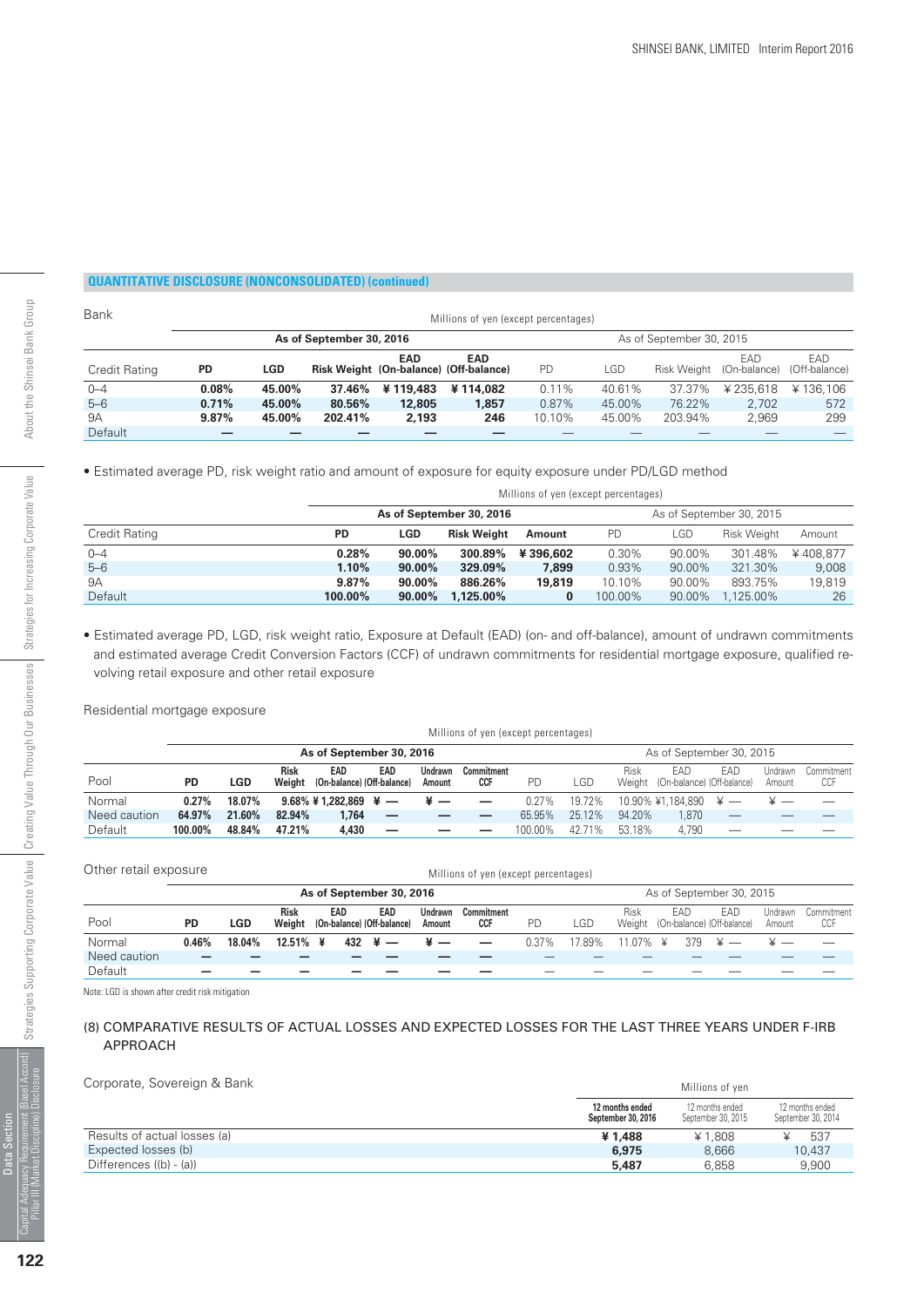**QUANTITATIVE DISCLOSURE (NONCONSOLIDATED) (continued)**

Bank

Millions of yen (except percentages)

| | As of September 30, 2016 | | | | | As of September 30, 2015 | | | | |
|---|---|---|---|---|---|---|---|---|---|---|
| Credit Rating | PD | LGD | Risk Weight | EAD (On-balance) | EAD (Off-balance) | PD | LGD | Risk Weight | EAD (On-balance) | EAD (Off-balance) |
| 0–4 | **0.08%** | **45.00%** | **37.46%** | **¥ 119,483** | **¥ 114,082** | 0.11% | 40.61% | 37.37% | ¥ 235,618 | ¥ 136,106 |
| 5–6 | **0.71%** | **45.00%** | **80.56%** | **12,805** | **1,857** | 0.87% | 45.00% | 76.22% | 2,702 | 572 |
| 9A | **9.87%** | **45.00%** | **202.41%** | **2,193** | **246** | 10.10% | 45.00% | 203.94% | 2,969 | 299 |
| Default | **—** | **—** | **—** | **—** | **—** | — | — | — | — | — |

• Estimated average PD, risk weight ratio and amount of exposure for equity exposure under PD/LGD method

Millions of yen (except percentages)

| | As of September 30, 2016 | | | | As of September 30, 2015 | | | |
|---|---|---|---|---|---|---|---|---|
| Credit Rating | PD | LGD | Risk Weight | Amount | PD | LGD | Risk Weight | Amount |
| 0–4 | **0.28%** | **90.00%** | **300.89%** | **¥ 396,602** | 0.30% | 90.00% | 301.48% | ¥ 408,877 |
| 5–6 | **1.10%** | **90.00%** | **329.09%** | **7,899** | 0.93% | 90.00% | 321.30% | 9,008 |
| 9A | **9.87%** | **90.00%** | **886.26%** | **19,819** | 10.10% | 90.00% | 893.75% | 19,819 |
| Default | **100.00%** | **90.00%** | **1,125.00%** | **0** | 100.00% | 90.00% | 1,125.00% | 26 |

• Estimated average PD, LGD, risk weight ratio, Exposure at Default (EAD) (on- and off-balance), amount of undrawn commitments and estimated average Credit Conversion Factors (CCF) of undrawn commitments for residential mortgage exposure, qualified revolving retail exposure and other retail exposure

Residential mortgage exposure

Millions of yen (except percentages)

| | As of September 30, 2016 | | | | | | | As of September 30, 2015 | | | | | | |
|---|---|---|---|---|---|---|---|---|---|---|---|---|---|---|
| Pool | PD | LGD | Risk Weight | EAD (On-balance) | EAD (Off-balance) | Undrawn Amount | Commitment CCF | PD | LGD | Risk Weight | EAD (On-balance) | EAD (Off-balance) | Undrawn Amount | Commitment CCF |
| Normal | **0.27%** | **18.07%** | **9.68%** | **¥ 1,282,869** | **¥ —** | **¥ —** | **—** | 0.27% | 19.72% | 10.90% | ¥1,184,890 | ¥ — | ¥ — | — |
| Need caution | **64.97%** | **21.60%** | **82.94%** | **1,764** | **—** | **—** | **—** | 65.95% | 25.12% | 94.20% | 1,870 | — | — | — |
| Default | **100.00%** | **48.84%** | **47.21%** | **4,430** | **—** | **—** | **—** | 100.00% | 42.71% | 53.18% | 4,790 | — | — | — |

Other retail exposure

Millions of yen (except percentages)

| | As of September 30, 2016 | | | | | | | As of September 30, 2015 | | | | | | |
|---|---|---|---|---|---|---|---|---|---|---|---|---|---|---|
| Pool | PD | LGD | Risk Weight | EAD (On-balance) | EAD (Off-balance) | Undrawn Amount | Commitment CCF | PD | LGD | Risk Weight | EAD (On-balance) | EAD (Off-balance) | Undrawn Amount | Commitment CCF |
| Normal | **0.46%** | **18.04%** | **12.51%** | **¥ 432** | **¥ —** | **¥ —** | **—** | 0.37% | 17.89% | 11.07% | ¥ 379 | ¥ — | ¥ — | — |
| Need caution | **—** | **—** | **—** | **—** | **—** | **—** | **—** | — | — | — | — | — | — | — |
| Default | **—** | **—** | **—** | **—** | **—** | **—** | **—** | — | — | — | — | — | — | — |

Note: LGD is shown after credit risk mitigation

## (8) COMPARATIVE RESULTS OF ACTUAL LOSSES AND EXPECTED LOSSES FOR THE LAST THREE YEARS UNDER F-IRB APPROACH

Corporate, Sovereign & Bank

Millions of yen

| | 12 months ended September 30, 2016 | 12 months ended September 30, 2015 | 12 months ended September 30, 2014 |
|---|---|---|---|
| Results of actual losses (a) | **¥ 1,488** | ¥ 1,808 | ¥ 537 |
| Expected losses (b) | **6,975** | 8,666 | 10,437 |
| Differences ((b) - (a)) | **5,487** | 6,858 | 9,900 |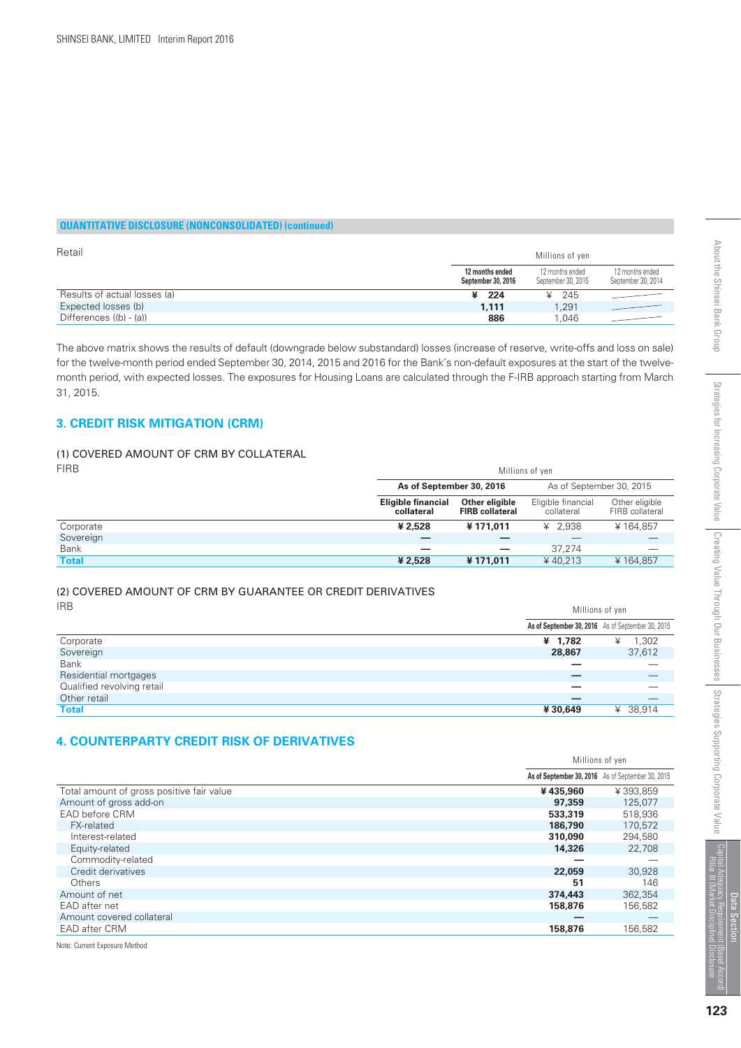## QUANTITATIVE DISCLOSURE (NONCONSOLIDATED) (continued)

Retail

| | Millions of yen | | |
|---|---|---|---|
| | **12 months ended September 30, 2016** | 12 months ended September 30, 2015 | 12 months ended September 30, 2014 |
| Results of actual losses (a) | **¥ 224** | ¥ 245 | — |
| Expected losses (b) | **1,111** | 1,291 | — |
| Differences ((b) - (a)) | **886** | 1,046 | — |

The above matrix shows the results of default (downgrade below substandard) losses (increase of reserve, write-offs and loss on sale) for the twelve-month period ended September 30, 2014, 2015 and 2016 for the Bank's non-default exposures at the start of the twelve-month period, with expected losses. The exposures for Housing Loans are calculated through the F-IRB approach starting from March 31, 2015.

## 3. CREDIT RISK MITIGATION (CRM)

### (1) COVERED AMOUNT OF CRM BY COLLATERAL

FIRB

| | Millions of yen | | | |
|---|---|---|---|---|
| | **As of September 30, 2016** | | As of September 30, 2015 | |
| | **Eligible financial collateral** | **Other eligible FIRB collateral** | Eligible financial collateral | Other eligible FIRB collateral |
| Corporate | **¥ 2,528** | **¥ 171,011** | ¥ 2,938 | ¥ 164,857 |
| Sovereign | **—** | **—** | — | — |
| Bank | **—** | **—** | 37,274 | — |
| **Total** | **¥ 2,528** | **¥ 171,011** | ¥ 40,213 | ¥ 164,857 |

### (2) COVERED AMOUNT OF CRM BY GUARANTEE OR CREDIT DERIVATIVES

IRB

| | Millions of yen | |
|---|---|---|
| | **As of September 30, 2016** | As of September 30, 2015 |
| Corporate | **¥ 1,782** | ¥ 1,302 |
| Sovereign | **28,867** | 37,612 |
| Bank | **—** | — |
| Residential mortgages | **—** | — |
| Qualified revolving retail | **—** | — |
| Other retail | **—** | — |
| **Total** | **¥ 30,649** | ¥ 38,914 |

## 4. COUNTERPARTY CREDIT RISK OF DERIVATIVES

| | Millions of yen | |
|---|---|---|
| | **As of September 30, 2016** | As of September 30, 2015 |
| Total amount of gross positive fair value | **¥ 435,960** | ¥ 393,859 |
| Amount of gross add-on | **97,359** | 125,077 |
| EAD before CRM | **533,319** | 518,936 |
| FX-related | **186,790** | 170,572 |
| Interest-related | **310,090** | 294,580 |
| Equity-related | **14,326** | 22,708 |
| Commodity-related | **—** | — |
| Credit derivatives | **22,059** | 30,928 |
| Others | **51** | 146 |
| Amount of net | **374,443** | 362,354 |
| EAD after net | **158,876** | 156,582 |
| Amount covered collateral | **—** | — |
| EAD after CRM | **158,876** | 156,582 |

Note: Current Exposure Method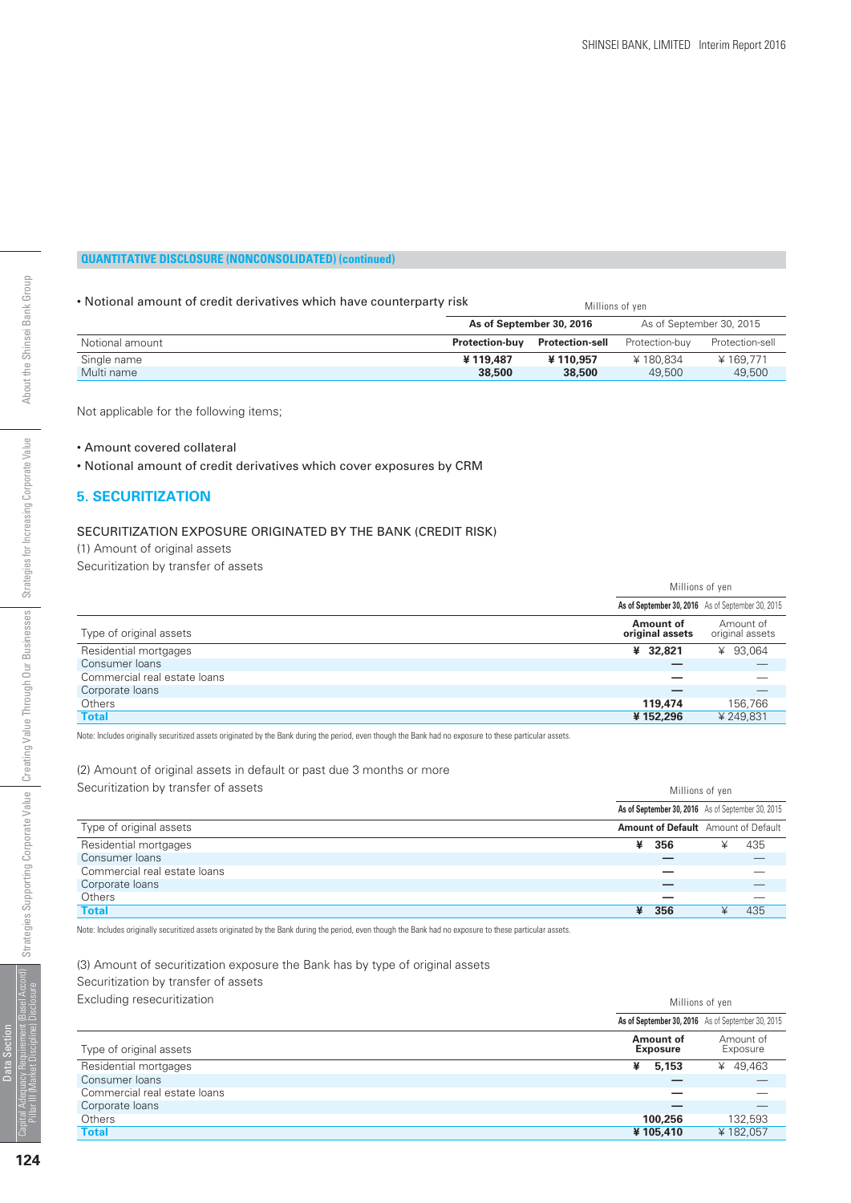**QUANTITATIVE DISCLOSURE (NONCONSOLIDATED) (continued)**

• Notional amount of credit derivatives which have counterparty risk

| | Millions of yen | | | |
|---|---|---|---|---|
| | **As of September 30, 2016** | | As of September 30, 2015 | |
| Notional amount | **Protection-buy** | **Protection-sell** | Protection-buy | Protection-sell |
| Single name | **¥ 119,487** | **¥ 110,957** | ¥ 180,834 | ¥ 169,771 |
| Multi name | **38,500** | **38,500** | 49,500 | 49,500 |

Not applicable for the following items;

• Amount covered collateral
• Notional amount of credit derivatives which cover exposures by CRM

## 5. SECURITIZATION

SECURITIZATION EXPOSURE ORIGINATED BY THE BANK (CREDIT RISK)

(1) Amount of original assets

Securitization by transfer of assets

| | Millions of yen | |
|---|---|---|
| | **As of September 30, 2016** | As of September 30, 2015 |
| Type of original assets | **Amount of original assets** | Amount of original assets |
| Residential mortgages | **¥ 32,821** | ¥ 93,064 |
| Consumer loans | **—** | — |
| Commercial real estate loans | **—** | — |
| Corporate loans | **—** | — |
| Others | **119,474** | 156,766 |
| **Total** | **¥ 152,296** | ¥ 249,831 |

Note: Includes originally securitized assets originated by the Bank during the period, even though the Bank had no exposure to these particular assets.

(2) Amount of original assets in default or past due 3 months or more

Securitization by transfer of assets

| | Millions of yen | |
|---|---|---|
| | **As of September 30, 2016** | As of September 30, 2015 |
| Type of original assets | **Amount of Default** | Amount of Default |
| Residential mortgages | **¥ 356** | ¥ 435 |
| Consumer loans | **—** | — |
| Commercial real estate loans | **—** | — |
| Corporate loans | **—** | — |
| Others | **—** | — |
| **Total** | **¥ 356** | ¥ 435 |

Note: Includes originally securitized assets originated by the Bank during the period, even though the Bank had no exposure to these particular assets.

(3) Amount of securitization exposure the Bank has by type of original assets

Securitization by transfer of assets

Excluding resecuritization

| | Millions of yen | |
|---|---|---|
| | **As of September 30, 2016** | As of September 30, 2015 |
| Type of original assets | **Amount of Exposure** | Amount of Exposure |
| Residential mortgages | **¥ 5,153** | ¥ 49,463 |
| Consumer loans | **—** | — |
| Commercial real estate loans | **—** | — |
| Corporate loans | **—** | — |
| Others | **100,256** | 132,593 |
| **Total** | **¥ 105,410** | ¥ 182,057 |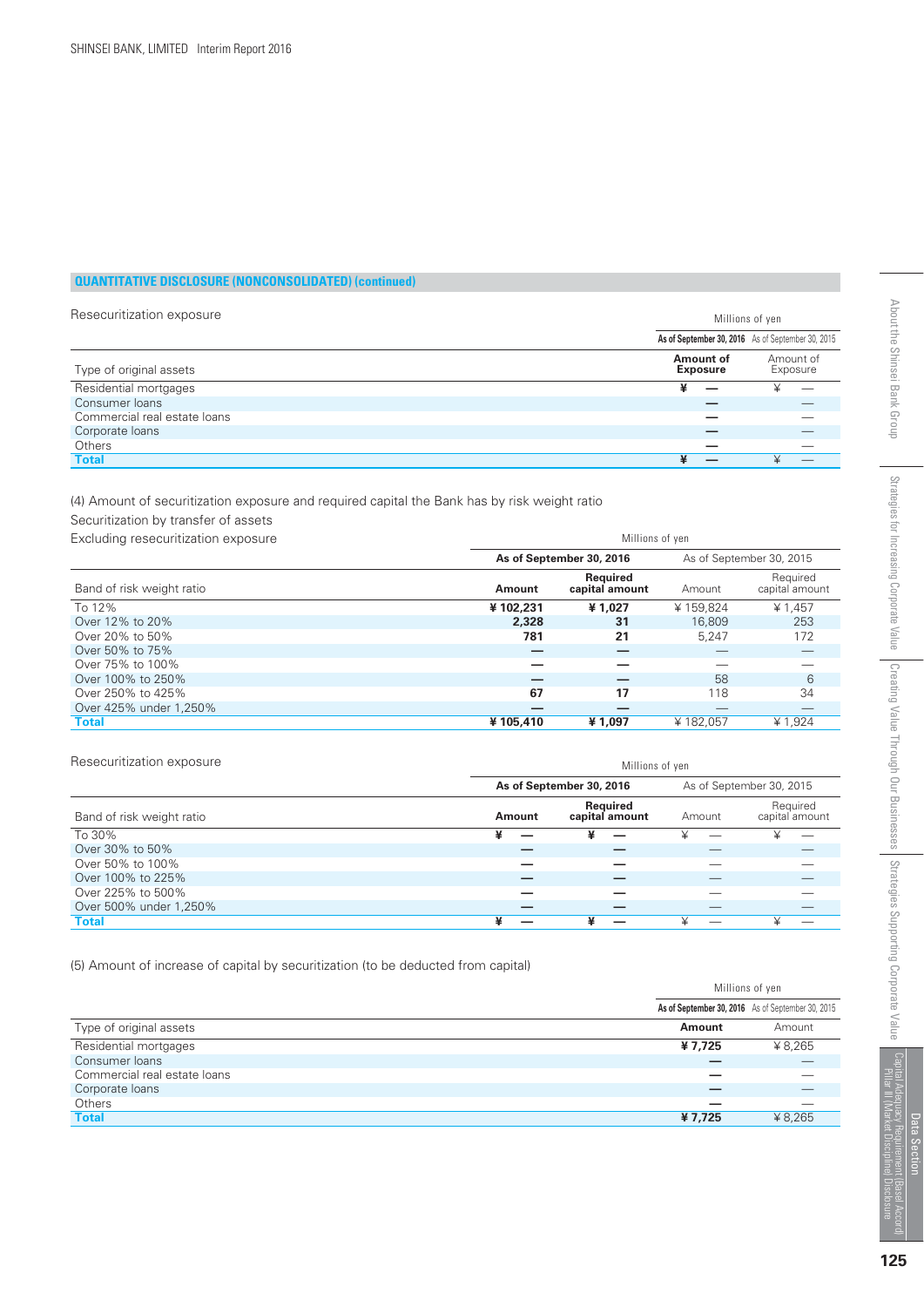## QUANTITATIVE DISCLOSURE (NONCONSOLIDATED) (continued)

Resecuritization exposure

| | Millions of yen | |
|---|---|---|
| | As of September 30, 2016 | As of September 30, 2015 |
| Type of original assets | **Amount of Exposure** | Amount of Exposure |
| Residential mortgages | **¥ —** | ¥ — |
| Consumer loans | **—** | — |
| Commercial real estate loans | **—** | — |
| Corporate loans | **—** | — |
| Others | **—** | — |
| **Total** | **¥ —** | ¥ — |

(4) Amount of securitization exposure and required capital the Bank has by risk weight ratio

Securitization by transfer of assets

Excluding resecuritization exposure

| | Millions of yen | | | |
|---|---|---|---|---|
| | As of September 30, 2016 | | As of September 30, 2015 | |
| Band of risk weight ratio | **Amount** | **Required capital amount** | Amount | Required capital amount |
| To 12% | **¥ 102,231** | **¥ 1,027** | ¥ 159,824 | ¥ 1,457 |
| Over 12% to 20% | **2,328** | **31** | 16,809 | 253 |
| Over 20% to 50% | **781** | **21** | 5,247 | 172 |
| Over 50% to 75% | **—** | **—** | — | — |
| Over 75% to 100% | **—** | **—** | — | — |
| Over 100% to 250% | **—** | **—** | 58 | 6 |
| Over 250% to 425% | **67** | **17** | 118 | 34 |
| Over 425% under 1,250% | **—** | **—** | — | — |
| **Total** | **¥ 105,410** | **¥ 1,097** | ¥ 182,057 | ¥ 1,924 |

Resecuritization exposure

| | Millions of yen | | | |
|---|---|---|---|---|
| | As of September 30, 2016 | | As of September 30, 2015 | |
| Band of risk weight ratio | **Amount** | **Required capital amount** | Amount | Required capital amount |
| To 30% | **¥ —** | **¥ —** | ¥ — | ¥ — |
| Over 30% to 50% | **—** | **—** | — | — |
| Over 50% to 100% | **—** | **—** | — | — |
| Over 100% to 225% | **—** | **—** | — | — |
| Over 225% to 500% | **—** | **—** | — | — |
| Over 500% under 1,250% | **—** | **—** | — | — |
| **Total** | **¥ —** | **¥ —** | ¥ — | ¥ — |

(5) Amount of increase of capital by securitization (to be deducted from capital)

| | Millions of yen | |
|---|---|---|
| | As of September 30, 2016 | As of September 30, 2015 |
| Type of original assets | **Amount** | Amount |
| Residential mortgages | **¥ 7,725** | ¥ 8,265 |
| Consumer loans | **—** | — |
| Commercial real estate loans | **—** | — |
| Corporate loans | **—** | — |
| Others | **—** | — |
| **Total** | **¥ 7,725** | ¥ 8,265 |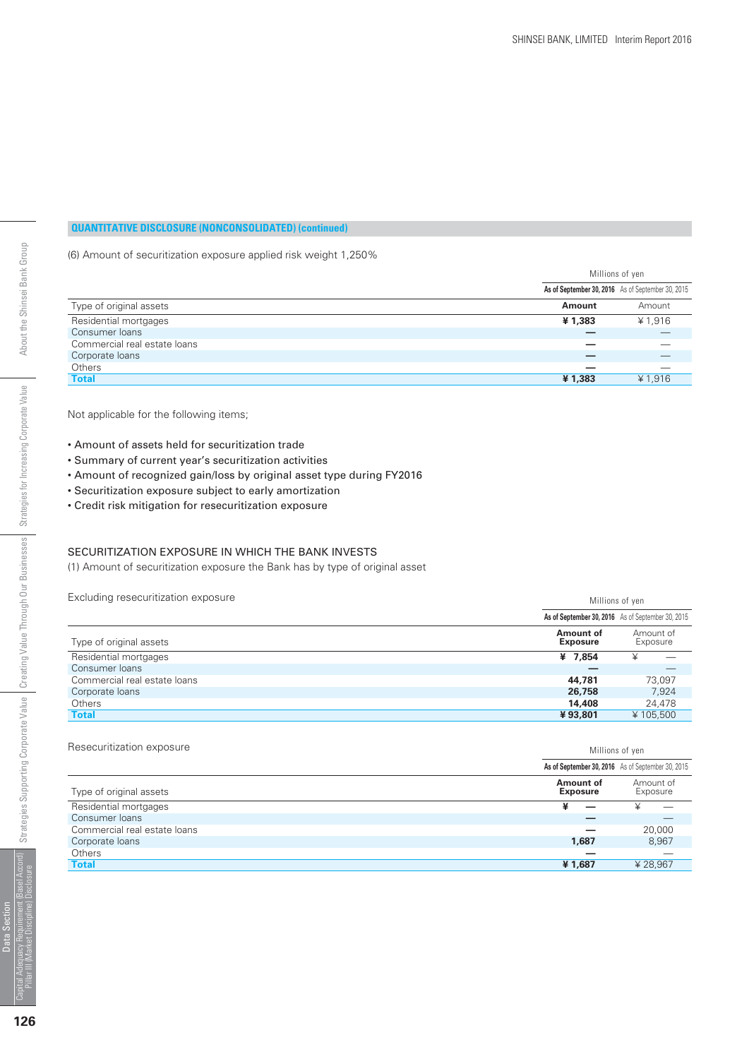## QUANTITATIVE DISCLOSURE (NONCONSOLIDATED) (continued)

(6) Amount of securitization exposure applied risk weight 1,250%

| | Millions of yen | |
|---|---|---|
| | As of September 30, 2016 | As of September 30, 2015 |
| Type of original assets | Amount | Amount |
| Residential mortgages | ¥ 1,383 | ¥ 1,916 |
| Consumer loans | — | — |
| Commercial real estate loans | — | — |
| Corporate loans | — | — |
| Others | — | — |
| **Total** | **¥ 1,383** | ¥ 1,916 |

Not applicable for the following items;

- Amount of assets held for securitization trade
- Summary of current year's securitization activities
- Amount of recognized gain/loss by original asset type during FY2016
- Securitization exposure subject to early amortization
- Credit risk mitigation for resecuritization exposure

### SECURITIZATION EXPOSURE IN WHICH THE BANK INVESTS

(1) Amount of securitization exposure the Bank has by type of original asset

Excluding resecuritization exposure

| | Millions of yen | |
|---|---|---|
| | As of September 30, 2016 | As of September 30, 2015 |
| Type of original assets | Amount of Exposure | Amount of Exposure |
| Residential mortgages | ¥ 7,854 | ¥ — |
| Consumer loans | — | — |
| Commercial real estate loans | 44,781 | 73,097 |
| Corporate loans | 26,758 | 7,924 |
| Others | 14,408 | 24,478 |
| **Total** | **¥ 93,801** | ¥ 105,500 |

Resecuritization exposure

| | Millions of yen | |
|---|---|---|
| | As of September 30, 2016 | As of September 30, 2015 |
| Type of original assets | Amount of Exposure | Amount of Exposure |
| Residential mortgages | ¥ — | ¥ — |
| Consumer loans | — | — |
| Commercial real estate loans | — | 20,000 |
| Corporate loans | 1,687 | 8,967 |
| Others | — | — |
| **Total** | **¥ 1,687** | ¥ 28,967 |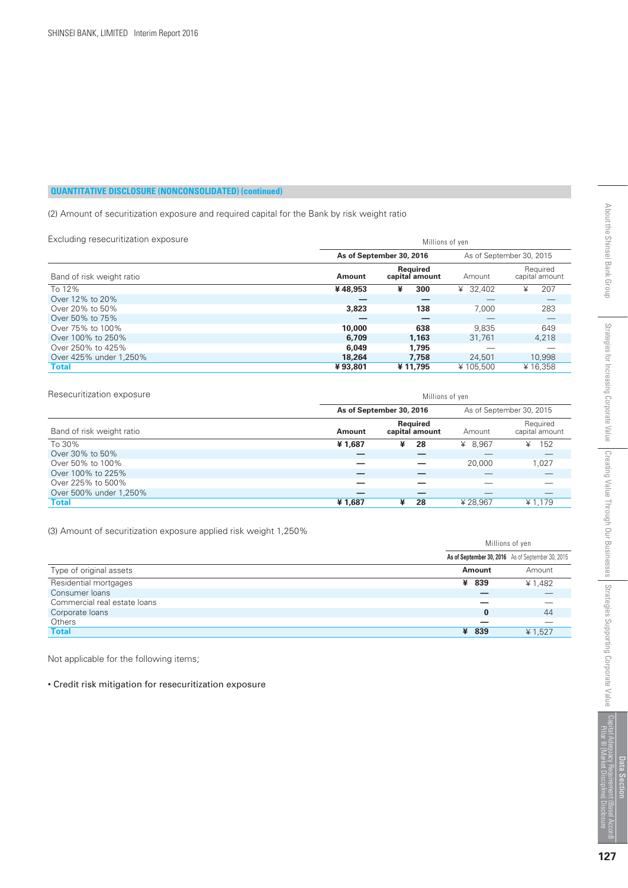**QUANTITATIVE DISCLOSURE (NONCONSOLIDATED) (continued)**

(2) Amount of securitization exposure and required capital for the Bank by risk weight ratio

Excluding resecuritization exposure

| | Millions of yen | | | |
|---|---|---|---|---|
| | As of September 30, 2016 | | As of September 30, 2015 | |
| Band of risk weight ratio | Amount | Required capital amount | Amount | Required capital amount |
| To 12% | ¥ 48,953 | ¥ 300 | ¥ 32,402 | ¥ 207 |
| Over 12% to 20% | — | — | — | — |
| Over 20% to 50% | 3,823 | 138 | 7,000 | 283 |
| Over 50% to 75% | — | — | — | — |
| Over 75% to 100% | 10,000 | 638 | 9,835 | 649 |
| Over 100% to 250% | 6,709 | 1,163 | 31,761 | 4,218 |
| Over 250% to 425% | 6,049 | 1,795 | — | — |
| Over 425% under 1,250% | 18,264 | 7,758 | 24,501 | 10,998 |
| Total | ¥ 93,801 | ¥ 11,795 | ¥ 105,500 | ¥ 16,358 |

Resecuritization exposure

| | Millions of yen | | | |
|---|---|---|---|---|
| | As of September 30, 2016 | | As of September 30, 2015 | |
| Band of risk weight ratio | Amount | Required capital amount | Amount | Required capital amount |
| To 30% | ¥ 1,687 | ¥ 28 | ¥ 8,967 | ¥ 152 |
| Over 30% to 50% | — | — | — | — |
| Over 50% to 100% | — | — | 20,000 | 1,027 |
| Over 100% to 225% | — | — | — | — |
| Over 225% to 500% | — | — | — | — |
| Over 500% under 1,250% | — | — | — | — |
| Total | ¥ 1,687 | ¥ 28 | ¥ 28,967 | ¥ 1,179 |

(3) Amount of securitization exposure applied risk weight 1,250%

| | Millions of yen | |
|---|---|---|
| | As of September 30, 2016 | As of September 30, 2015 |
| Type of original assets | Amount | Amount |
| Residential mortgages | ¥ 839 | ¥ 1,482 |
| Consumer loans | — | — |
| Commercial real estate loans | — | — |
| Corporate loans | 0 | 44 |
| Others | — | — |
| Total | ¥ 839 | ¥ 1,527 |

Not applicable for the following items;

• Credit risk mitigation for resecuritization exposure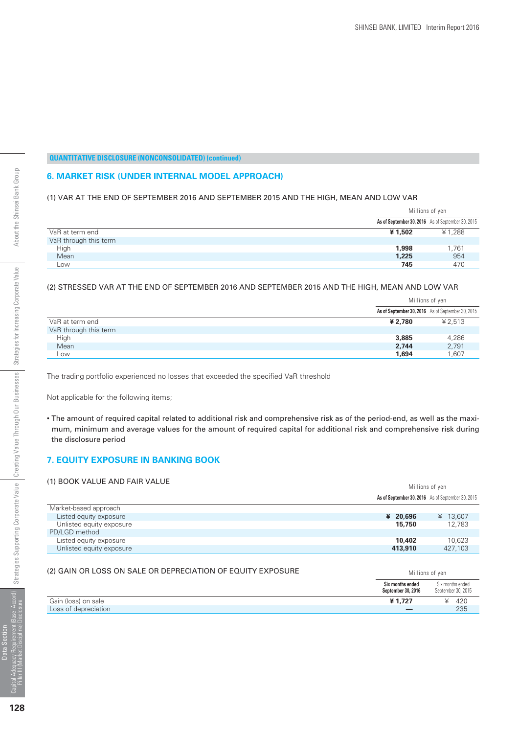**QUANTITATIVE DISCLOSURE (NONCONSOLIDATED) (continued)**

## 6. MARKET RISK (UNDER INTERNAL MODEL APPROACH)

### (1) VAR AT THE END OF SEPTEMBER 2016 AND SEPTEMBER 2015 AND THE HIGH, MEAN AND LOW VAR

| | Millions of yen | |
|---|---|---|
| | **As of September 30, 2016** | As of September 30, 2015 |
| VaR at term end | **¥ 1,502** | ¥ 1,288 |
| VaR through this term | | |
| High | **1,998** | 1,761 |
| Mean | **1,225** | 954 |
| Low | **745** | 470 |

### (2) STRESSED VAR AT THE END OF SEPTEMBER 2016 AND SEPTEMBER 2015 AND THE HIGH, MEAN AND LOW VAR

| | Millions of yen | |
|---|---|---|
| | **As of September 30, 2016** | As of September 30, 2015 |
| VaR at term end | **¥ 2,780** | ¥ 2,513 |
| VaR through this term | | |
| High | **3,885** | 4,286 |
| Mean | **2,744** | 2,791 |
| Low | **1,694** | 1,607 |

The trading portfolio experienced no losses that exceeded the specified VaR threshold

Not applicable for the following items;

- The amount of required capital related to additional risk and comprehensive risk as of the period-end, as well as the maximum, minimum and average values for the amount of required capital for additional risk and comprehensive risk during the disclosure period

## 7. EQUITY EXPOSURE IN BANKING BOOK

### (1) BOOK VALUE AND FAIR VALUE

| | Millions of yen | |
|---|---|---|
| | **As of September 30, 2016** | As of September 30, 2015 |
| Market-based approach | | |
| Listed equity exposure | **¥ 20,696** | ¥ 13,607 |
| Unlisted equity exposure | **15,750** | 12,783 |
| PD/LGD method | | |
| Listed equity exposure | **10,402** | 10,623 |
| Unlisted equity exposure | **413,910** | 427,103 |

### (2) GAIN OR LOSS ON SALE OR DEPRECIATION OF EQUITY EXPOSURE

| | Millions of yen | |
|---|---|---|
| | **Six months ended September 30, 2016** | Six months ended September 30, 2015 |
| Gain (loss) on sale | **¥ 1,727** | ¥ 420 |
| Loss of depreciation | **—** | 235 |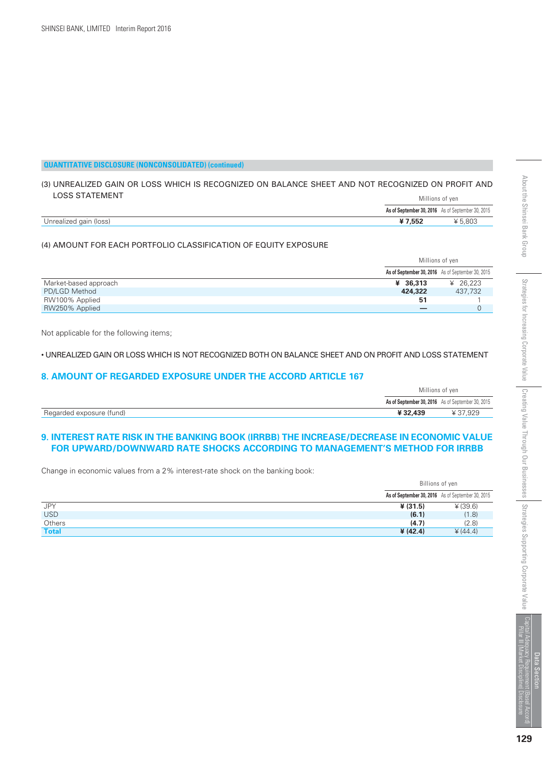**QUANTITATIVE DISCLOSURE (NONCONSOLIDATED) (continued)**

(3) UNREALIZED GAIN OR LOSS WHICH IS RECOGNIZED ON BALANCE SHEET AND NOT RECOGNIZED ON PROFIT AND LOSS STATEMENT

| | Millions of yen | |
|---|---|---|
| | **As of September 30, 2016** | As of September 30, 2015 |
| Unrealized gain (loss) | **¥ 7,552** | ¥ 5,803 |

(4) AMOUNT FOR EACH PORTFOLIO CLASSIFICATION OF EQUITY EXPOSURE

| | Millions of yen | |
|---|---|---|
| | **As of September 30, 2016** | As of September 30, 2015 |
| Market-based approach | **¥ 36,313** | ¥ 26,223 |
| PD/LGD Method | **424,322** | 437,732 |
| RW100% Applied | **51** | 1 |
| RW250% Applied | **—** | 0 |

Not applicable for the following items;

• UNREALIZED GAIN OR LOSS WHICH IS NOT RECOGNIZED BOTH ON BALANCE SHEET AND ON PROFIT AND LOSS STATEMENT

## 8. AMOUNT OF REGARDED EXPOSURE UNDER THE ACCORD ARTICLE 167

| | Millions of yen | |
|---|---|---|
| | **As of September 30, 2016** | As of September 30, 2015 |
| Regarded exposure (fund) | **¥ 32,439** | ¥ 37,929 |

## 9. INTEREST RATE RISK IN THE BANKING BOOK (IRRBB) THE INCREASE/DECREASE IN ECONOMIC VALUE FOR UPWARD/DOWNWARD RATE SHOCKS ACCORDING TO MANAGEMENT'S METHOD FOR IRRBB

Change in economic values from a 2% interest-rate shock on the banking book:

| | Billions of yen | |
|---|---|---|
| | **As of September 30, 2016** | As of September 30, 2015 |
| JPY | **¥ (31.5)** | ¥ (39.6) |
| USD | **(6.1)** | (1.8) |
| Others | **(4.7)** | (2.8) |
| **Total** | **¥ (42.4)** | ¥ (44.4) |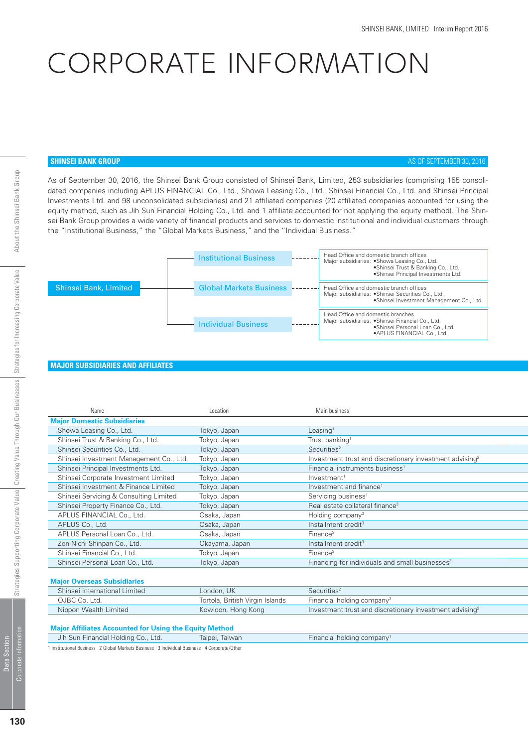# CORPORATE INFORMATION

## SHINSEI BANK GROUP

AS OF SEPTEMBER 30, 2016

As of September 30, 2016, the Shinsei Bank Group consisted of Shinsei Bank, Limited, 253 subsidiaries (comprising 155 consolidated companies including APLUS FINANCIAL Co., Ltd., Showa Leasing Co., Ltd., Shinsei Financial Co., Ltd. and Shinsei Principal Investments Ltd. and 98 unconsolidated subsidiaries) and 21 affiliated companies (20 affiliated companies accounted for using the equity method, such as Jih Sun Financial Holding Co., Ltd. and 1 affiliate accounted for not applying the equity method). The Shinsei Bank Group provides a wide variety of financial products and services to domestic institutional and individual customers through the "Institutional Business," the "Global Markets Business," and the "Individual Business."

Shinsei Bank, Limited

- **Institutional Business**
  - Head Office and domestic branch offices
  - Major subsidiaries:
    - Showa Leasing Co., Ltd.
    - Shinsei Trust & Banking Co., Ltd.
    - Shinsei Principal Investments Ltd.
- **Global Markets Business**
  - Head Office and domestic branch offices
  - Major subsidiaries:
    - Shinsei Securities Co., Ltd.
    - Shinsei Investment Management Co., Ltd.
- **Individual Business**
  - Head Office and domestic branches
  - Major subsidiaries:
    - Shinsei Financial Co., Ltd.
    - Shinsei Personal Loan Co., Ltd.
    - APLUS FINANCIAL Co., Ltd.

## MAJOR SUBSIDIARIES AND AFFILIATES

| Name | Location | Main business |
|---|---|---|
| **Major Domestic Subsidiaries** | | |
| Showa Leasing Co., Ltd. | Tokyo, Japan | Leasing[1] |
| Shinsei Trust & Banking Co., Ltd. | Tokyo, Japan | Trust banking[1] |
| Shinsei Securities Co., Ltd. | Tokyo, Japan | Securities[2] |
| Shinsei Investment Management Co., Ltd. | Tokyo, Japan | Investment trust and discretionary investment advising[2] |
| Shinsei Principal Investments Ltd. | Tokyo, Japan | Financial instruments business[1] |
| Shinsei Corporate Investment Limited | Tokyo, Japan | Investment[1] |
| Shinsei Investment & Finance Limited | Tokyo, Japan | Investment and finance[1] |
| Shinsei Servicing & Consulting Limited | Tokyo, Japan | Servicing business[1] |
| Shinsei Property Finance Co., Ltd. | Tokyo, Japan | Real estate collateral finance[3] |
| APLUS FINANCIAL Co., Ltd. | Osaka, Japan | Holding company[3] |
| APLUS Co., Ltd. | Osaka, Japan | Installment credit[3] |
| APLUS Personal Loan Co., Ltd. | Osaka, Japan | Finance[3] |
| Zen-Nichi Shinpan Co., Ltd. | Okayama, Japan | Installment credit[3] |
| Shinsei Financial Co., Ltd. | Tokyo, Japan | Finance[3] |
| Shinsei Personal Loan Co., Ltd. | Tokyo, Japan | Financing for individuals and small businesses[3] |
| **Major Overseas Subsidiaries** | | |
| Shinsei International Limited | London, UK | Securities[2] |
| OJBC Co. Ltd. | Tortola, British Virgin Islands | Financial holding company[3] |
| Nippon Wealth Limited | Kowloon, Hong Kong | Investment trust and discretionary investment advising[3] |
| **Major Affiliates Accounted for Using the Equity Method** | | |
| Jih Sun Financial Holding Co., Ltd. | Taipei, Taiwan | Financial holding company[1] |

1 Institutional Business 2 Global Markets Business 3 Individual Business 4 Corporate/Other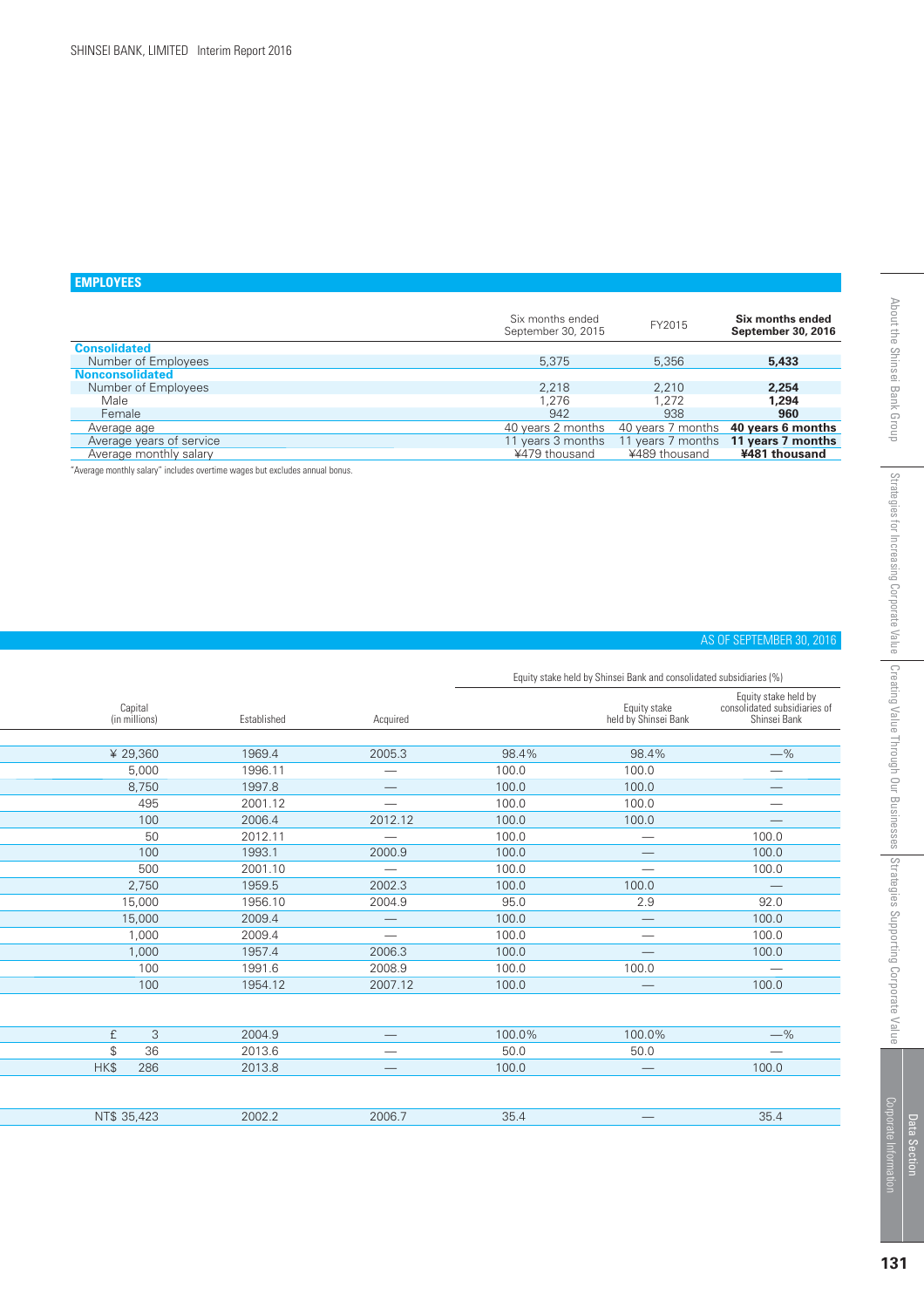## EMPLOYEES

| | Six months ended September 30, 2015 | FY2015 | **Six months ended September 30, 2016** |
|---|---|---|---|
| **Consolidated** | | | |
| Number of Employees | 5,375 | 5,356 | **5,433** |
| **Nonconsolidated** | | | |
| Number of Employees | 2,218 | 2,210 | **2,254** |
| Male | 1,276 | 1,272 | **1,294** |
| Female | 942 | 938 | **960** |
| Average age | 40 years 2 months | 40 years 7 months | **40 years 6 months** |
| Average years of service | 11 years 3 months | 11 years 7 months | **11 years 7 months** |
| Average monthly salary | ¥479 thousand | ¥489 thousand | **¥481 thousand** |

*"Average monthly salary" includes overtime wages but excludes annual bonus.

AS OF SEPTEMBER 30, 2016

| Capital (in millions) | Established | Acquired | Equity stake held by Shinsei Bank and consolidated subsidiaries (%) | Equity stake held by Shinsei Bank | Equity stake held by consolidated subsidiaries of Shinsei Bank |
|---|---|---|---|---|---|
| ¥ 29,360 | 1969.4 | 2005.3 | 98.4% | 98.4% | —% |
| 5,000 | 1996.11 | — | 100.0 | 100.0 | — |
| 8,750 | 1997.8 | — | 100.0 | 100.0 | — |
| 495 | 2001.12 | — | 100.0 | 100.0 | — |
| 100 | 2006.4 | 2012.12 | 100.0 | 100.0 | — |
| 50 | 2012.11 | — | 100.0 | — | 100.0 |
| 100 | 1993.1 | 2000.9 | 100.0 | — | 100.0 |
| 500 | 2001.10 | — | 100.0 | — | 100.0 |
| 2,750 | 1959.5 | 2002.3 | 100.0 | 100.0 | — |
| 15,000 | 1956.10 | 2004.9 | 95.0 | 2.9 | 92.0 |
| 15,000 | 2009.4 | — | 100.0 | — | 100.0 |
| 1,000 | 2009.4 | — | 100.0 | — | 100.0 |
| 1,000 | 1957.4 | 2006.3 | 100.0 | — | 100.0 |
| 100 | 1991.6 | 2008.9 | 100.0 | 100.0 | — |
| 100 | 1954.12 | 2007.12 | 100.0 | — | 100.0 |
| | | | | | |
| £ 3 | 2004.9 | — | 100.0% | 100.0% | —% |
| $ 36 | 2013.6 | — | 50.0 | 50.0 | — |
| HK$ 286 | 2013.8 | — | 100.0 | — | 100.0 |
| | | | | | |
| NT$ 35,423 | 2002.2 | 2006.7 | 35.4 | — | 35.4 |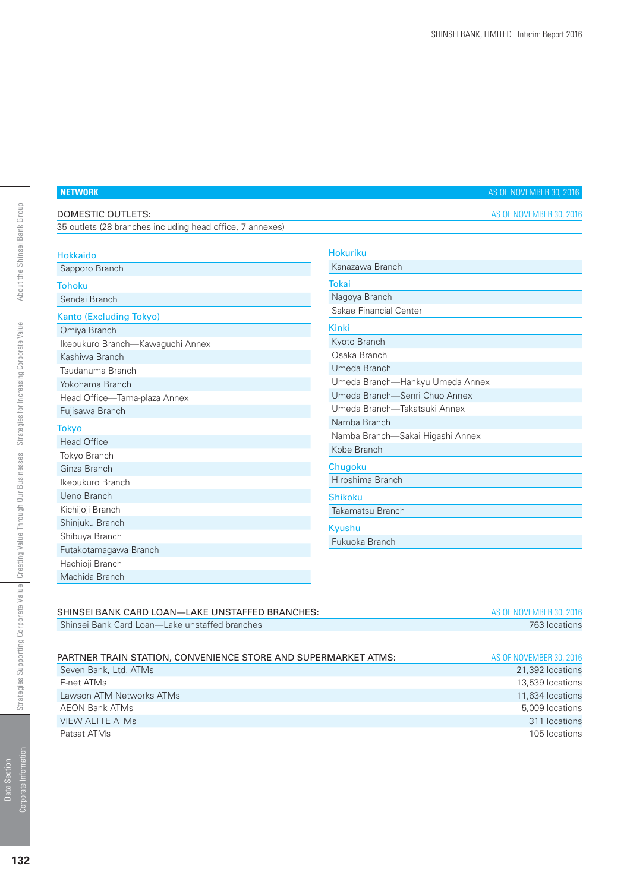## NETWORK

AS OF NOVEMBER 30, 2016

### DOMESTIC OUTLETS:

AS OF NOVEMBER 30, 2016

35 outlets (28 branches including head office, 7 annexes)

**Hokkaido**
- Sapporo Branch

**Tohoku**
- Sendai Branch

**Kanto (Excluding Tokyo)**
- Omiya Branch
- Ikebukuro Branch—Kawaguchi Annex
- Kashiwa Branch
- Tsudanuma Branch
- Yokohama Branch
- Head Office—Tama-plaza Annex
- Fujisawa Branch

**Tokyo**
- Head Office
- Tokyo Branch
- Ginza Branch
- Ikebukuro Branch
- Ueno Branch
- Kichijoji Branch
- Shinjuku Branch
- Shibuya Branch
- Futakotamagawa Branch
- Hachioji Branch
- Machida Branch

**Hokuriku**
- Kanazawa Branch

**Tokai**
- Nagoya Branch
- Sakae Financial Center

**Kinki**
- Kyoto Branch
- Osaka Branch
- Umeda Branch
- Umeda Branch—Hankyu Umeda Annex
- Umeda Branch—Senri Chuo Annex
- Umeda Branch—Takatsuki Annex
- Namba Branch
- Namba Branch—Sakai Higashi Annex
- Kobe Branch

**Chugoku**
- Hiroshima Branch

**Shikoku**
- Takamatsu Branch

**Kyushu**
- Fukuoka Branch

### SHINSEI BANK CARD LOAN—LAKE UNSTAFFED BRANCHES:

AS OF NOVEMBER 30, 2016

| | |
|---|---|
| Shinsei Bank Card Loan—Lake unstaffed branches | 763 locations |

### PARTNER TRAIN STATION, CONVENIENCE STORE AND SUPERMARKET ATMS:

AS OF NOVEMBER 30, 2016

| | |
|---|---|
| Seven Bank, Ltd. ATMs | 21,392 locations |
| E-net ATMs | 13,539 locations |
| Lawson ATM Networks ATMs | 11,634 locations |
| AEON Bank ATMs | 5,009 locations |
| VIEW ALTTE ATMs | 311 locations |
| Patsat ATMs | 105 locations |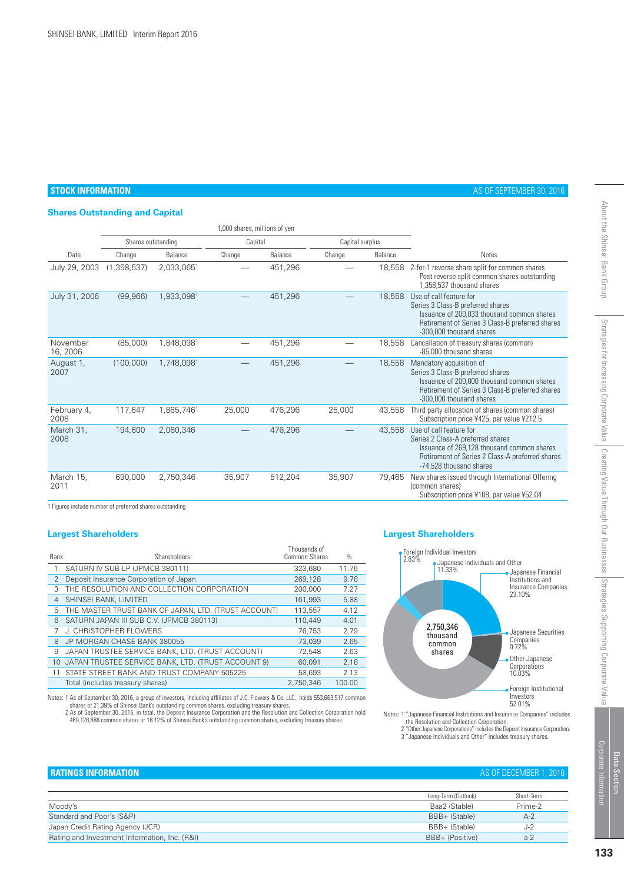## STOCK INFORMATION

AS OF SEPTEMBER 30, 2016

### Shares Outstanding and Capital

1,000 shares, millions of yen

| Date | Shares outstanding | | Capital | | Capital surplus | | Notes |
|---|---|---|---|---|---|---|---|
| | Change | Balance | Change | Balance | Change | Balance | |
| July 29, 2003 | (1,358,537) | 2,033,065[1] | — | 451,296 | — | 18,558 | 2-for-1 reverse share split for common shares<br>Post reverse split common shares outstanding 1,358,537 thousand shares |
| July 31, 2006 | (99,966) | 1,933,098[1] | — | 451,296 | — | 18,558 | Use of call feature for Series 3 Class-B preferred shares<br>Issuance of 200,033 thousand common shares<br>Retirement of Series 3 Class-B preferred shares -300,000 thousand shares |
| November 16, 2006 | (85,000) | 1,848,098[1] | — | 451,296 | — | 18,558 | Cancellation of treasury shares (common) -85,000 thousand shares |
| August 1, 2007 | (100,000) | 1,748,098[1] | — | 451,296 | — | 18,558 | Mandatory acquisition of Series 3 Class-B preferred shares<br>Issuance of 200,000 thousand common shares<br>Retirement of Series 3 Class-B preferred shares -300,000 thousand shares |
| February 4, 2008 | 117,647 | 1,865,746[1] | 25,000 | 476,296 | 25,000 | 43,558 | Third party allocation of shares (common shares)<br>Subscription price ¥425, par value ¥212.5 |
| March 31, 2008 | 194,600 | 2,060,346 | — | 476,296 | — | 43,558 | Use of call feature for Series 2 Class-A preferred shares<br>Issuance of 269,128 thousand common shares<br>Retirement of Series 2 Class-A preferred shares -74,528 thousand shares |
| March 15, 2011 | 690,000 | 2,750,346 | 35,907 | 512,204 | 35,907 | 79,465 | New shares issued through International Offering (common shares)<br>Subscription price ¥108, par value ¥52.04 |

1 Figures include number of preferred shares outstanding

### Largest Shareholders

| Rank | Shareholders | Thousands of Common Shares | % |
|---|---|---|---|
| 1 | SATURN IV SUB LP (JPMCB 380111) | 323,680 | 11.76 |
| 2 | Deposit Insurance Corporation of Japan | 269,128 | 9.78 |
| 3 | THE RESOLUTION AND COLLECTION CORPORATION | 200,000 | 7.27 |
| 4 | SHINSEI BANK, LIMITED | 161,993 | 5.88 |
| 5 | THE MASTER TRUST BANK OF JAPAN, LTD. (TRUST ACCOUNT) | 113,557 | 4.12 |
| 6 | SATURN JAPAN III SUB C.V. (JPMCB 380113) | 110,449 | 4.01 |
| 7 | J. CHRISTOPHER FLOWERS | 76,753 | 2.79 |
| 8 | JP MORGAN CHASE BANK 380055 | 73,039 | 2.65 |
| 9 | JAPAN TRUSTEE SERVICE BANK, LTD. (TRUST ACCOUNT) | 72,548 | 2.63 |
| 10 | JAPAN TRUSTEE SERVICE BANK, LTD. (TRUST ACCOUNT 9) | 60,091 | 2.18 |
| 11 | STATE STREET BANK AND TRUST COMPANY 505225 | 58,693 | 2.13 |
| | Total (includes treasury shares) | 2,750,346 | 100.00 |

Notes: 1 As of September 30, 2016, a group of investors, including affiliates of J.C. Flowers & Co. LLC., holds 553,663,517 common shares or 21.39% of Shinsei Bank's outstanding common shares, excluding treasury shares.
2 As of September 30, 2016, in total, the Deposit Insurance Corporation and the Resolution and Collection Corporation hold 469,128,888 common shares or 18.12% of Shinsei Bank's outstanding common shares, excluding treasury shares.

### Largest Shareholders

2,750,346 thousand common shares

- Japanese Financial Institutions and Insurance Companies 23.10%
- Japanese Securities Companies 0.72%
- Other Japanese Corporations 10.03%
- Foreign Institutional Investors 52.01%
- Foreign Individual Investors 2.83%
- Japanese Individuals and Other 11.33%

Notes: 1 "Japanese Financial Institutions and Insurance Companies" includes the Resolution and Collection Corporation.
2 "Other Japanese Corporations" includes the Deposit Insurance Corporation.
3 "Japanese Individuals and Other" includes treasury shares.

## RATINGS INFORMATION

AS OF DECEMBER 1, 2016

| | Long-Term (Outlook) | Short-Term |
|---|---|---|
| Moody's | Baa2 (Stable) | Prime-2 |
| Standard and Poor's (S&P) | BBB+ (Stable) | A-2 |
| Japan Credit Rating Agency (JCR) | BBB+ (Stable) | J-2 |
| Rating and Investment Information, Inc. (R&I) | BBB+ (Positive) | a-2 |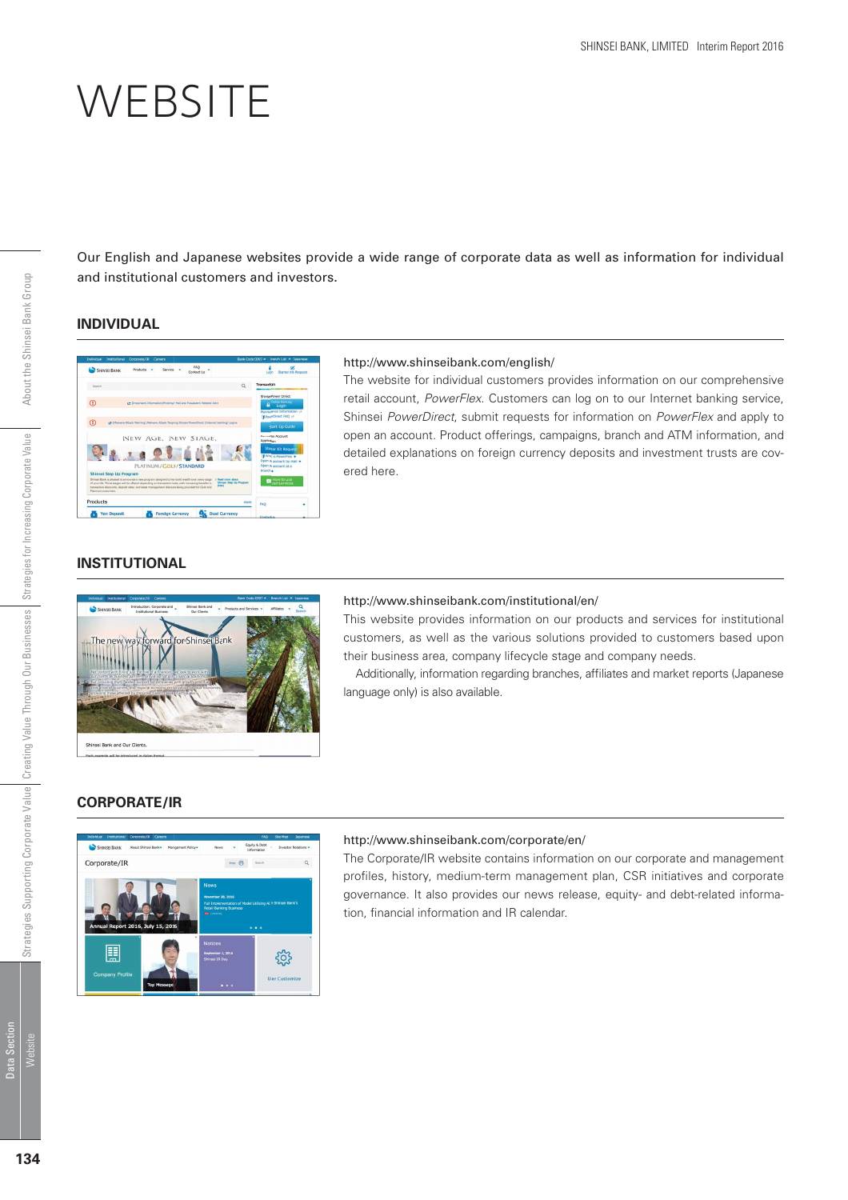# WEBSITE

Our English and Japanese websites provide a wide range of corporate data as well as information for individual and institutional customers and investors.

## INDIVIDUAL

http://www.shinseibank.com/english/

The website for individual customers provides information on our comprehensive retail account, *PowerFlex*. Customers can log on to our Internet banking service, Shinsei *PowerDirect*, submit requests for information on *PowerFlex* and apply to open an account. Product offerings, campaigns, branch and ATM information, and detailed explanations on foreign currency deposits and investment trusts are covered here.

## INSTITUTIONAL

http://www.shinseibank.com/institutional/en/

This website provides information on our products and services for institutional customers, as well as the various solutions provided to customers based upon their business area, company lifecycle stage and company needs.

Additionally, information regarding branches, affiliates and market reports (Japanese language only) is also available.

## CORPORATE/IR

http://www.shinseibank.com/corporate/en/

The Corporate/IR website contains information on our corporate and management profiles, history, medium-term management plan, CSR initiatives and corporate governance. It also provides our news release, equity- and debt-related information, financial information and IR calendar.